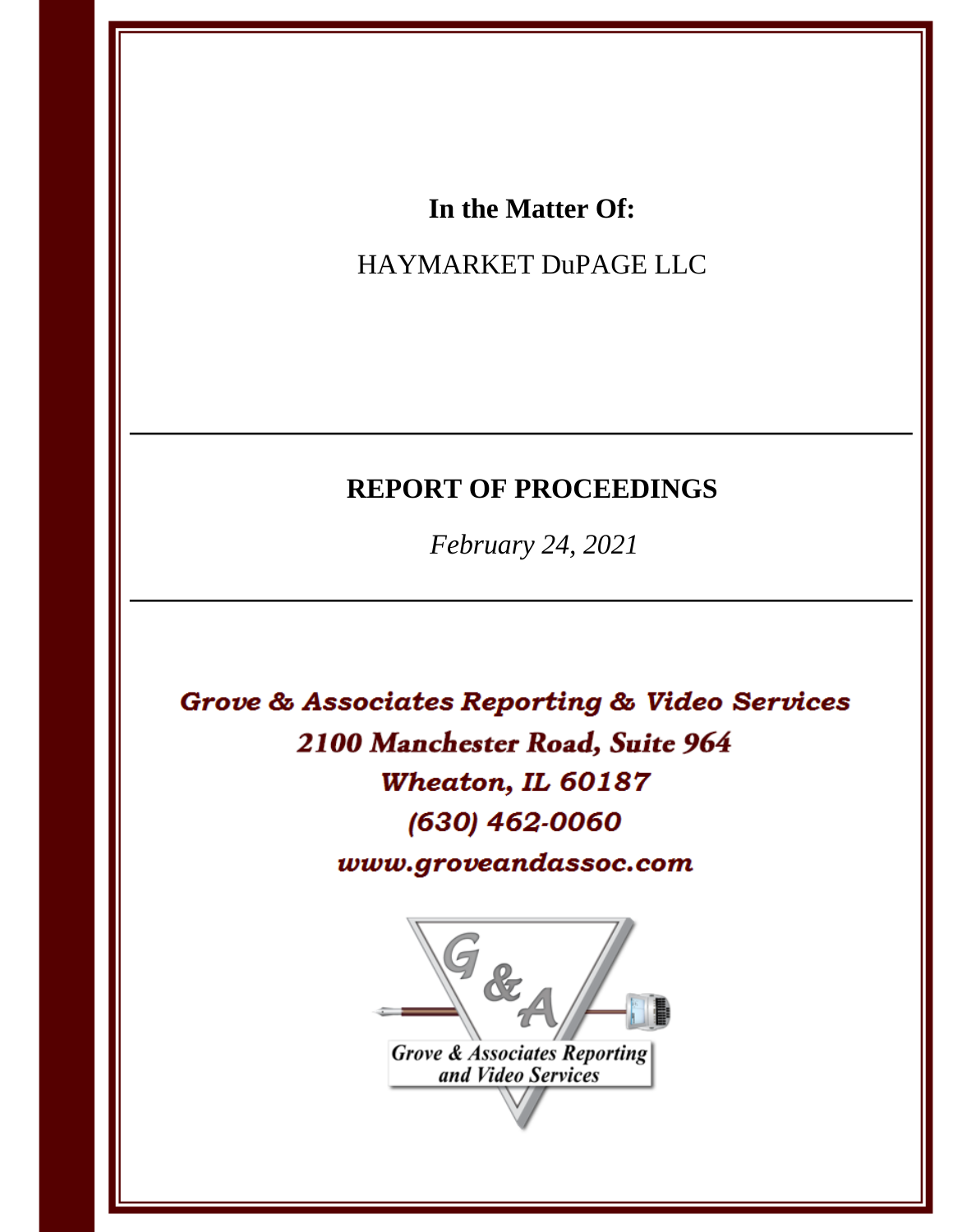**In the Matter Of:**

HAYMARKET DuPAGE LLC

---

**REPORT OF PROCEEDINGS**

*February 24, 2021*

---

***Grove & Associates Reporting & Video Services***

***2100 Manchester Road, Suite 964***

***Wheaton, IL 60187***

***(630) 462-0060***

***www.groveandassoc.com***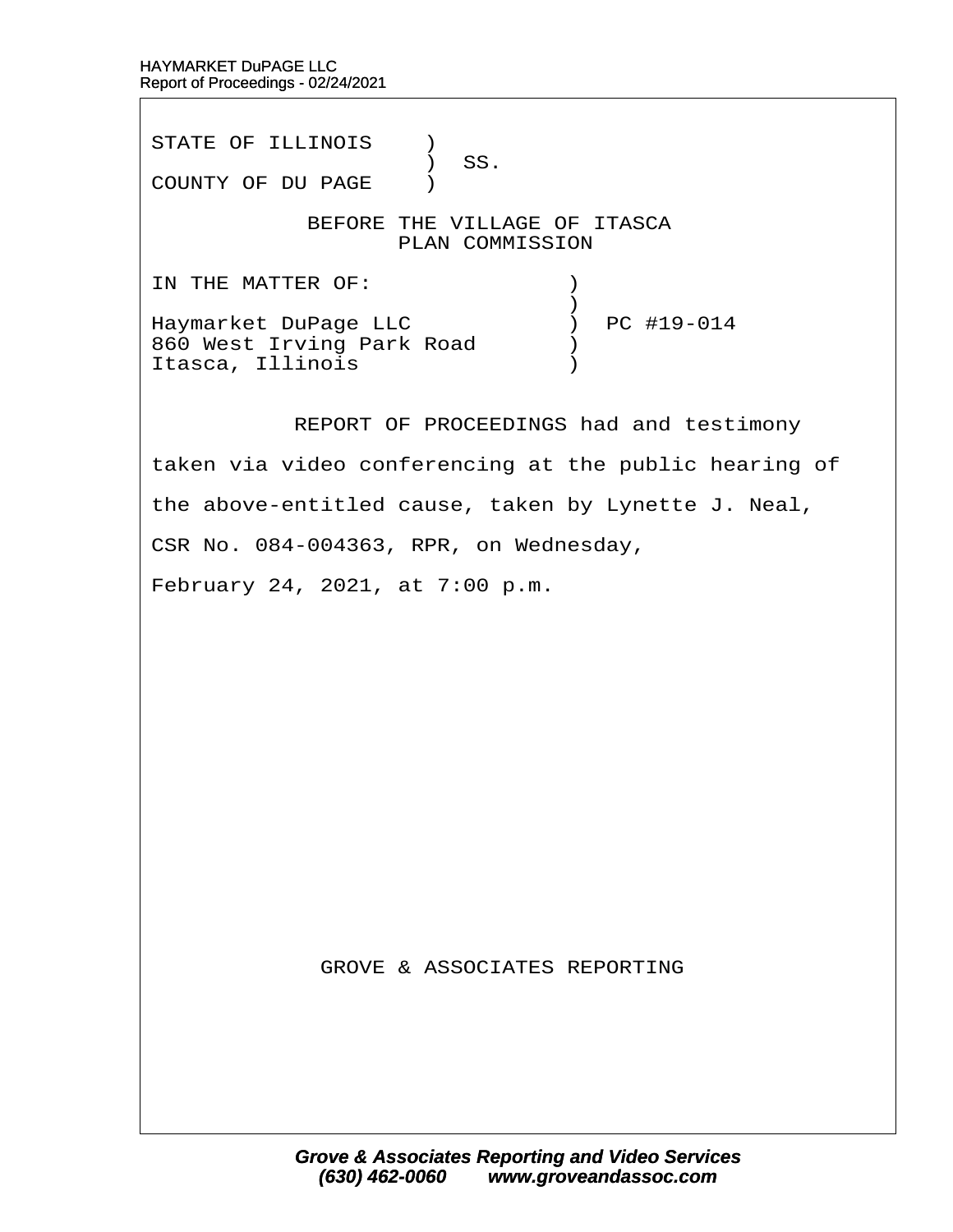STATE OF ILLINOIS )
) SS.
COUNTY OF DU PAGE )

BEFORE THE VILLAGE OF ITASCA
PLAN COMMISSION

IN THE MATTER OF: )
)
Haymarket DuPage LLC ) PC #19-014
860 West Irving Park Road )
Itasca, Illinois )

REPORT OF PROCEEDINGS had and testimony taken via video conferencing at the public hearing of the above-entitled cause, taken by Lynette J. Neal, CSR No. 084-004363, RPR, on Wednesday, February 24, 2021, at 7:00 p.m.

GROVE & ASSOCIATES REPORTING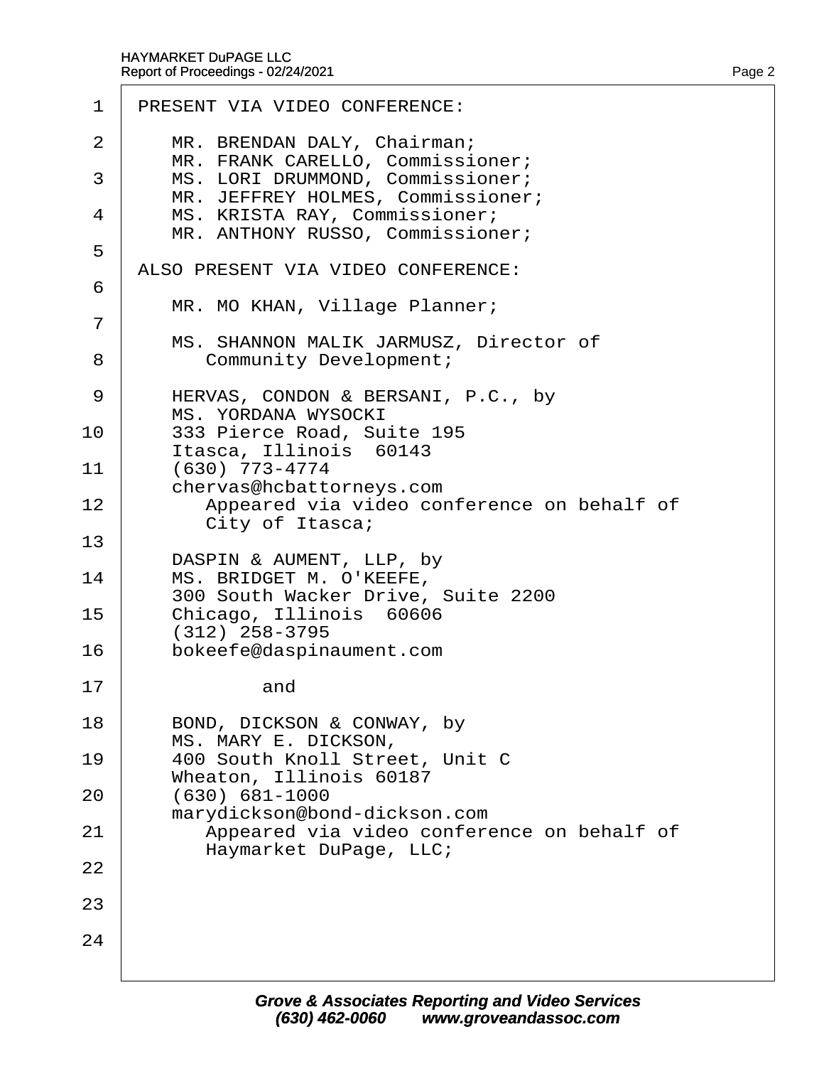PRESENT VIA VIDEO CONFERENCE:

MR. BRENDAN DALY, Chairman;
MR. FRANK CARELLO, Commissioner;
MS. LORI DRUMMOND, Commissioner;
MR. JEFFREY HOLMES, Commissioner;
MS. KRISTA RAY, Commissioner;
MR. ANTHONY RUSSO, Commissioner;

ALSO PRESENT VIA VIDEO CONFERENCE:

MR. MO KHAN, Village Planner;

MS. SHANNON MALIK JARMUSZ, Director of Community Development;

HERVAS, CONDON & BERSANI, P.C., by
MS. YORDANA WYSOCKI
333 Pierce Road, Suite 195
Itasca, Illinois 60143
(630) 773-4774
chervas@hcbattorneys.com
Appeared via video conference on behalf of City of Itasca;

DASPIN & AUMENT, LLP, by
MS. BRIDGET M. O'KEEFE,
300 South Wacker Drive, Suite 2200
Chicago, Illinois 60606
(312) 258-3795
bokeefe@daspinaument.com

and

BOND, DICKSON & CONWAY, by
MS. MARY E. DICKSON,
400 South Knoll Street, Unit C
Wheaton, Illinois 60187
(630) 681-1000
marydickson@bond-dickson.com
Appeared via video conference on behalf of Haymarket DuPage, LLC;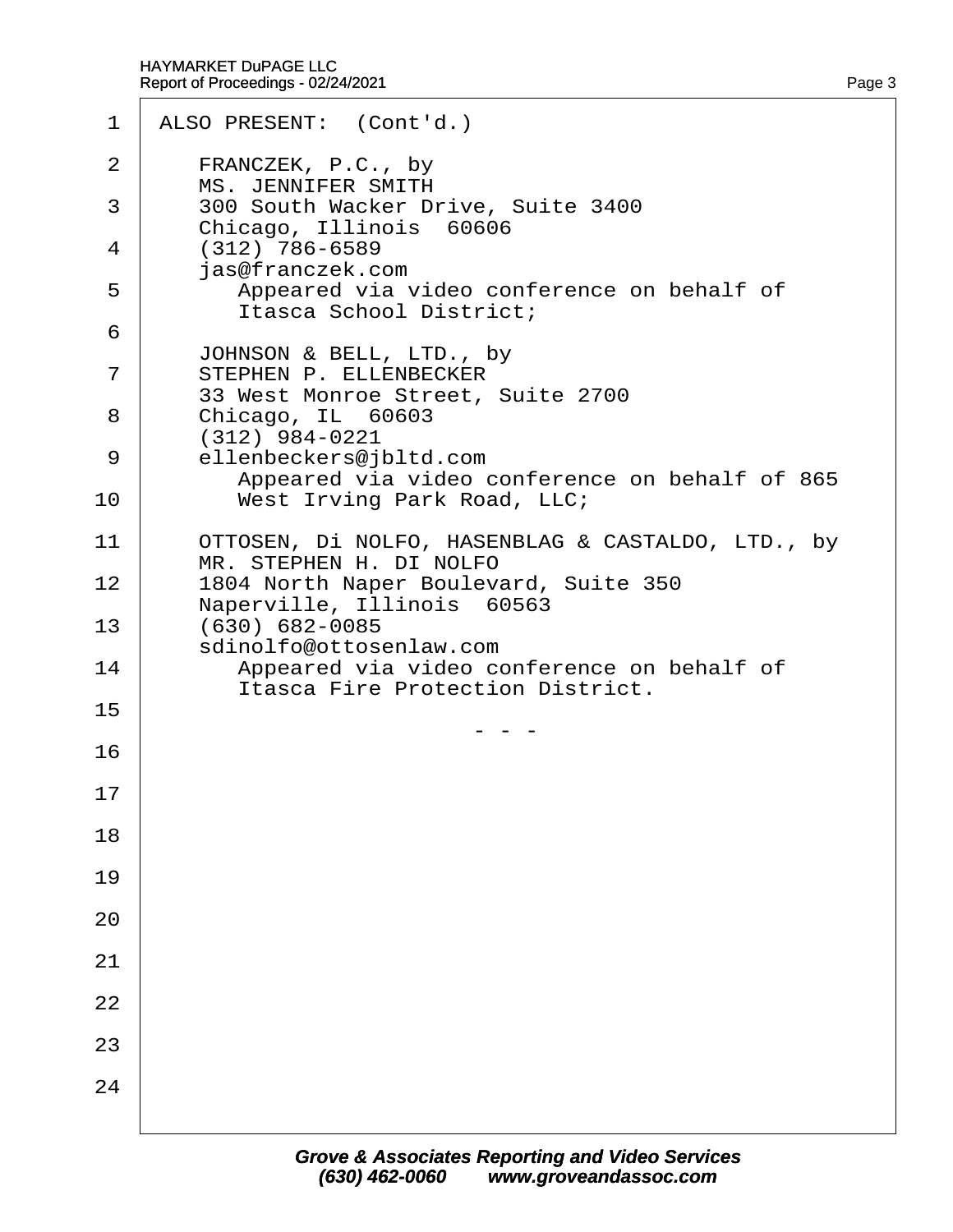ALSO PRESENT: (Cont'd.)

FRANCZEK, P.C., by
MS. JENNIFER SMITH
300 South Wacker Drive, Suite 3400
Chicago, Illinois 60606
(312) 786-6589
jas@franczek.com
Appeared via video conference on behalf of
Itasca School District;

JOHNSON & BELL, LTD., by
STEPHEN P. ELLENBECKER
33 West Monroe Street, Suite 2700
Chicago, IL 60603
(312) 984-0221
ellenbeckers@jbltd.com
Appeared via video conference on behalf of 865
West Irving Park Road, LLC;

OTTOSEN, Di NOLFO, HASENBLAG & CASTALDO, LTD., by
MR. STEPHEN H. DI NOLFO
1804 North Naper Boulevard, Suite 350
Naperville, Illinois 60563
(630) 682-0085
sdinolfo@ottosenlaw.com
Appeared via video conference on behalf of
Itasca Fire Protection District.

\- - -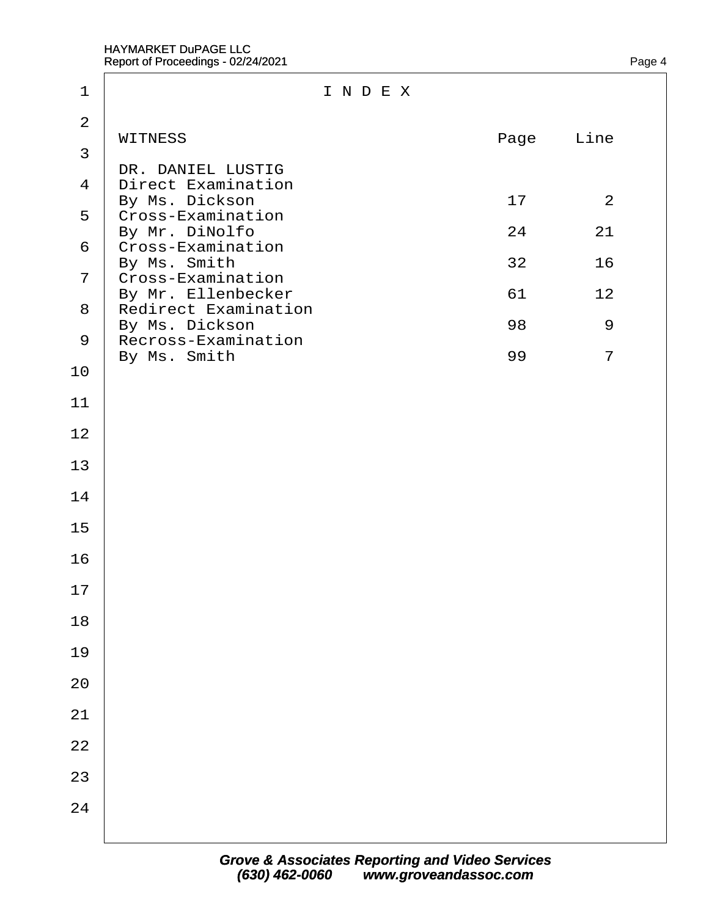# I N D E X

| WITNESS | Page | Line |
|---|---|---|
| DR. DANIEL LUSTIG | | |
| Direct Examination | | |
| By Ms. Dickson | 17 | 2 |
| Cross-Examination | | |
| By Mr. DiNolfo | 24 | 21 |
| Cross-Examination | | |
| By Ms. Smith | 32 | 16 |
| Cross-Examination | | |
| By Mr. Ellenbecker | 61 | 12 |
| Redirect Examination | | |
| By Ms. Dickson | 98 | 9 |
| Recross-Examination | | |
| By Ms. Smith | 99 | 7 |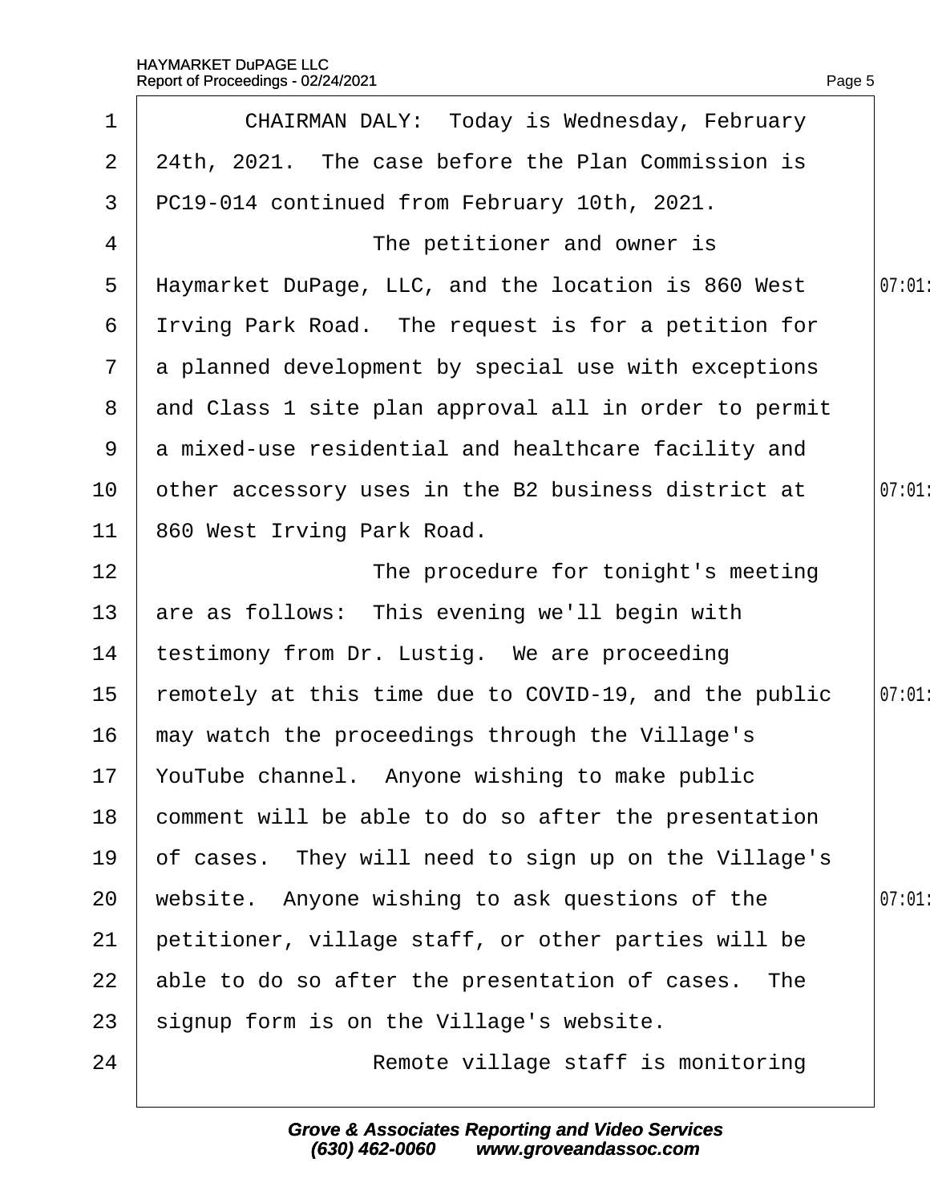CHAIRMAN DALY: Today is Wednesday, February 24th, 2021. The case before the Plan Commission is PC19-014 continued from February 10th, 2021.

The petitioner and owner is Haymarket DuPage, LLC, and the location is 860 West Irving Park Road. The request is for a petition for a planned development by special use with exceptions and Class 1 site plan approval all in order to permit a mixed-use residential and healthcare facility and other accessory uses in the B2 business district at 860 West Irving Park Road.

The procedure for tonight's meeting are as follows: This evening we'll begin with testimony from Dr. Lustig. We are proceeding remotely at this time due to COVID-19, and the public may watch the proceedings through the Village's YouTube channel. Anyone wishing to make public comment will be able to do so after the presentation of cases. They will need to sign up on the Village's website. Anyone wishing to ask questions of the petitioner, village staff, or other parties will be able to do so after the presentation of cases. The signup form is on the Village's website.

Remote village staff is monitoring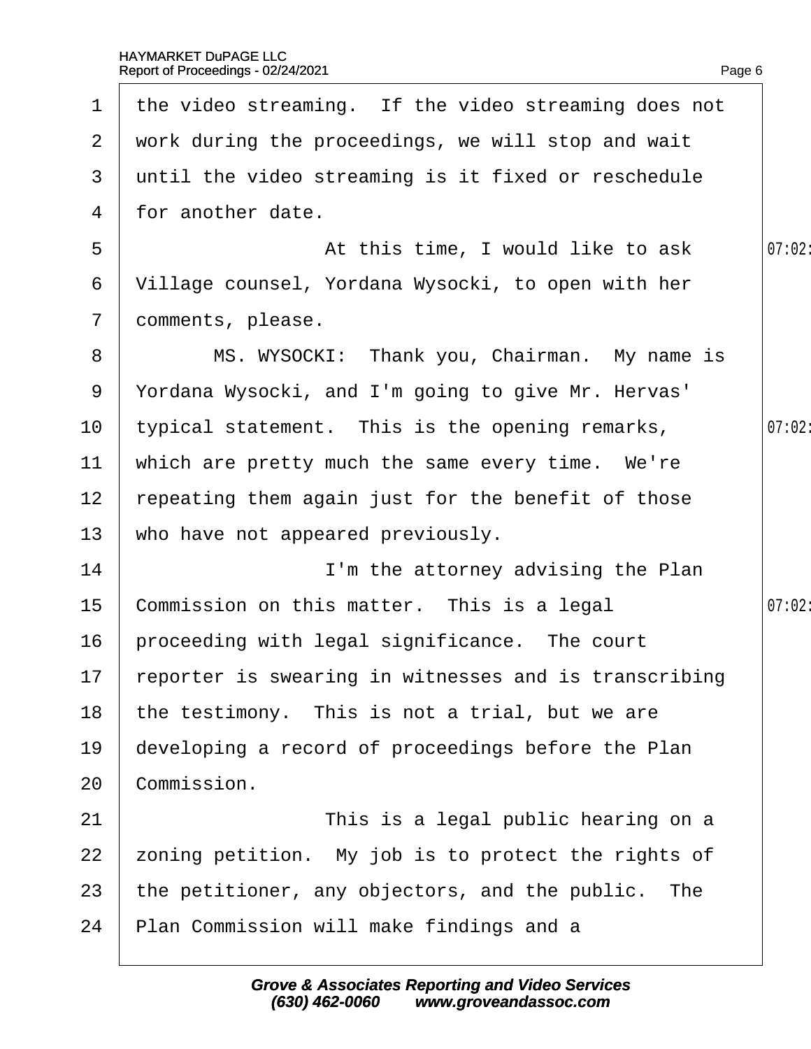the video streaming. If the video streaming does not work during the proceedings, we will stop and wait until the video streaming is it fixed or reschedule for another date.

At this time, I would like to ask Village counsel, Yordana Wysocki, to open with her comments, please.

MS. WYSOCKI: Thank you, Chairman. My name is Yordana Wysocki, and I'm going to give Mr. Hervas' typical statement. This is the opening remarks, which are pretty much the same every time. We're repeating them again just for the benefit of those who have not appeared previously.

I'm the attorney advising the Plan Commission on this matter. This is a legal proceeding with legal significance. The court reporter is swearing in witnesses and is transcribing the testimony. This is not a trial, but we are developing a record of proceedings before the Plan Commission.

This is a legal public hearing on a zoning petition. My job is to protect the rights of the petitioner, any objectors, and the public. The Plan Commission will make findings and a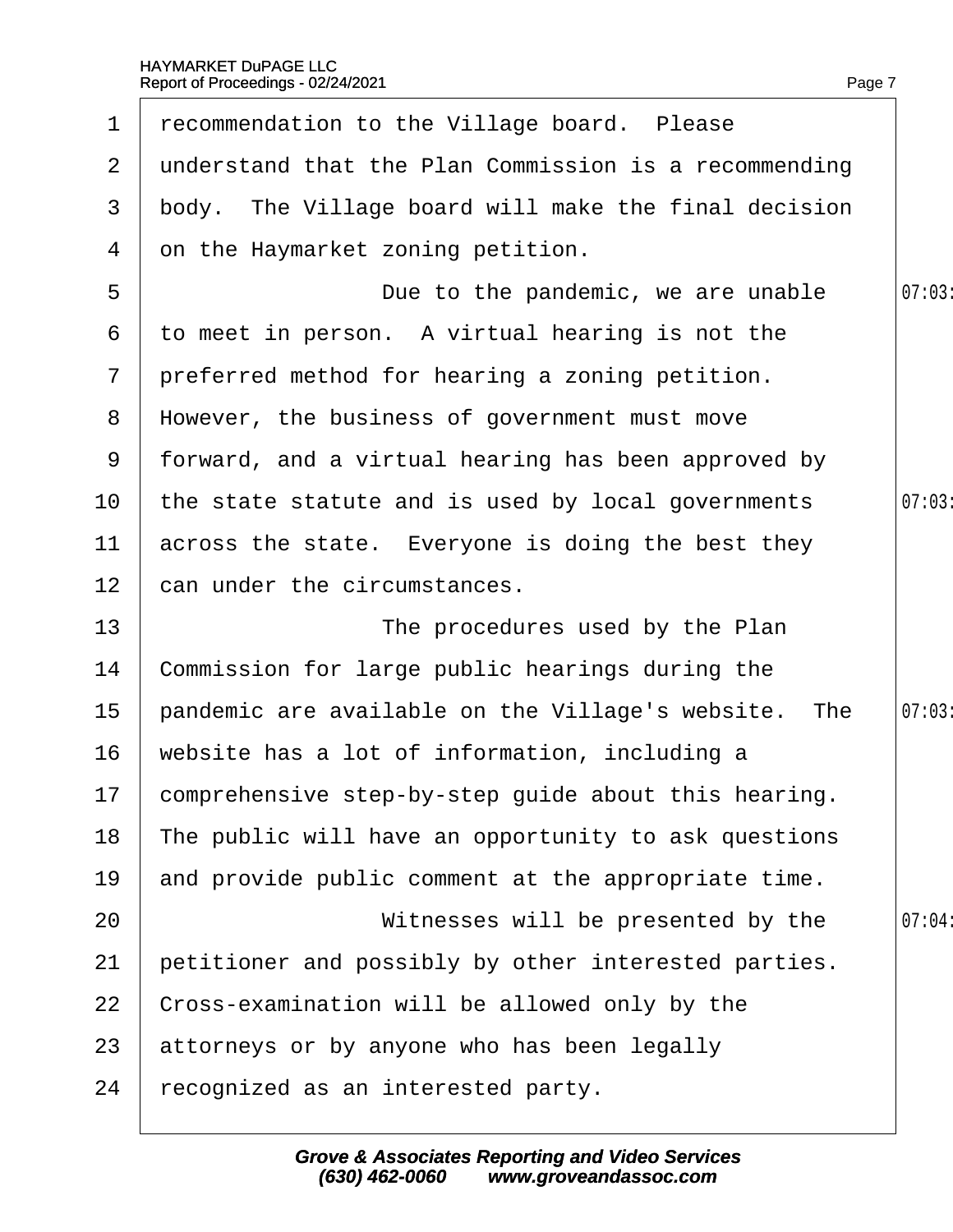recommendation to the Village board. Please understand that the Plan Commission is a recommending body. The Village board will make the final decision on the Haymarket zoning petition.

Due to the pandemic, we are unable to meet in person. A virtual hearing is not the preferred method for hearing a zoning petition. However, the business of government must move forward, and a virtual hearing has been approved by the state statute and is used by local governments across the state. Everyone is doing the best they can under the circumstances.

The procedures used by the Plan Commission for large public hearings during the pandemic are available on the Village's website. The website has a lot of information, including a comprehensive step-by-step guide about this hearing. The public will have an opportunity to ask questions and provide public comment at the appropriate time.

Witnesses will be presented by the petitioner and possibly by other interested parties. Cross-examination will be allowed only by the attorneys or by anyone who has been legally recognized as an interested party.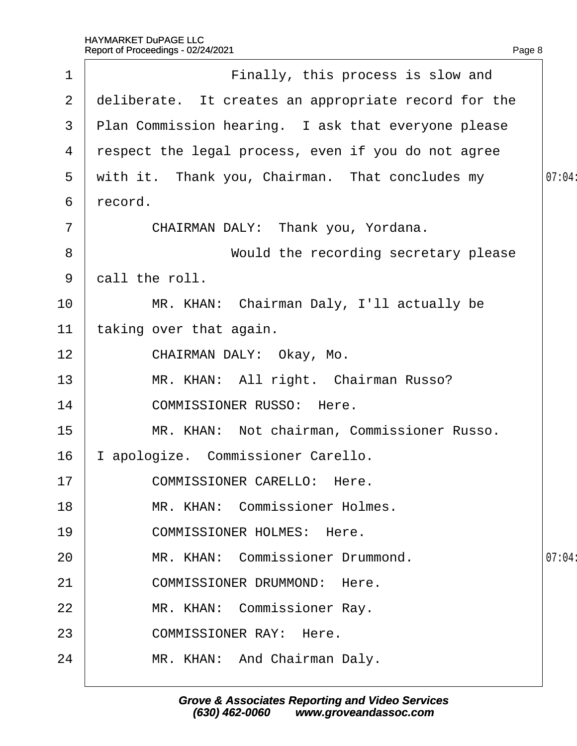Finally, this process is slow and deliberate. It creates an appropriate record for the Plan Commission hearing. I ask that everyone please respect the legal process, even if you do not agree with it. Thank you, Chairman. That concludes my record.

CHAIRMAN DALY: Thank you, Yordana.

Would the recording secretary please call the roll.

MR. KHAN: Chairman Daly, I'll actually be taking over that again.

CHAIRMAN DALY: Okay, Mo.

MR. KHAN: All right. Chairman Russo?

COMMISSIONER RUSSO: Here.

MR. KHAN: Not chairman, Commissioner Russo. I apologize. Commissioner Carello.

COMMISSIONER CARELLO: Here.

MR. KHAN: Commissioner Holmes.

COMMISSIONER HOLMES: Here.

MR. KHAN: Commissioner Drummond.

COMMISSIONER DRUMMOND: Here.

MR. KHAN: Commissioner Ray.

COMMISSIONER RAY: Here.

MR. KHAN: And Chairman Daly.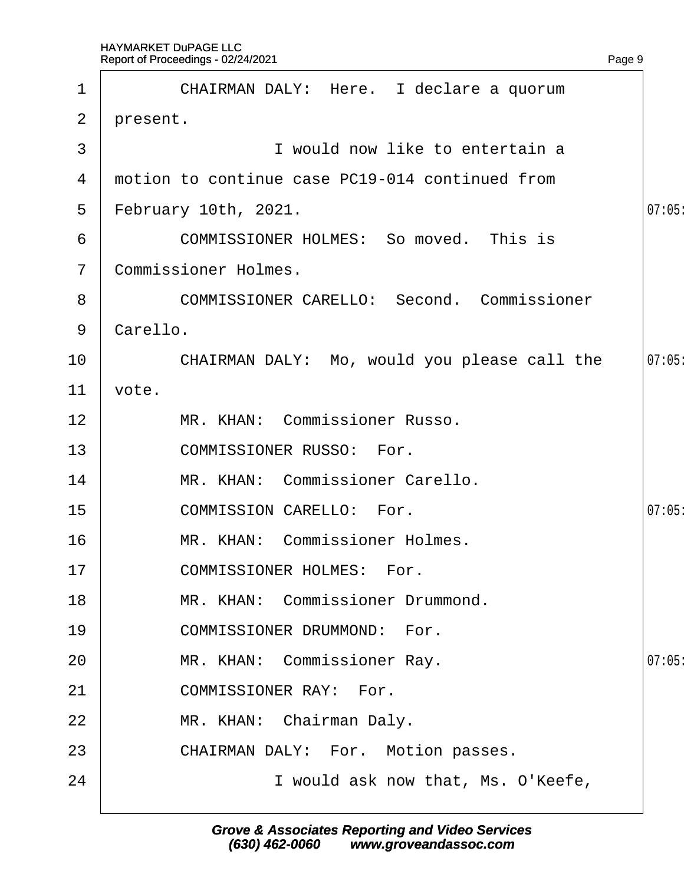1 CHAIRMAN DALY: Here. I declare a quorum
2 present.
3 I would now like to entertain a
4 motion to continue case PC19-014 continued from
5 February 10th, 2021.
6 COMMISSIONER HOLMES: So moved. This is
7 Commissioner Holmes.
8 COMMISSIONER CARELLO: Second. Commissioner
9 Carello.
10 CHAIRMAN DALY: Mo, would you please call the
11 vote.
12 MR. KHAN: Commissioner Russo.
13 COMMISSIONER RUSSO: For.
14 MR. KHAN: Commissioner Carello.
15 COMMISSION CARELLO: For.
16 MR. KHAN: Commissioner Holmes.
17 COMMISSIONER HOLMES: For.
18 MR. KHAN: Commissioner Drummond.
19 COMMISSIONER DRUMMOND: For.
20 MR. KHAN: Commissioner Ray.
21 COMMISSIONER RAY: For.
22 MR. KHAN: Chairman Daly.
23 CHAIRMAN DALY: For. Motion passes.
24 I would ask now that, Ms. O'Keefe,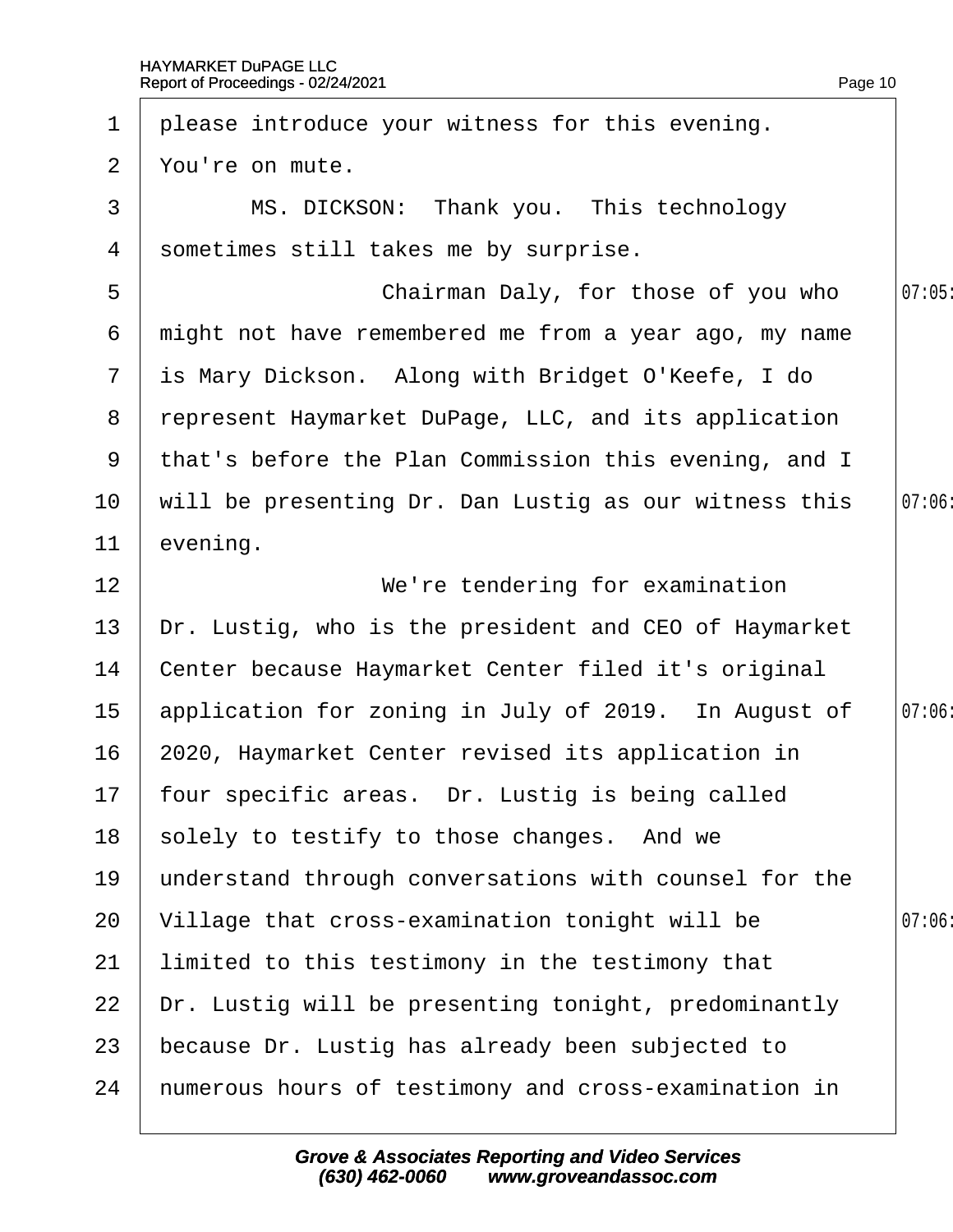1 please introduce your witness for this evening.

2 You're on mute.

3 MS. DICKSON: Thank you. This technology

4 sometimes still takes me by surprise.

5 Chairman Daly, for those of you who

6 might not have remembered me from a year ago, my name

7 is Mary Dickson. Along with Bridget O'Keefe, I do

8 represent Haymarket DuPage, LLC, and its application

9 that's before the Plan Commission this evening, and I

10 will be presenting Dr. Dan Lustig as our witness this

11 evening.

12 We're tendering for examination

13 Dr. Lustig, who is the president and CEO of Haymarket

14 Center because Haymarket Center filed it's original

15 application for zoning in July of 2019. In August of

16 2020, Haymarket Center revised its application in

17 four specific areas. Dr. Lustig is being called

18 solely to testify to those changes. And we

19 understand through conversations with counsel for the

20 Village that cross-examination tonight will be

21 limited to this testimony in the testimony that

22 Dr. Lustig will be presenting tonight, predominantly

23 because Dr. Lustig has already been subjected to

24 numerous hours of testimony and cross-examination in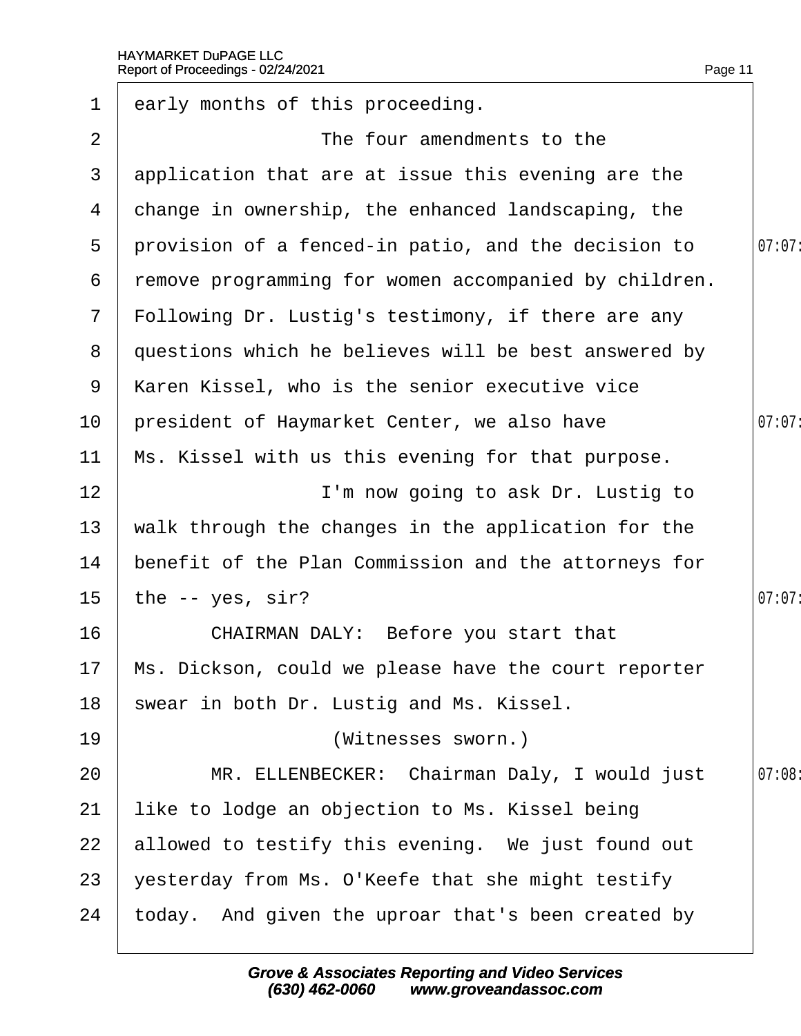early months of this proceeding.

The four amendments to the application that are at issue this evening are the change in ownership, the enhanced landscaping, the provision of a fenced-in patio, and the decision to remove programming for women accompanied by children. Following Dr. Lustig's testimony, if there are any questions which he believes will be best answered by Karen Kissel, who is the senior executive vice president of Haymarket Center, we also have Ms. Kissel with us this evening for that purpose.

I'm now going to ask Dr. Lustig to walk through the changes in the application for the benefit of the Plan Commission and the attorneys for the -- yes, sir?

CHAIRMAN DALY: Before you start that Ms. Dickson, could we please have the court reporter swear in both Dr. Lustig and Ms. Kissel.

(Witnesses sworn.)

MR. ELLENBECKER: Chairman Daly, I would just like to lodge an objection to Ms. Kissel being allowed to testify this evening. We just found out yesterday from Ms. O'Keefe that she might testify today. And given the uproar that's been created by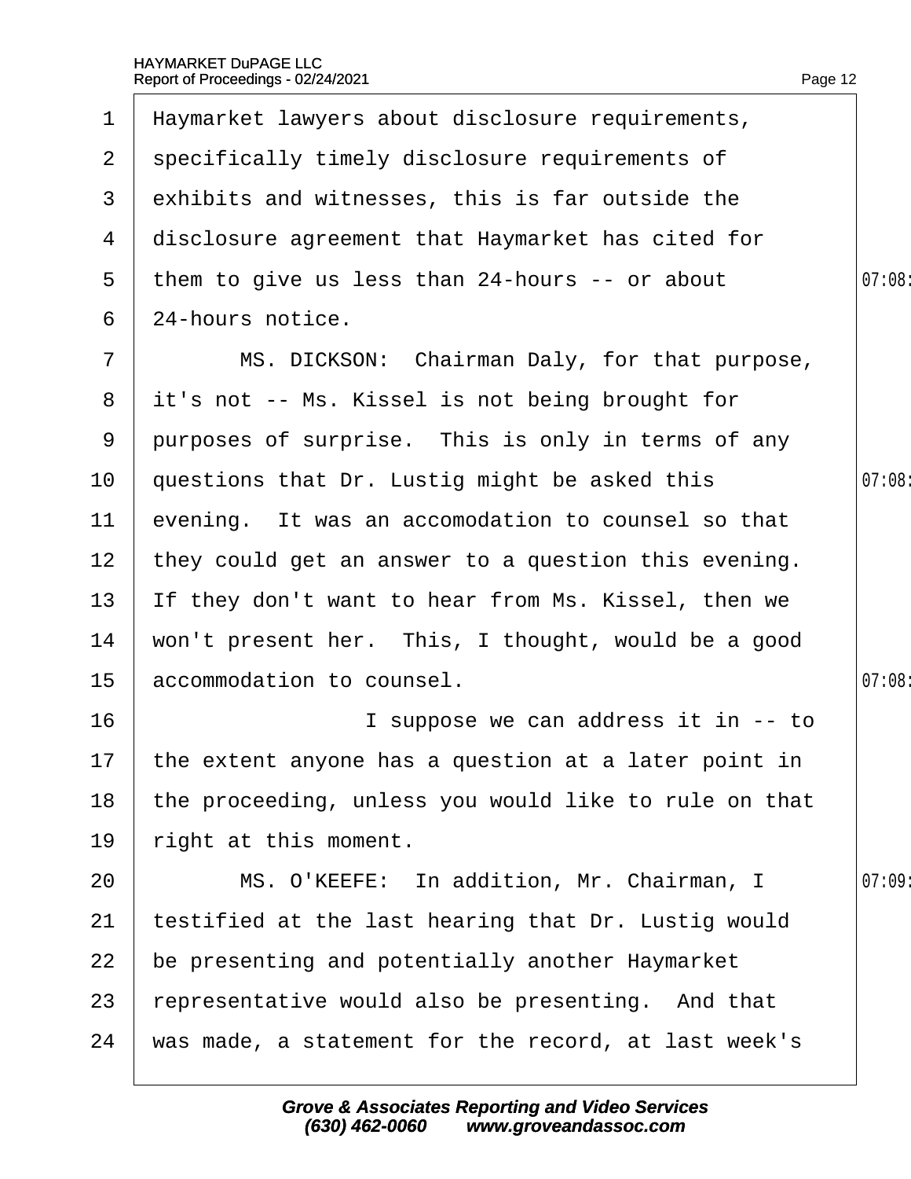1 Haymarket lawyers about disclosure requirements,
2 specifically timely disclosure requirements of
3 exhibits and witnesses, this is far outside the
4 disclosure agreement that Haymarket has cited for
5 them to give us less than 24-hours -- or about 07:08
6 24-hours notice.
7 MS. DICKSON: Chairman Daly, for that purpose,
8 it's not -- Ms. Kissel is not being brought for
9 purposes of surprise. This is only in terms of any
10 questions that Dr. Lustig might be asked this 07:08
11 evening. It was an accomodation to counsel so that
12 they could get an answer to a question this evening.
13 If they don't want to hear from Ms. Kissel, then we
14 won't present her. This, I thought, would be a good
15 accommodation to counsel. 07:08
16 I suppose we can address it in -- to
17 the extent anyone has a question at a later point in
18 the proceeding, unless you would like to rule on that
19 right at this moment.
20 MS. O'KEEFE: In addition, Mr. Chairman, I 07:09
21 testified at the last hearing that Dr. Lustig would
22 be presenting and potentially another Haymarket
23 representative would also be presenting. And that
24 was made, a statement for the record, at last week's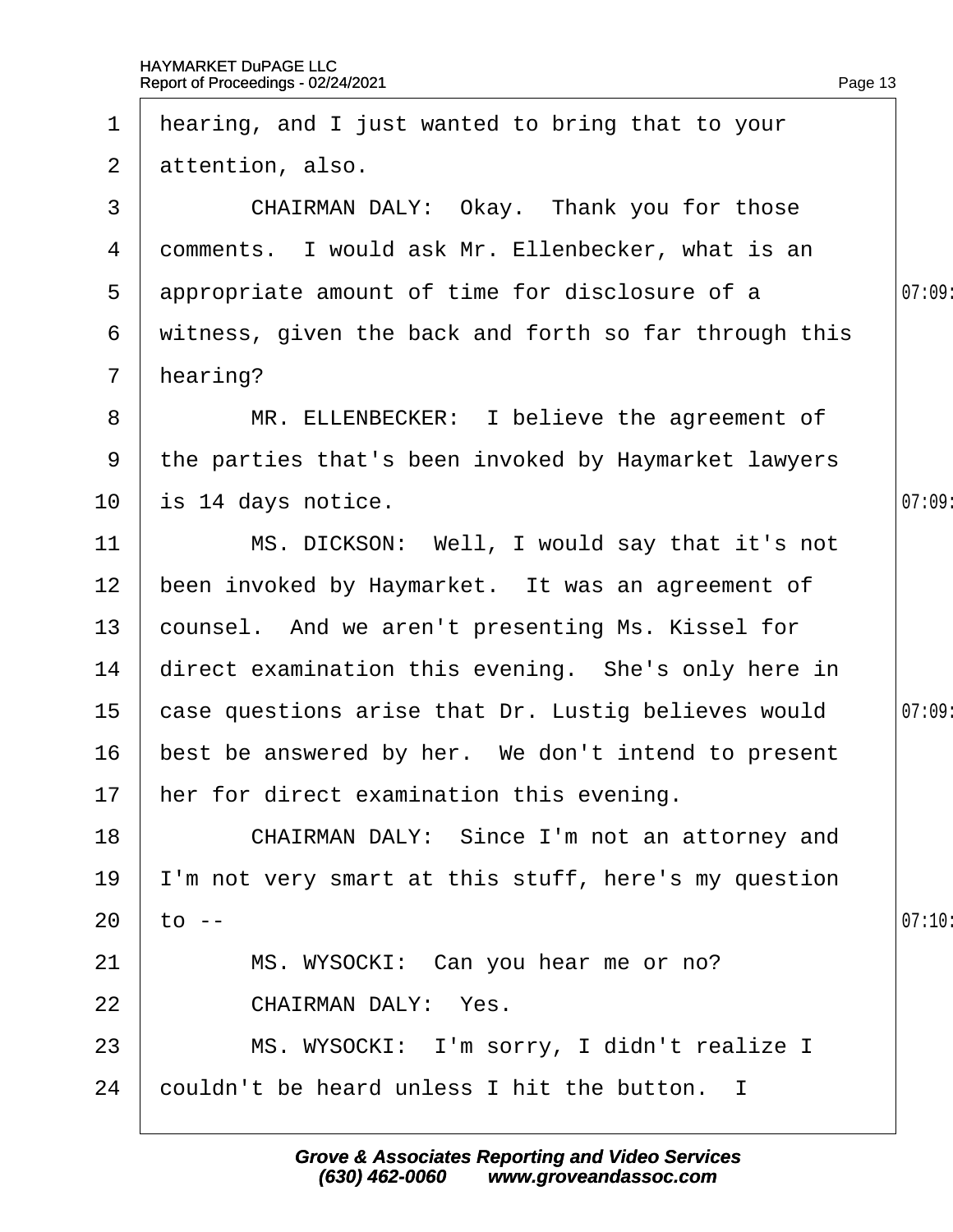1 hearing, and I just wanted to bring that to your
2 attention, also.
3 CHAIRMAN DALY: Okay. Thank you for those
4 comments. I would ask Mr. Ellenbecker, what is an
5 appropriate amount of time for disclosure of a
6 witness, given the back and forth so far through this
7 hearing?
8 MR. ELLENBECKER: I believe the agreement of
9 the parties that's been invoked by Haymarket lawyers
10 is 14 days notice.
11 MS. DICKSON: Well, I would say that it's not
12 been invoked by Haymarket. It was an agreement of
13 counsel. And we aren't presenting Ms. Kissel for
14 direct examination this evening. She's only here in
15 case questions arise that Dr. Lustig believes would
16 best be answered by her. We don't intend to present
17 her for direct examination this evening.
18 CHAIRMAN DALY: Since I'm not an attorney and
19 I'm not very smart at this stuff, here's my question
20 to --
21 MS. WYSOCKI: Can you hear me or no?
22 CHAIRMAN DALY: Yes.
23 MS. WYSOCKI: I'm sorry, I didn't realize I
24 couldn't be heard unless I hit the button. I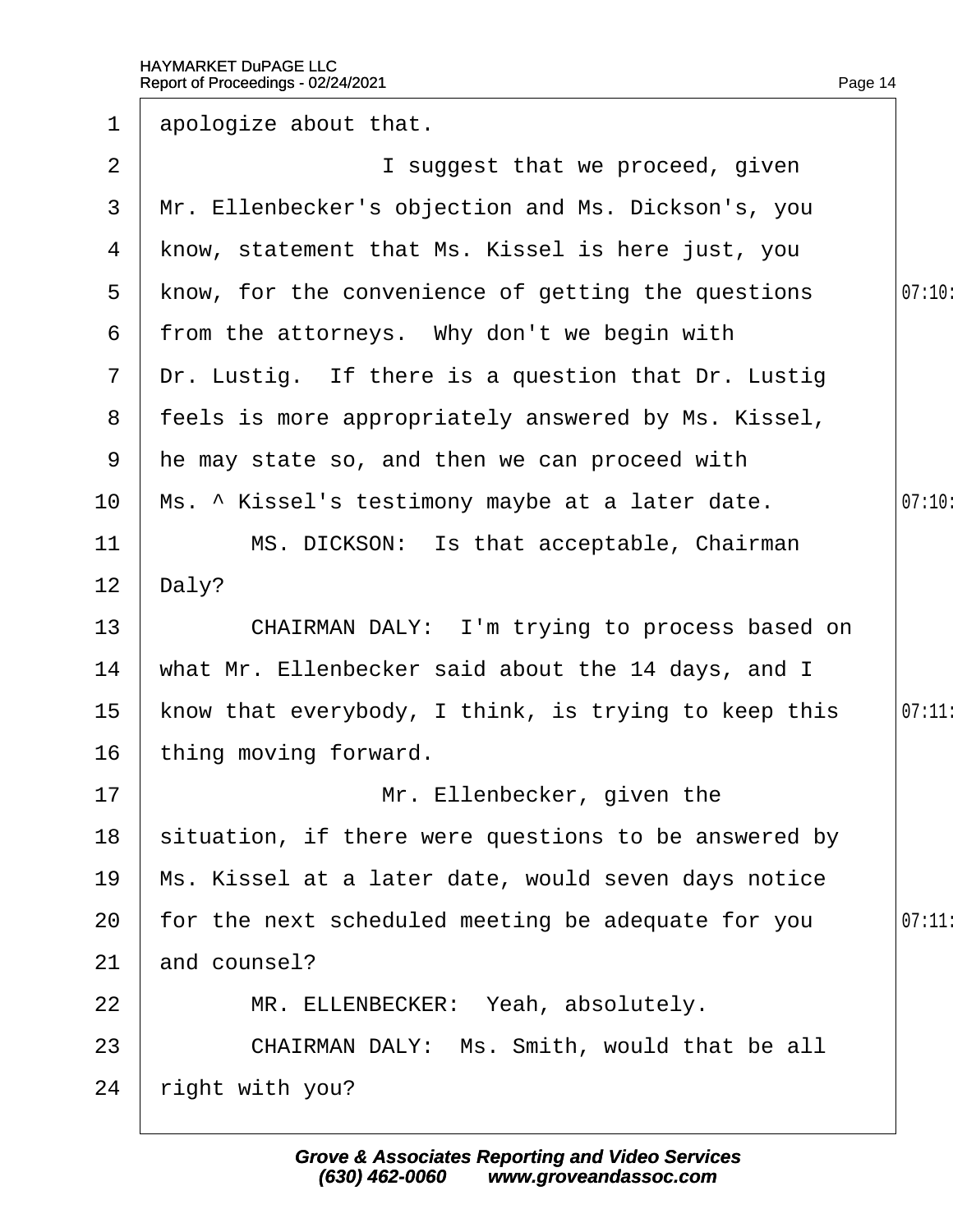apologize about that.

I suggest that we proceed, given Mr. Ellenbecker's objection and Ms. Dickson's, you know, statement that Ms. Kissel is here just, you know, for the convenience of getting the questions from the attorneys. Why don't we begin with Dr. Lustig. If there is a question that Dr. Lustig feels is more appropriately answered by Ms. Kissel, he may state so, and then we can proceed with Ms. ^ Kissel's testimony maybe at a later date.

MS. DICKSON: Is that acceptable, Chairman Daly?

CHAIRMAN DALY: I'm trying to process based on what Mr. Ellenbecker said about the 14 days, and I know that everybody, I think, is trying to keep this thing moving forward.

Mr. Ellenbecker, given the situation, if there were questions to be answered by Ms. Kissel at a later date, would seven days notice for the next scheduled meeting be adequate for you and counsel?

MR. ELLENBECKER: Yeah, absolutely.

CHAIRMAN DALY: Ms. Smith, would that be all right with you?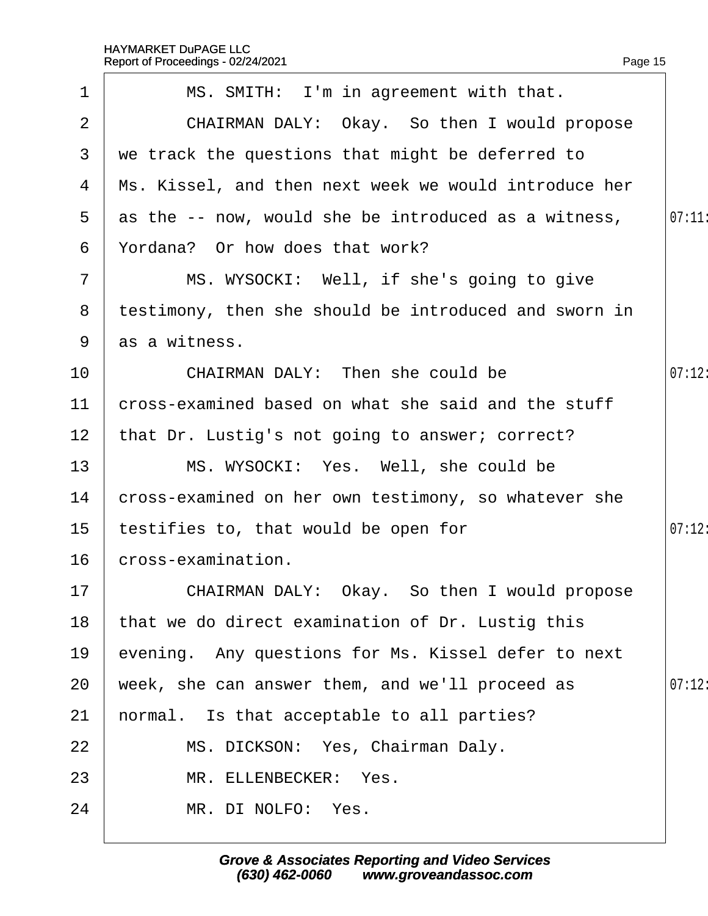MS. SMITH: I'm in agreement with that.

CHAIRMAN DALY: Okay. So then I would propose we track the questions that might be deferred to Ms. Kissel, and then next week we would introduce her as the -- now, would she be introduced as a witness, Yordana? Or how does that work?

MS. WYSOCKI: Well, if she's going to give testimony, then she should be introduced and sworn in as a witness.

CHAIRMAN DALY: Then she could be cross-examined based on what she said and the stuff that Dr. Lustig's not going to answer; correct?

MS. WYSOCKI: Yes. Well, she could be cross-examined on her own testimony, so whatever she testifies to, that would be open for cross-examination.

CHAIRMAN DALY: Okay. So then I would propose that we do direct examination of Dr. Lustig this evening. Any questions for Ms. Kissel defer to next week, she can answer them, and we'll proceed as normal. Is that acceptable to all parties?

MS. DICKSON: Yes, Chairman Daly.

MR. ELLENBECKER: Yes.

MR. DI NOLFO: Yes.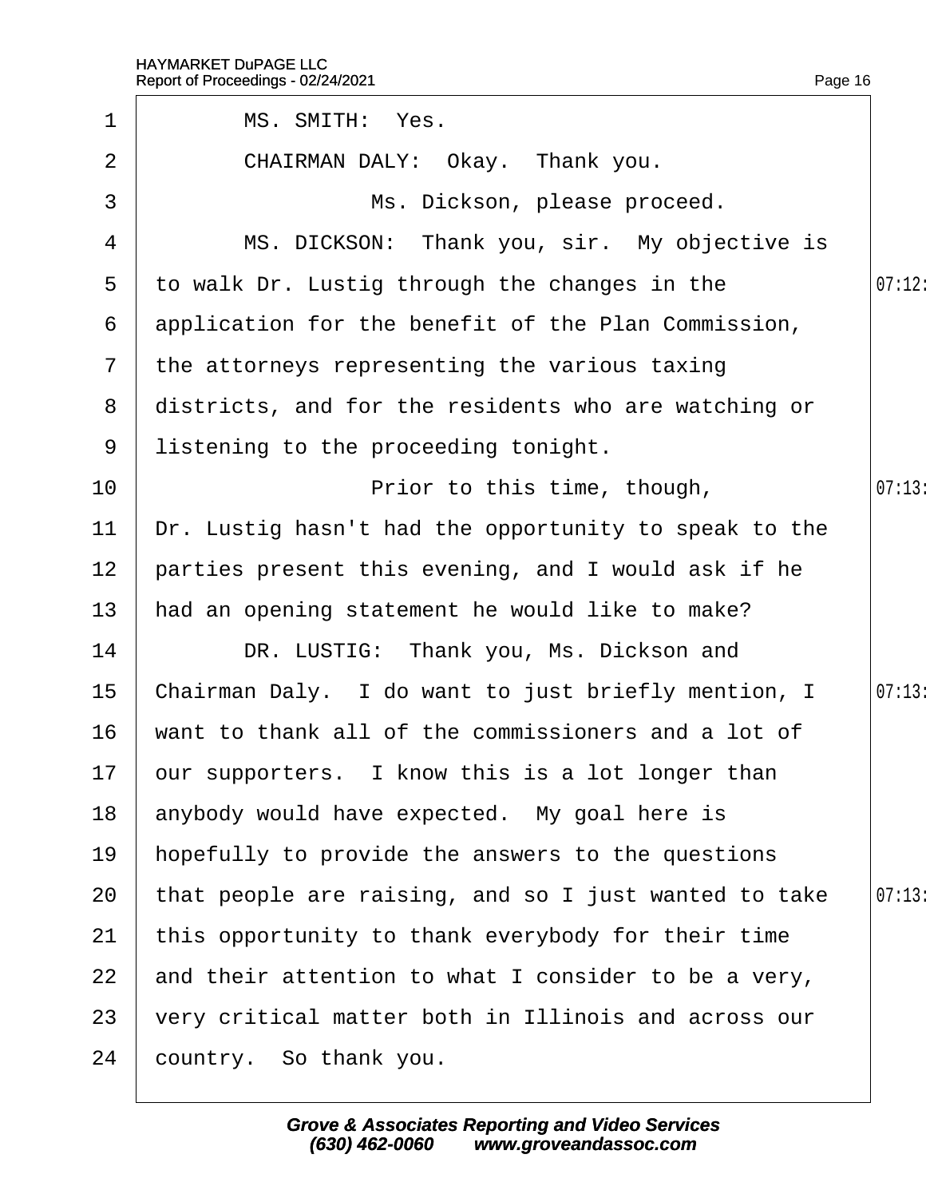MS. SMITH: Yes.

CHAIRMAN DALY: Okay. Thank you.

Ms. Dickson, please proceed.

MS. DICKSON: Thank you, sir. My objective is to walk Dr. Lustig through the changes in the application for the benefit of the Plan Commission, the attorneys representing the various taxing districts, and for the residents who are watching or listening to the proceeding tonight.

Prior to this time, though, Dr. Lustig hasn't had the opportunity to speak to the parties present this evening, and I would ask if he had an opening statement he would like to make?

DR. LUSTIG: Thank you, Ms. Dickson and Chairman Daly. I do want to just briefly mention, I want to thank all of the commissioners and a lot of our supporters. I know this is a lot longer than anybody would have expected. My goal here is hopefully to provide the answers to the questions that people are raising, and so I just wanted to take this opportunity to thank everybody for their time and their attention to what I consider to be a very, very critical matter both in Illinois and across our country. So thank you.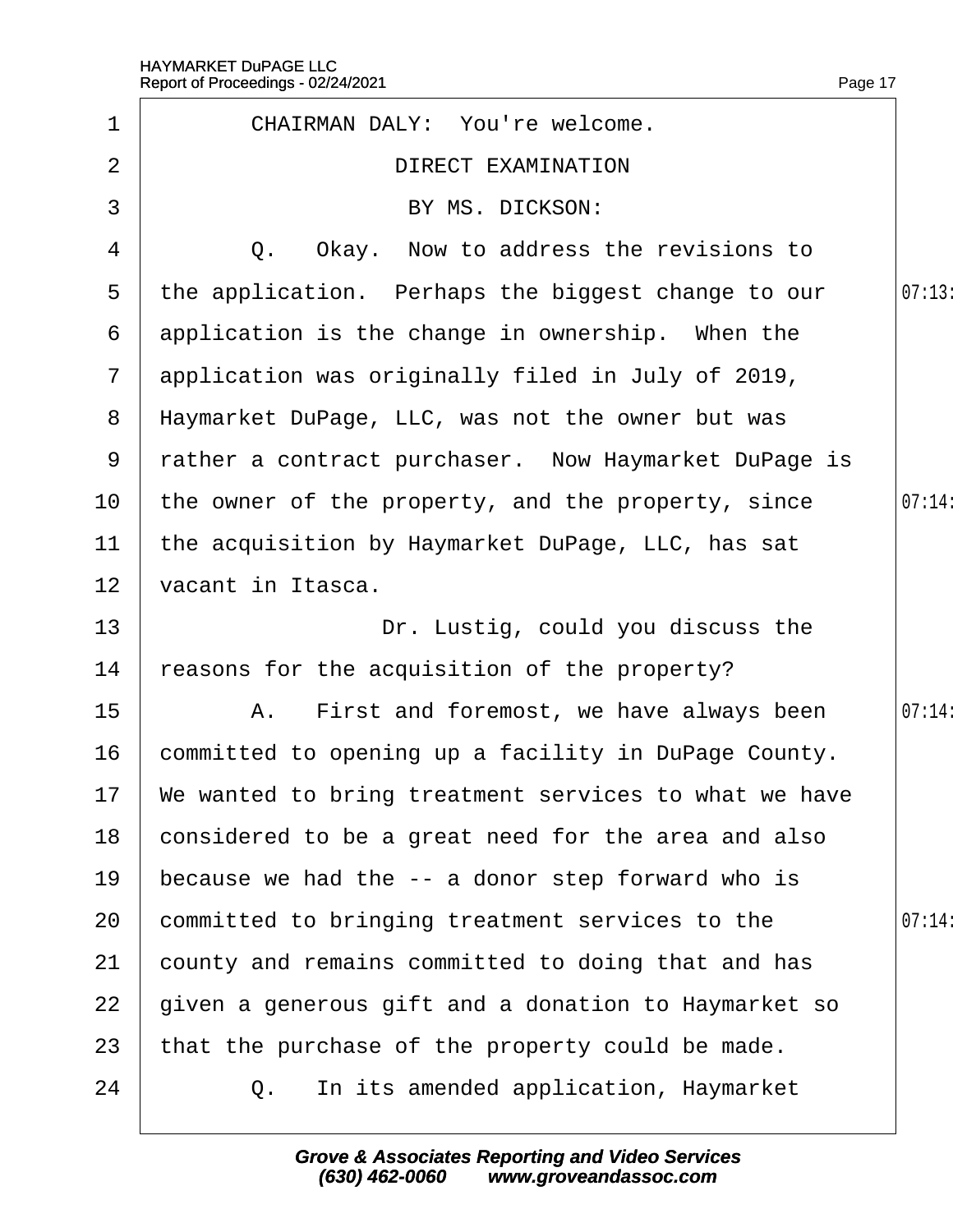CHAIRMAN DALY: You're welcome.

DIRECT EXAMINATION

BY MS. DICKSON:

Q. Okay. Now to address the revisions to the application. Perhaps the biggest change to our application is the change in ownership. When the application was originally filed in July of 2019, Haymarket DuPage, LLC, was not the owner but was rather a contract purchaser. Now Haymarket DuPage is the owner of the property, and the property, since the acquisition by Haymarket DuPage, LLC, has sat vacant in Itasca.

Dr. Lustig, could you discuss the reasons for the acquisition of the property?

A. First and foremost, we have always been committed to opening up a facility in DuPage County. We wanted to bring treatment services to what we have considered to be a great need for the area and also because we had the -- a donor step forward who is committed to bringing treatment services to the county and remains committed to doing that and has given a generous gift and a donation to Haymarket so that the purchase of the property could be made.

Q. In its amended application, Haymarket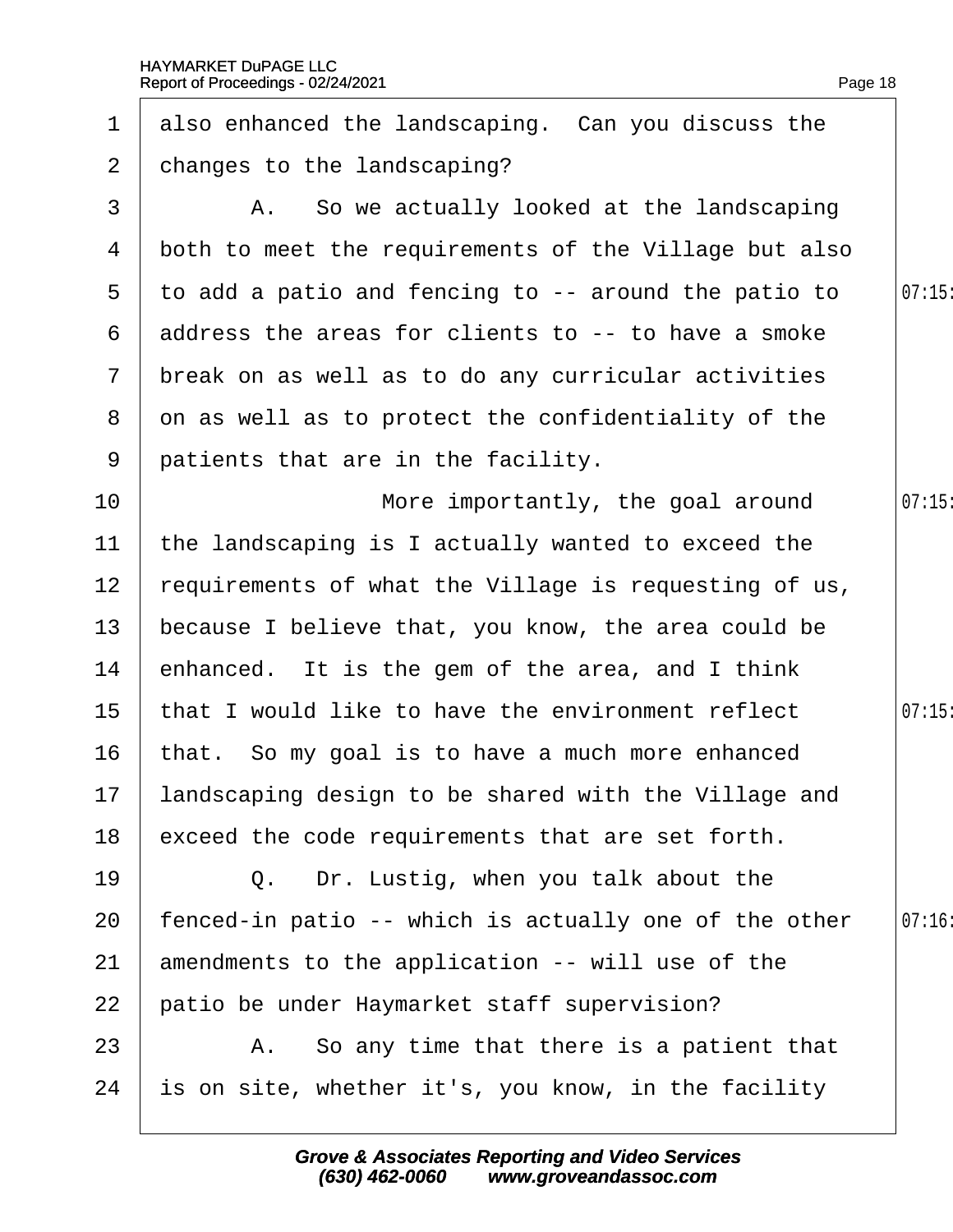1 also enhanced the landscaping. Can you discuss the
2 changes to the landscaping?
3 A. So we actually looked at the landscaping
4 both to meet the requirements of the Village but also
5 to add a patio and fencing to -- around the patio to
6 address the areas for clients to -- to have a smoke
7 break on as well as to do any curricular activities
8 on as well as to protect the confidentiality of the
9 patients that are in the facility.
10 More importantly, the goal around
11 the landscaping is I actually wanted to exceed the
12 requirements of what the Village is requesting of us,
13 because I believe that, you know, the area could be
14 enhanced. It is the gem of the area, and I think
15 that I would like to have the environment reflect
16 that. So my goal is to have a much more enhanced
17 landscaping design to be shared with the Village and
18 exceed the code requirements that are set forth.
19 Q. Dr. Lustig, when you talk about the
20 fenced-in patio -- which is actually one of the other
21 amendments to the application -- will use of the
22 patio be under Haymarket staff supervision?
23 A. So any time that there is a patient that
24 is on site, whether it's, you know, in the facility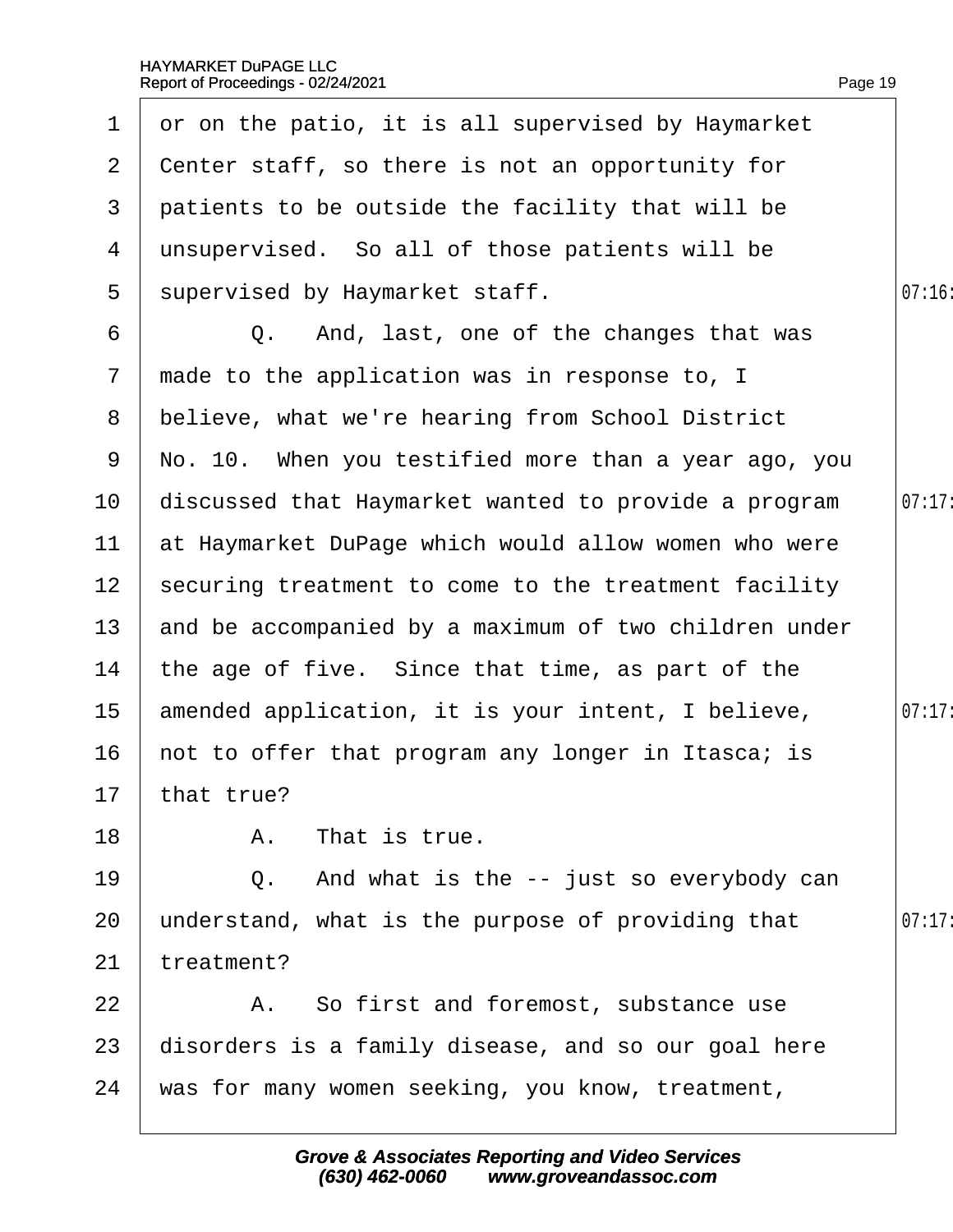1 or on the patio, it is all supervised by Haymarket
2 Center staff, so there is not an opportunity for
3 patients to be outside the facility that will be
4 unsupervised. So all of those patients will be
5 supervised by Haymarket staff.
6 Q. And, last, one of the changes that was
7 made to the application was in response to, I
8 believe, what we're hearing from School District
9 No. 10. When you testified more than a year ago, you
10 discussed that Haymarket wanted to provide a program
11 at Haymarket DuPage which would allow women who were
12 securing treatment to come to the treatment facility
13 and be accompanied by a maximum of two children under
14 the age of five. Since that time, as part of the
15 amended application, it is your intent, I believe,
16 not to offer that program any longer in Itasca; is
17 that true?
18 A. That is true.
19 Q. And what is the -- just so everybody can
20 understand, what is the purpose of providing that
21 treatment?
22 A. So first and foremost, substance use
23 disorders is a family disease, and so our goal here
24 was for many women seeking, you know, treatment,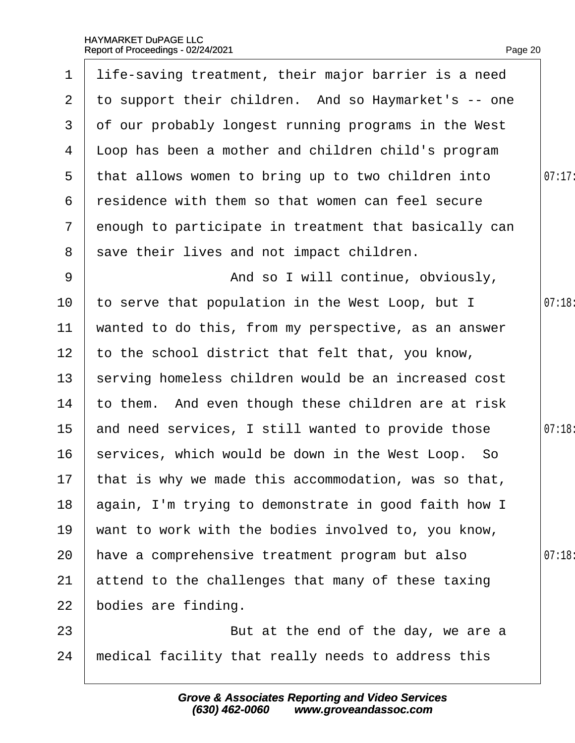life-saving treatment, their major barrier is a need to support their children. And so Haymarket's -- one of our probably longest running programs in the West Loop has been a mother and children child's program that allows women to bring up to two children into residence with them so that women can feel secure enough to participate in treatment that basically can save their lives and not impact children.

And so I will continue, obviously, to serve that population in the West Loop, but I wanted to do this, from my perspective, as an answer to the school district that felt that, you know, serving homeless children would be an increased cost to them. And even though these children are at risk and need services, I still wanted to provide those services, which would be down in the West Loop. So that is why we made this accommodation, was so that, again, I'm trying to demonstrate in good faith how I want to work with the bodies involved to, you know, have a comprehensive treatment program but also attend to the challenges that many of these taxing bodies are finding.

But at the end of the day, we are a medical facility that really needs to address this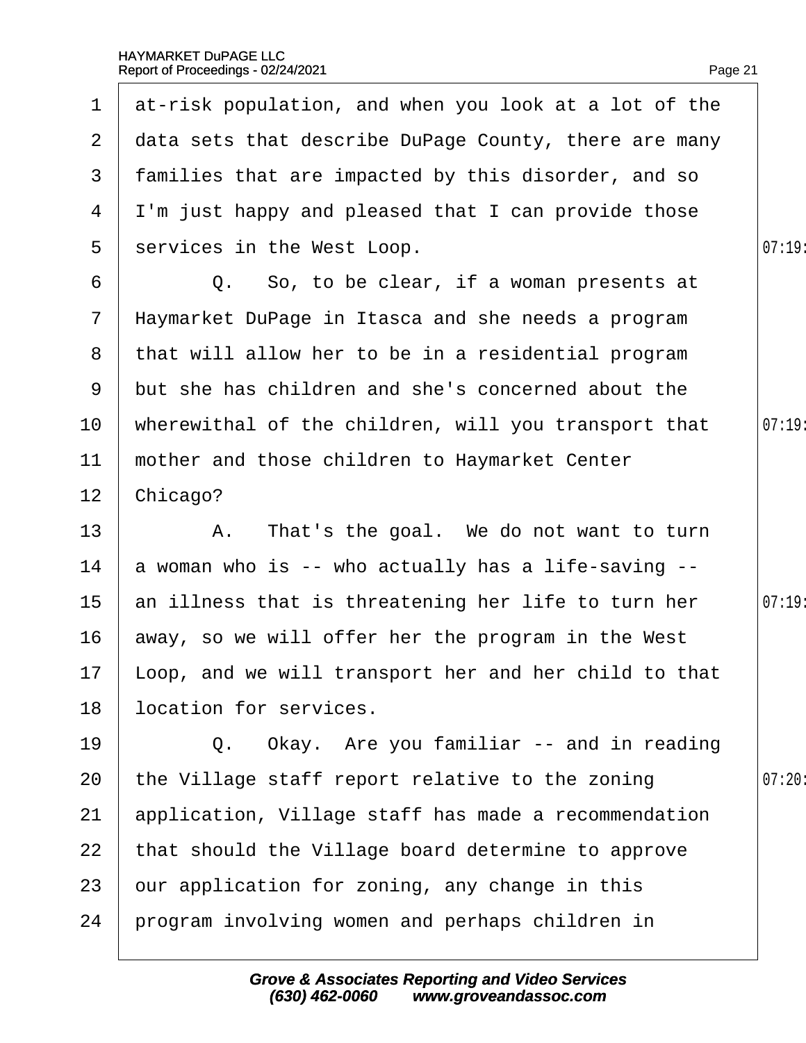1 at-risk population, and when you look at a lot of the
2 data sets that describe DuPage County, there are many
3 families that are impacted by this disorder, and so
4 I'm just happy and pleased that I can provide those
5 services in the West Loop.
6 Q. So, to be clear, if a woman presents at
7 Haymarket DuPage in Itasca and she needs a program
8 that will allow her to be in a residential program
9 but she has children and she's concerned about the
10 wherewithal of the children, will you transport that
11 mother and those children to Haymarket Center
12 Chicago?
13 A. That's the goal. We do not want to turn
14 a woman who is -- who actually has a life-saving --
15 an illness that is threatening her life to turn her
16 away, so we will offer her the program in the West
17 Loop, and we will transport her and her child to that
18 location for services.
19 Q. Okay. Are you familiar -- and in reading
20 the Village staff report relative to the zoning
21 application, Village staff has made a recommendation
22 that should the Village board determine to approve
23 our application for zoning, any change in this
24 program involving women and perhaps children in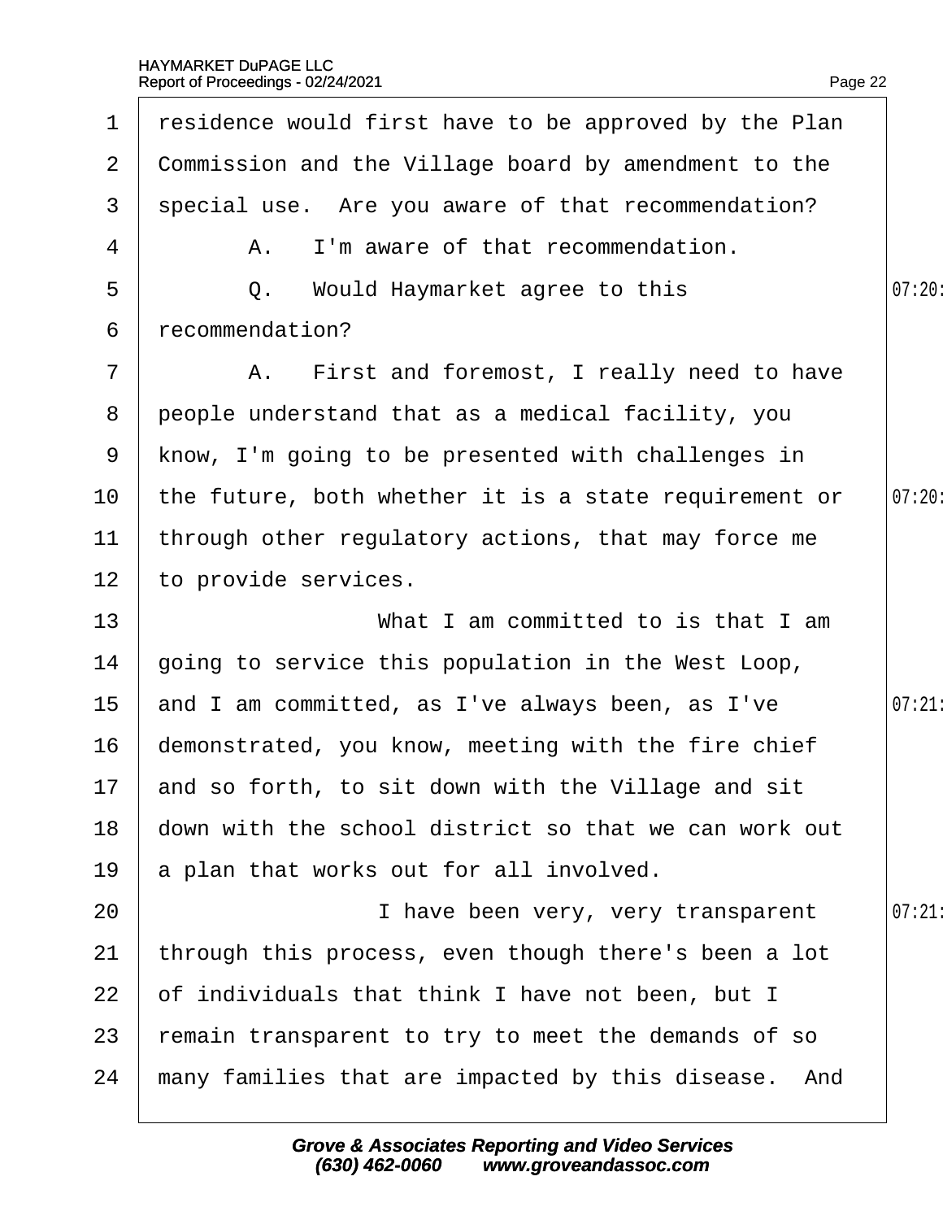residence would first have to be approved by the Plan Commission and the Village board by amendment to the special use. Are you aware of that recommendation?

A. I'm aware of that recommendation.

Q. Would Haymarket agree to this recommendation?

A. First and foremost, I really need to have people understand that as a medical facility, you know, I'm going to be presented with challenges in the future, both whether it is a state requirement or through other regulatory actions, that may force me to provide services.

What I am committed to is that I am going to service this population in the West Loop, and I am committed, as I've always been, as I've demonstrated, you know, meeting with the fire chief and so forth, to sit down with the Village and sit down with the school district so that we can work out a plan that works out for all involved.

I have been very, very transparent through this process, even though there's been a lot of individuals that think I have not been, but I remain transparent to try to meet the demands of so many families that are impacted by this disease. And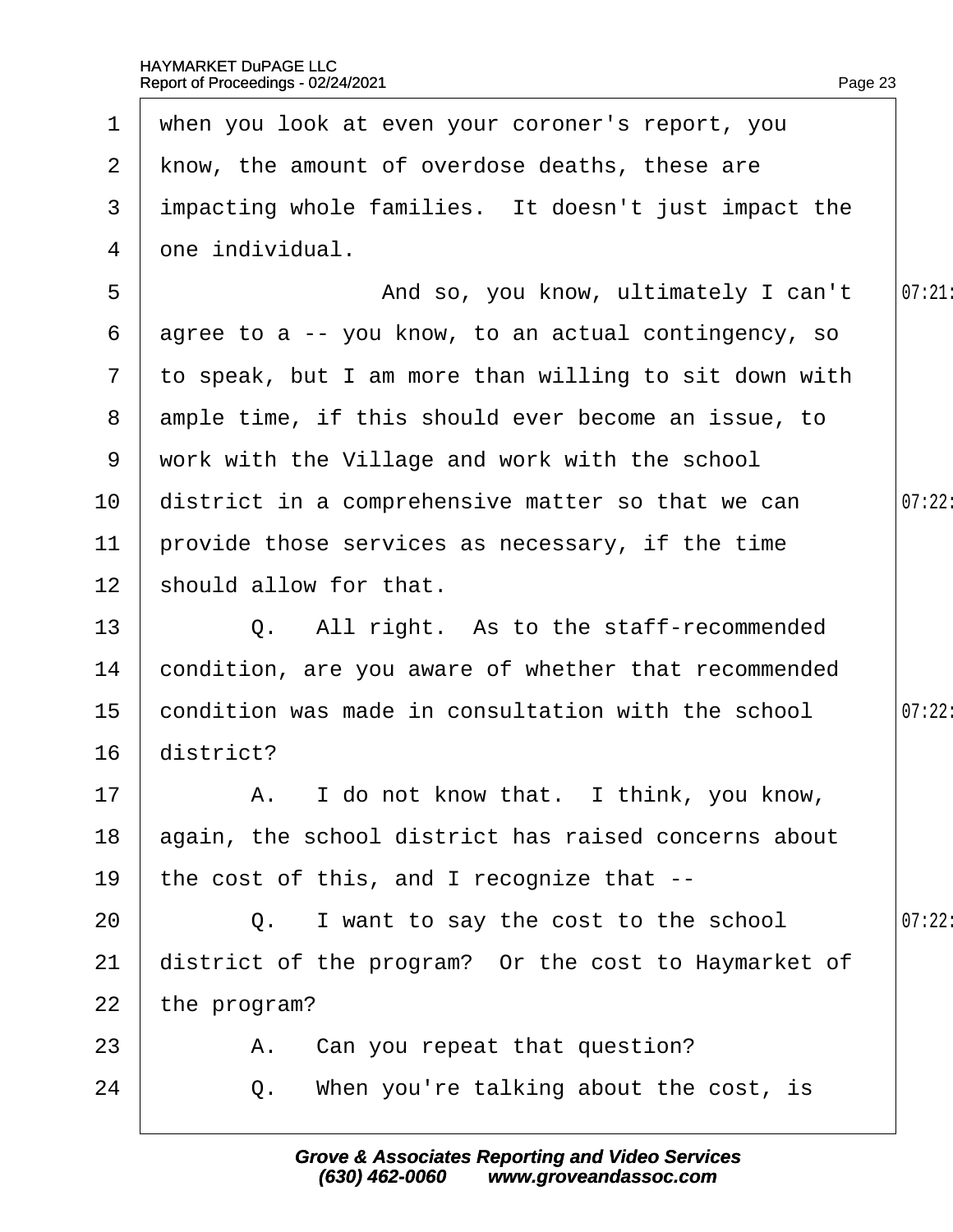1 when you look at even your coroner's report, you
2 know, the amount of overdose deaths, these are
3 impacting whole families. It doesn't just impact the
4 one individual.
5 And so, you know, ultimately I can't 07:21
6 agree to a -- you know, to an actual contingency, so
7 to speak, but I am more than willing to sit down with
8 ample time, if this should ever become an issue, to
9 work with the Village and work with the school
10 district in a comprehensive matter so that we can 07:22
11 provide those services as necessary, if the time
12 should allow for that.
13 Q. All right. As to the staff-recommended
14 condition, are you aware of whether that recommended
15 condition was made in consultation with the school 07:22
16 district?
17 A. I do not know that. I think, you know,
18 again, the school district has raised concerns about
19 the cost of this, and I recognize that --
20 Q. I want to say the cost to the school 07:22
21 district of the program? Or the cost to Haymarket of
22 the program?
23 A. Can you repeat that question?
24 Q. When you're talking about the cost, is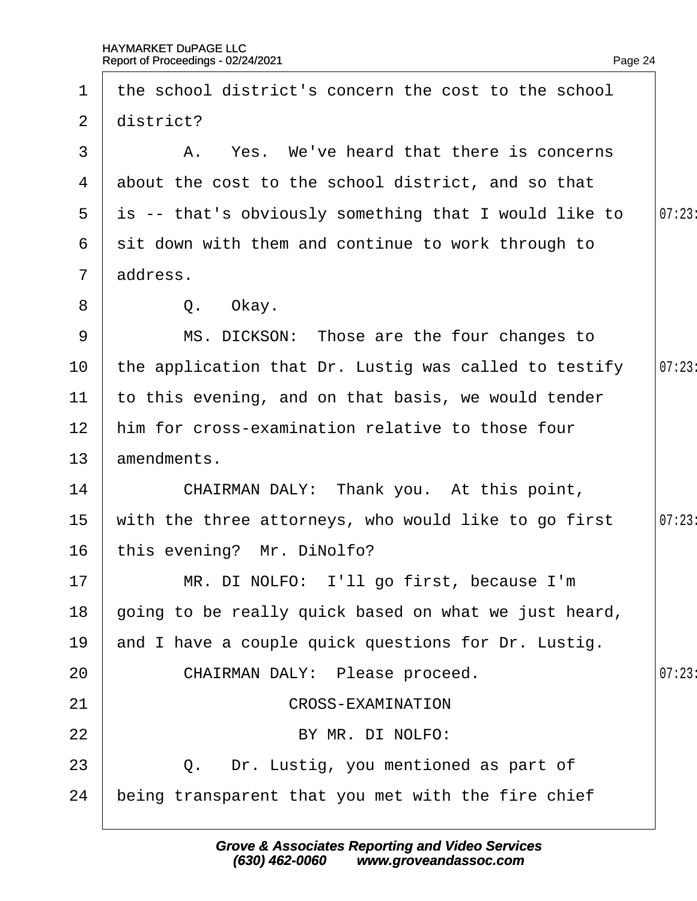the school district's concern the cost to the school district?

A. Yes. We've heard that there is concerns about the cost to the school district, and so that is -- that's obviously something that I would like to sit down with them and continue to work through to address.

Q. Okay.

MS. DICKSON: Those are the four changes to the application that Dr. Lustig was called to testify to this evening, and on that basis, we would tender him for cross-examination relative to those four amendments.

CHAIRMAN DALY: Thank you. At this point, with the three attorneys, who would like to go first this evening? Mr. DiNolfo?

MR. DI NOLFO: I'll go first, because I'm going to be really quick based on what we just heard, and I have a couple quick questions for Dr. Lustig.

CHAIRMAN DALY: Please proceed.

CROSS-EXAMINATION

BY MR. DI NOLFO:

Q. Dr. Lustig, you mentioned as part of being transparent that you met with the fire chief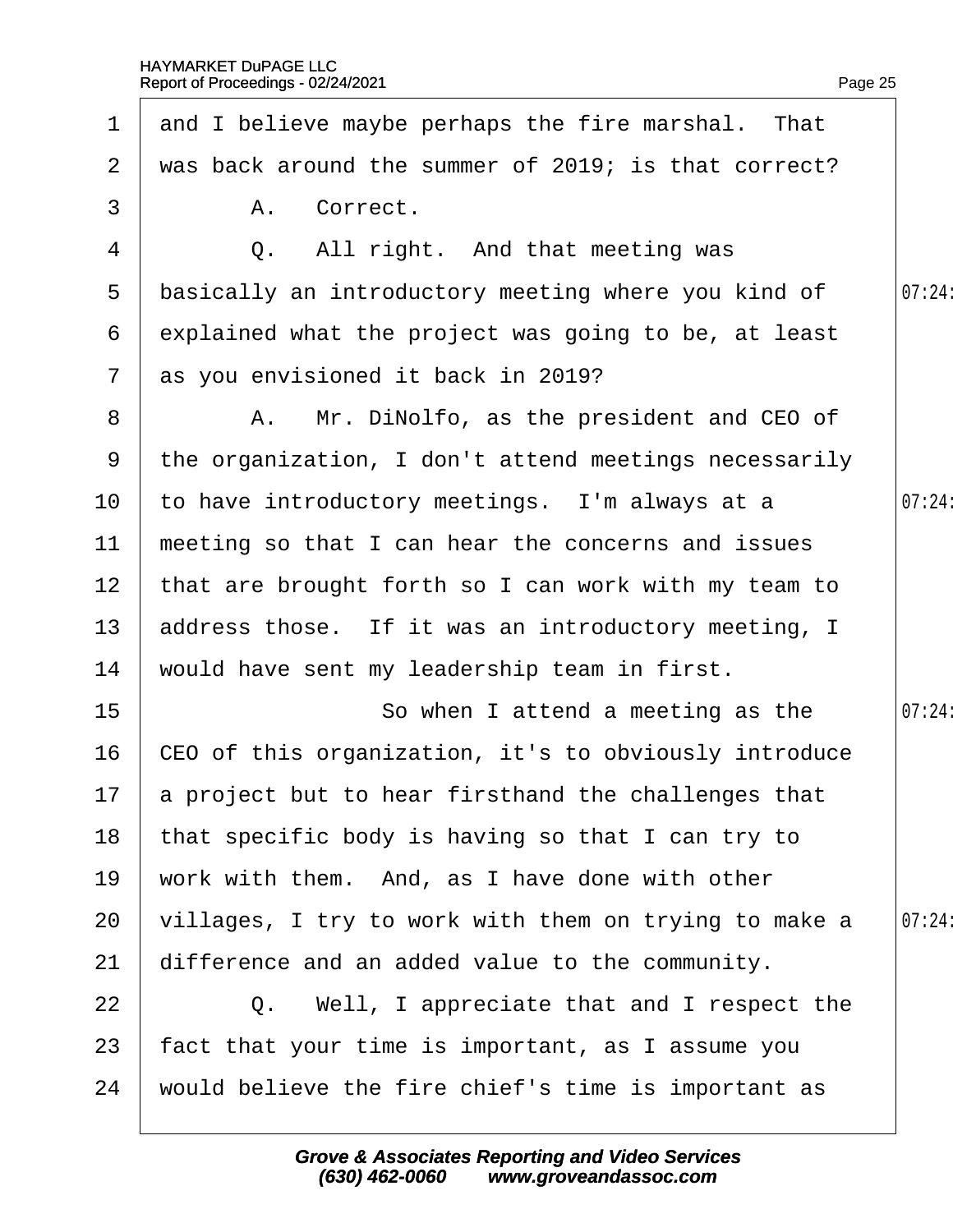and I believe maybe perhaps the fire marshal. That was back around the summer of 2019; is that correct?

A. Correct.

Q. All right. And that meeting was basically an introductory meeting where you kind of explained what the project was going to be, at least as you envisioned it back in 2019?

A. Mr. DiNolfo, as the president and CEO of the organization, I don't attend meetings necessarily to have introductory meetings. I'm always at a meeting so that I can hear the concerns and issues that are brought forth so I can work with my team to address those. If it was an introductory meeting, I would have sent my leadership team in first.

So when I attend a meeting as the CEO of this organization, it's to obviously introduce a project but to hear firsthand the challenges that that specific body is having so that I can try to work with them. And, as I have done with other villages, I try to work with them on trying to make a difference and an added value to the community.

Q. Well, I appreciate that and I respect the fact that your time is important, as I assume you would believe the fire chief's time is important as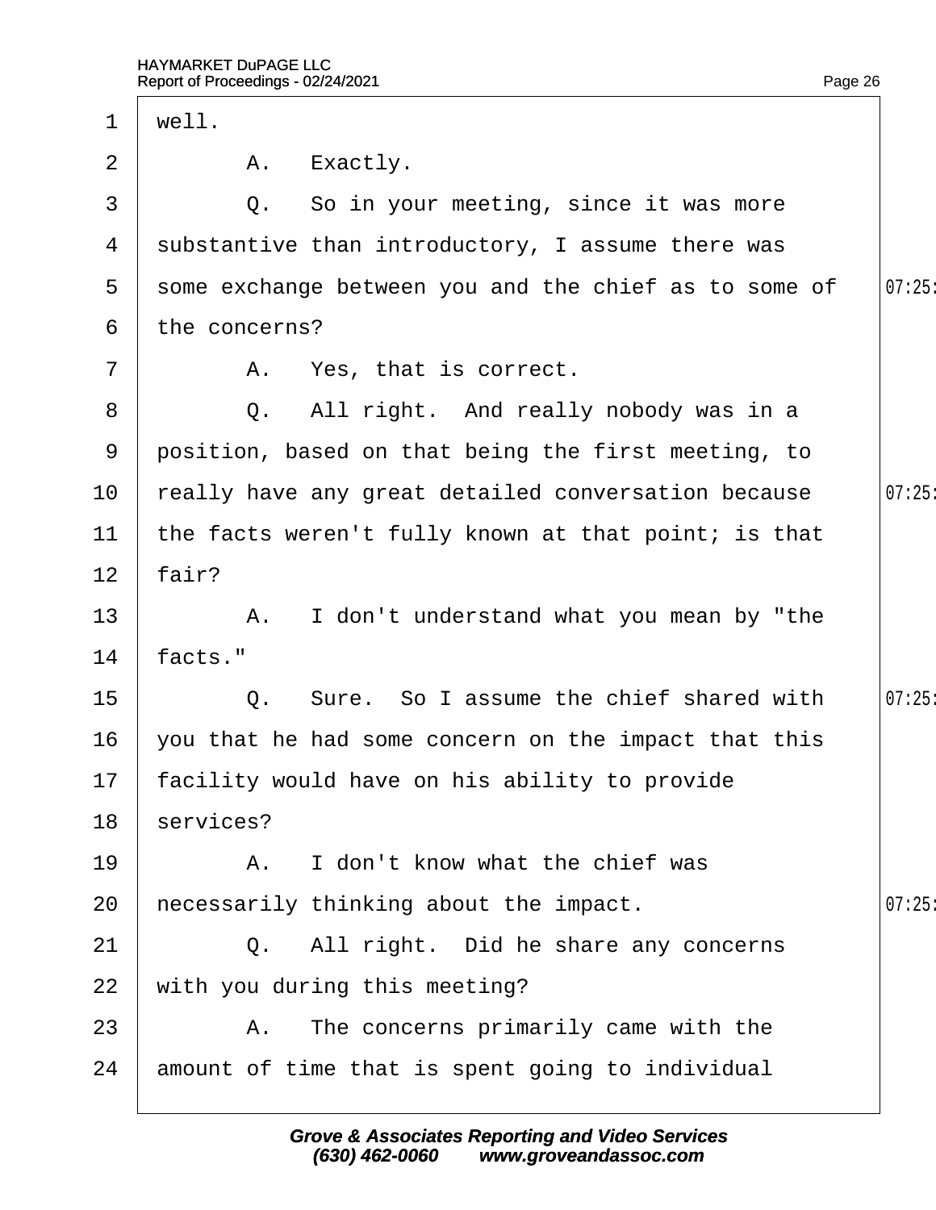1 well.

2 A. Exactly.

3 Q. So in your meeting, since it was more

4 substantive than introductory, I assume there was

5 some exchange between you and the chief as to some of

6 the concerns?

7 A. Yes, that is correct.

8 Q. All right. And really nobody was in a

9 position, based on that being the first meeting, to

10 really have any great detailed conversation because

11 the facts weren't fully known at that point; is that

12 fair?

13 A. I don't understand what you mean by "the

14 facts."

15 Q. Sure. So I assume the chief shared with

16 you that he had some concern on the impact that this

17 facility would have on his ability to provide

18 services?

19 A. I don't know what the chief was

20 necessarily thinking about the impact.

21 Q. All right. Did he share any concerns

22 with you during this meeting?

23 A. The concerns primarily came with the

24 amount of time that is spent going to individual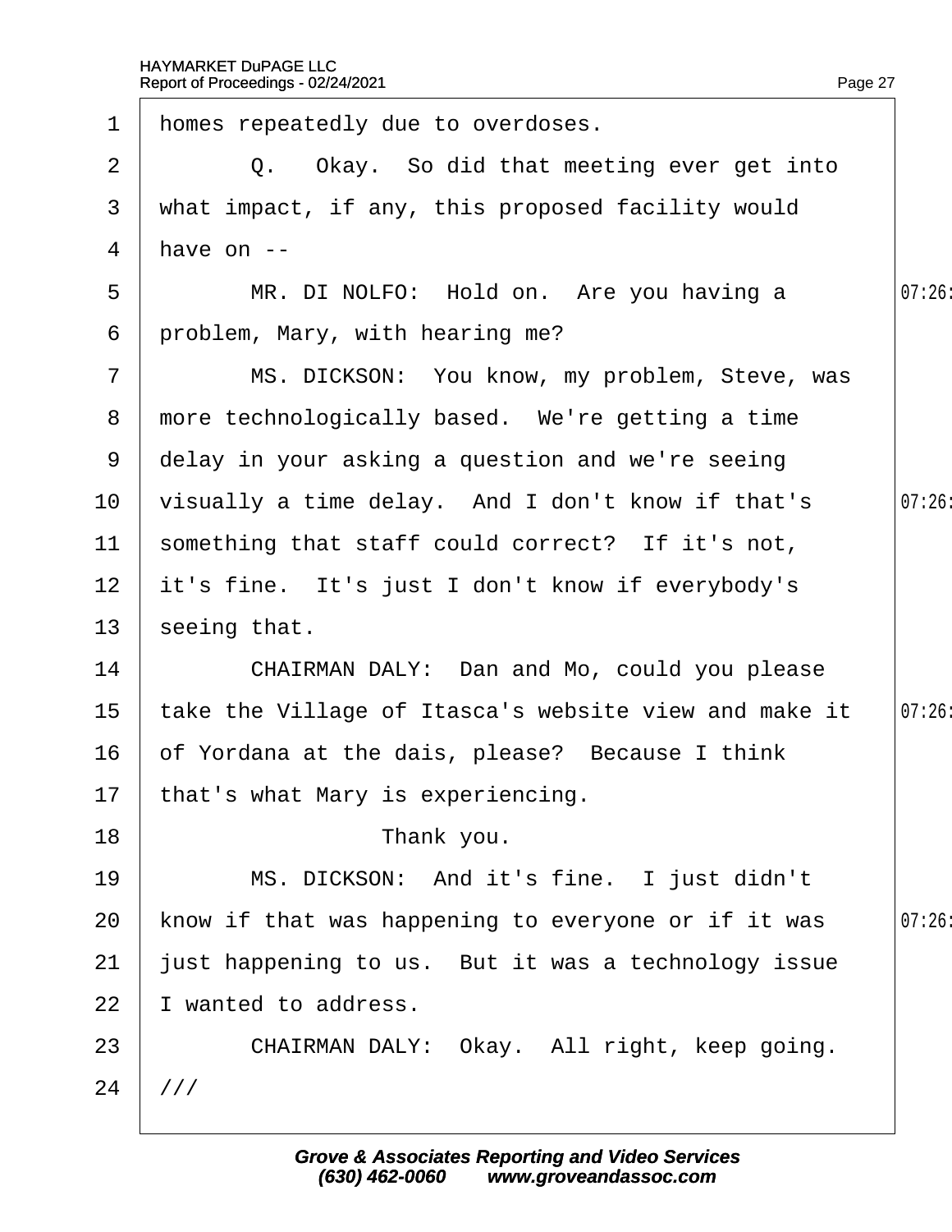homes repeatedly due to overdoses.

Q. Okay. So did that meeting ever get into what impact, if any, this proposed facility would have on --

MR. DI NOLFO: Hold on. Are you having a problem, Mary, with hearing me?

MS. DICKSON: You know, my problem, Steve, was more technologically based. We're getting a time delay in your asking a question and we're seeing visually a time delay. And I don't know if that's something that staff could correct? If it's not, it's fine. It's just I don't know if everybody's seeing that.

CHAIRMAN DALY: Dan and Mo, could you please take the Village of Itasca's website view and make it of Yordana at the dais, please? Because I think that's what Mary is experiencing.

Thank you.

MS. DICKSON: And it's fine. I just didn't know if that was happening to everyone or if it was just happening to us. But it was a technology issue I wanted to address.

CHAIRMAN DALY: Okay. All right, keep going.

///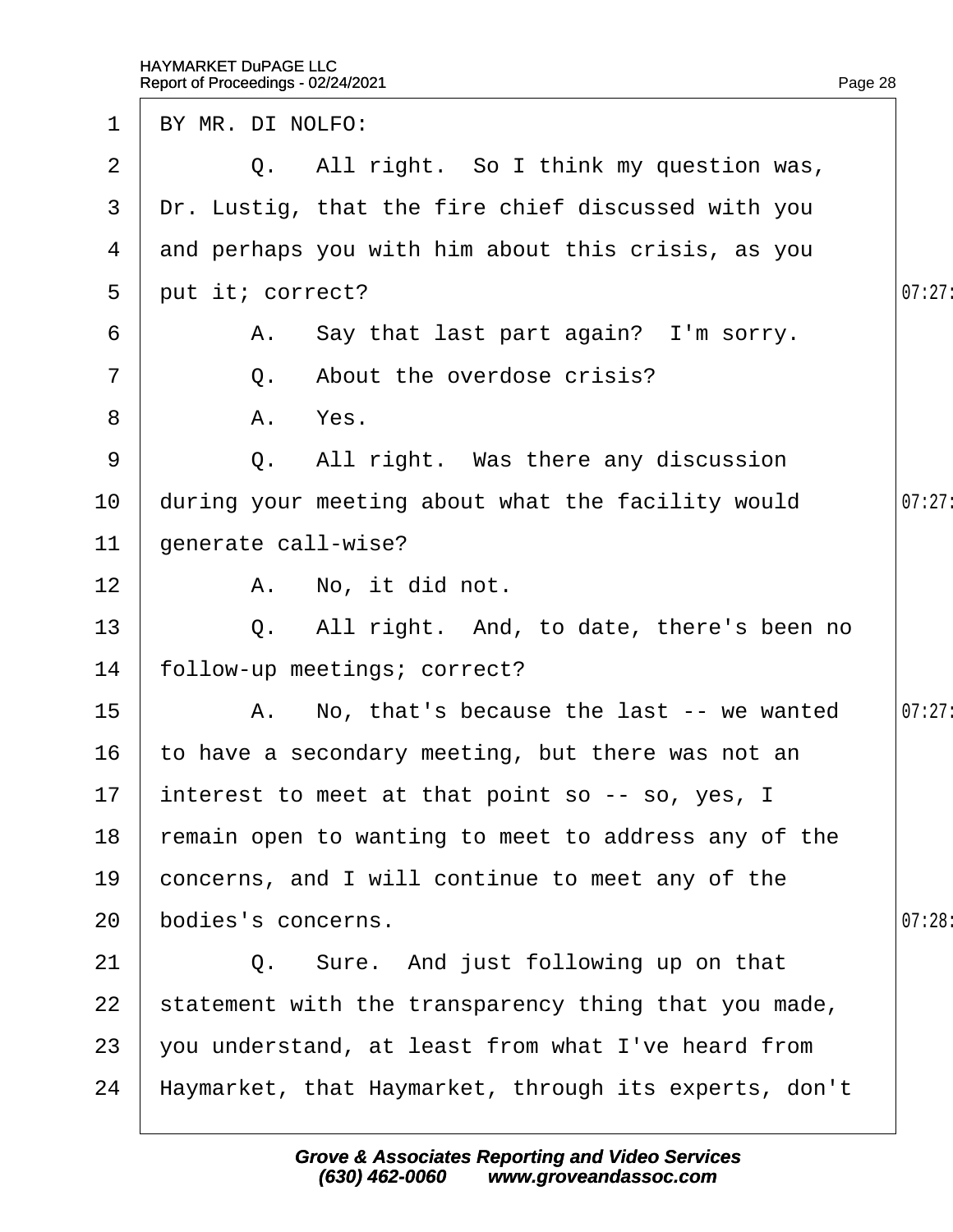BY MR. DI NOLFO:

Q. All right. So I think my question was, Dr. Lustig, that the fire chief discussed with you and perhaps you with him about this crisis, as you put it; correct?

A. Say that last part again? I'm sorry.

Q. About the overdose crisis?

A. Yes.

Q. All right. Was there any discussion during your meeting about what the facility would generate call-wise?

A. No, it did not.

Q. All right. And, to date, there's been no follow-up meetings; correct?

A. No, that's because the last -- we wanted to have a secondary meeting, but there was not an interest to meet at that point so -- so, yes, I remain open to wanting to meet to address any of the concerns, and I will continue to meet any of the bodies's concerns.

Q. Sure. And just following up on that statement with the transparency thing that you made, you understand, at least from what I've heard from Haymarket, that Haymarket, through its experts, don't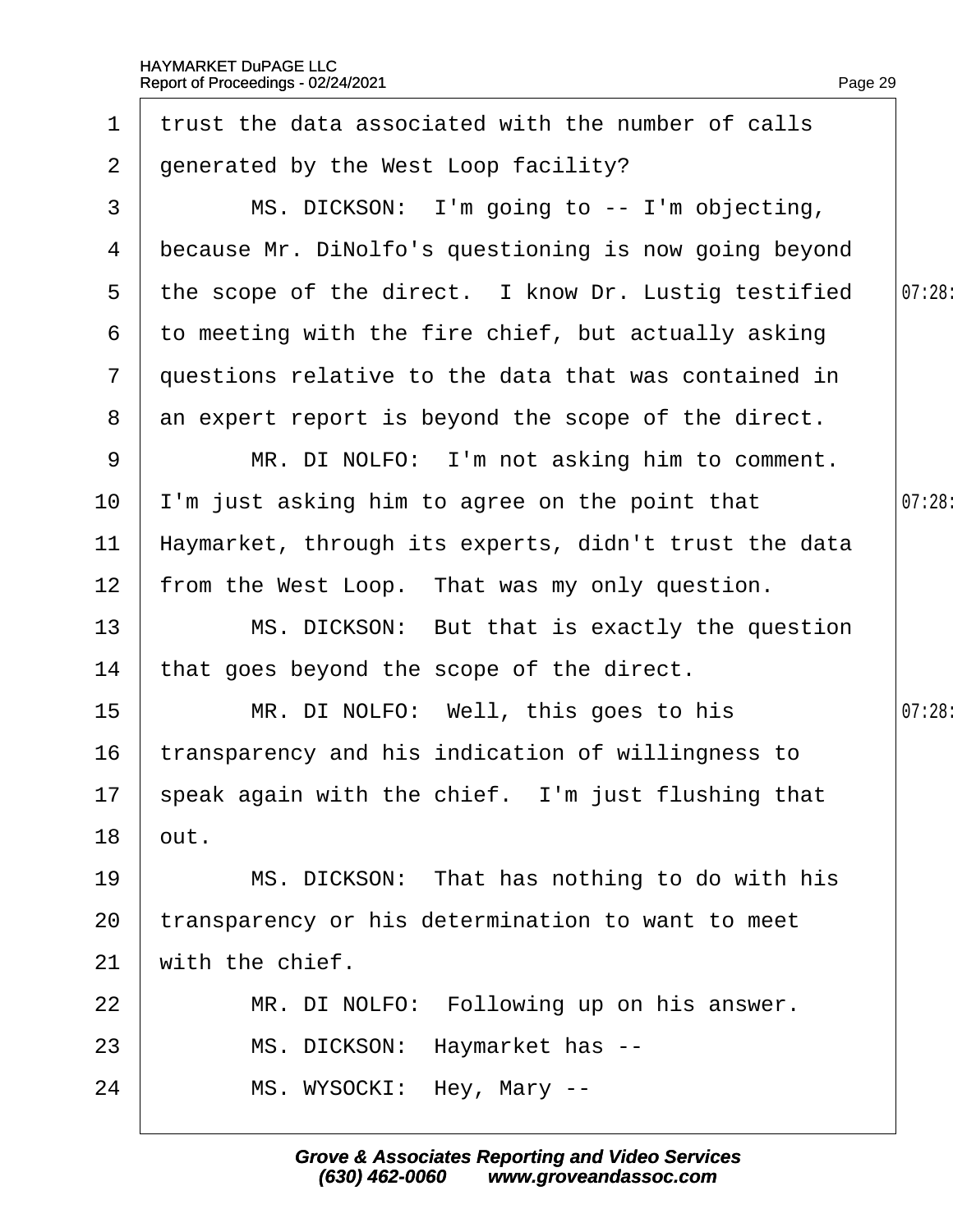1 trust the data associated with the number of calls
2 generated by the West Loop facility?
3 MS. DICKSON: I'm going to -- I'm objecting,
4 because Mr. DiNolfo's questioning is now going beyond
5 the scope of the direct. I know Dr. Lustig testified
6 to meeting with the fire chief, but actually asking
7 questions relative to the data that was contained in
8 an expert report is beyond the scope of the direct.
9 MR. DI NOLFO: I'm not asking him to comment.
10 I'm just asking him to agree on the point that
11 Haymarket, through its experts, didn't trust the data
12 from the West Loop. That was my only question.
13 MS. DICKSON: But that is exactly the question
14 that goes beyond the scope of the direct.
15 MR. DI NOLFO: Well, this goes to his
16 transparency and his indication of willingness to
17 speak again with the chief. I'm just flushing that
18 out.
19 MS. DICKSON: That has nothing to do with his
20 transparency or his determination to want to meet
21 with the chief.
22 MR. DI NOLFO: Following up on his answer.
23 MS. DICKSON: Haymarket has --
24 MS. WYSOCKI: Hey, Mary --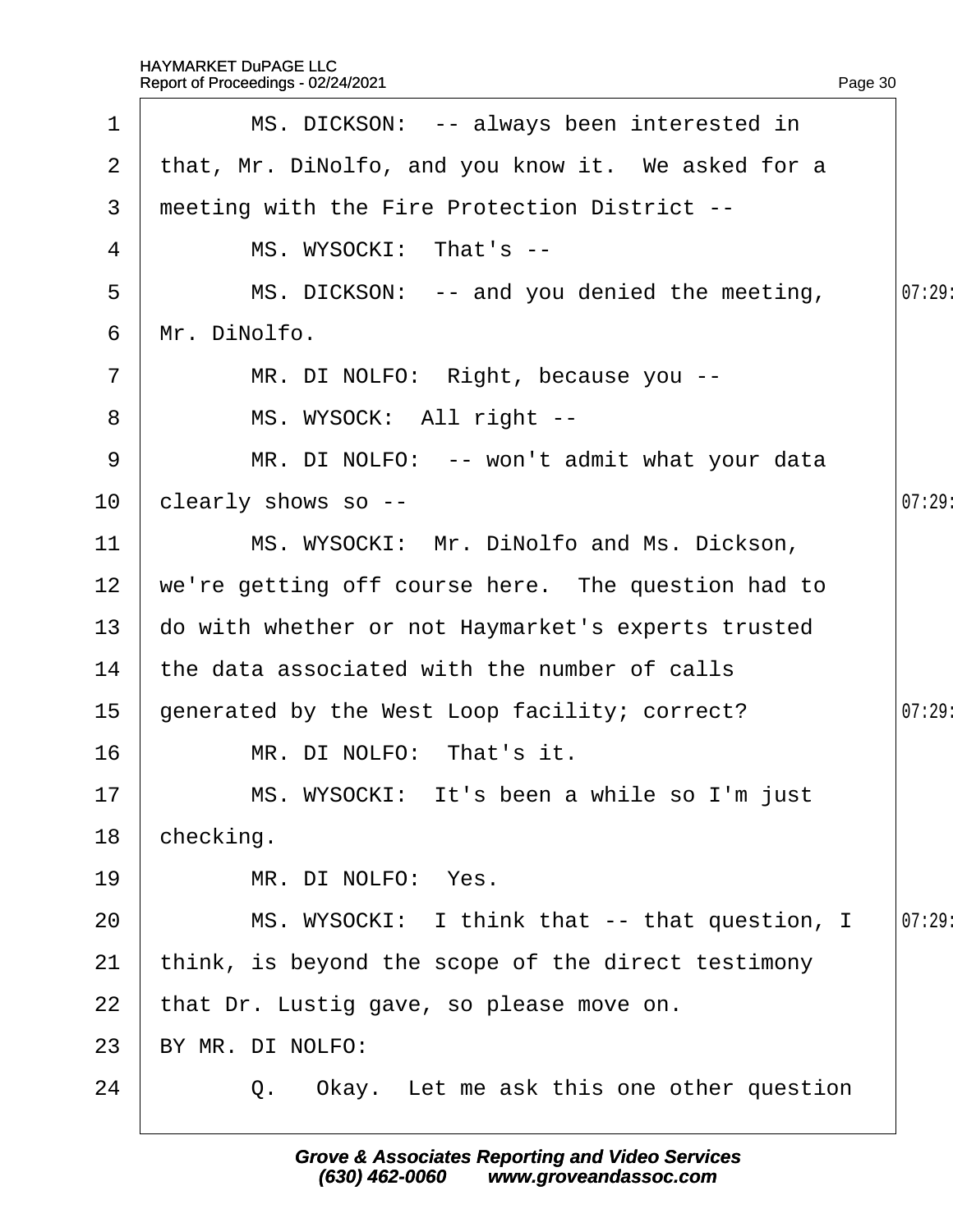MS. DICKSON: -- always been interested in that, Mr. DiNolfo, and you know it. We asked for a meeting with the Fire Protection District --

MS. WYSOCKI: That's --

MS. DICKSON: -- and you denied the meeting, Mr. DiNolfo.

MR. DI NOLFO: Right, because you --

MS. WYSOCK: All right --

MR. DI NOLFO: -- won't admit what your data clearly shows so --

MS. WYSOCKI: Mr. DiNolfo and Ms. Dickson, we're getting off course here. The question had to do with whether or not Haymarket's experts trusted the data associated with the number of calls generated by the West Loop facility; correct?

MR. DI NOLFO: That's it.

MS. WYSOCKI: It's been a while so I'm just checking.

MR. DI NOLFO: Yes.

MS. WYSOCKI: I think that -- that question, I think, is beyond the scope of the direct testimony that Dr. Lustig gave, so please move on.

BY MR. DI NOLFO:

Q. Okay. Let me ask this one other question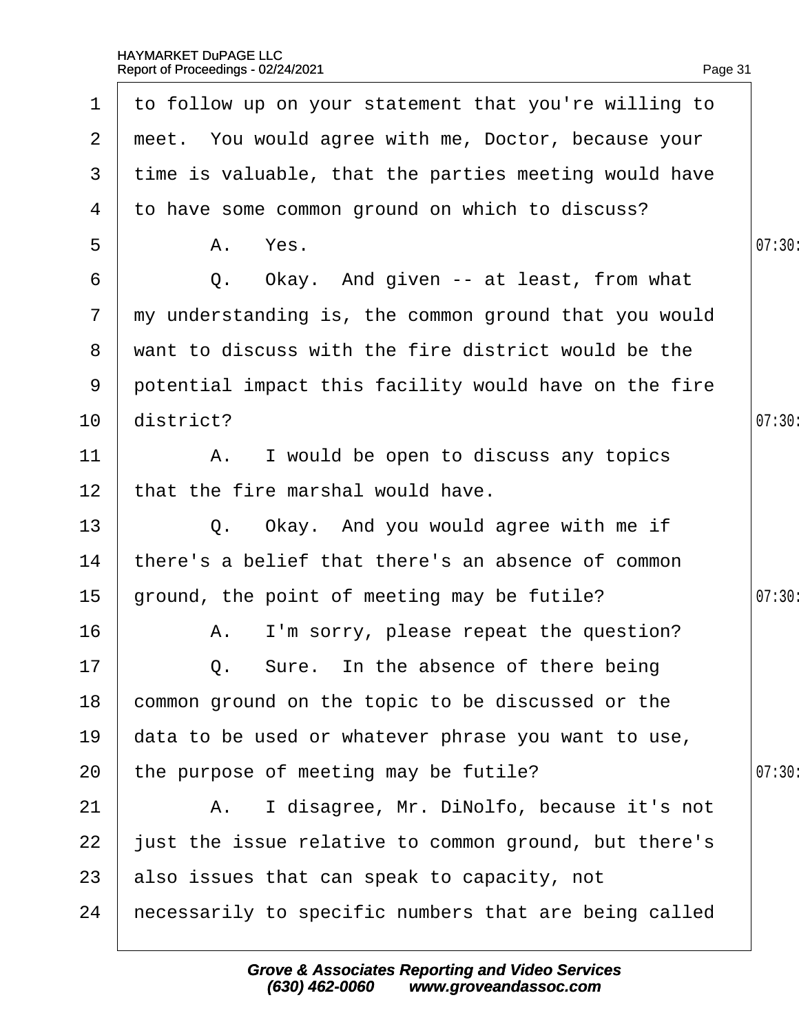1 to follow up on your statement that you're willing to
2 meet. You would agree with me, Doctor, because your
3 time is valuable, that the parties meeting would have
4 to have some common ground on which to discuss?
5 A. Yes.
6 Q. Okay. And given -- at least, from what
7 my understanding is, the common ground that you would
8 want to discuss with the fire district would be the
9 potential impact this facility would have on the fire
10 district?
11 A. I would be open to discuss any topics
12 that the fire marshal would have.
13 Q. Okay. And you would agree with me if
14 there's a belief that there's an absence of common
15 ground, the point of meeting may be futile?
16 A. I'm sorry, please repeat the question?
17 Q. Sure. In the absence of there being
18 common ground on the topic to be discussed or the
19 data to be used or whatever phrase you want to use,
20 the purpose of meeting may be futile?
21 A. I disagree, Mr. DiNolfo, because it's not
22 just the issue relative to common ground, but there's
23 also issues that can speak to capacity, not
24 necessarily to specific numbers that are being called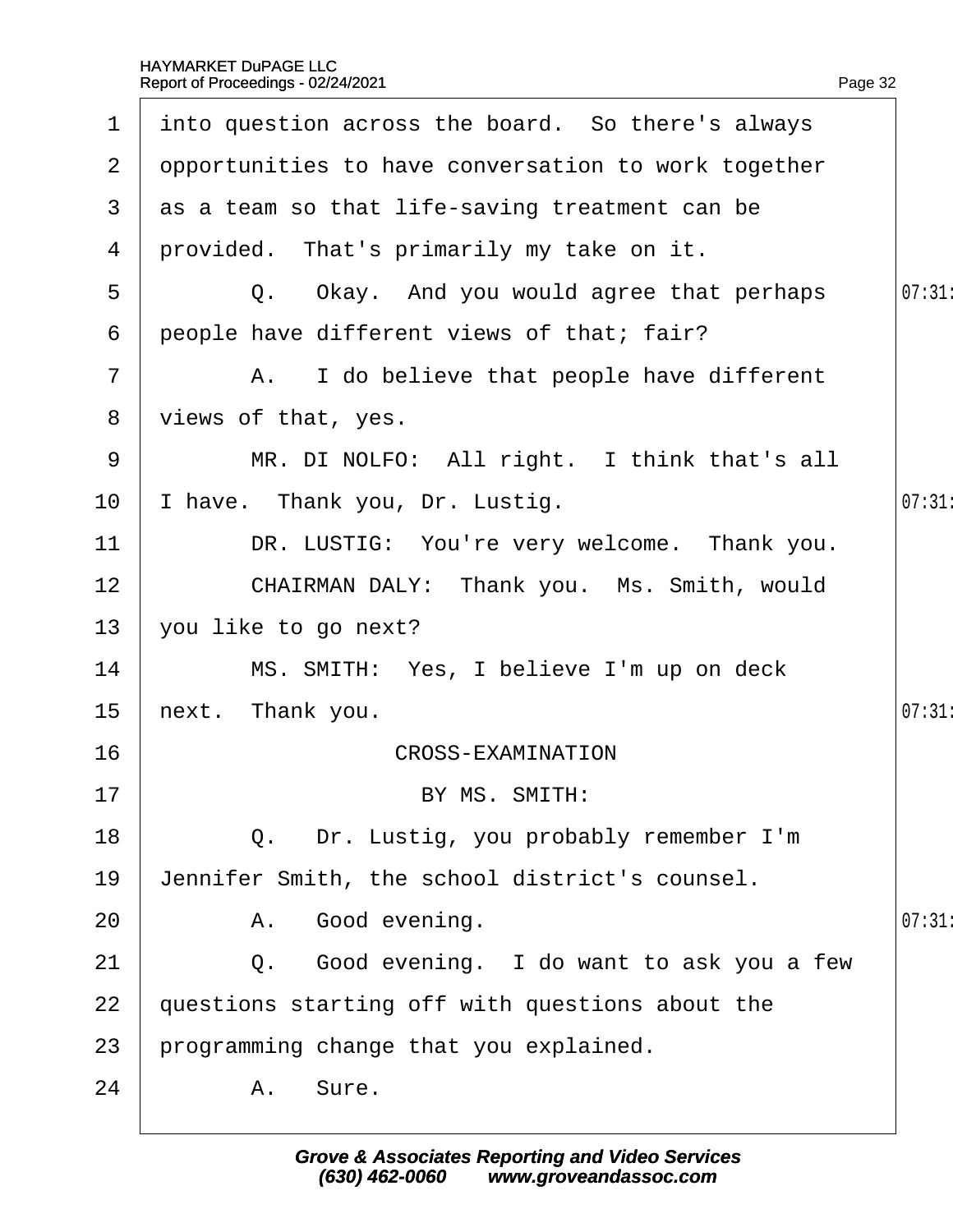into question across the board. So there's always opportunities to have conversation to work together as a team so that life-saving treatment can be provided. That's primarily my take on it.

Q. Okay. And you would agree that perhaps people have different views of that; fair?

A. I do believe that people have different views of that, yes.

MR. DI NOLFO: All right. I think that's all I have. Thank you, Dr. Lustig.

DR. LUSTIG: You're very welcome. Thank you.

CHAIRMAN DALY: Thank you. Ms. Smith, would you like to go next?

MS. SMITH: Yes, I believe I'm up on deck next. Thank you.

CROSS-EXAMINATION

BY MS. SMITH:

Q. Dr. Lustig, you probably remember I'm Jennifer Smith, the school district's counsel.

A. Good evening.

Q. Good evening. I do want to ask you a few questions starting off with questions about the programming change that you explained.

A. Sure.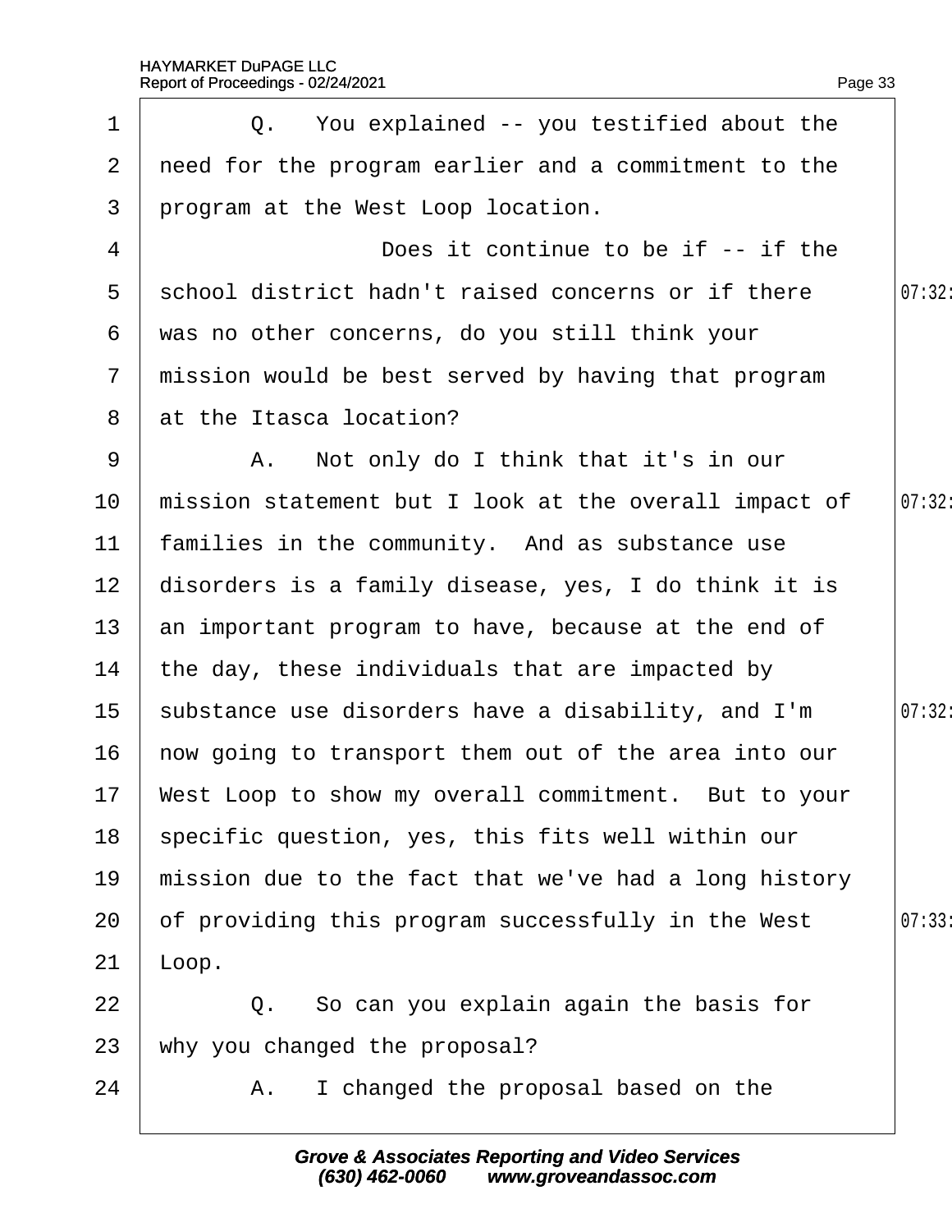Q. You explained -- you testified about the need for the program earlier and a commitment to the program at the West Loop location.

Does it continue to be if -- if the school district hadn't raised concerns or if there was no other concerns, do you still think your mission would be best served by having that program at the Itasca location?

A. Not only do I think that it's in our mission statement but I look at the overall impact of families in the community. And as substance use disorders is a family disease, yes, I do think it is an important program to have, because at the end of the day, these individuals that are impacted by substance use disorders have a disability, and I'm now going to transport them out of the area into our West Loop to show my overall commitment. But to your specific question, yes, this fits well within our mission due to the fact that we've had a long history of providing this program successfully in the West Loop.

Q. So can you explain again the basis for why you changed the proposal?

A. I changed the proposal based on the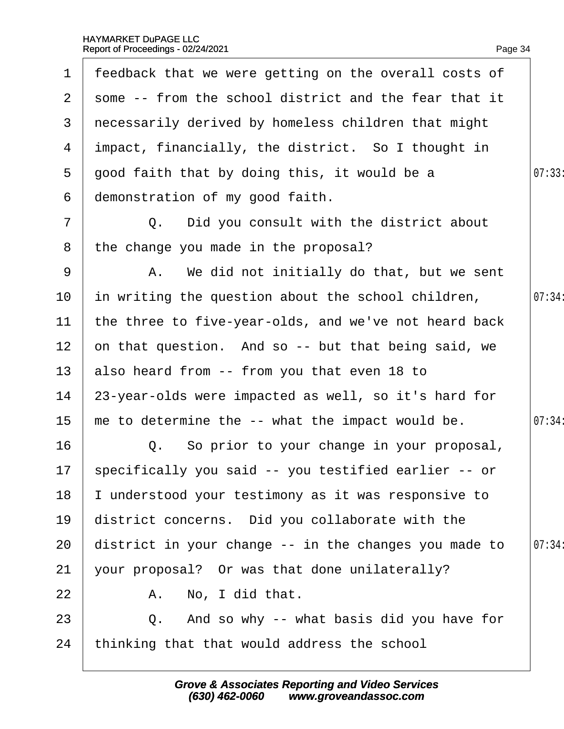1 feedback that we were getting on the overall costs of
2 some -- from the school district and the fear that it
3 necessarily derived by homeless children that might
4 impact, financially, the district. So I thought in
5 good faith that by doing this, it would be a
6 demonstration of my good faith.
7 Q. Did you consult with the district about
8 the change you made in the proposal?
9 A. We did not initially do that, but we sent
10 in writing the question about the school children,
11 the three to five-year-olds, and we've not heard back
12 on that question. And so -- but that being said, we
13 also heard from -- from you that even 18 to
14 23-year-olds were impacted as well, so it's hard for
15 me to determine the -- what the impact would be.
16 Q. So prior to your change in your proposal,
17 specifically you said -- you testified earlier -- or
18 I understood your testimony as it was responsive to
19 district concerns. Did you collaborate with the
20 district in your change -- in the changes you made to
21 your proposal? Or was that done unilaterally?
22 A. No, I did that.
23 Q. And so why -- what basis did you have for
24 thinking that that would address the school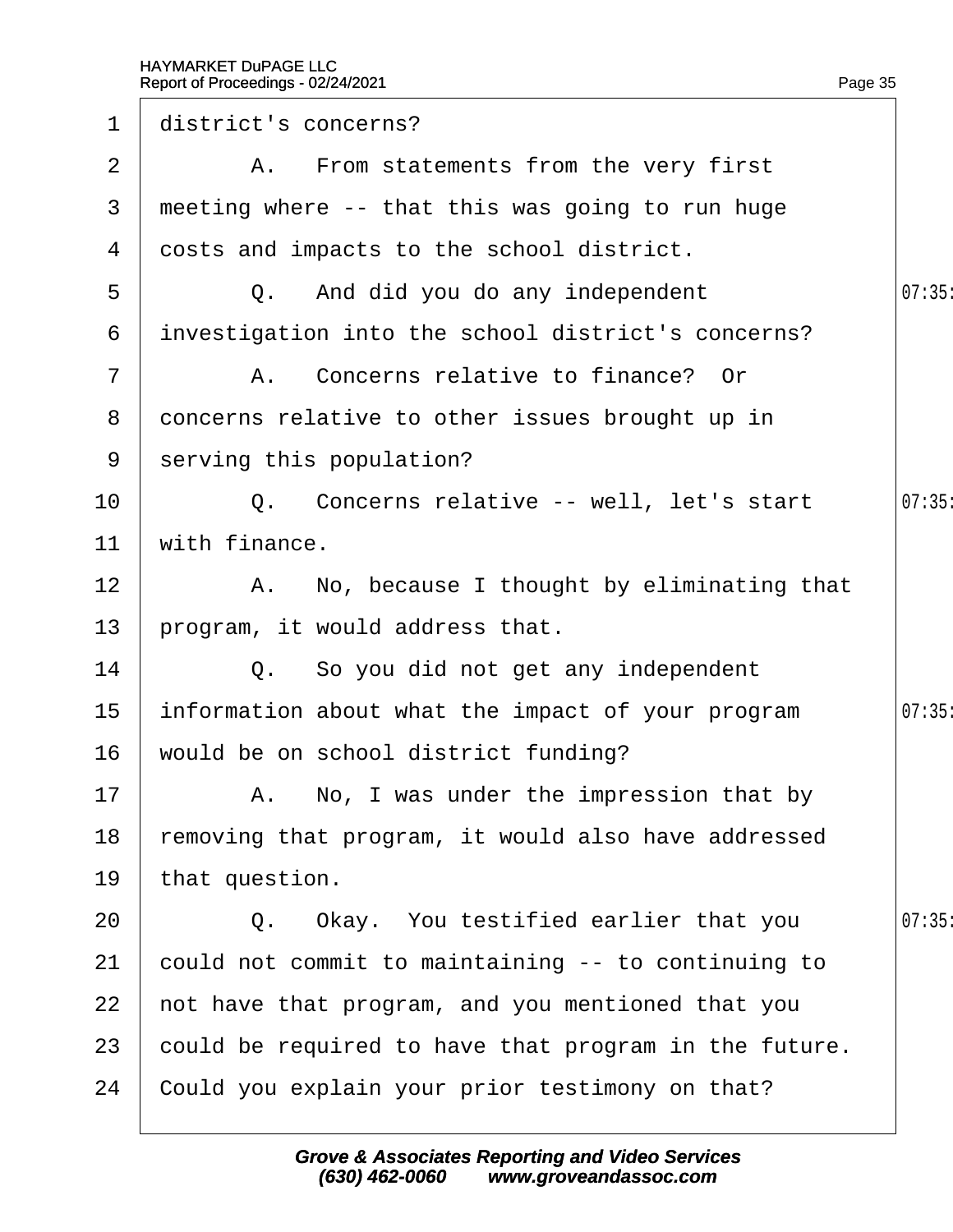1 district's concerns?

2 A. From statements from the very first

3 meeting where -- that this was going to run huge

4 costs and impacts to the school district.

5 Q. And did you do any independent 07:35

6 investigation into the school district's concerns?

7 A. Concerns relative to finance? Or

8 concerns relative to other issues brought up in

9 serving this population?

10 Q. Concerns relative -- well, let's start 07:35

11 with finance.

12 A. No, because I thought by eliminating that

13 program, it would address that.

14 Q. So you did not get any independent

15 information about what the impact of your program 07:35

16 would be on school district funding?

17 A. No, I was under the impression that by

18 removing that program, it would also have addressed

19 that question.

20 Q. Okay. You testified earlier that you 07:35

21 could not commit to maintaining -- to continuing to

22 not have that program, and you mentioned that you

23 could be required to have that program in the future.

24 Could you explain your prior testimony on that?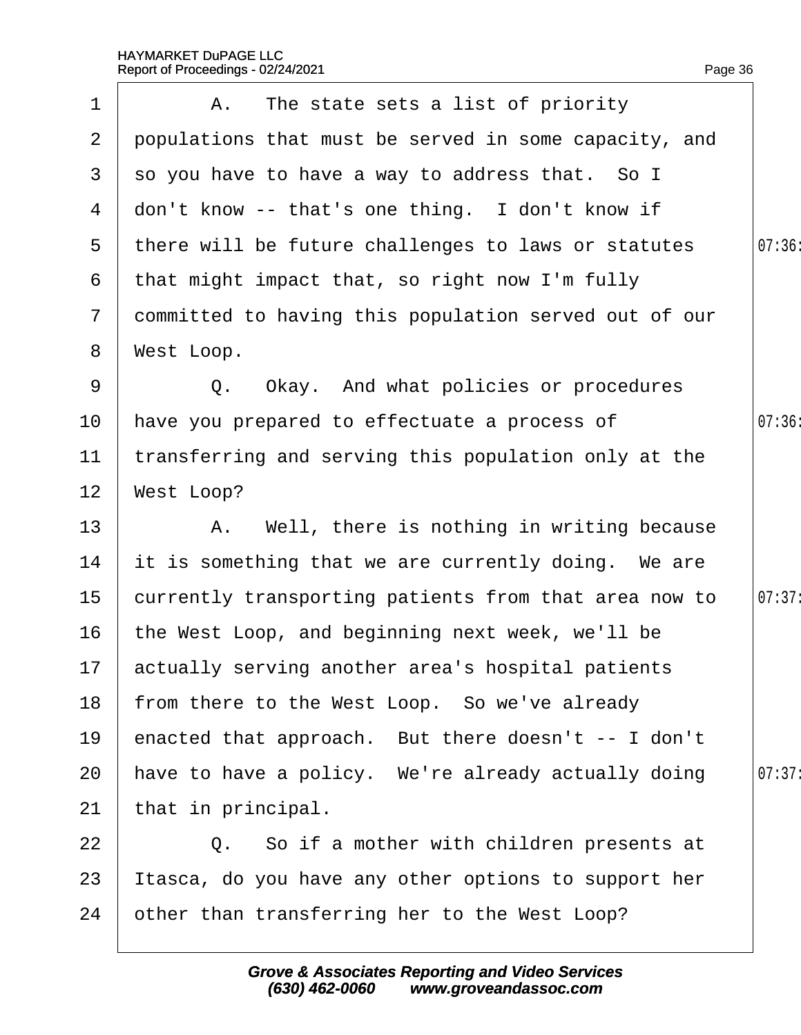1 A. The state sets a list of priority
2 populations that must be served in some capacity, and
3 so you have to have a way to address that. So I
4 don't know -- that's one thing. I don't know if
5 there will be future challenges to laws or statutes
6 that might impact that, so right now I'm fully
7 committed to having this population served out of our
8 West Loop.
9 Q. Okay. And what policies or procedures
10 have you prepared to effectuate a process of
11 transferring and serving this population only at the
12 West Loop?
13 A. Well, there is nothing in writing because
14 it is something that we are currently doing. We are
15 currently transporting patients from that area now to
16 the West Loop, and beginning next week, we'll be
17 actually serving another area's hospital patients
18 from there to the West Loop. So we've already
19 enacted that approach. But there doesn't -- I don't
20 have to have a policy. We're already actually doing
21 that in principal.
22 Q. So if a mother with children presents at
23 Itasca, do you have any other options to support her
24 other than transferring her to the West Loop?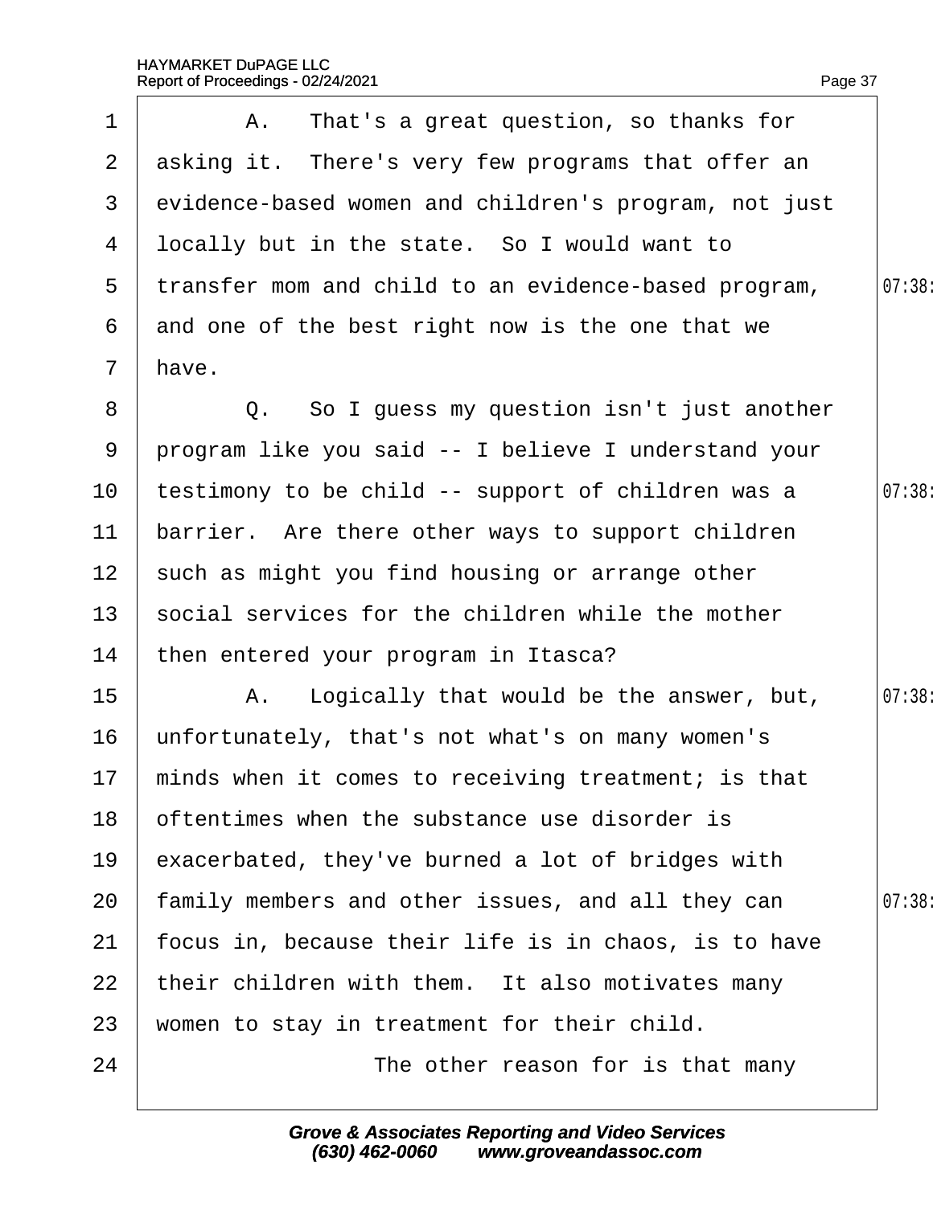A. That's a great question, so thanks for asking it. There's very few programs that offer an evidence-based women and children's program, not just locally but in the state. So I would want to transfer mom and child to an evidence-based program, and one of the best right now is the one that we have.

Q. So I guess my question isn't just another program like you said -- I believe I understand your testimony to be child -- support of children was a barrier. Are there other ways to support children such as might you find housing or arrange other social services for the children while the mother then entered your program in Itasca?

A. Logically that would be the answer, but, unfortunately, that's not what's on many women's minds when it comes to receiving treatment; is that oftentimes when the substance use disorder is exacerbated, they've burned a lot of bridges with family members and other issues, and all they can focus in, because their life is in chaos, is to have their children with them. It also motivates many women to stay in treatment for their child.

The other reason for is that many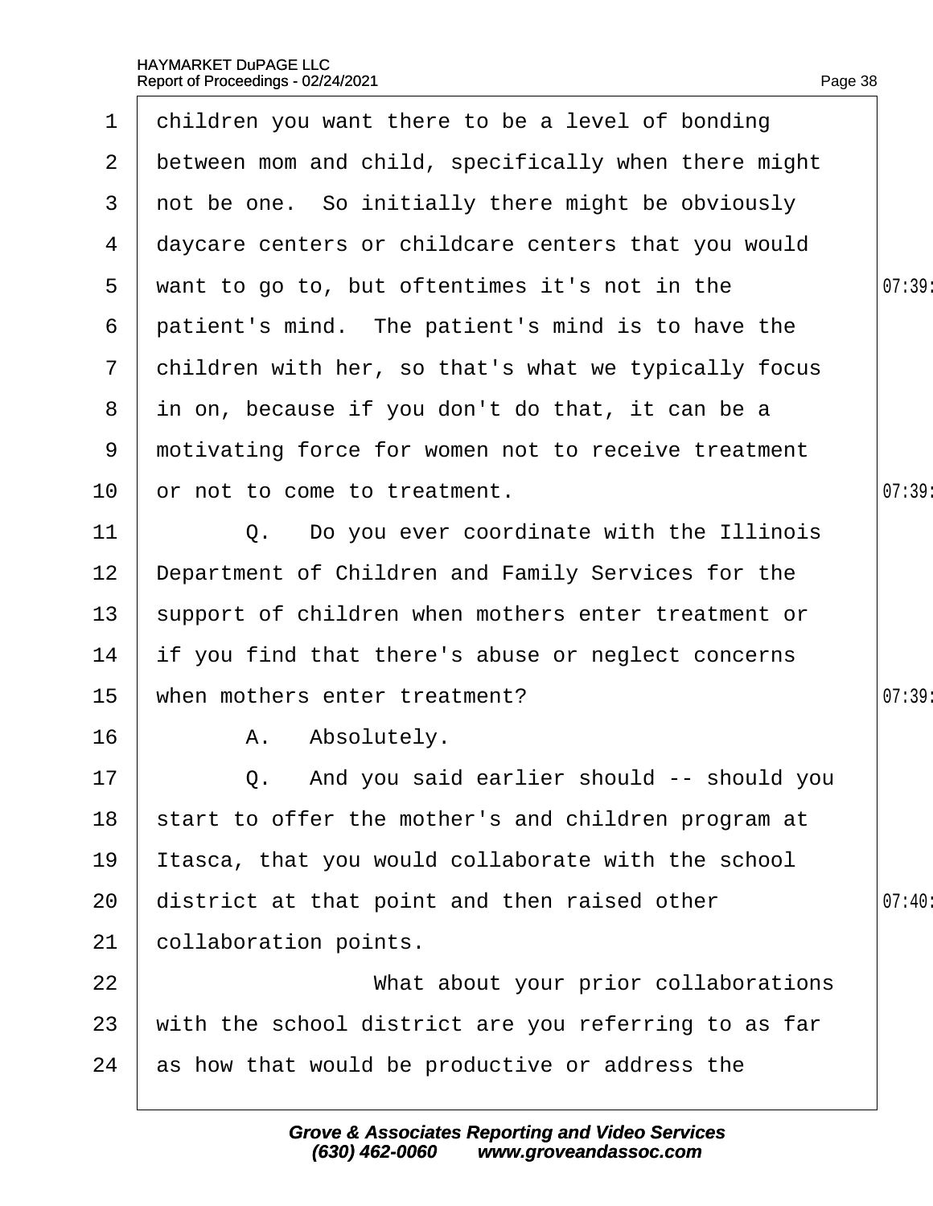1 children you want there to be a level of bonding
2 between mom and child, specifically when there might
3 not be one. So initially there might be obviously
4 daycare centers or childcare centers that you would
5 want to go to, but oftentimes it's not in the
6 patient's mind. The patient's mind is to have the
7 children with her, so that's what we typically focus
8 in on, because if you don't do that, it can be a
9 motivating force for women not to receive treatment
10 or not to come to treatment.
11 Q. Do you ever coordinate with the Illinois
12 Department of Children and Family Services for the
13 support of children when mothers enter treatment or
14 if you find that there's abuse or neglect concerns
15 when mothers enter treatment?
16 A. Absolutely.
17 Q. And you said earlier should -- should you
18 start to offer the mother's and children program at
19 Itasca, that you would collaborate with the school
20 district at that point and then raised other
21 collaboration points.
22 What about your prior collaborations
23 with the school district are you referring to as far
24 as how that would be productive or address the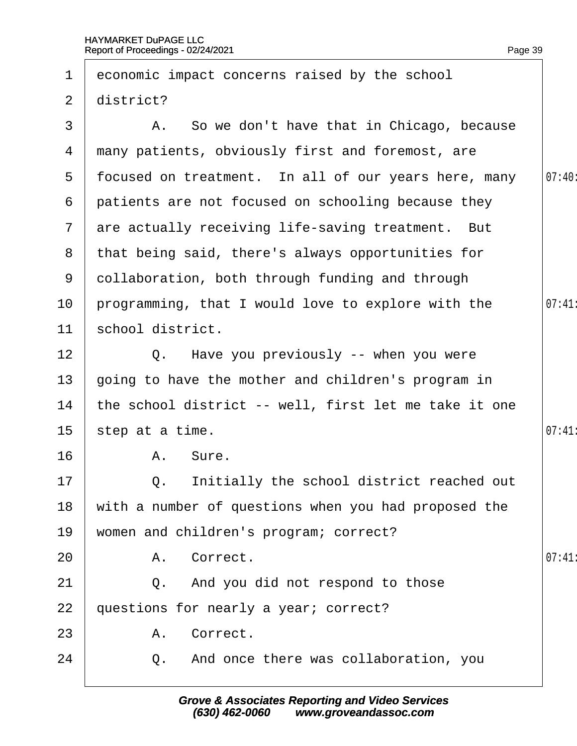1 economic impact concerns raised by the school
2 district?
3 A. So we don't have that in Chicago, because
4 many patients, obviously first and foremost, are
5 focused on treatment. In all of our years here, many
6 patients are not focused on schooling because they
7 are actually receiving life-saving treatment. But
8 that being said, there's always opportunities for
9 collaboration, both through funding and through
10 programming, that I would love to explore with the
11 school district.
12 Q. Have you previously -- when you were
13 going to have the mother and children's program in
14 the school district -- well, first let me take it one
15 step at a time.
16 A. Sure.
17 Q. Initially the school district reached out
18 with a number of questions when you had proposed the
19 women and children's program; correct?
20 A. Correct.
21 Q. And you did not respond to those
22 questions for nearly a year; correct?
23 A. Correct.
24 Q. And once there was collaboration, you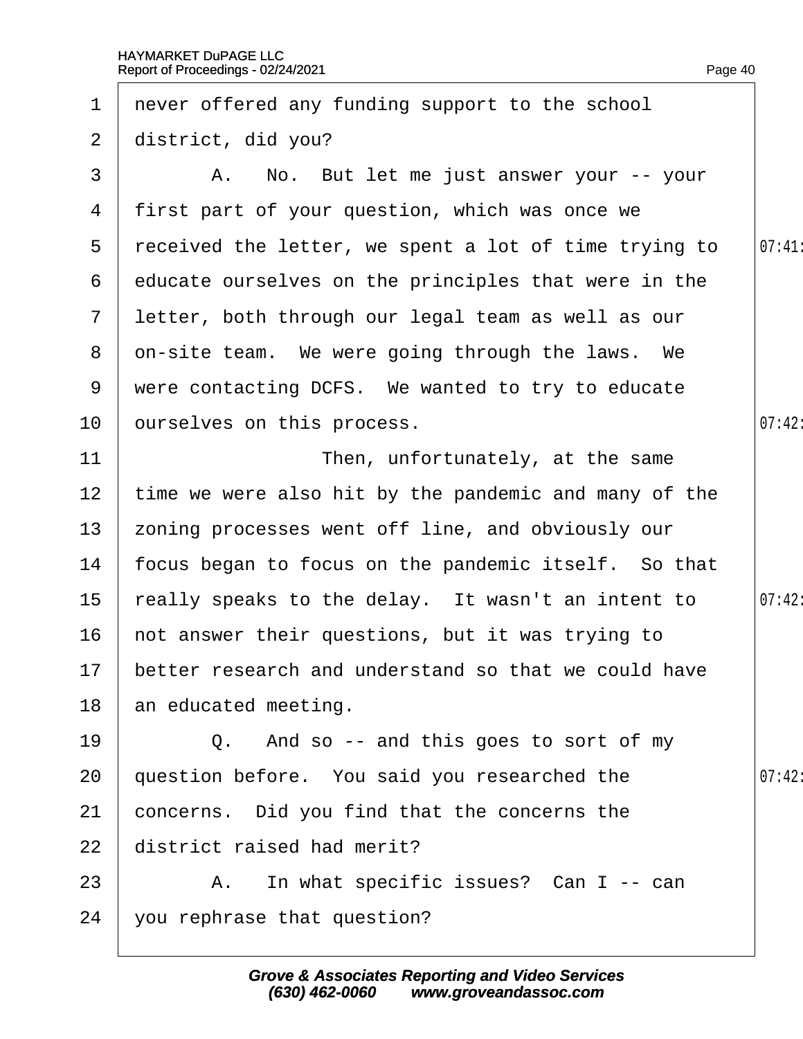1 never offered any funding support to the school
2 district, did you?
3 A. No. But let me just answer your -- your
4 first part of your question, which was once we
5 received the letter, we spent a lot of time trying to
6 educate ourselves on the principles that were in the
7 letter, both through our legal team as well as our
8 on-site team. We were going through the laws. We
9 were contacting DCFS. We wanted to try to educate
10 ourselves on this process.
11 Then, unfortunately, at the same
12 time we were also hit by the pandemic and many of the
13 zoning processes went off line, and obviously our
14 focus began to focus on the pandemic itself. So that
15 really speaks to the delay. It wasn't an intent to
16 not answer their questions, but it was trying to
17 better research and understand so that we could have
18 an educated meeting.
19 Q. And so -- and this goes to sort of my
20 question before. You said you researched the
21 concerns. Did you find that the concerns the
22 district raised had merit?
23 A. In what specific issues? Can I -- can
24 you rephrase that question?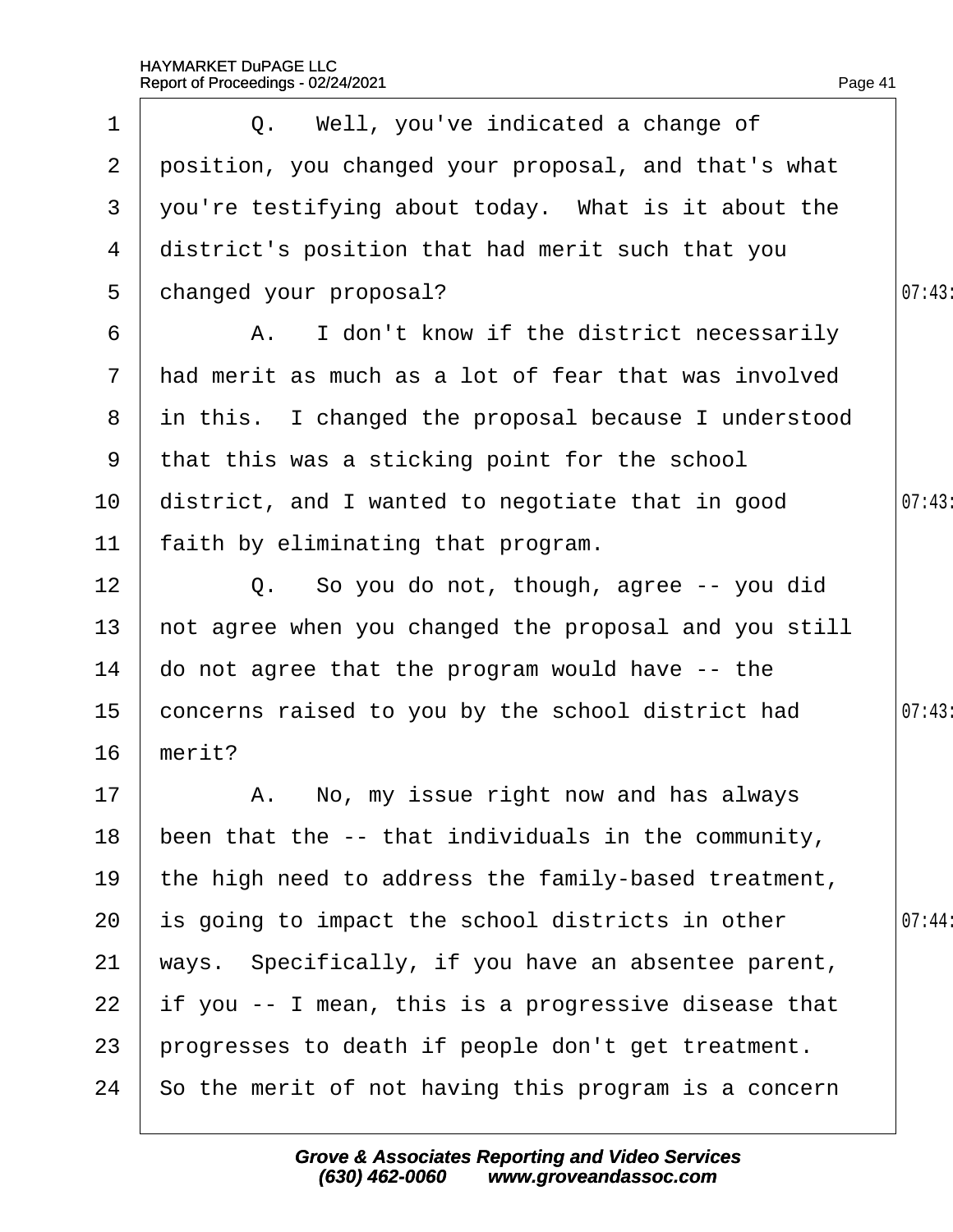Q. Well, you've indicated a change of position, you changed your proposal, and that's what you're testifying about today. What is it about the district's position that had merit such that you changed your proposal?

A. I don't know if the district necessarily had merit as much as a lot of fear that was involved in this. I changed the proposal because I understood that this was a sticking point for the school district, and I wanted to negotiate that in good faith by eliminating that program.

Q. So you do not, though, agree -- you did not agree when you changed the proposal and you still do not agree that the program would have -- the concerns raised to you by the school district had merit?

A. No, my issue right now and has always been that the -- that individuals in the community, the high need to address the family-based treatment, is going to impact the school districts in other ways. Specifically, if you have an absentee parent, if you -- I mean, this is a progressive disease that progresses to death if people don't get treatment. So the merit of not having this program is a concern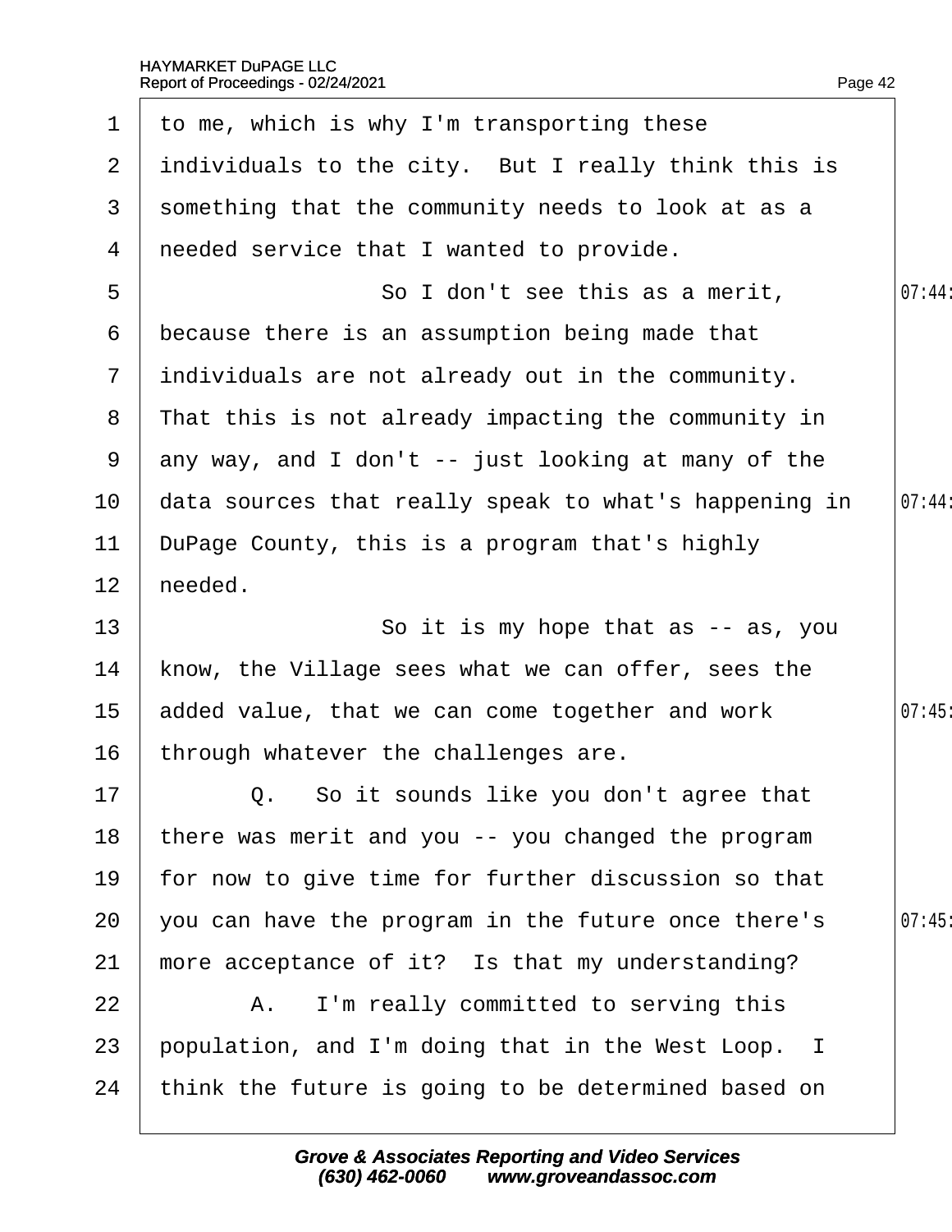to me, which is why I'm transporting these individuals to the city. But I really think this is something that the community needs to look at as a needed service that I wanted to provide.

So I don't see this as a merit, because there is an assumption being made that individuals are not already out in the community. That this is not already impacting the community in any way, and I don't -- just looking at many of the data sources that really speak to what's happening in DuPage County, this is a program that's highly needed.

So it is my hope that as -- as, you know, the Village sees what we can offer, sees the added value, that we can come together and work through whatever the challenges are.

Q. So it sounds like you don't agree that there was merit and you -- you changed the program for now to give time for further discussion so that you can have the program in the future once there's more acceptance of it? Is that my understanding?

A. I'm really committed to serving this population, and I'm doing that in the West Loop. I think the future is going to be determined based on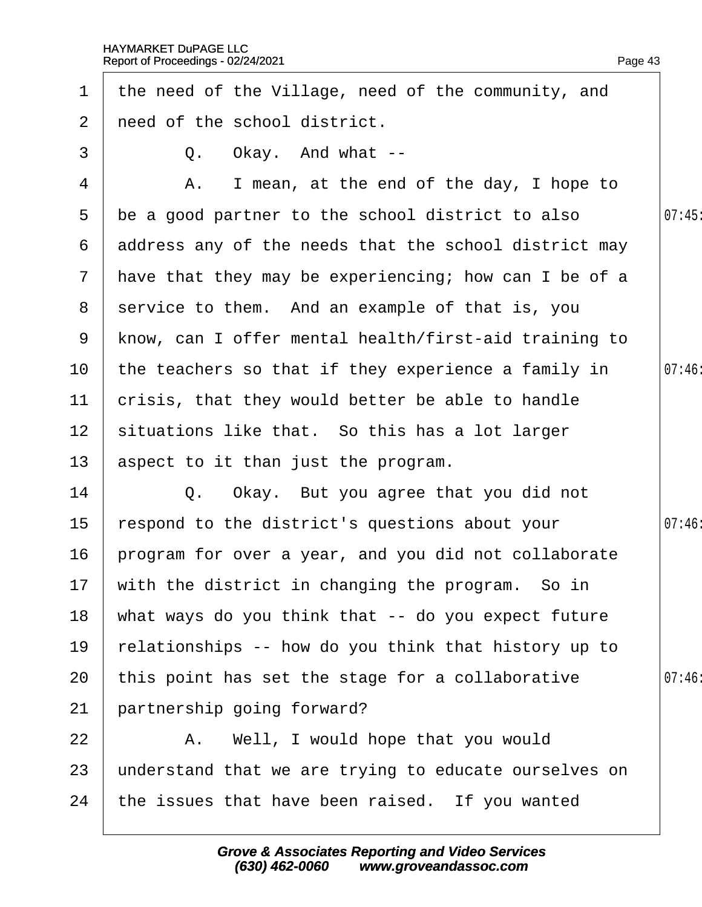1 the need of the Village, need of the community, and
2 need of the school district.
3 Q. Okay. And what --
4 A. I mean, at the end of the day, I hope to
5 be a good partner to the school district to also 07:45:
6 address any of the needs that the school district may
7 have that they may be experiencing; how can I be of a
8 service to them. And an example of that is, you
9 know, can I offer mental health/first-aid training to
10 the teachers so that if they experience a family in 07:46:
11 crisis, that they would better be able to handle
12 situations like that. So this has a lot larger
13 aspect to it than just the program.
14 Q. Okay. But you agree that you did not
15 respond to the district's questions about your 07:46:
16 program for over a year, and you did not collaborate
17 with the district in changing the program. So in
18 what ways do you think that -- do you expect future
19 relationships -- how do you think that history up to
20 this point has set the stage for a collaborative 07:46:
21 partnership going forward?
22 A. Well, I would hope that you would
23 understand that we are trying to educate ourselves on
24 the issues that have been raised. If you wanted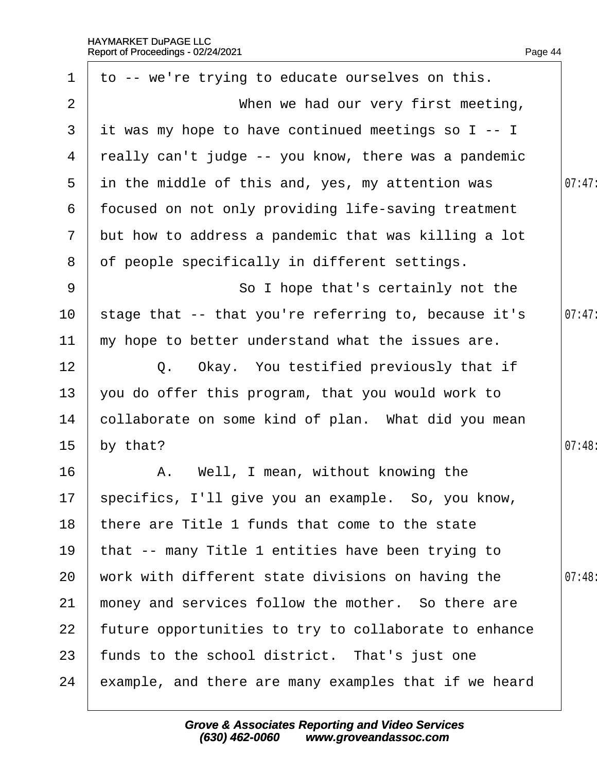1 to -- we're trying to educate ourselves on this.

2 When we had our very first meeting,

3 it was my hope to have continued meetings so I -- I

4 really can't judge -- you know, there was a pandemic

5 in the middle of this and, yes, my attention was 07:47

6 focused on not only providing life-saving treatment

7 but how to address a pandemic that was killing a lot

8 of people specifically in different settings.

9 So I hope that's certainly not the

10 stage that -- that you're referring to, because it's 07:47

11 my hope to better understand what the issues are.

12 Q. Okay. You testified previously that if

13 you do offer this program, that you would work to

14 collaborate on some kind of plan. What did you mean

15 by that? 07:48

16 A. Well, I mean, without knowing the

17 specifics, I'll give you an example. So, you know,

18 there are Title 1 funds that come to the state

19 that -- many Title 1 entities have been trying to

20 work with different state divisions on having the 07:48

21 money and services follow the mother. So there are

22 future opportunities to try to collaborate to enhance

23 funds to the school district. That's just one

24 example, and there are many examples that if we heard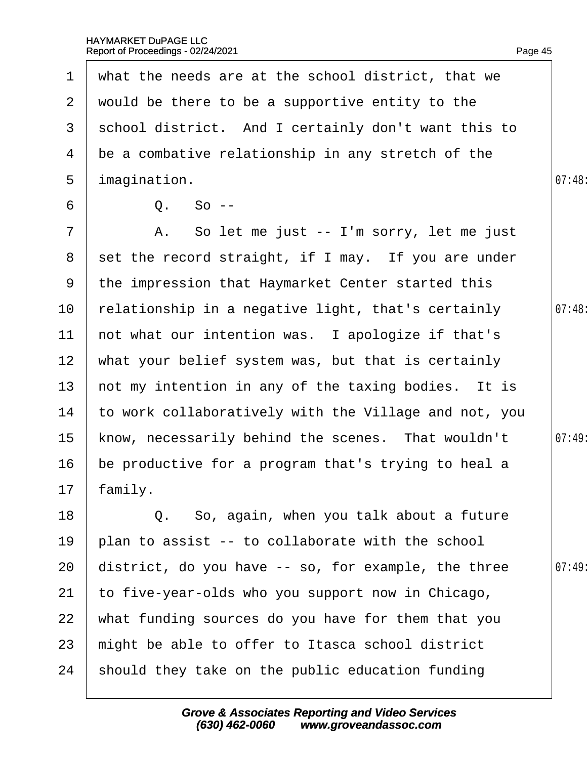what the needs are at the school district, that we would be there to be a supportive entity to the school district. And I certainly don't want this to be a combative relationship in any stretch of the imagination.

Q. So --

A. So let me just -- I'm sorry, let me just set the record straight, if I may. If you are under the impression that Haymarket Center started this relationship in a negative light, that's certainly not what our intention was. I apologize if that's what your belief system was, but that is certainly not my intention in any of the taxing bodies. It is to work collaboratively with the Village and not, you know, necessarily behind the scenes. That wouldn't be productive for a program that's trying to heal a family.

Q. So, again, when you talk about a future plan to assist -- to collaborate with the school district, do you have -- so, for example, the three to five-year-olds who you support now in Chicago, what funding sources do you have for them that you might be able to offer to Itasca school district should they take on the public education funding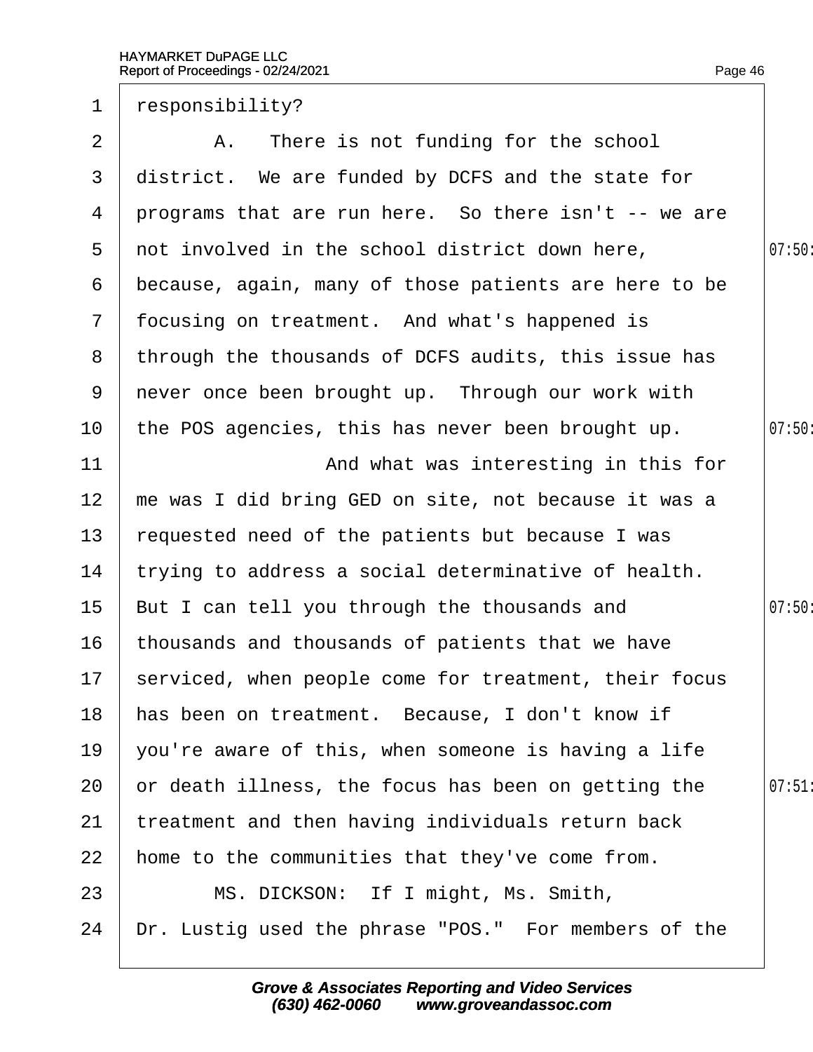1 responsibility?

2 A. There is not funding for the school

3 district. We are funded by DCFS and the state for

4 programs that are run here. So there isn't -- we are

5 not involved in the school district down here, 07:50

6 because, again, many of those patients are here to be

7 focusing on treatment. And what's happened is

8 through the thousands of DCFS audits, this issue has

9 never once been brought up. Through our work with

10 the POS agencies, this has never been brought up. 07:50

11 And what was interesting in this for

12 me was I did bring GED on site, not because it was a

13 requested need of the patients but because I was

14 trying to address a social determinative of health.

15 But I can tell you through the thousands and 07:50

16 thousands and thousands of patients that we have

17 serviced, when people come for treatment, their focus

18 has been on treatment. Because, I don't know if

19 you're aware of this, when someone is having a life

20 or death illness, the focus has been on getting the 07:51

21 treatment and then having individuals return back

22 home to the communities that they've come from.

23 MS. DICKSON: If I might, Ms. Smith,

24 Dr. Lustig used the phrase "POS." For members of the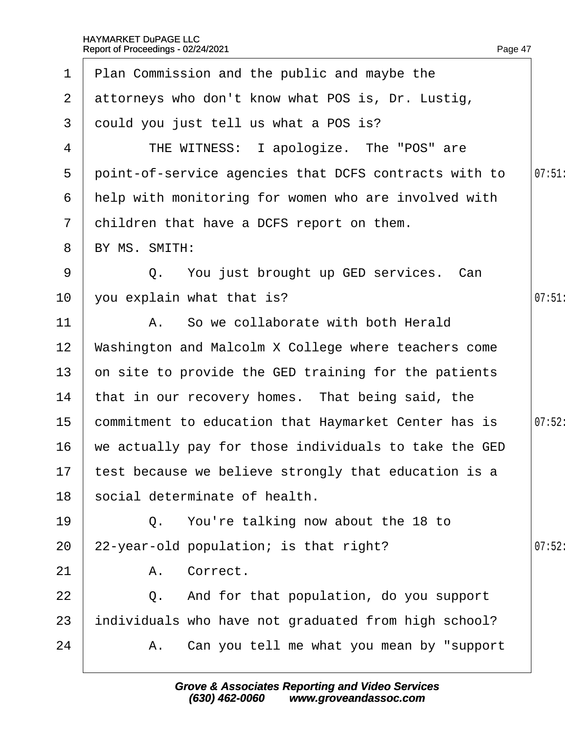1 Plan Commission and the public and maybe the

2 attorneys who don't know what POS is, Dr. Lustig,

3 could you just tell us what a POS is?

4 THE WITNESS: I apologize. The "POS" are

5 point-of-service agencies that DCFS contracts with to

6 help with monitoring for women who are involved with

7 children that have a DCFS report on them.

8 BY MS. SMITH:

9 Q. You just brought up GED services. Can

10 you explain what that is?

11 A. So we collaborate with both Herald

12 Washington and Malcolm X College where teachers come

13 on site to provide the GED training for the patients

14 that in our recovery homes. That being said, the

15 commitment to education that Haymarket Center has is

16 we actually pay for those individuals to take the GED

17 test because we believe strongly that education is a

18 social determinate of health.

19 Q. You're talking now about the 18 to

20 22-year-old population; is that right?

21 A. Correct.

22 Q. And for that population, do you support

23 individuals who have not graduated from high school?

24 A. Can you tell me what you mean by "support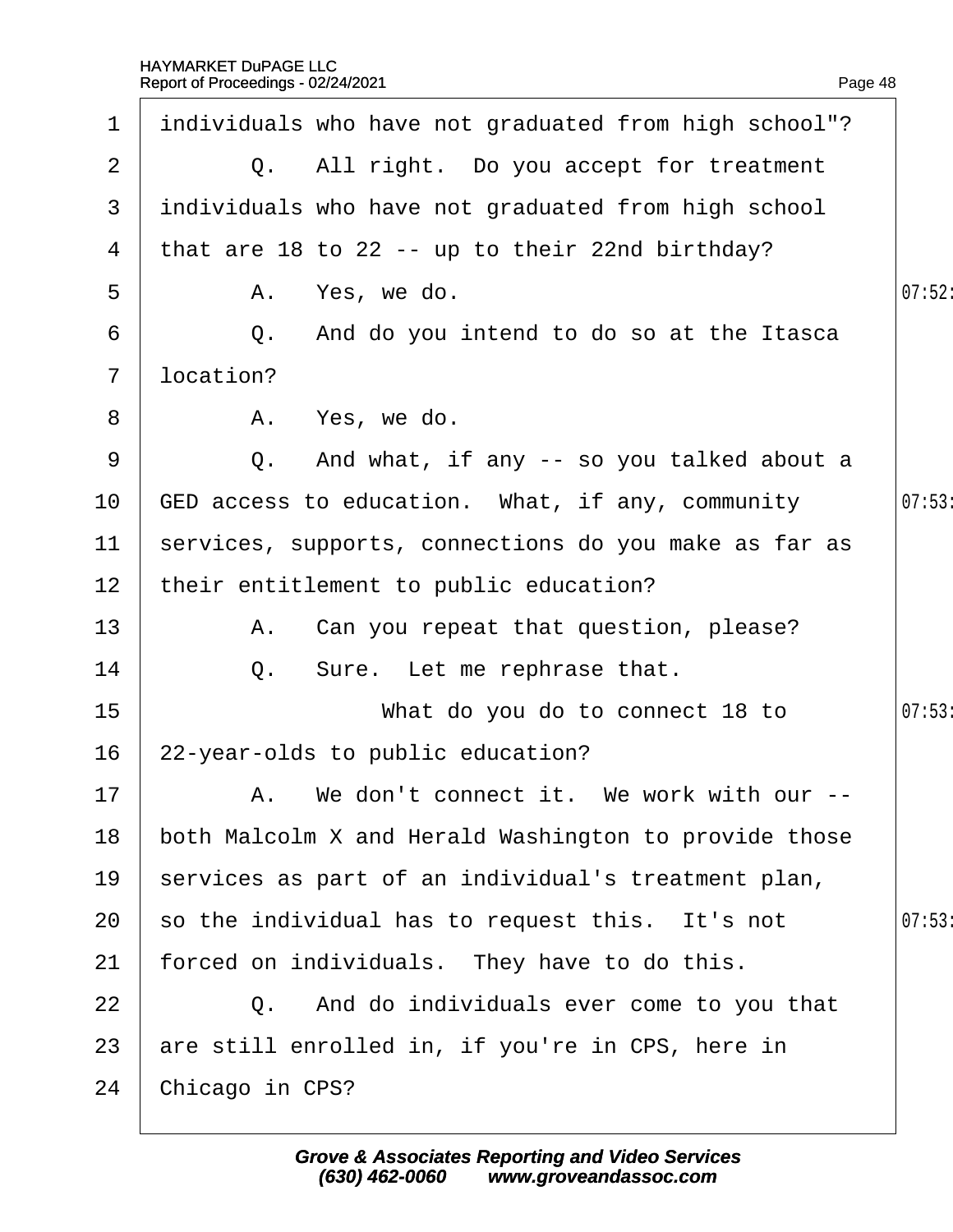1 individuals who have not graduated from high school"?

2 Q. All right. Do you accept for treatment

3 individuals who have not graduated from high school

4 that are 18 to 22 -- up to their 22nd birthday?

5 A. Yes, we do.

6 Q. And do you intend to do so at the Itasca

7 location?

8 A. Yes, we do.

9 Q. And what, if any -- so you talked about a

10 GED access to education. What, if any, community

11 services, supports, connections do you make as far as

12 their entitlement to public education?

13 A. Can you repeat that question, please?

14 Q. Sure. Let me rephrase that.

15 What do you do to connect 18 to

16 22-year-olds to public education?

17 A. We don't connect it. We work with our --

18 both Malcolm X and Herald Washington to provide those

19 services as part of an individual's treatment plan,

20 so the individual has to request this. It's not

21 forced on individuals. They have to do this.

22 Q. And do individuals ever come to you that

23 are still enrolled in, if you're in CPS, here in

24 Chicago in CPS?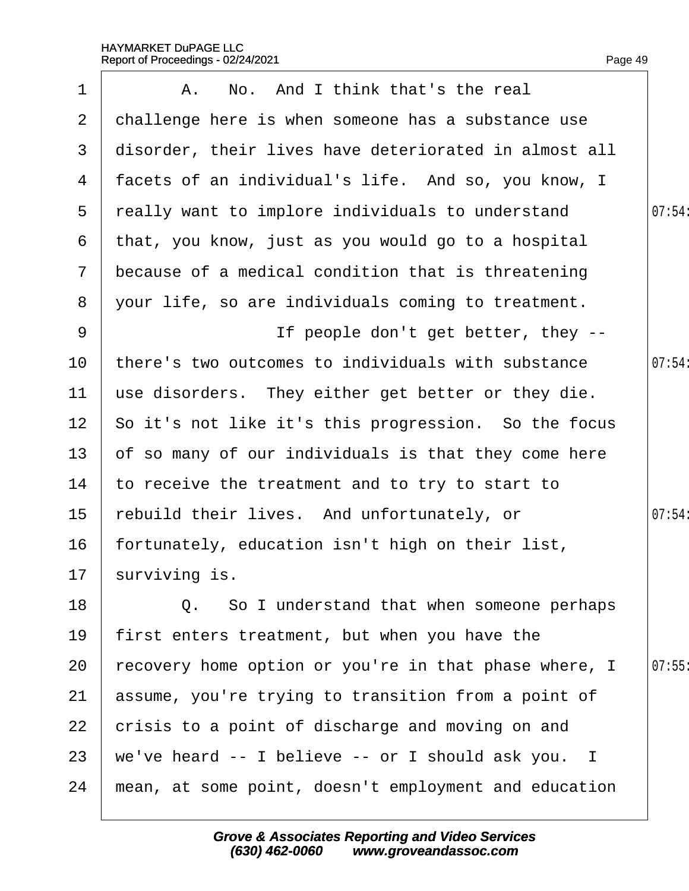A. No. And I think that's the real challenge here is when someone has a substance use disorder, their lives have deteriorated in almost all facets of an individual's life. And so, you know, I really want to implore individuals to understand that, you know, just as you would go to a hospital because of a medical condition that is threatening your life, so are individuals coming to treatment.

If people don't get better, they -- there's two outcomes to individuals with substance use disorders. They either get better or they die. So it's not like it's this progression. So the focus of so many of our individuals is that they come here to receive the treatment and to try to start to rebuild their lives. And unfortunately, or fortunately, education isn't high on their list, surviving is.

Q. So I understand that when someone perhaps first enters treatment, but when you have the recovery home option or you're in that phase where, I assume, you're trying to transition from a point of crisis to a point of discharge and moving on and we've heard -- I believe -- or I should ask you. I mean, at some point, doesn't employment and education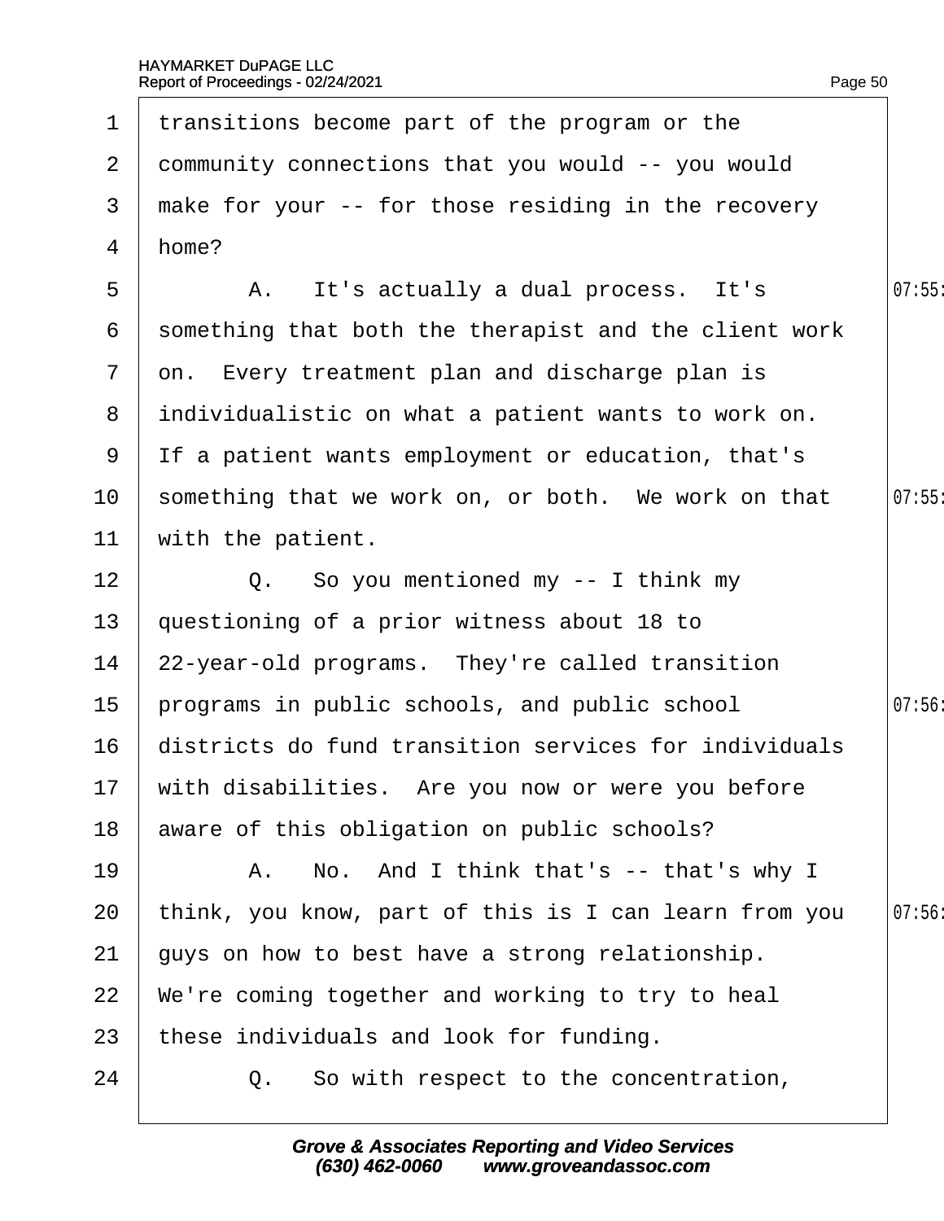1 transitions become part of the program or the
2 community connections that you would -- you would
3 make for your -- for those residing in the recovery
4 home?
5 A. It's actually a dual process. It's 07:55
6 something that both the therapist and the client work
7 on. Every treatment plan and discharge plan is
8 individualistic on what a patient wants to work on.
9 If a patient wants employment or education, that's
10 something that we work on, or both. We work on that 07:55
11 with the patient.
12 Q. So you mentioned my -- I think my
13 questioning of a prior witness about 18 to
14 22-year-old programs. They're called transition
15 programs in public schools, and public school 07:56
16 districts do fund transition services for individuals
17 with disabilities. Are you now or were you before
18 aware of this obligation on public schools?
19 A. No. And I think that's -- that's why I
20 think, you know, part of this is I can learn from you 07:56
21 guys on how to best have a strong relationship.
22 We're coming together and working to try to heal
23 these individuals and look for funding.
24 Q. So with respect to the concentration,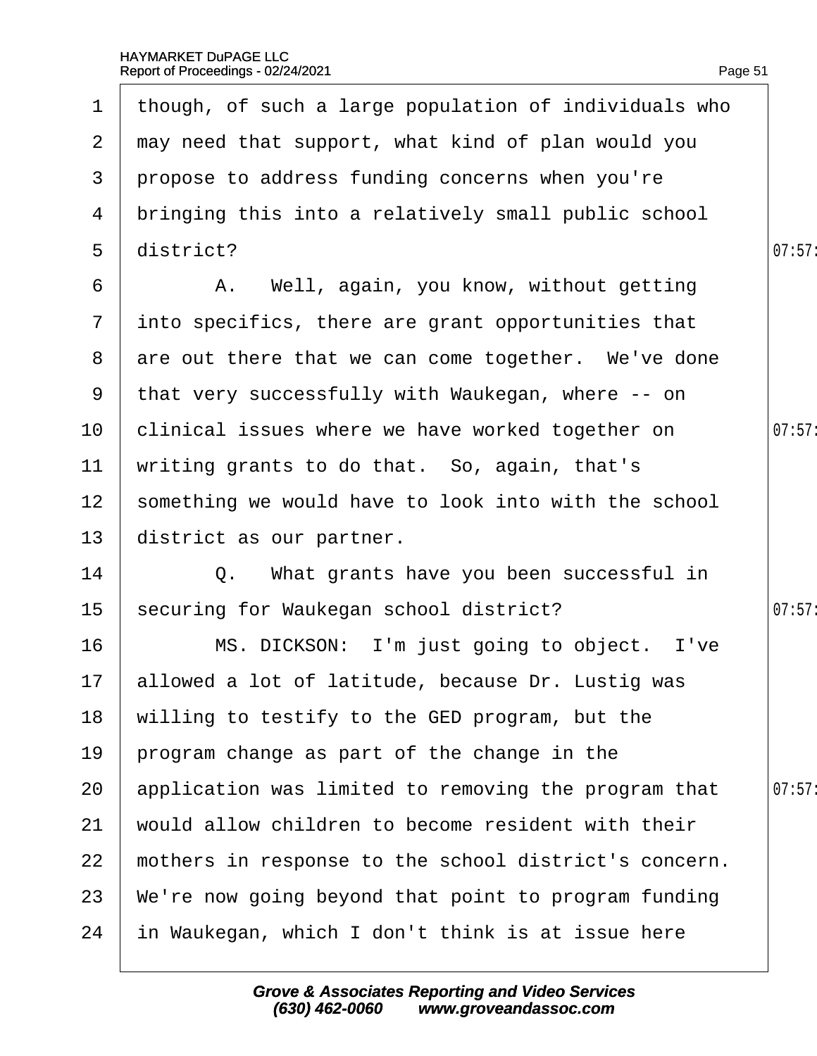1 though, of such a large population of individuals who
2 may need that support, what kind of plan would you
3 propose to address funding concerns when you're
4 bringing this into a relatively small public school
5 district?
6 A. Well, again, you know, without getting
7 into specifics, there are grant opportunities that
8 are out there that we can come together. We've done
9 that very successfully with Waukegan, where -- on
10 clinical issues where we have worked together on
11 writing grants to do that. So, again, that's
12 something we would have to look into with the school
13 district as our partner.
14 Q. What grants have you been successful in
15 securing for Waukegan school district?
16 MS. DICKSON: I'm just going to object. I've
17 allowed a lot of latitude, because Dr. Lustig was
18 willing to testify to the GED program, but the
19 program change as part of the change in the
20 application was limited to removing the program that
21 would allow children to become resident with their
22 mothers in response to the school district's concern.
23 We're now going beyond that point to program funding
24 in Waukegan, which I don't think is at issue here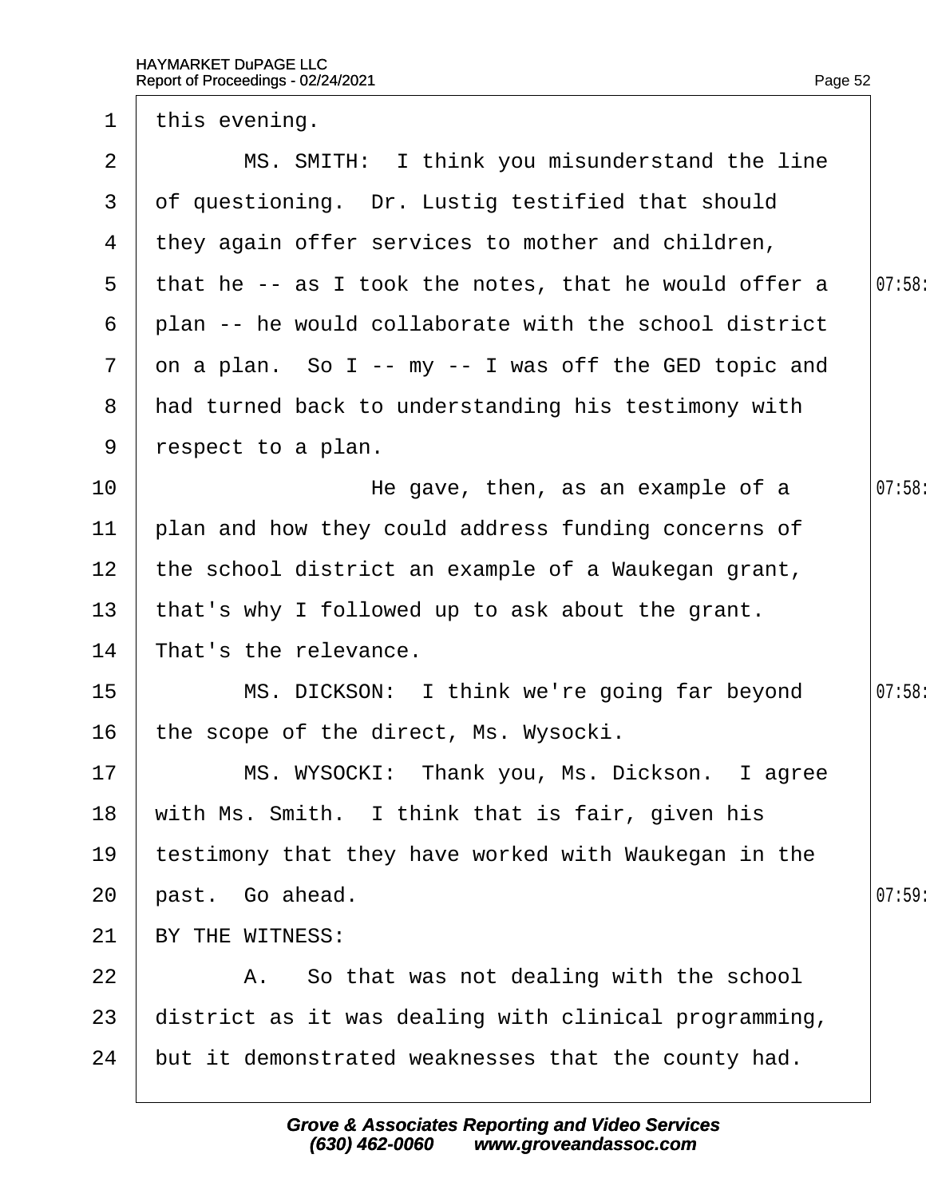1 this evening.

2 MS. SMITH: I think you misunderstand the line

3 of questioning. Dr. Lustig testified that should

4 they again offer services to mother and children,

5 that he -- as I took the notes, that he would offer a

6 plan -- he would collaborate with the school district

7 on a plan. So I -- my -- I was off the GED topic and

8 had turned back to understanding his testimony with

9 respect to a plan.

10 He gave, then, as an example of a

11 plan and how they could address funding concerns of

12 the school district an example of a Waukegan grant,

13 that's why I followed up to ask about the grant.

14 That's the relevance.

15 MS. DICKSON: I think we're going far beyond

16 the scope of the direct, Ms. Wysocki.

17 MS. WYSOCKI: Thank you, Ms. Dickson. I agree

18 with Ms. Smith. I think that is fair, given his

19 testimony that they have worked with Waukegan in the

20 past. Go ahead.

21 BY THE WITNESS:

22 A. So that was not dealing with the school

23 district as it was dealing with clinical programming,

24 but it demonstrated weaknesses that the county had.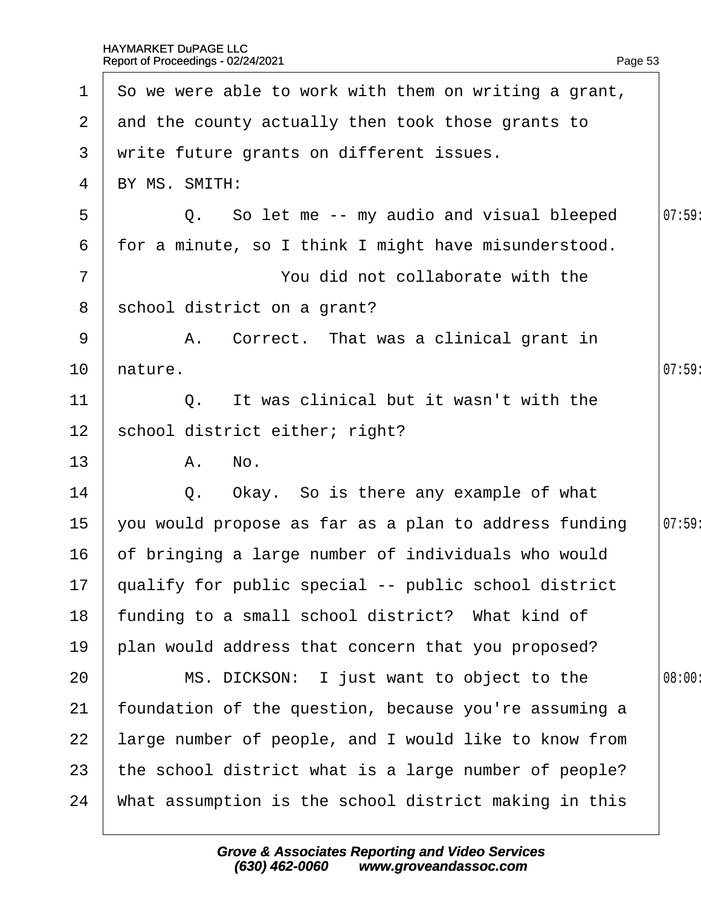1 So we were able to work with them on writing a grant,
2 and the county actually then took those grants to
3 write future grants on different issues.
4 BY MS. SMITH:
5 Q. So let me -- my audio and visual bleeped 07:59
6 for a minute, so I think I might have misunderstood.
7 You did not collaborate with the
8 school district on a grant?
9 A. Correct. That was a clinical grant in
10 nature. 07:59
11 Q. It was clinical but it wasn't with the
12 school district either; right?
13 A. No.
14 Q. Okay. So is there any example of what
15 you would propose as far as a plan to address funding 07:59
16 of bringing a large number of individuals who would
17 qualify for public special -- public school district
18 funding to a small school district? What kind of
19 plan would address that concern that you proposed?
20 MS. DICKSON: I just want to object to the 08:00
21 foundation of the question, because you're assuming a
22 large number of people, and I would like to know from
23 the school district what is a large number of people?
24 What assumption is the school district making in this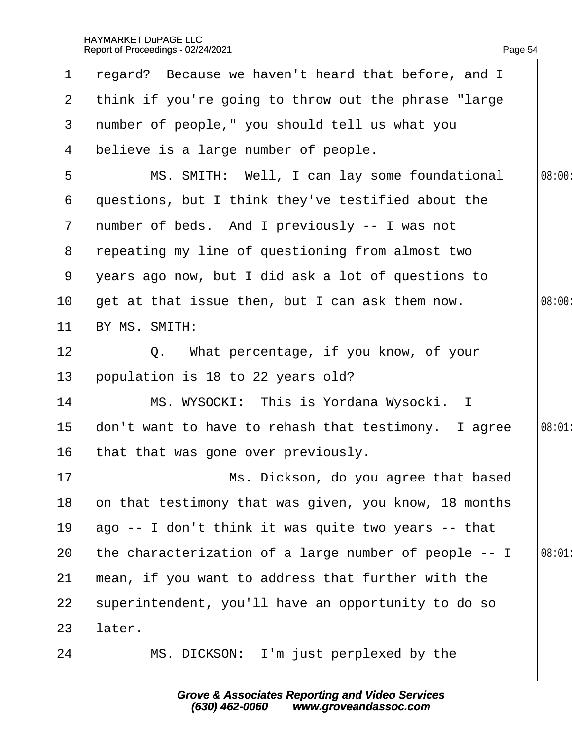regard? Because we haven't heard that before, and I think if you're going to throw out the phrase "large number of people," you should tell us what you believe is a large number of people.

MS. SMITH: Well, I can lay some foundational questions, but I think they've testified about the number of beds. And I previously -- I was not repeating my line of questioning from almost two years ago now, but I did ask a lot of questions to get at that issue then, but I can ask them now.

BY MS. SMITH:

Q. What percentage, if you know, of your population is 18 to 22 years old?

MS. WYSOCKI: This is Yordana Wysocki. I don't want to have to rehash that testimony. I agree that that was gone over previously.

Ms. Dickson, do you agree that based on that testimony that was given, you know, 18 months ago -- I don't think it was quite two years -- that the characterization of a large number of people -- I mean, if you want to address that further with the superintendent, you'll have an opportunity to do so later.

MS. DICKSON: I'm just perplexed by the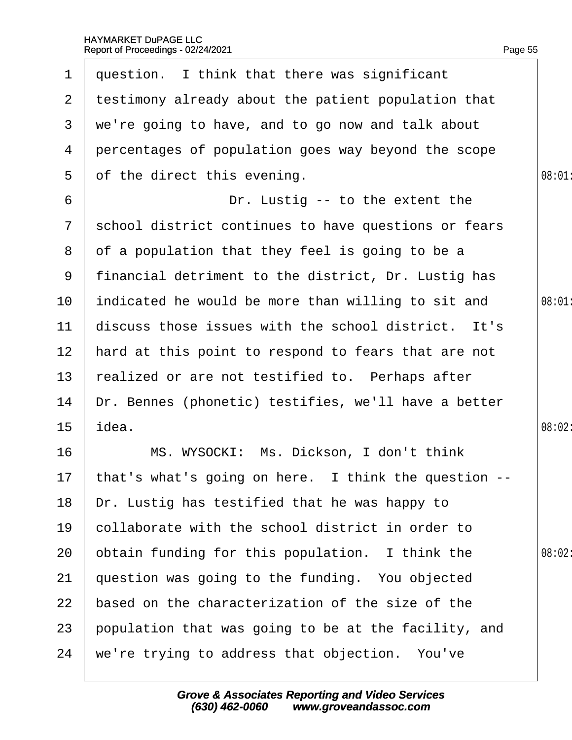1 question. I think that there was significant
2 testimony already about the patient population that
3 we're going to have, and to go now and talk about
4 percentages of population goes way beyond the scope
5 of the direct this evening.
6 Dr. Lustig -- to the extent the
7 school district continues to have questions or fears
8 of a population that they feel is going to be a
9 financial detriment to the district, Dr. Lustig has
10 indicated he would be more than willing to sit and
11 discuss those issues with the school district. It's
12 hard at this point to respond to fears that are not
13 realized or are not testified to. Perhaps after
14 Dr. Bennes (phonetic) testifies, we'll have a better
15 idea.
16 MS. WYSOCKI: Ms. Dickson, I don't think
17 that's what's going on here. I think the question --
18 Dr. Lustig has testified that he was happy to
19 collaborate with the school district in order to
20 obtain funding for this population. I think the
21 question was going to the funding. You objected
22 based on the characterization of the size of the
23 population that was going to be at the facility, and
24 we're trying to address that objection. You've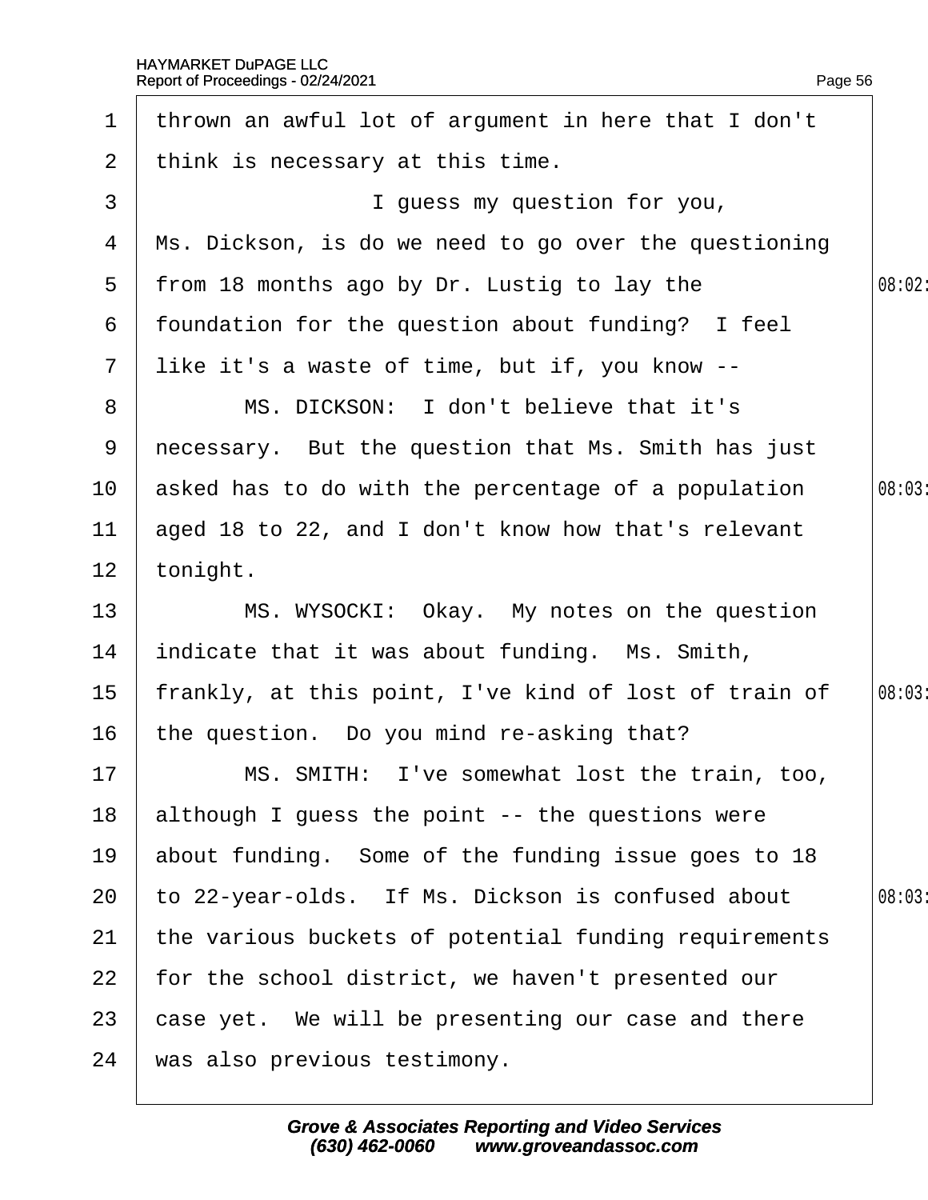1 thrown an awful lot of argument in here that I don't
2 think is necessary at this time.
3 I guess my question for you,
4 Ms. Dickson, is do we need to go over the questioning
5 from 18 months ago by Dr. Lustig to lay the
6 foundation for the question about funding? I feel
7 like it's a waste of time, but if, you know --
8 MS. DICKSON: I don't believe that it's
9 necessary. But the question that Ms. Smith has just
10 asked has to do with the percentage of a population
11 aged 18 to 22, and I don't know how that's relevant
12 tonight.
13 MS. WYSOCKI: Okay. My notes on the question
14 indicate that it was about funding. Ms. Smith,
15 frankly, at this point, I've kind of lost of train of
16 the question. Do you mind re-asking that?
17 MS. SMITH: I've somewhat lost the train, too,
18 although I guess the point -- the questions were
19 about funding. Some of the funding issue goes to 18
20 to 22-year-olds. If Ms. Dickson is confused about
21 the various buckets of potential funding requirements
22 for the school district, we haven't presented our
23 case yet. We will be presenting our case and there
24 was also previous testimony.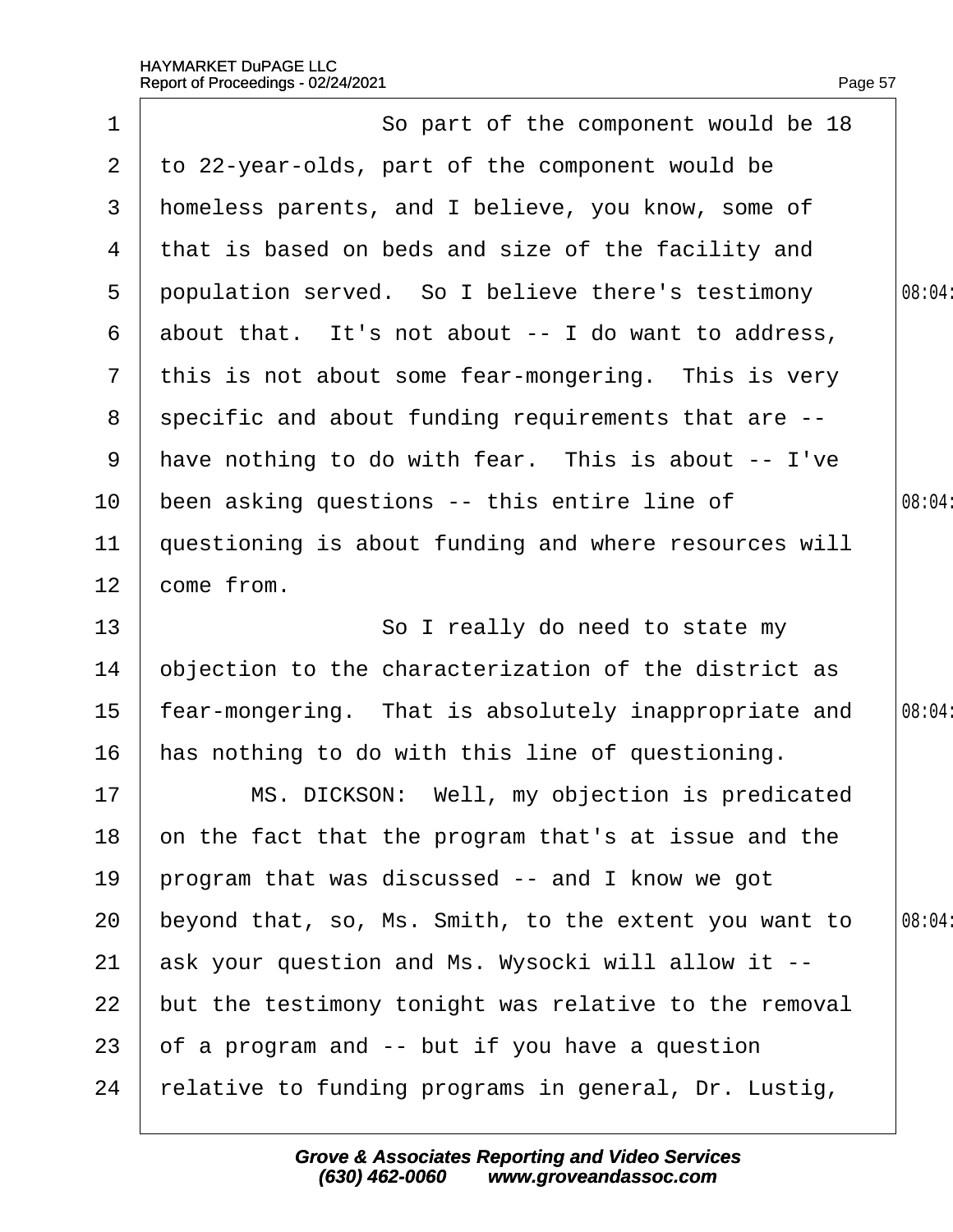So part of the component would be 18 to 22-year-olds, part of the component would be homeless parents, and I believe, you know, some of that is based on beds and size of the facility and population served. So I believe there's testimony about that. It's not about -- I do want to address, this is not about some fear-mongering. This is very specific and about funding requirements that are -- have nothing to do with fear. This is about -- I've been asking questions -- this entire line of questioning is about funding and where resources will come from.

So I really do need to state my objection to the characterization of the district as fear-mongering. That is absolutely inappropriate and has nothing to do with this line of questioning.

MS. DICKSON: Well, my objection is predicated on the fact that the program that's at issue and the program that was discussed -- and I know we got beyond that, so, Ms. Smith, to the extent you want to ask your question and Ms. Wysocki will allow it -- but the testimony tonight was relative to the removal of a program and -- but if you have a question relative to funding programs in general, Dr. Lustig,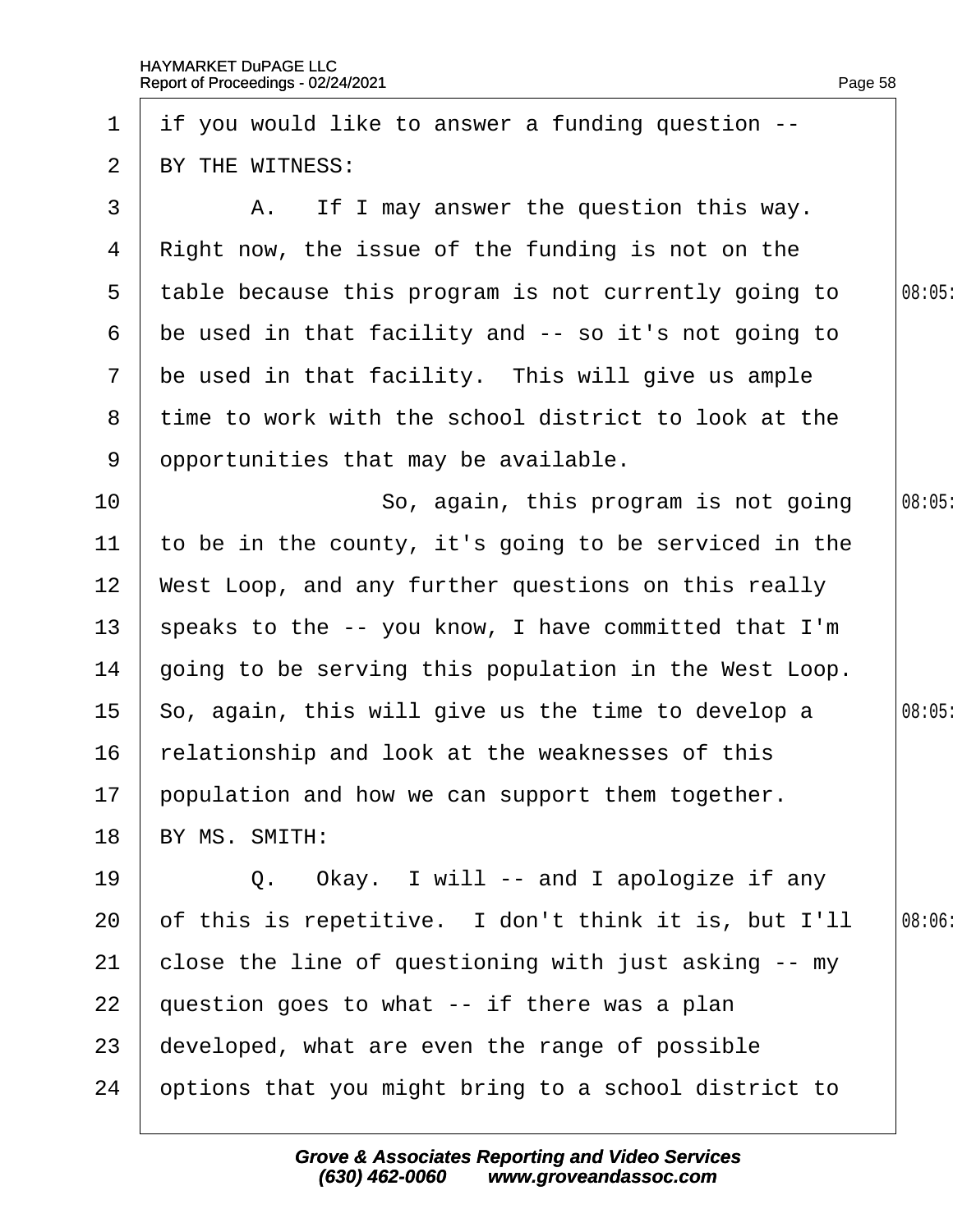1 if you would like to answer a funding question --

2 BY THE WITNESS:

3 A. If I may answer the question this way.

4 Right now, the issue of the funding is not on the

5 table because this program is not currently going to

6 be used in that facility and -- so it's not going to

7 be used in that facility. This will give us ample

8 time to work with the school district to look at the

9 opportunities that may be available.

10 So, again, this program is not going

11 to be in the county, it's going to be serviced in the

12 West Loop, and any further questions on this really

13 speaks to the -- you know, I have committed that I'm

14 going to be serving this population in the West Loop.

15 So, again, this will give us the time to develop a

16 relationship and look at the weaknesses of this

17 population and how we can support them together.

18 BY MS. SMITH:

19 Q. Okay. I will -- and I apologize if any

20 of this is repetitive. I don't think it is, but I'll

21 close the line of questioning with just asking -- my

22 question goes to what -- if there was a plan

23 developed, what are even the range of possible

24 options that you might bring to a school district to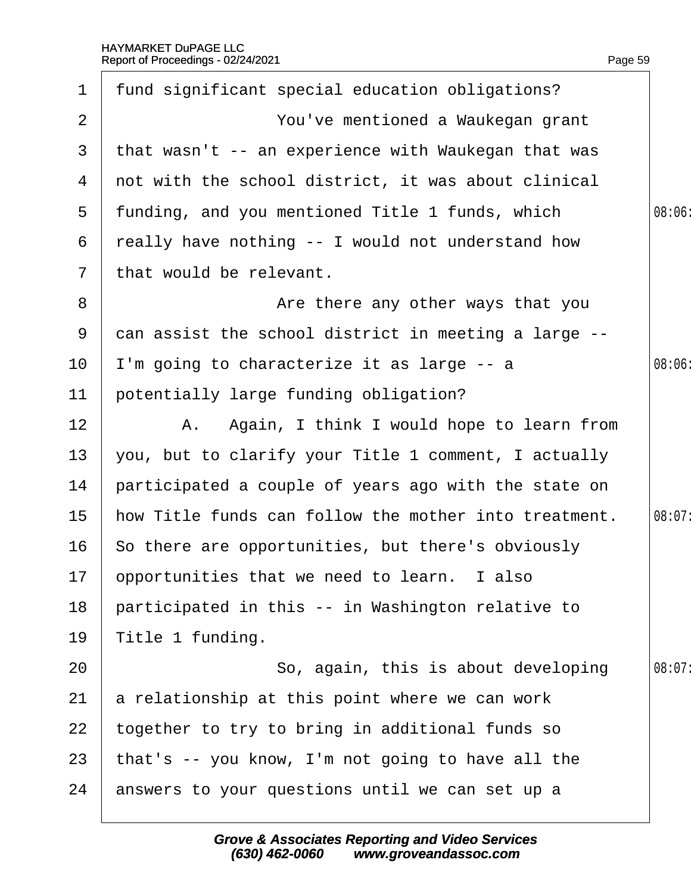1 fund significant special education obligations?

2 You've mentioned a Waukegan grant

3 that wasn't -- an experience with Waukegan that was

4 not with the school district, it was about clinical

5 funding, and you mentioned Title 1 funds, which

6 really have nothing -- I would not understand how

7 that would be relevant.

8 Are there any other ways that you

9 can assist the school district in meeting a large --

10 I'm going to characterize it as large -- a

11 potentially large funding obligation?

12 A. Again, I think I would hope to learn from

13 you, but to clarify your Title 1 comment, I actually

14 participated a couple of years ago with the state on

15 how Title funds can follow the mother into treatment.

16 So there are opportunities, but there's obviously

17 opportunities that we need to learn. I also

18 participated in this -- in Washington relative to

19 Title 1 funding.

20 So, again, this is about developing

21 a relationship at this point where we can work

22 together to try to bring in additional funds so

23 that's -- you know, I'm not going to have all the

24 answers to your questions until we can set up a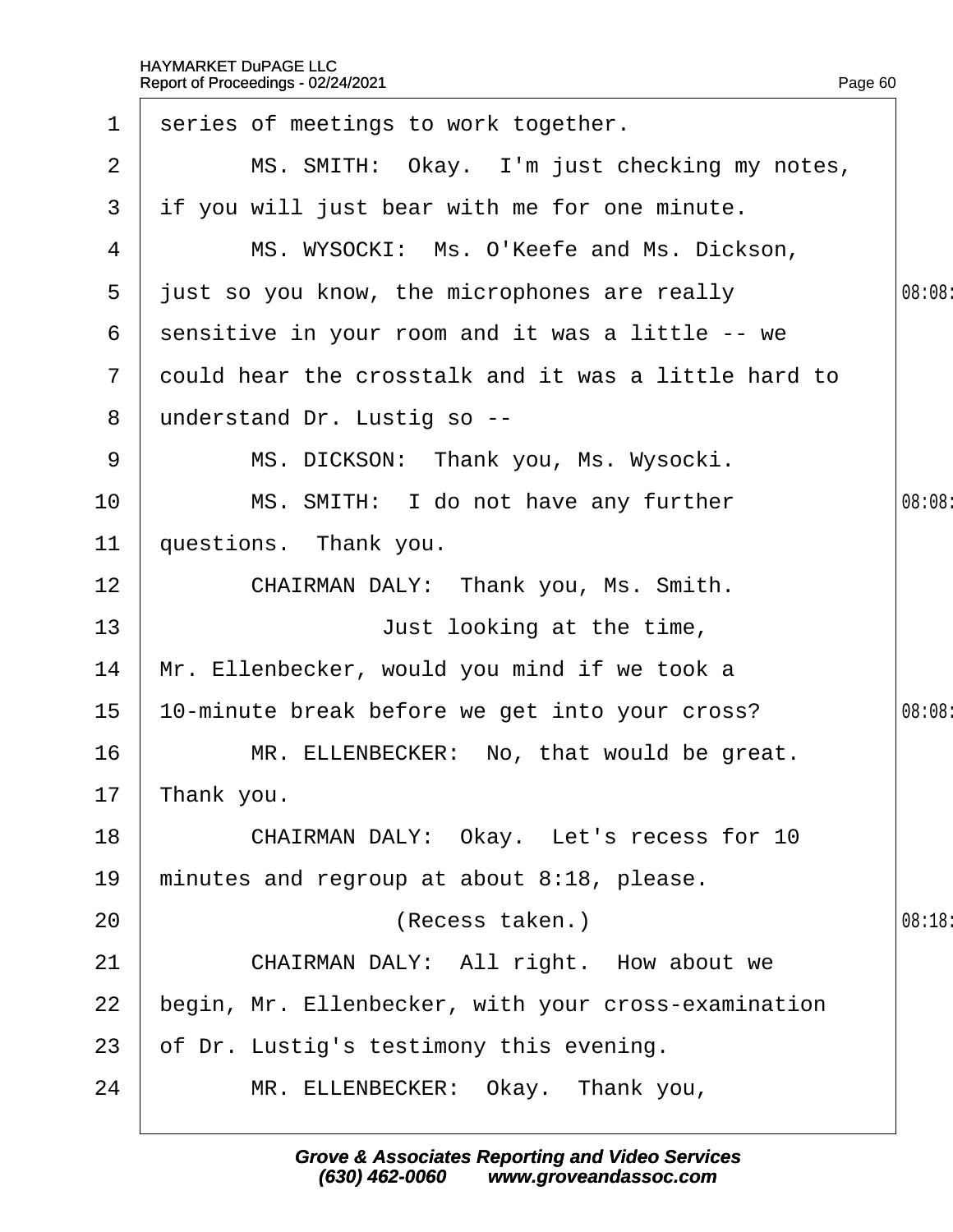1 series of meetings to work together.

2 MS. SMITH: Okay. I'm just checking my notes,

3 if you will just bear with me for one minute.

4 MS. WYSOCKI: Ms. O'Keefe and Ms. Dickson,

5 just so you know, the microphones are really 08:08:

6 sensitive in your room and it was a little -- we

7 could hear the crosstalk and it was a little hard to

8 understand Dr. Lustig so --

9 MS. DICKSON: Thank you, Ms. Wysocki.

10 MS. SMITH: I do not have any further 08:08:

11 questions. Thank you.

12 CHAIRMAN DALY: Thank you, Ms. Smith.

13 Just looking at the time,

14 Mr. Ellenbecker, would you mind if we took a

15 10-minute break before we get into your cross? 08:08:

16 MR. ELLENBECKER: No, that would be great.

17 Thank you.

18 CHAIRMAN DALY: Okay. Let's recess for 10

19 minutes and regroup at about 8:18, please.

20 (Recess taken.) 08:18:

21 CHAIRMAN DALY: All right. How about we

22 begin, Mr. Ellenbecker, with your cross-examination

23 of Dr. Lustig's testimony this evening.

24 MR. ELLENBECKER: Okay. Thank you,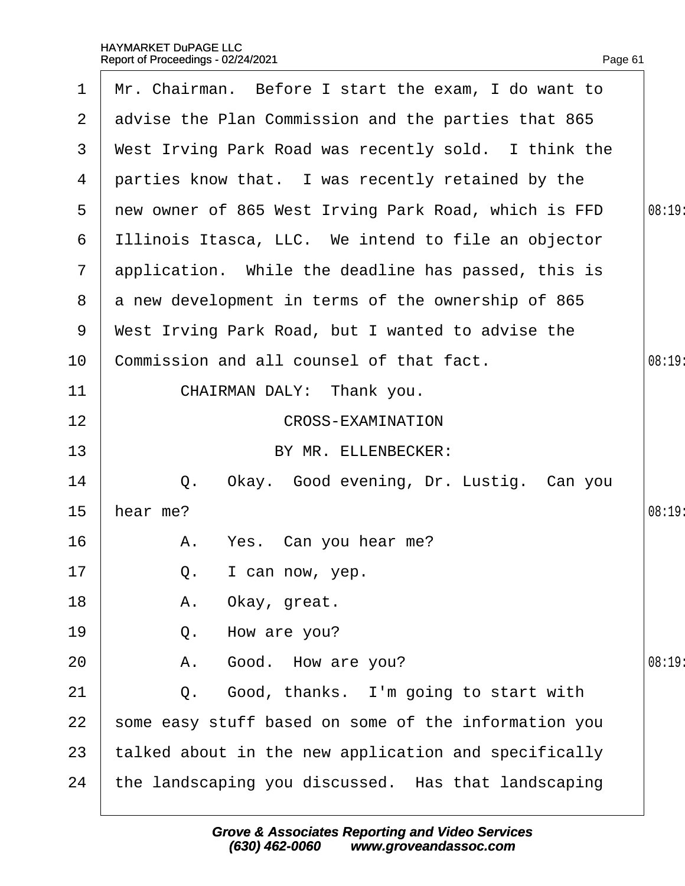Mr. Chairman. Before I start the exam, I do want to advise the Plan Commission and the parties that 865 West Irving Park Road was recently sold. I think the parties know that. I was recently retained by the new owner of 865 West Irving Park Road, which is FFD Illinois Itasca, LLC. We intend to file an objector application. While the deadline has passed, this is a new development in terms of the ownership of 865 West Irving Park Road, but I wanted to advise the Commission and all counsel of that fact.

CHAIRMAN DALY: Thank you.

CROSS-EXAMINATION

BY MR. ELLENBECKER:

Q. Okay. Good evening, Dr. Lustig. Can you hear me?

A. Yes. Can you hear me?

Q. I can now, yep.

A. Okay, great.

Q. How are you?

A. Good. How are you?

Q. Good, thanks. I'm going to start with some easy stuff based on some of the information you talked about in the new application and specifically the landscaping you discussed. Has that landscaping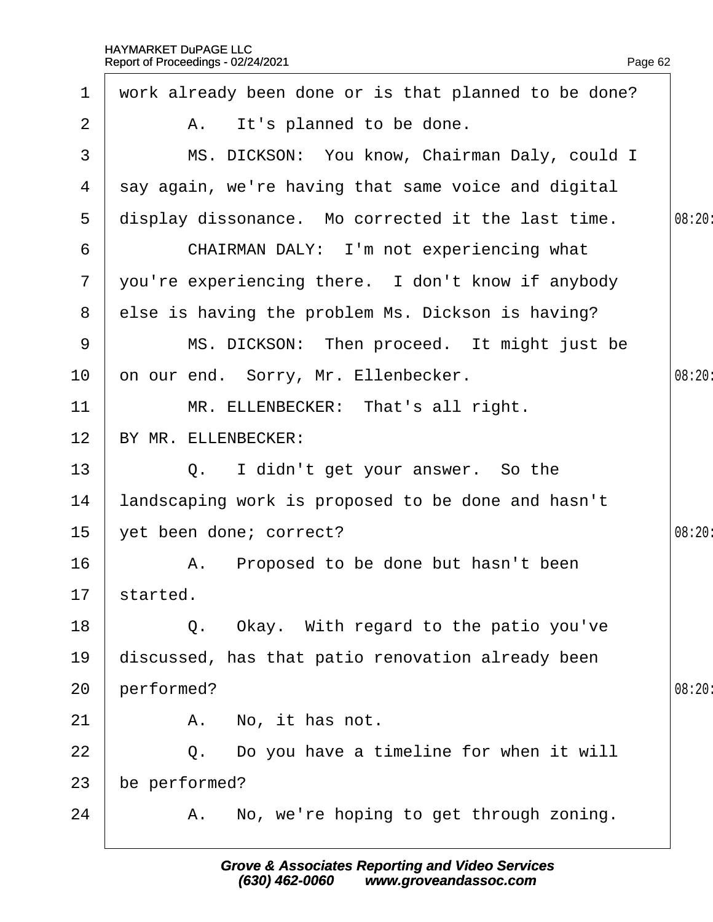work already been done or is that planned to be done?

A. It's planned to be done.

MS. DICKSON: You know, Chairman Daly, could I say again, we're having that same voice and digital display dissonance. Mo corrected it the last time.

CHAIRMAN DALY: I'm not experiencing what you're experiencing there. I don't know if anybody else is having the problem Ms. Dickson is having?

MS. DICKSON: Then proceed. It might just be on our end. Sorry, Mr. Ellenbecker.

MR. ELLENBECKER: That's all right.

BY MR. ELLENBECKER:

Q. I didn't get your answer. So the landscaping work is proposed to be done and hasn't yet been done; correct?

A. Proposed to be done but hasn't been started.

Q. Okay. With regard to the patio you've discussed, has that patio renovation already been performed?

A. No, it has not.

Q. Do you have a timeline for when it will be performed?

A. No, we're hoping to get through zoning.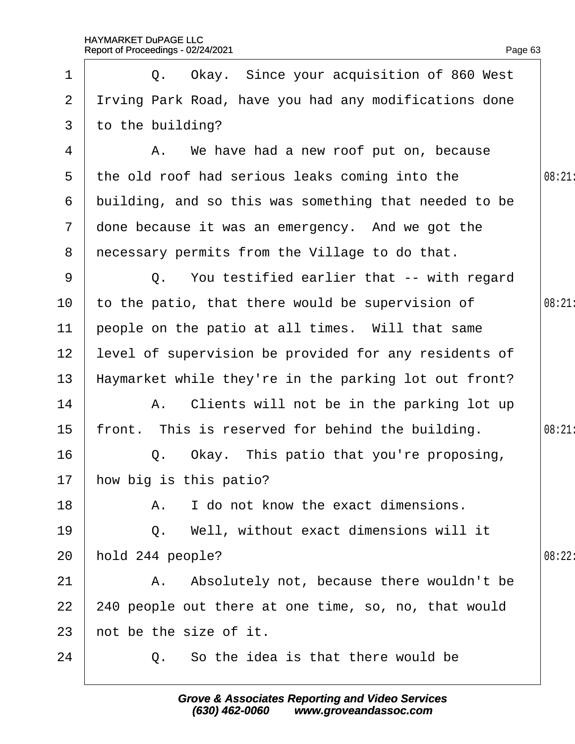Q. Okay. Since your acquisition of 860 West Irving Park Road, have you had any modifications done to the building?

A. We have had a new roof put on, because the old roof had serious leaks coming into the building, and so this was something that needed to be done because it was an emergency. And we got the necessary permits from the Village to do that.

Q. You testified earlier that -- with regard to the patio, that there would be supervision of people on the patio at all times. Will that same level of supervision be provided for any residents of Haymarket while they're in the parking lot out front?

A. Clients will not be in the parking lot up front. This is reserved for behind the building.

Q. Okay. This patio that you're proposing, how big is this patio?

A. I do not know the exact dimensions.

Q. Well, without exact dimensions will it hold 244 people?

A. Absolutely not, because there wouldn't be 240 people out there at one time, so, no, that would not be the size of it.

Q. So the idea is that there would be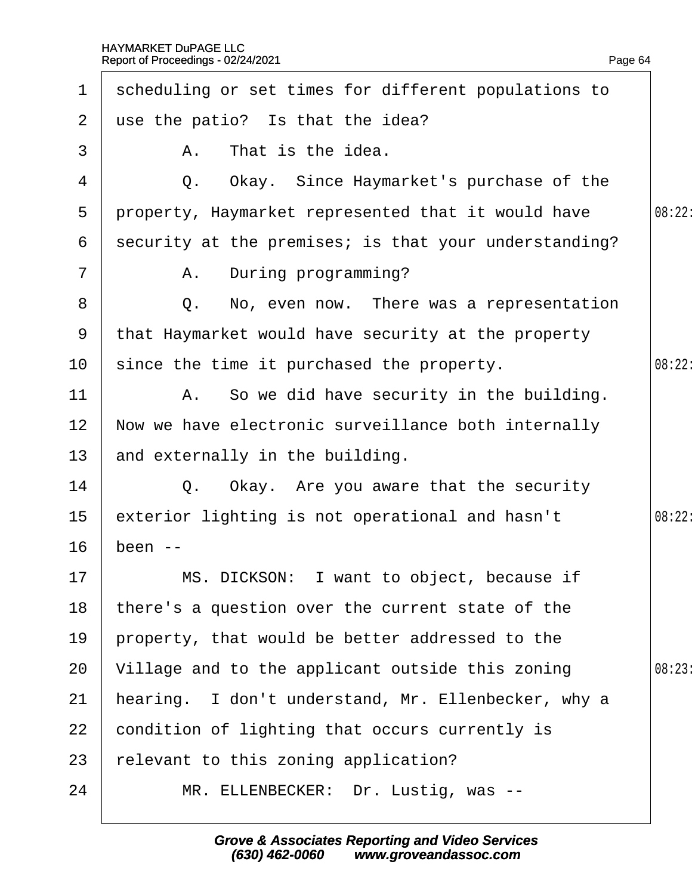1 scheduling or set times for different populations to
2 use the patio? Is that the idea?
3 A. That is the idea.
4 Q. Okay. Since Haymarket's purchase of the
5 property, Haymarket represented that it would have
6 security at the premises; is that your understanding?
7 A. During programming?
8 Q. No, even now. There was a representation
9 that Haymarket would have security at the property
10 since the time it purchased the property.
11 A. So we did have security in the building.
12 Now we have electronic surveillance both internally
13 and externally in the building.
14 Q. Okay. Are you aware that the security
15 exterior lighting is not operational and hasn't
16 been --
17 MS. DICKSON: I want to object, because if
18 there's a question over the current state of the
19 property, that would be better addressed to the
20 Village and to the applicant outside this zoning
21 hearing. I don't understand, Mr. Ellenbecker, why a
22 condition of lighting that occurs currently is
23 relevant to this zoning application?
24 MR. ELLENBECKER: Dr. Lustig, was --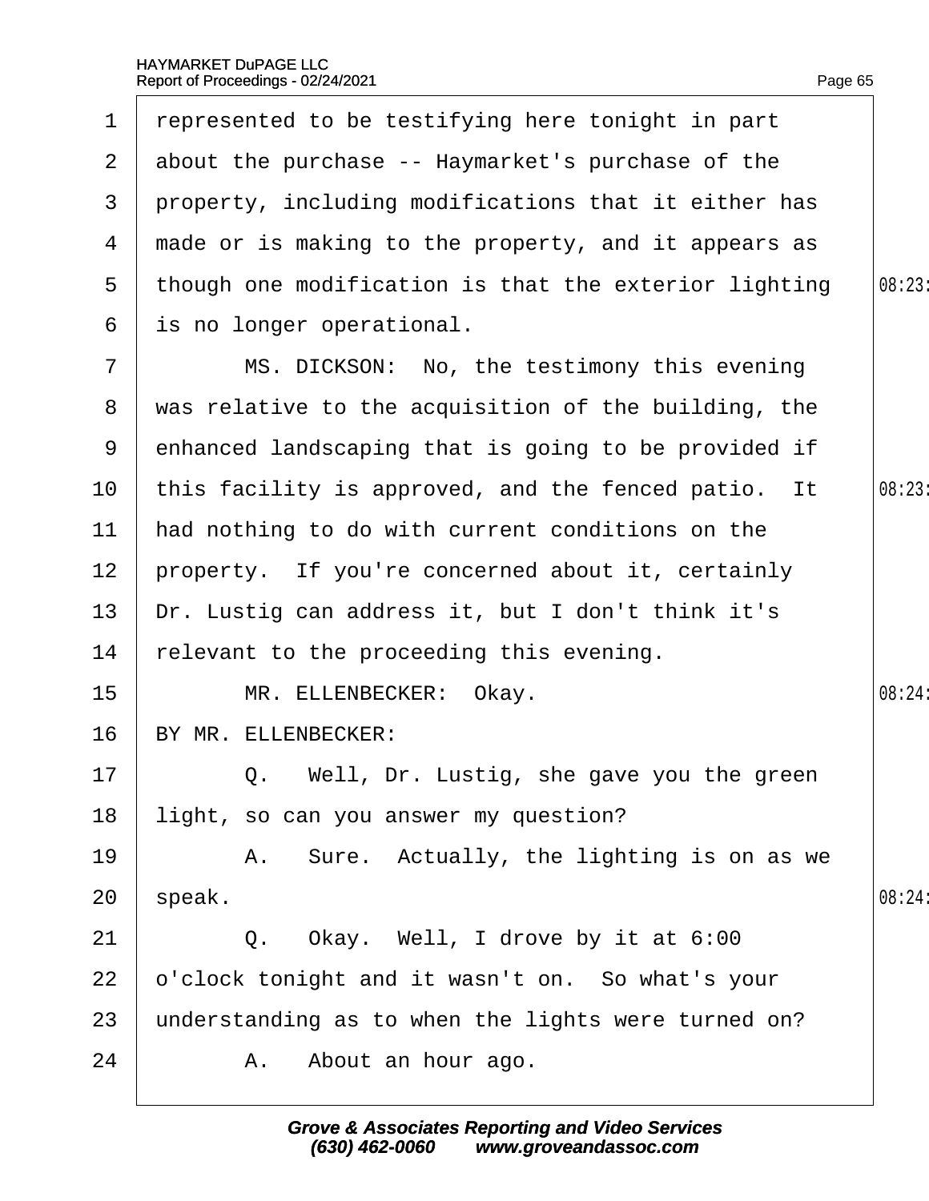represented to be testifying here tonight in part about the purchase -- Haymarket's purchase of the property, including modifications that it either has made or is making to the property, and it appears as though one modification is that the exterior lighting is no longer operational.

MS. DICKSON: No, the testimony this evening was relative to the acquisition of the building, the enhanced landscaping that is going to be provided if this facility is approved, and the fenced patio. It had nothing to do with current conditions on the property. If you're concerned about it, certainly Dr. Lustig can address it, but I don't think it's relevant to the proceeding this evening.

MR. ELLENBECKER: Okay.

BY MR. ELLENBECKER:

Q. Well, Dr. Lustig, she gave you the green light, so can you answer my question?

A. Sure. Actually, the lighting is on as we speak.

Q. Okay. Well, I drove by it at 6:00 o'clock tonight and it wasn't on. So what's your understanding as to when the lights were turned on?

A. About an hour ago.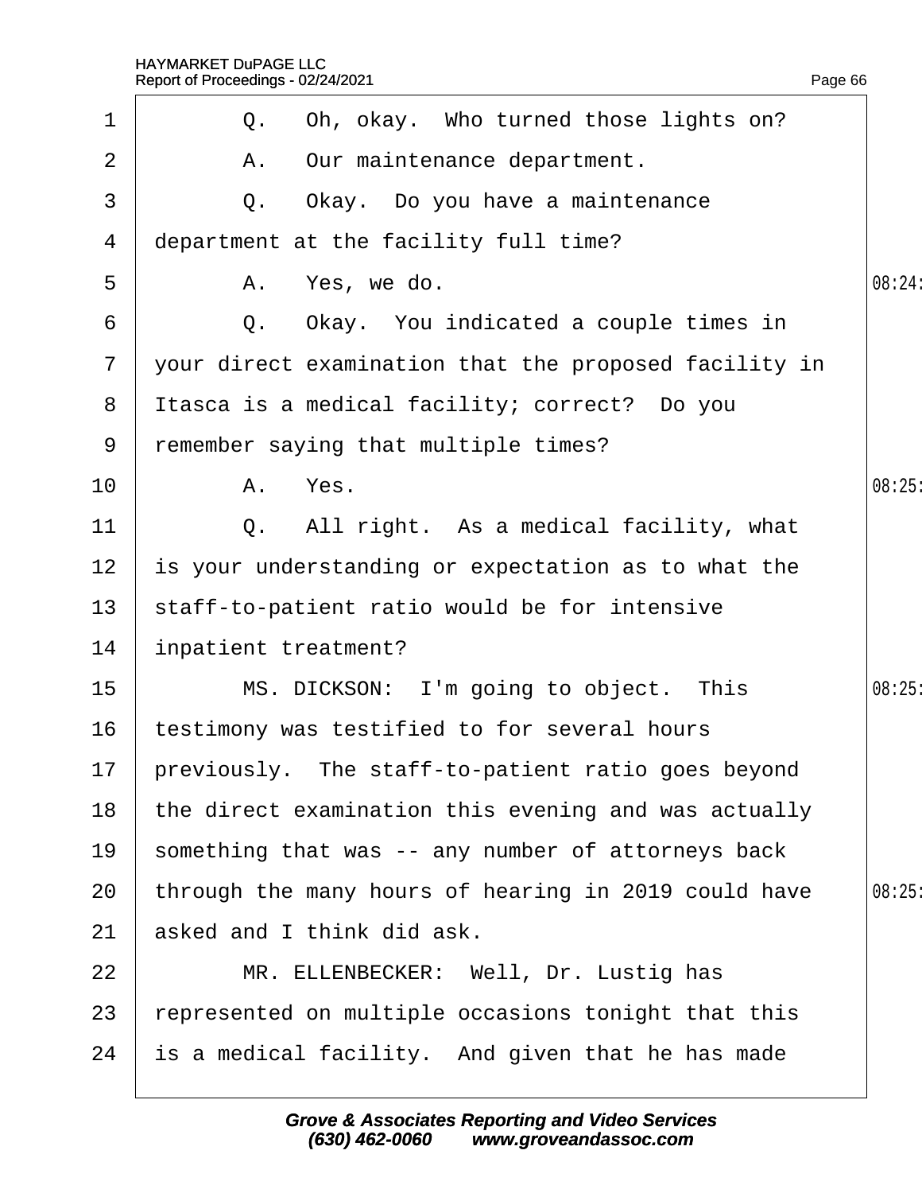1 Q. Oh, okay. Who turned those lights on?

2 A. Our maintenance department.

3 Q. Okay. Do you have a maintenance

4 department at the facility full time?

5 A. Yes, we do. 08:24

6 Q. Okay. You indicated a couple times in

7 your direct examination that the proposed facility in

8 Itasca is a medical facility; correct? Do you

9 remember saying that multiple times?

10 A. Yes. 08:25

11 Q. All right. As a medical facility, what

12 is your understanding or expectation as to what the

13 staff-to-patient ratio would be for intensive

14 inpatient treatment?

15 MS. DICKSON: I'm going to object. This 08:25

16 testimony was testified to for several hours

17 previously. The staff-to-patient ratio goes beyond

18 the direct examination this evening and was actually

19 something that was -- any number of attorneys back

20 through the many hours of hearing in 2019 could have 08:25

21 asked and I think did ask.

22 MR. ELLENBECKER: Well, Dr. Lustig has

23 represented on multiple occasions tonight that this

24 is a medical facility. And given that he has made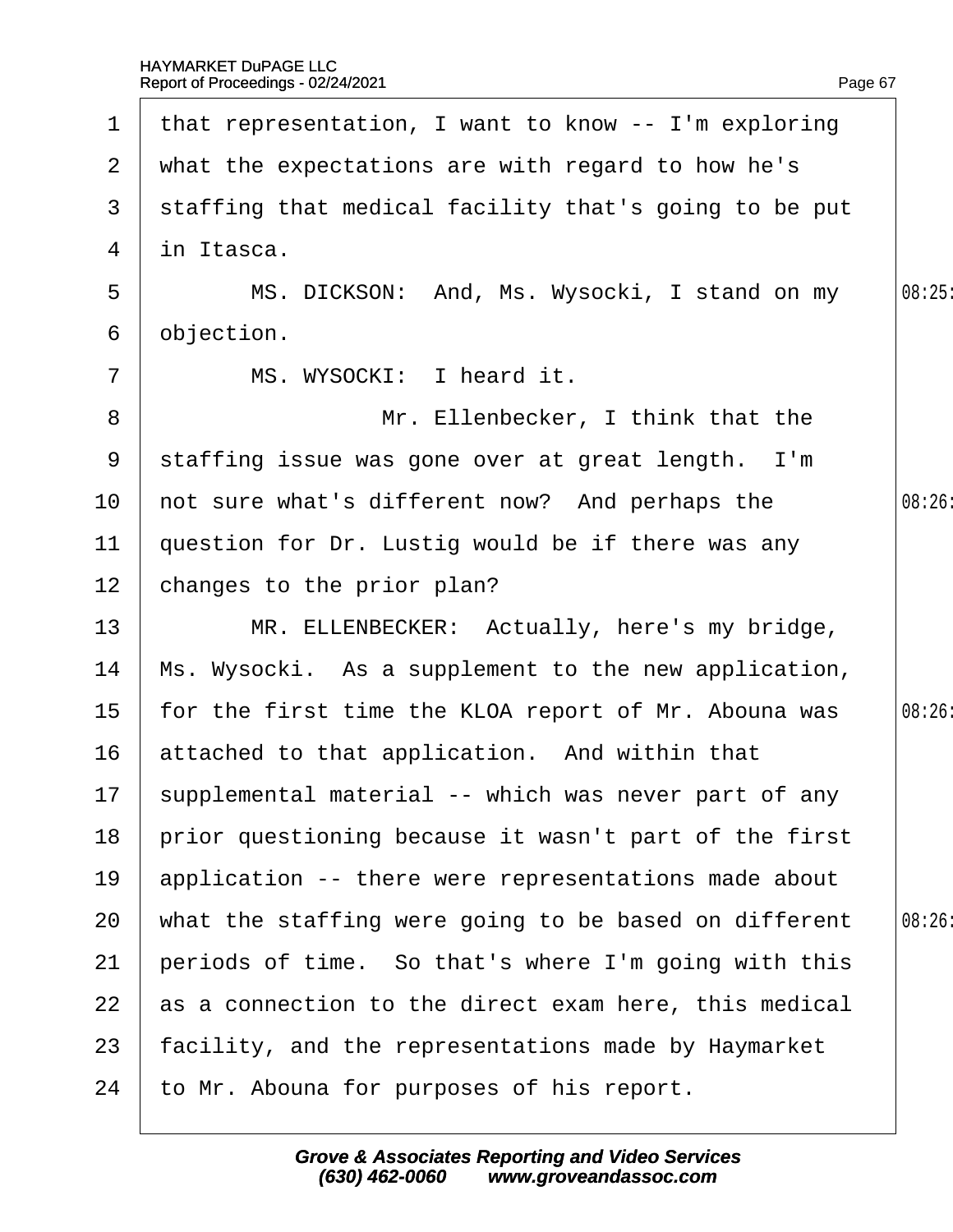1 that representation, I want to know -- I'm exploring
2 what the expectations are with regard to how he's
3 staffing that medical facility that's going to be put
4 in Itasca.
5 MS. DICKSON: And, Ms. Wysocki, I stand on my
6 objection.
7 MS. WYSOCKI: I heard it.
8 Mr. Ellenbecker, I think that the
9 staffing issue was gone over at great length. I'm
10 not sure what's different now? And perhaps the
11 question for Dr. Lustig would be if there was any
12 changes to the prior plan?
13 MR. ELLENBECKER: Actually, here's my bridge,
14 Ms. Wysocki. As a supplement to the new application,
15 for the first time the KLOA report of Mr. Abouna was
16 attached to that application. And within that
17 supplemental material -- which was never part of any
18 prior questioning because it wasn't part of the first
19 application -- there were representations made about
20 what the staffing were going to be based on different
21 periods of time. So that's where I'm going with this
22 as a connection to the direct exam here, this medical
23 facility, and the representations made by Haymarket
24 to Mr. Abouna for purposes of his report.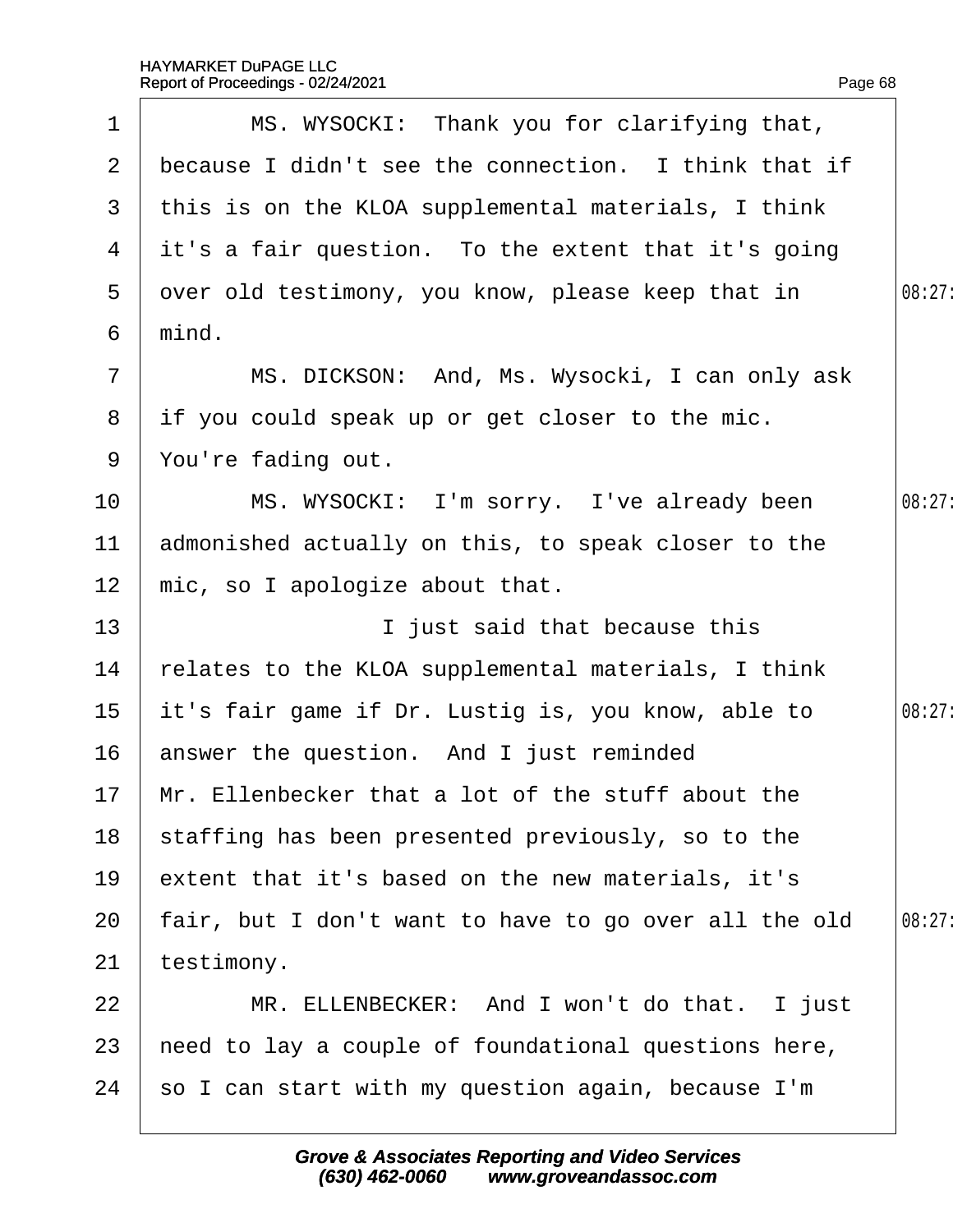MS. WYSOCKI: Thank you for clarifying that, because I didn't see the connection. I think that if this is on the KLOA supplemental materials, I think it's a fair question. To the extent that it's going over old testimony, you know, please keep that in mind.

MS. DICKSON: And, Ms. Wysocki, I can only ask if you could speak up or get closer to the mic. You're fading out.

MS. WYSOCKI: I'm sorry. I've already been admonished actually on this, to speak closer to the mic, so I apologize about that.

I just said that because this relates to the KLOA supplemental materials, I think it's fair game if Dr. Lustig is, you know, able to answer the question. And I just reminded Mr. Ellenbecker that a lot of the stuff about the staffing has been presented previously, so to the extent that it's based on the new materials, it's fair, but I don't want to have to go over all the old testimony.

MR. ELLENBECKER: And I won't do that. I just need to lay a couple of foundational questions here, so I can start with my question again, because I'm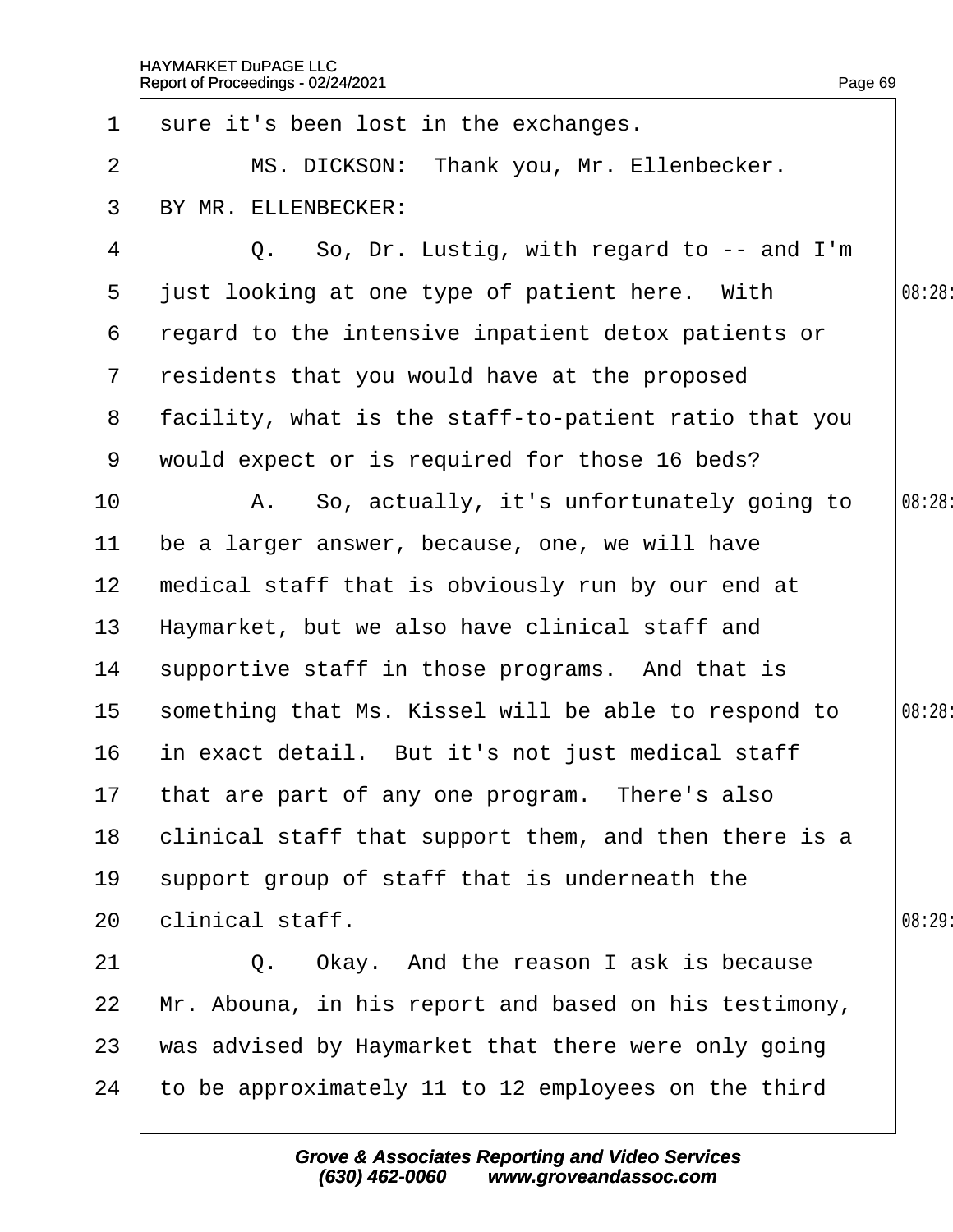1 sure it's been lost in the exchanges.

2 MS. DICKSON: Thank you, Mr. Ellenbecker.

3 BY MR. ELLENBECKER:

4 Q. So, Dr. Lustig, with regard to -- and I'm

5 just looking at one type of patient here. With 08:28

6 regard to the intensive inpatient detox patients or

7 residents that you would have at the proposed

8 facility, what is the staff-to-patient ratio that you

9 would expect or is required for those 16 beds?

10 A. So, actually, it's unfortunately going to 08:28

11 be a larger answer, because, one, we will have

12 medical staff that is obviously run by our end at

13 Haymarket, but we also have clinical staff and

14 supportive staff in those programs. And that is

15 something that Ms. Kissel will be able to respond to 08:28

16 in exact detail. But it's not just medical staff

17 that are part of any one program. There's also

18 clinical staff that support them, and then there is a

19 support group of staff that is underneath the

20 clinical staff. 08:29

21 Q. Okay. And the reason I ask is because

22 Mr. Abouna, in his report and based on his testimony,

23 was advised by Haymarket that there were only going

24 to be approximately 11 to 12 employees on the third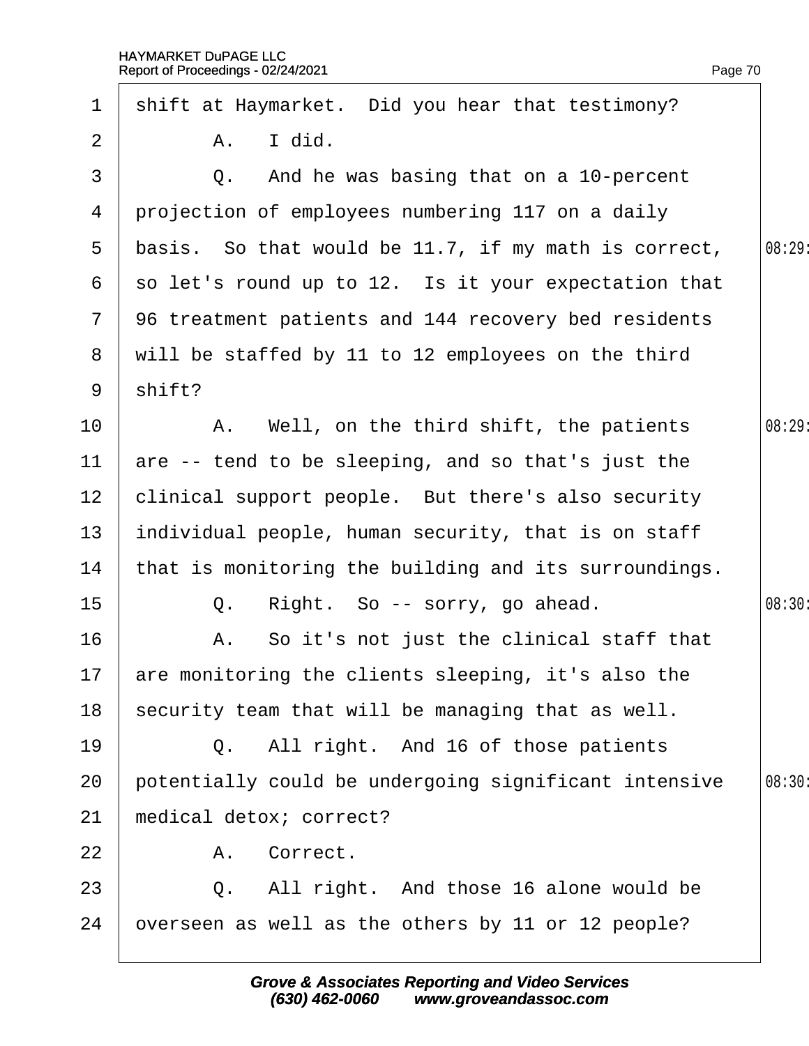1 shift at Haymarket. Did you hear that testimony?

2 A. I did.

3 Q. And he was basing that on a 10-percent

4 projection of employees numbering 117 on a daily

5 basis. So that would be 11.7, if my math is correct,

6 so let's round up to 12. Is it your expectation that

7 96 treatment patients and 144 recovery bed residents

8 will be staffed by 11 to 12 employees on the third

9 shift?

10 A. Well, on the third shift, the patients

11 are -- tend to be sleeping, and so that's just the

12 clinical support people. But there's also security

13 individual people, human security, that is on staff

14 that is monitoring the building and its surroundings.

15 Q. Right. So -- sorry, go ahead.

16 A. So it's not just the clinical staff that

17 are monitoring the clients sleeping, it's also the

18 security team that will be managing that as well.

19 Q. All right. And 16 of those patients

20 potentially could be undergoing significant intensive

21 medical detox; correct?

22 A. Correct.

23 Q. All right. And those 16 alone would be

24 overseen as well as the others by 11 or 12 people?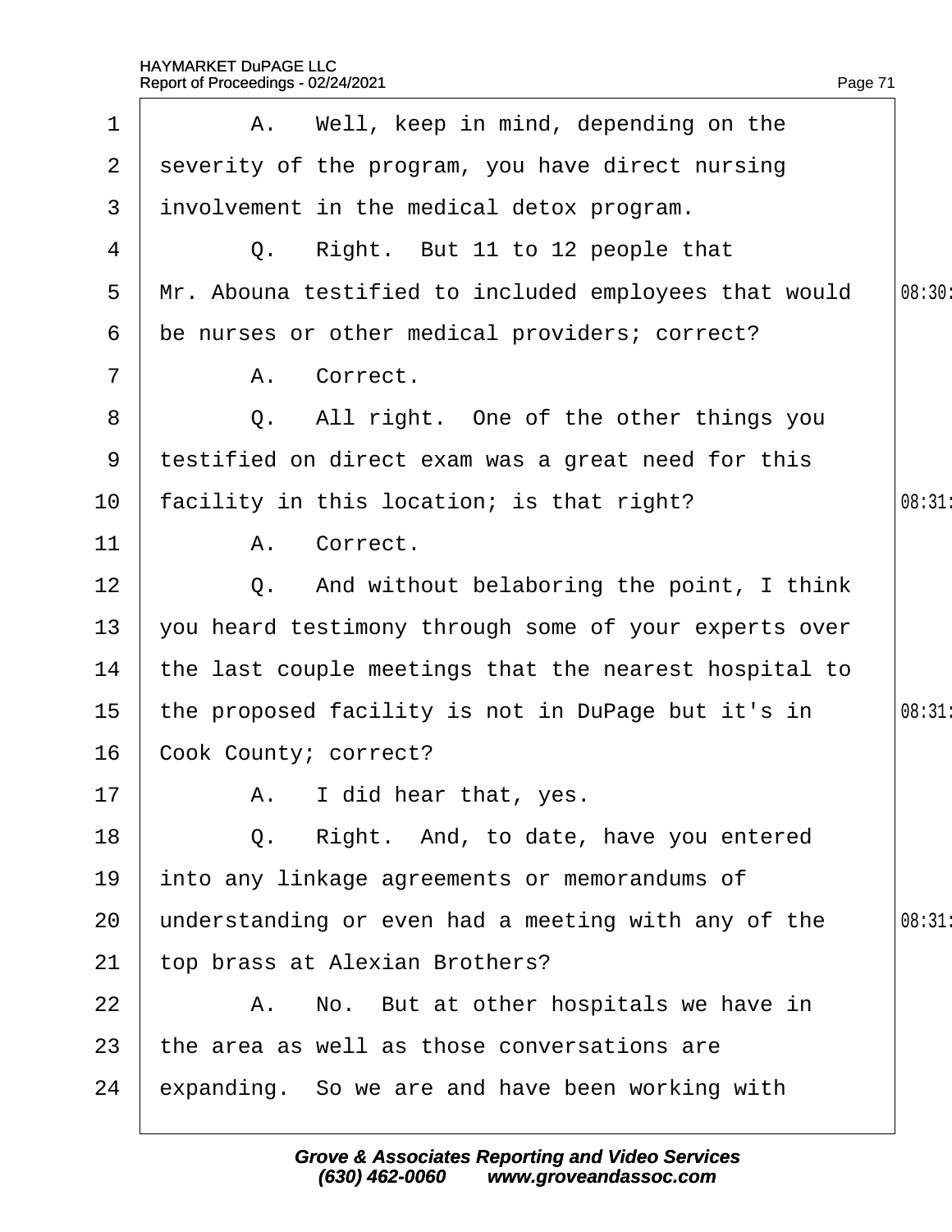1 A. Well, keep in mind, depending on the
2 severity of the program, you have direct nursing
3 involvement in the medical detox program.
4 Q. Right. But 11 to 12 people that
5 Mr. Abouna testified to included employees that would
6 be nurses or other medical providers; correct?
7 A. Correct.
8 Q. All right. One of the other things you
9 testified on direct exam was a great need for this
10 facility in this location; is that right?
11 A. Correct.
12 Q. And without belaboring the point, I think
13 you heard testimony through some of your experts over
14 the last couple meetings that the nearest hospital to
15 the proposed facility is not in DuPage but it's in
16 Cook County; correct?
17 A. I did hear that, yes.
18 Q. Right. And, to date, have you entered
19 into any linkage agreements or memorandums of
20 understanding or even had a meeting with any of the
21 top brass at Alexian Brothers?
22 A. No. But at other hospitals we have in
23 the area as well as those conversations are
24 expanding. So we are and have been working with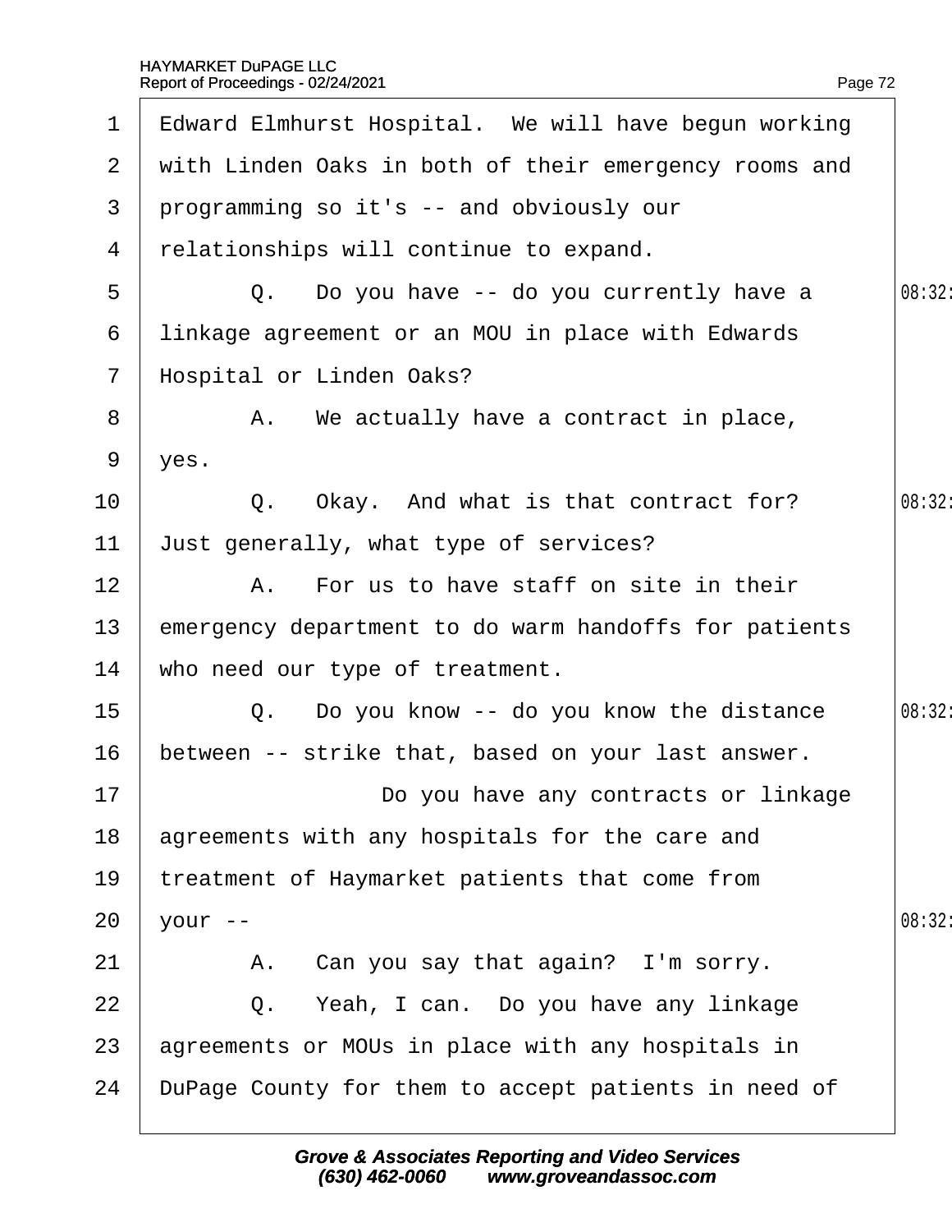1 Edward Elmhurst Hospital. We will have begun working
2 with Linden Oaks in both of their emergency rooms and
3 programming so it's -- and obviously our
4 relationships will continue to expand.
5 Q. Do you have -- do you currently have a
6 linkage agreement or an MOU in place with Edwards
7 Hospital or Linden Oaks?
8 A. We actually have a contract in place,
9 yes.
10 Q. Okay. And what is that contract for?
11 Just generally, what type of services?
12 A. For us to have staff on site in their
13 emergency department to do warm handoffs for patients
14 who need our type of treatment.
15 Q. Do you know -- do you know the distance
16 between -- strike that, based on your last answer.
17 Do you have any contracts or linkage
18 agreements with any hospitals for the care and
19 treatment of Haymarket patients that come from
20 your --
21 A. Can you say that again? I'm sorry.
22 Q. Yeah, I can. Do you have any linkage
23 agreements or MOUs in place with any hospitals in
24 DuPage County for them to accept patients in need of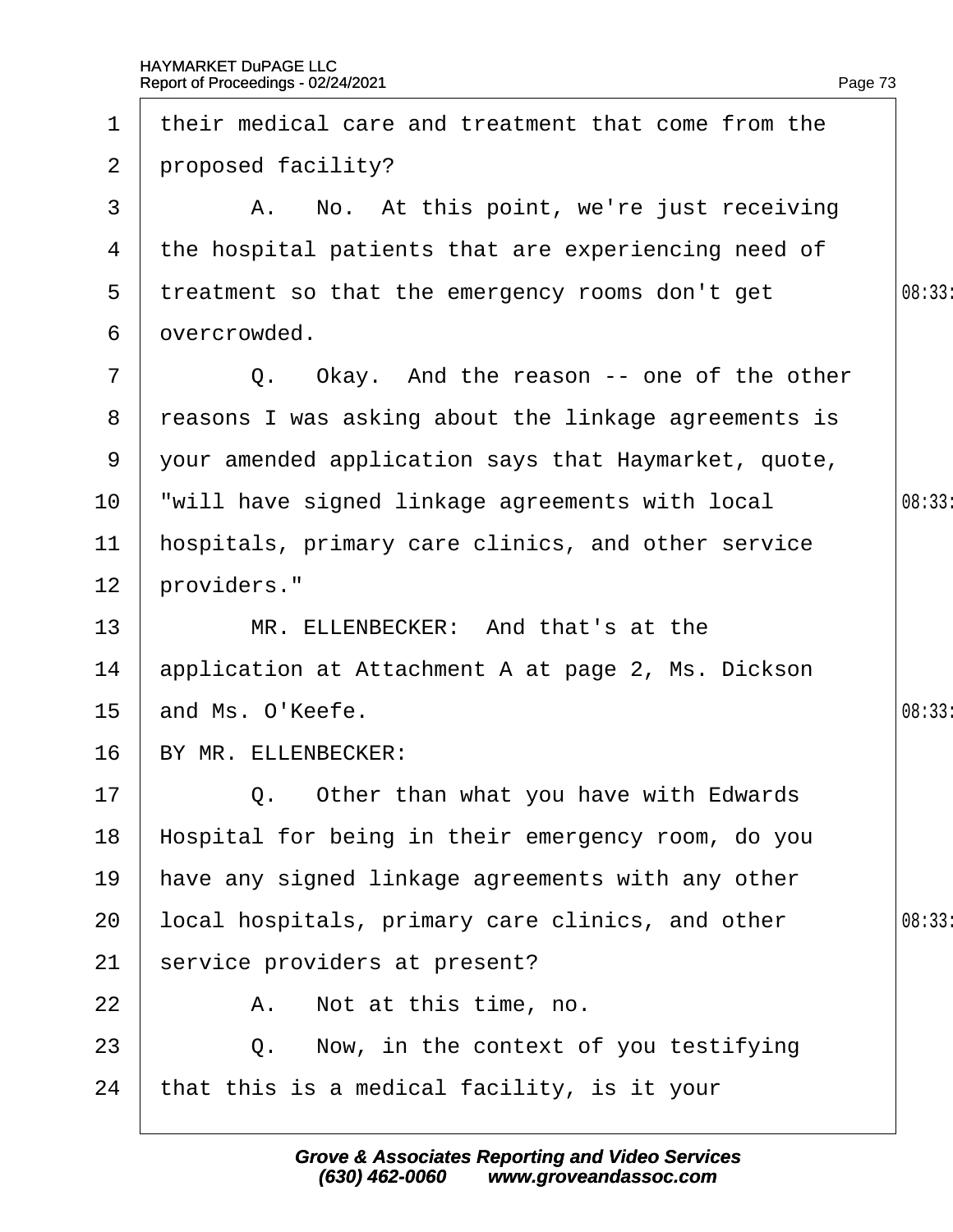their medical care and treatment that come from the proposed facility?

A. No. At this point, we're just receiving the hospital patients that are experiencing need of treatment so that the emergency rooms don't get overcrowded.

Q. Okay. And the reason -- one of the other reasons I was asking about the linkage agreements is your amended application says that Haymarket, quote, "will have signed linkage agreements with local hospitals, primary care clinics, and other service providers."

MR. ELLENBECKER: And that's at the application at Attachment A at page 2, Ms. Dickson and Ms. O'Keefe.

BY MR. ELLENBECKER:

Q. Other than what you have with Edwards Hospital for being in their emergency room, do you have any signed linkage agreements with any other local hospitals, primary care clinics, and other service providers at present?

A. Not at this time, no.

Q. Now, in the context of you testifying that this is a medical facility, is it your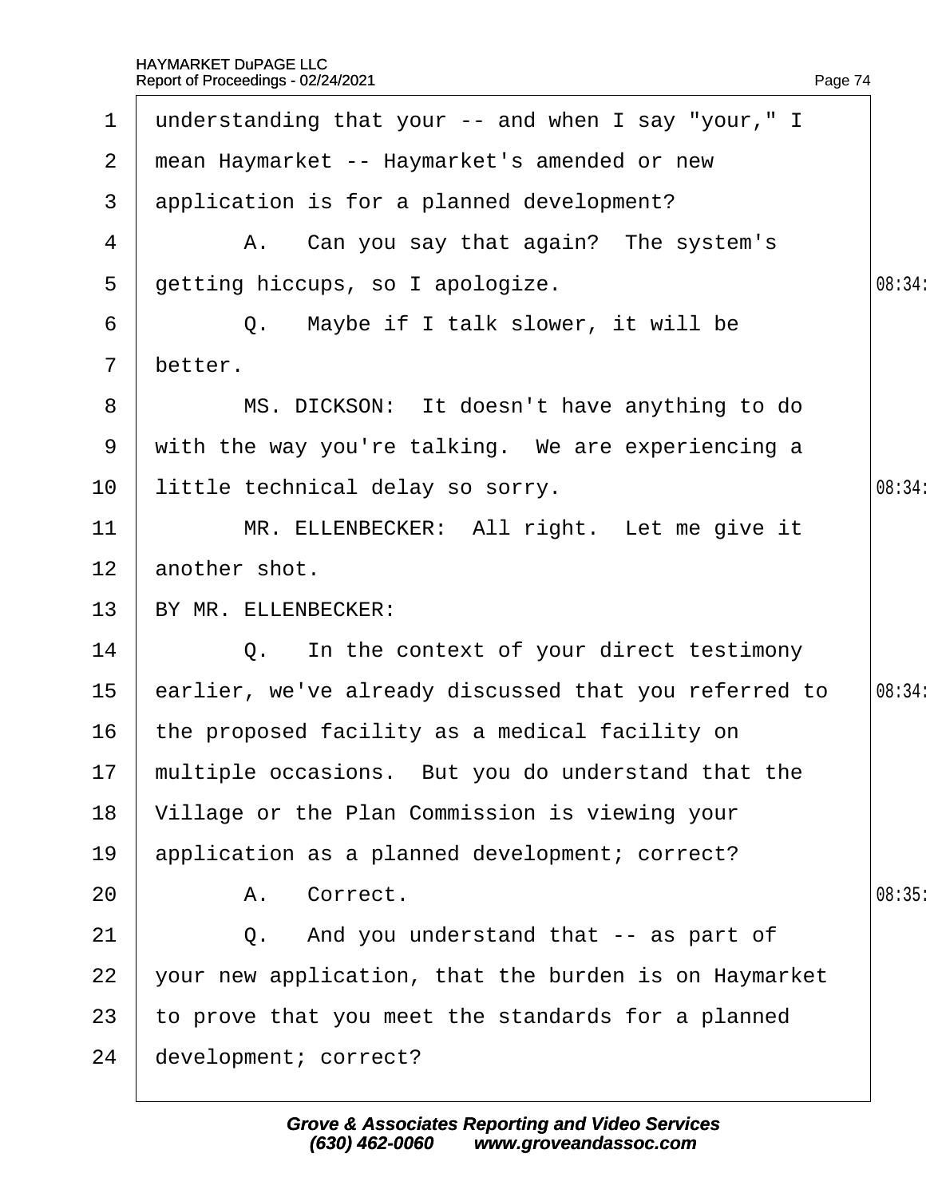1 understanding that your -- and when I say "your," I
2 mean Haymarket -- Haymarket's amended or new
3 application is for a planned development?
4 A. Can you say that again? The system's
5 getting hiccups, so I apologize.
6 Q. Maybe if I talk slower, it will be
7 better.
8 MS. DICKSON: It doesn't have anything to do
9 with the way you're talking. We are experiencing a
10 little technical delay so sorry.
11 MR. ELLENBECKER: All right. Let me give it
12 another shot.
13 BY MR. ELLENBECKER:
14 Q. In the context of your direct testimony
15 earlier, we've already discussed that you referred to
16 the proposed facility as a medical facility on
17 multiple occasions. But you do understand that the
18 Village or the Plan Commission is viewing your
19 application as a planned development; correct?
20 A. Correct.
21 Q. And you understand that -- as part of
22 your new application, that the burden is on Haymarket
23 to prove that you meet the standards for a planned
24 development; correct?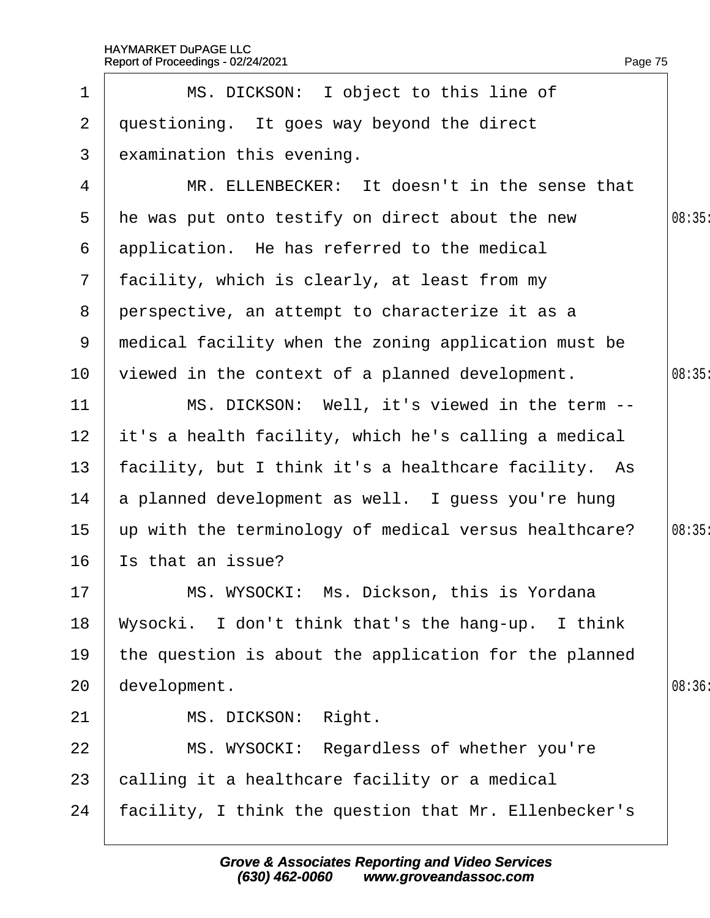1 MS. DICKSON: I object to this line of
2 questioning. It goes way beyond the direct
3 examination this evening.
4 MR. ELLENBECKER: It doesn't in the sense that
5 he was put onto testify on direct about the new
6 application. He has referred to the medical
7 facility, which is clearly, at least from my
8 perspective, an attempt to characterize it as a
9 medical facility when the zoning application must be
10 viewed in the context of a planned development.
11 MS. DICKSON: Well, it's viewed in the term --
12 it's a health facility, which he's calling a medical
13 facility, but I think it's a healthcare facility. As
14 a planned development as well. I guess you're hung
15 up with the terminology of medical versus healthcare?
16 Is that an issue?
17 MS. WYSOCKI: Ms. Dickson, this is Yordana
18 Wysocki. I don't think that's the hang-up. I think
19 the question is about the application for the planned
20 development.
21 MS. DICKSON: Right.
22 MS. WYSOCKI: Regardless of whether you're
23 calling it a healthcare facility or a medical
24 facility, I think the question that Mr. Ellenbecker's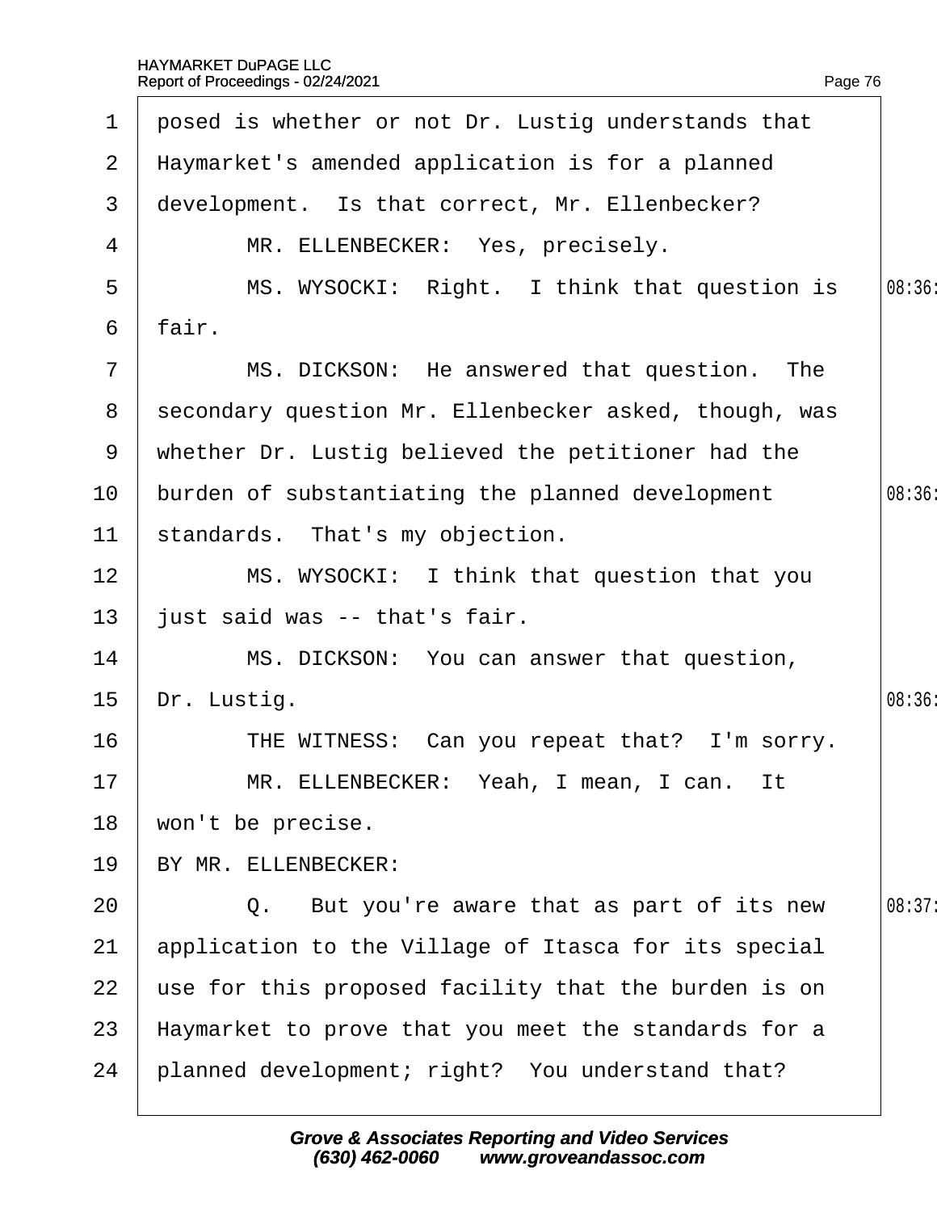1 posed is whether or not Dr. Lustig understands that
2 Haymarket's amended application is for a planned
3 development. Is that correct, Mr. Ellenbecker?
4 MR. ELLENBECKER: Yes, precisely.
5 MS. WYSOCKI: Right. I think that question is
6 fair.
7 MS. DICKSON: He answered that question. The
8 secondary question Mr. Ellenbecker asked, though, was
9 whether Dr. Lustig believed the petitioner had the
10 burden of substantiating the planned development
11 standards. That's my objection.
12 MS. WYSOCKI: I think that question that you
13 just said was -- that's fair.
14 MS. DICKSON: You can answer that question,
15 Dr. Lustig.
16 THE WITNESS: Can you repeat that? I'm sorry.
17 MR. ELLENBECKER: Yeah, I mean, I can. It
18 won't be precise.
19 BY MR. ELLENBECKER:
20 Q. But you're aware that as part of its new
21 application to the Village of Itasca for its special
22 use for this proposed facility that the burden is on
23 Haymarket to prove that you meet the standards for a
24 planned development; right? You understand that?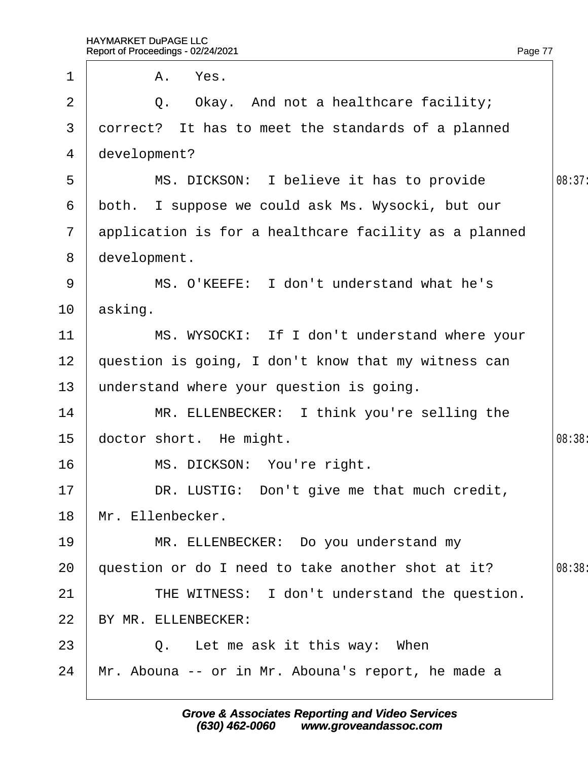1 A. Yes.

2 Q. Okay. And not a healthcare facility;

3 correct? It has to meet the standards of a planned

4 development?

5 MS. DICKSON: I believe it has to provide

6 both. I suppose we could ask Ms. Wysocki, but our

7 application is for a healthcare facility as a planned

8 development.

9 MS. O'KEEFE: I don't understand what he's

10 asking.

11 MS. WYSOCKI: If I don't understand where your

12 question is going, I don't know that my witness can

13 understand where your question is going.

14 MR. ELLENBECKER: I think you're selling the

15 doctor short. He might.

16 MS. DICKSON: You're right.

17 DR. LUSTIG: Don't give me that much credit,

18 Mr. Ellenbecker.

19 MR. ELLENBECKER: Do you understand my

20 question or do I need to take another shot at it?

21 THE WITNESS: I don't understand the question.

22 BY MR. ELLENBECKER:

23 Q. Let me ask it this way: When

24 Mr. Abouna -- or in Mr. Abouna's report, he made a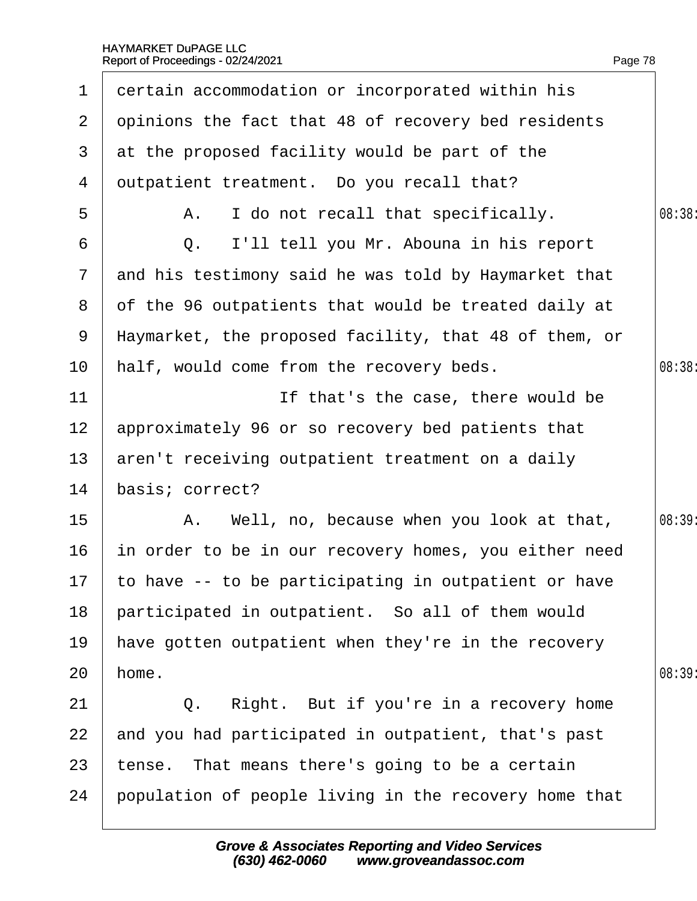1 certain accommodation or incorporated within his
2 opinions the fact that 48 of recovery bed residents
3 at the proposed facility would be part of the
4 outpatient treatment. Do you recall that?
5 A. I do not recall that specifically.
6 Q. I'll tell you Mr. Abouna in his report
7 and his testimony said he was told by Haymarket that
8 of the 96 outpatients that would be treated daily at
9 Haymarket, the proposed facility, that 48 of them, or
10 half, would come from the recovery beds.
11 If that's the case, there would be
12 approximately 96 or so recovery bed patients that
13 aren't receiving outpatient treatment on a daily
14 basis; correct?
15 A. Well, no, because when you look at that,
16 in order to be in our recovery homes, you either need
17 to have -- to be participating in outpatient or have
18 participated in outpatient. So all of them would
19 have gotten outpatient when they're in the recovery
20 home.
21 Q. Right. But if you're in a recovery home
22 and you had participated in outpatient, that's past
23 tense. That means there's going to be a certain
24 population of people living in the recovery home that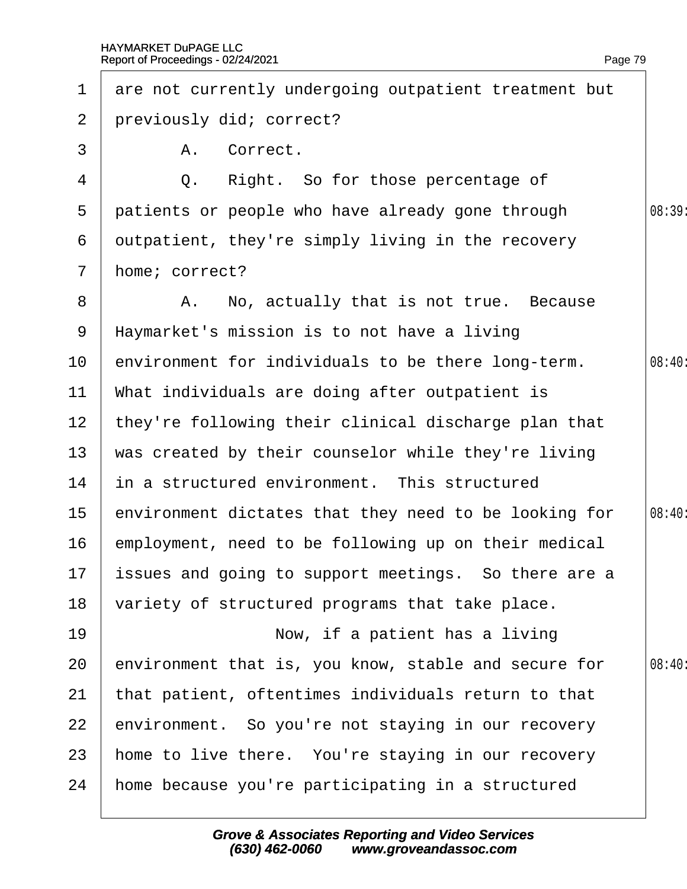1 are not currently undergoing outpatient treatment but
2 previously did; correct?
3 A. Correct.
4 Q. Right. So for those percentage of
5 patients or people who have already gone through
6 outpatient, they're simply living in the recovery
7 home; correct?
8 A. No, actually that is not true. Because
9 Haymarket's mission is to not have a living
10 environment for individuals to be there long-term.
11 What individuals are doing after outpatient is
12 they're following their clinical discharge plan that
13 was created by their counselor while they're living
14 in a structured environment. This structured
15 environment dictates that they need to be looking for
16 employment, need to be following up on their medical
17 issues and going to support meetings. So there are a
18 variety of structured programs that take place.
19 Now, if a patient has a living
20 environment that is, you know, stable and secure for
21 that patient, oftentimes individuals return to that
22 environment. So you're not staying in our recovery
23 home to live there. You're staying in our recovery
24 home because you're participating in a structured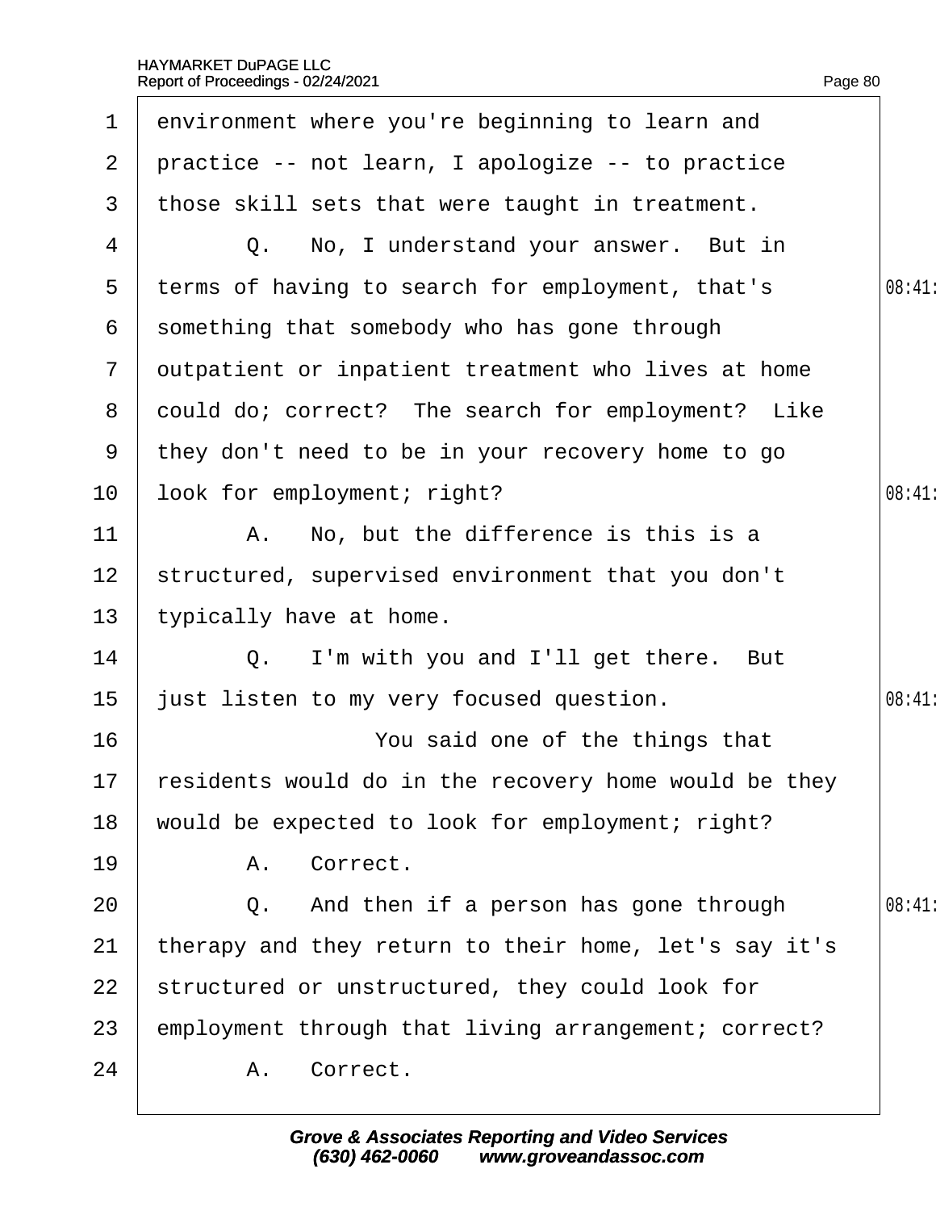environment where you're beginning to learn and practice -- not learn, I apologize -- to practice those skill sets that were taught in treatment.

Q. No, I understand your answer. But in terms of having to search for employment, that's something that somebody who has gone through outpatient or inpatient treatment who lives at home could do; correct? The search for employment? Like they don't need to be in your recovery home to go look for employment; right?

A. No, but the difference is this is a structured, supervised environment that you don't typically have at home.

Q. I'm with you and I'll get there. But just listen to my very focused question.

You said one of the things that residents would do in the recovery home would be they would be expected to look for employment; right?

A. Correct.

Q. And then if a person has gone through therapy and they return to their home, let's say it's structured or unstructured, they could look for employment through that living arrangement; correct?

A. Correct.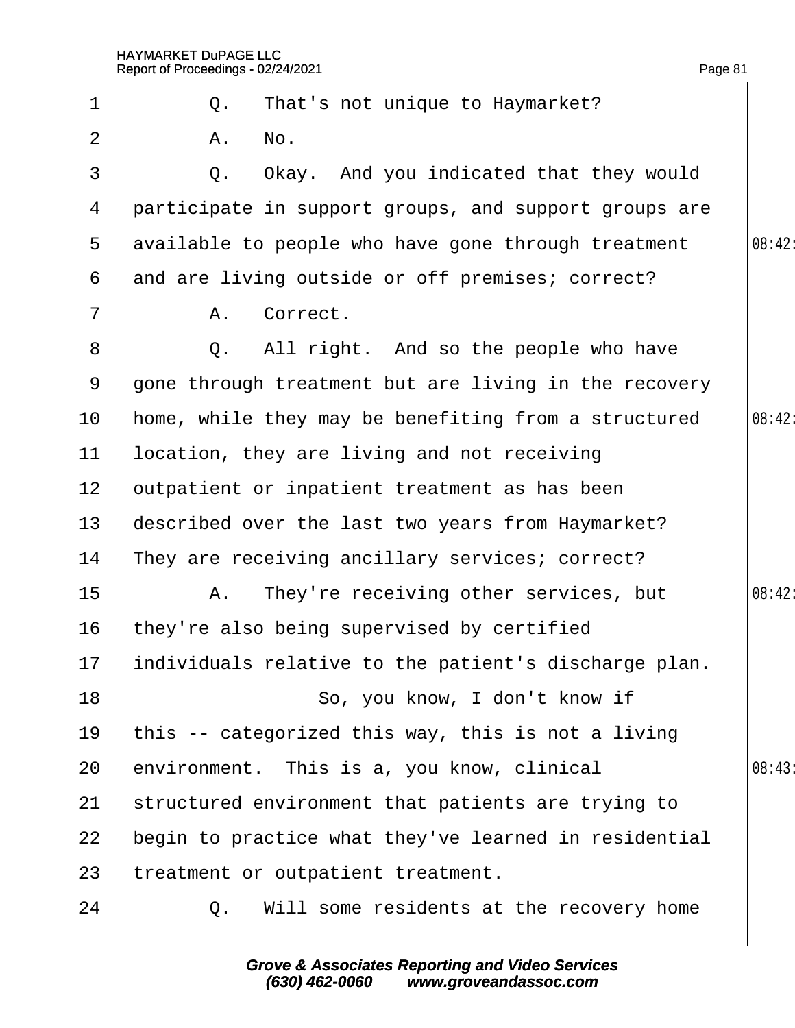1 Q. That's not unique to Haymarket?

2 A. No.

3 Q. Okay. And you indicated that they would

4 participate in support groups, and support groups are

5 available to people who have gone through treatment 08:42

6 and are living outside or off premises; correct?

7 A. Correct.

8 Q. All right. And so the people who have

9 gone through treatment but are living in the recovery

10 home, while they may be benefiting from a structured 08:42

11 location, they are living and not receiving

12 outpatient or inpatient treatment as has been

13 described over the last two years from Haymarket?

14 They are receiving ancillary services; correct?

15 A. They're receiving other services, but 08:42

16 they're also being supervised by certified

17 individuals relative to the patient's discharge plan.

18 So, you know, I don't know if

19 this -- categorized this way, this is not a living

20 environment. This is a, you know, clinical 08:43

21 structured environment that patients are trying to

22 begin to practice what they've learned in residential

23 treatment or outpatient treatment.

24 Q. Will some residents at the recovery home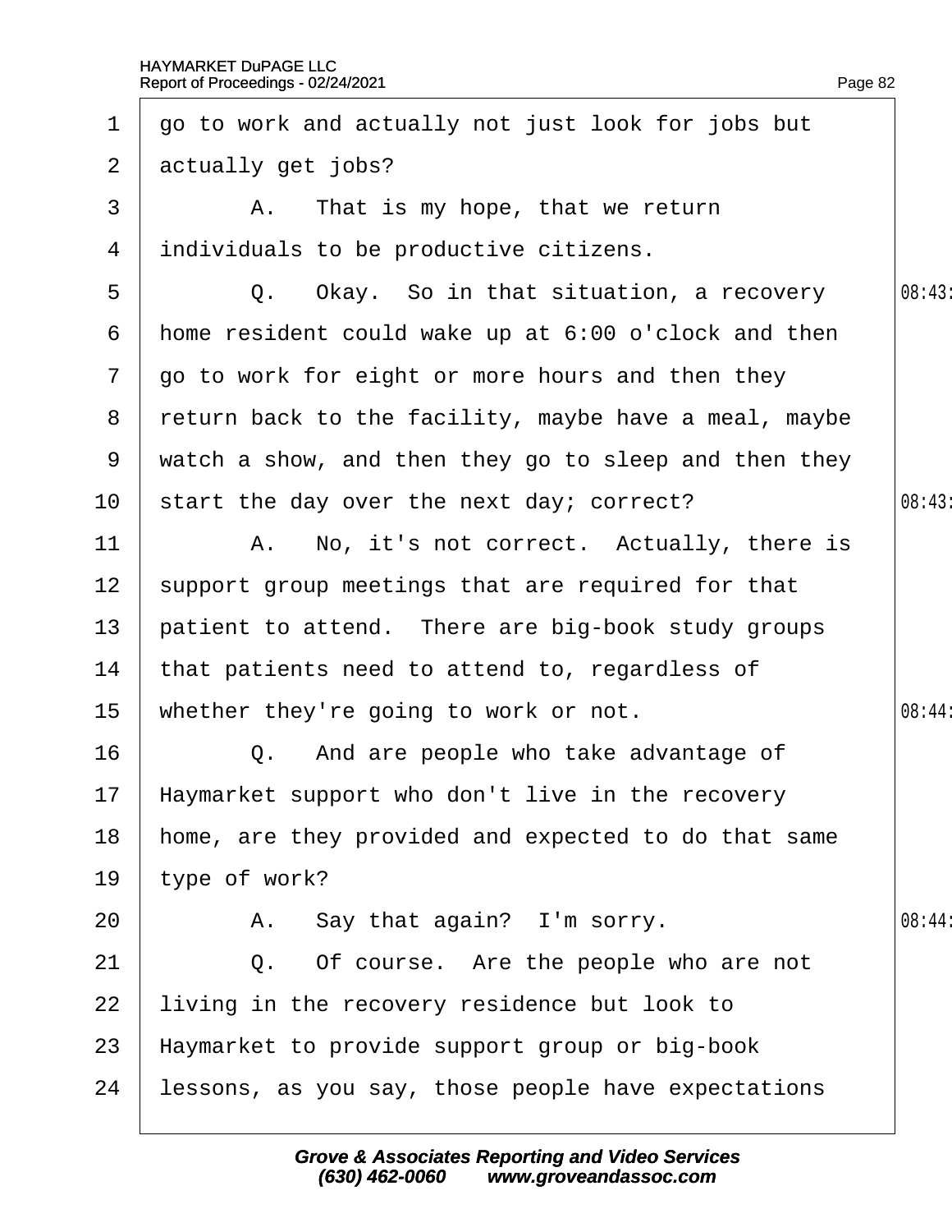1 go to work and actually not just look for jobs but

2 actually get jobs?

3 A. That is my hope, that we return

4 individuals to be productive citizens.

5 Q. Okay. So in that situation, a recovery

6 home resident could wake up at 6:00 o'clock and then

7 go to work for eight or more hours and then they

8 return back to the facility, maybe have a meal, maybe

9 watch a show, and then they go to sleep and then they

10 start the day over the next day; correct?

11 A. No, it's not correct. Actually, there is

12 support group meetings that are required for that

13 patient to attend. There are big-book study groups

14 that patients need to attend to, regardless of

15 whether they're going to work or not.

16 Q. And are people who take advantage of

17 Haymarket support who don't live in the recovery

18 home, are they provided and expected to do that same

19 type of work?

20 A. Say that again? I'm sorry.

21 Q. Of course. Are the people who are not

22 living in the recovery residence but look to

23 Haymarket to provide support group or big-book

24 lessons, as you say, those people have expectations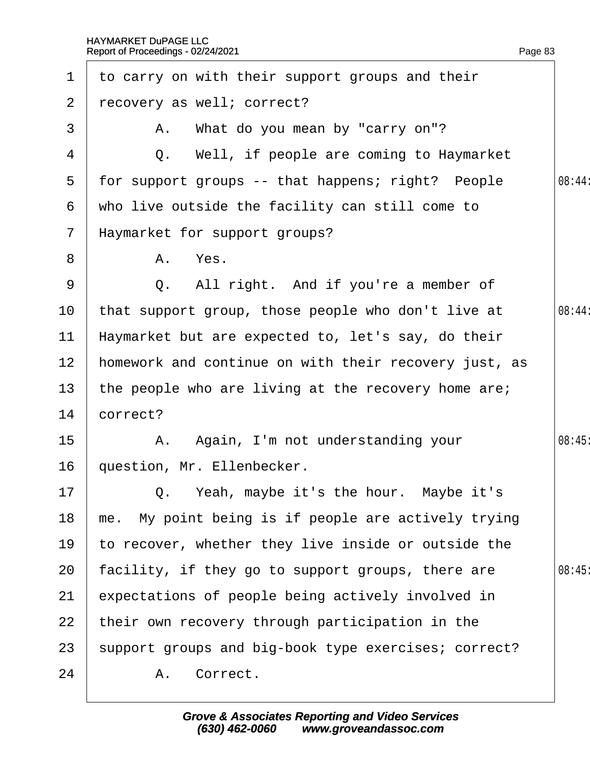1 to carry on with their support groups and their
2 recovery as well; correct?
3 A. What do you mean by "carry on"?
4 Q. Well, if people are coming to Haymarket
5 for support groups -- that happens; right? People
6 who live outside the facility can still come to
7 Haymarket for support groups?
8 A. Yes.
9 Q. All right. And if you're a member of
10 that support group, those people who don't live at
11 Haymarket but are expected to, let's say, do their
12 homework and continue on with their recovery just, as
13 the people who are living at the recovery home are;
14 correct?
15 A. Again, I'm not understanding your
16 question, Mr. Ellenbecker.
17 Q. Yeah, maybe it's the hour. Maybe it's
18 me. My point being is if people are actively trying
19 to recover, whether they live inside or outside the
20 facility, if they go to support groups, there are
21 expectations of people being actively involved in
22 their own recovery through participation in the
23 support groups and big-book type exercises; correct?
24 A. Correct.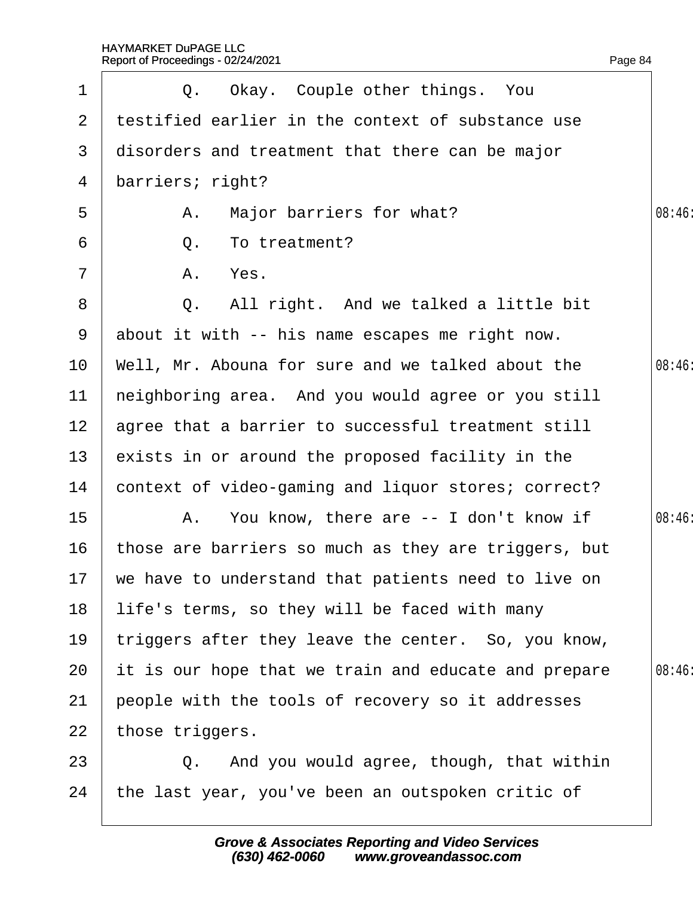1 Q. Okay. Couple other things. You
2 testified earlier in the context of substance use
3 disorders and treatment that there can be major
4 barriers; right?
5 A. Major barriers for what?
6 Q. To treatment?
7 A. Yes.
8 Q. All right. And we talked a little bit
9 about it with -- his name escapes me right now.
10 Well, Mr. Abouna for sure and we talked about the
11 neighboring area. And you would agree or you still
12 agree that a barrier to successful treatment still
13 exists in or around the proposed facility in the
14 context of video-gaming and liquor stores; correct?
15 A. You know, there are -- I don't know if
16 those are barriers so much as they are triggers, but
17 we have to understand that patients need to live on
18 life's terms, so they will be faced with many
19 triggers after they leave the center. So, you know,
20 it is our hope that we train and educate and prepare
21 people with the tools of recovery so it addresses
22 those triggers.
23 Q. And you would agree, though, that within
24 the last year, you've been an outspoken critic of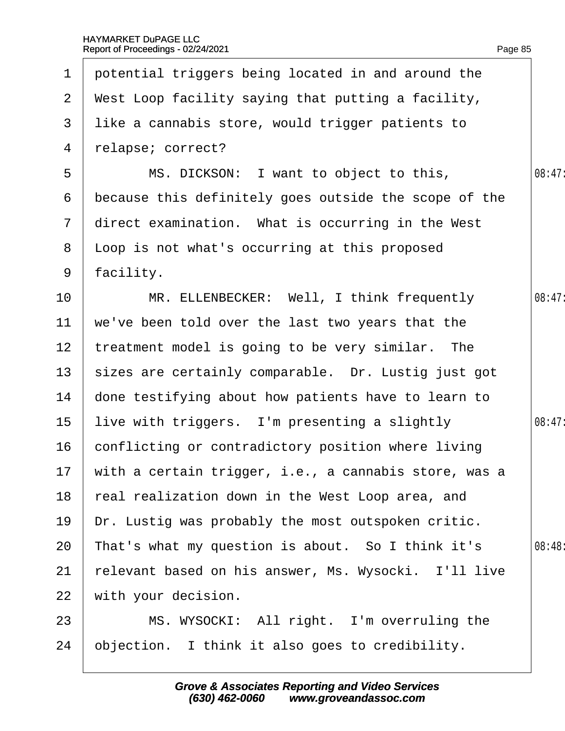1 potential triggers being located in and around the
2 West Loop facility saying that putting a facility,
3 like a cannabis store, would trigger patients to
4 relapse; correct?

5 MS. DICKSON: I want to object to this, 08:47
6 because this definitely goes outside the scope of the
7 direct examination. What is occurring in the West
8 Loop is not what's occurring at this proposed
9 facility.

10 MR. ELLENBECKER: Well, I think frequently 08:47
11 we've been told over the last two years that the
12 treatment model is going to be very similar. The
13 sizes are certainly comparable. Dr. Lustig just got
14 done testifying about how patients have to learn to
15 live with triggers. I'm presenting a slightly 08:47
16 conflicting or contradictory position where living
17 with a certain trigger, i.e., a cannabis store, was a
18 real realization down in the West Loop area, and
19 Dr. Lustig was probably the most outspoken critic.
20 That's what my question is about. So I think it's 08:48
21 relevant based on his answer, Ms. Wysocki. I'll live
22 with your decision.

23 MS. WYSOCKI: All right. I'm overruling the
24 objection. I think it also goes to credibility.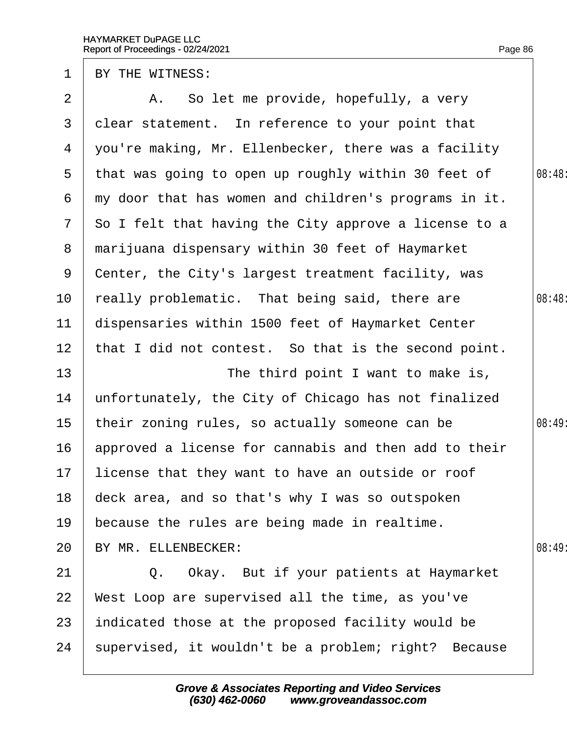BY THE WITNESS:

A. So let me provide, hopefully, a very clear statement. In reference to your point that you're making, Mr. Ellenbecker, there was a facility that was going to open up roughly within 30 feet of my door that has women and children's programs in it. So I felt that having the City approve a license to a marijuana dispensary within 30 feet of Haymarket Center, the City's largest treatment facility, was really problematic. That being said, there are dispensaries within 1500 feet of Haymarket Center that I did not contest. So that is the second point.

The third point I want to make is, unfortunately, the City of Chicago has not finalized their zoning rules, so actually someone can be approved a license for cannabis and then add to their license that they want to have an outside or roof deck area, and so that's why I was so outspoken because the rules are being made in realtime.

BY MR. ELLENBECKER:

Q. Okay. But if your patients at Haymarket West Loop are supervised all the time, as you've indicated those at the proposed facility would be supervised, it wouldn't be a problem; right? Because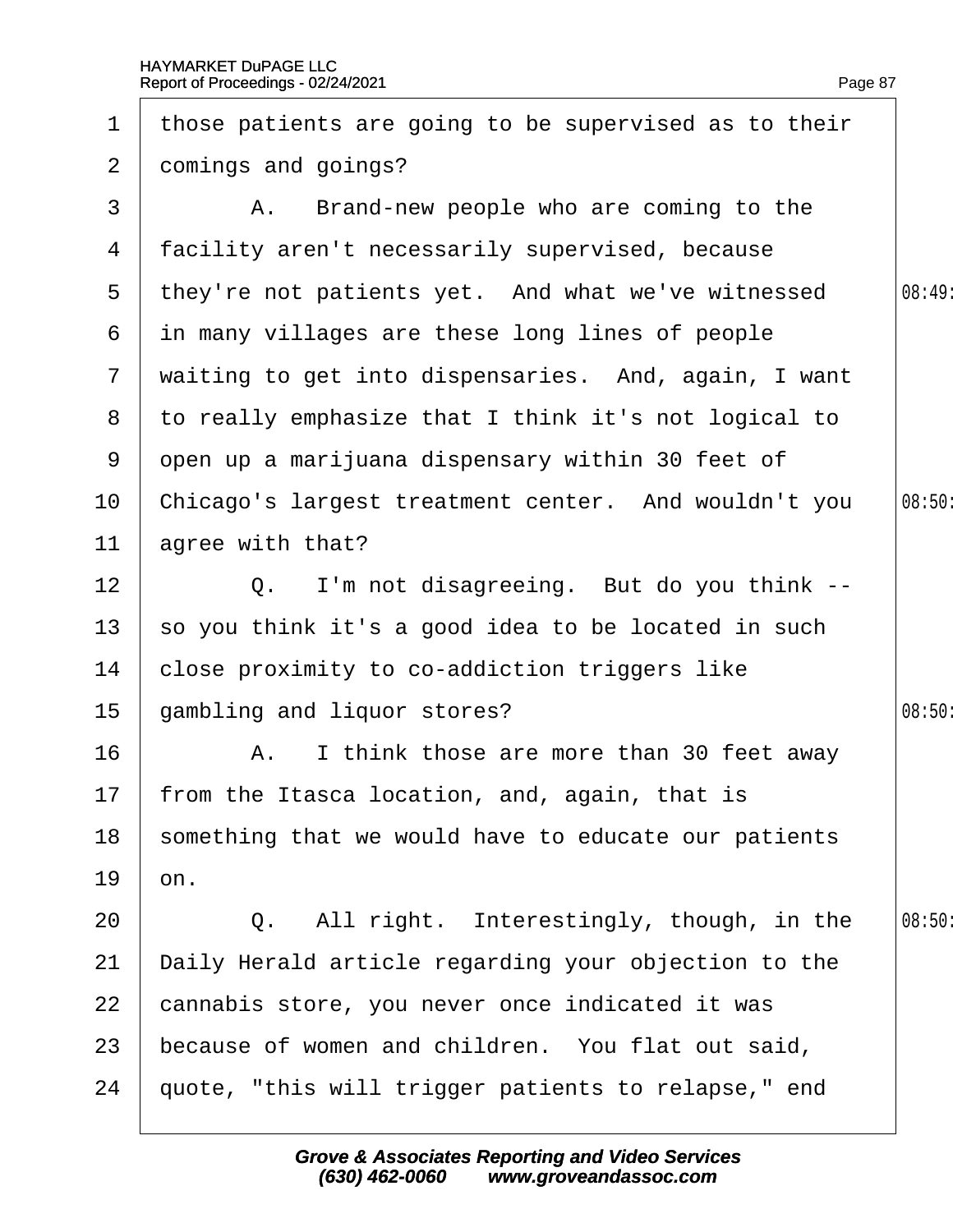1 those patients are going to be supervised as to their
2 comings and goings?
3 A. Brand-new people who are coming to the
4 facility aren't necessarily supervised, because
5 they're not patients yet. And what we've witnessed
6 in many villages are these long lines of people
7 waiting to get into dispensaries. And, again, I want
8 to really emphasize that I think it's not logical to
9 open up a marijuana dispensary within 30 feet of
10 Chicago's largest treatment center. And wouldn't you
11 agree with that?
12 Q. I'm not disagreeing. But do you think --
13 so you think it's a good idea to be located in such
14 close proximity to co-addiction triggers like
15 gambling and liquor stores?
16 A. I think those are more than 30 feet away
17 from the Itasca location, and, again, that is
18 something that we would have to educate our patients
19 on.
20 Q. All right. Interestingly, though, in the
21 Daily Herald article regarding your objection to the
22 cannabis store, you never once indicated it was
23 because of women and children. You flat out said,
24 quote, "this will trigger patients to relapse," end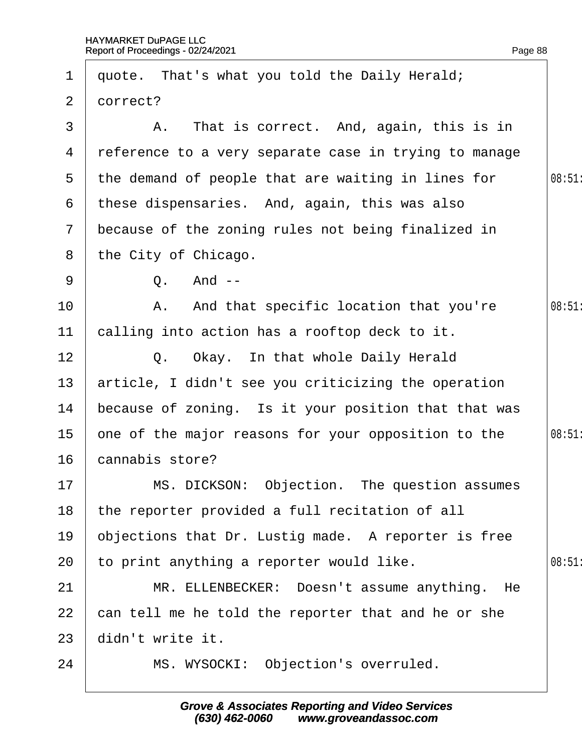1 quote. That's what you told the Daily Herald;
2 correct?
3 A. That is correct. And, again, this is in
4 reference to a very separate case in trying to manage
5 the demand of people that are waiting in lines for
6 these dispensaries. And, again, this was also
7 because of the zoning rules not being finalized in
8 the City of Chicago.
9 Q. And --
10 A. And that specific location that you're
11 calling into action has a rooftop deck to it.
12 Q. Okay. In that whole Daily Herald
13 article, I didn't see you criticizing the operation
14 because of zoning. Is it your position that that was
15 one of the major reasons for your opposition to the
16 cannabis store?
17 MS. DICKSON: Objection. The question assumes
18 the reporter provided a full recitation of all
19 objections that Dr. Lustig made. A reporter is free
20 to print anything a reporter would like.
21 MR. ELLENBECKER: Doesn't assume anything. He
22 can tell me he told the reporter that and he or she
23 didn't write it.
24 MS. WYSOCKI: Objection's overruled.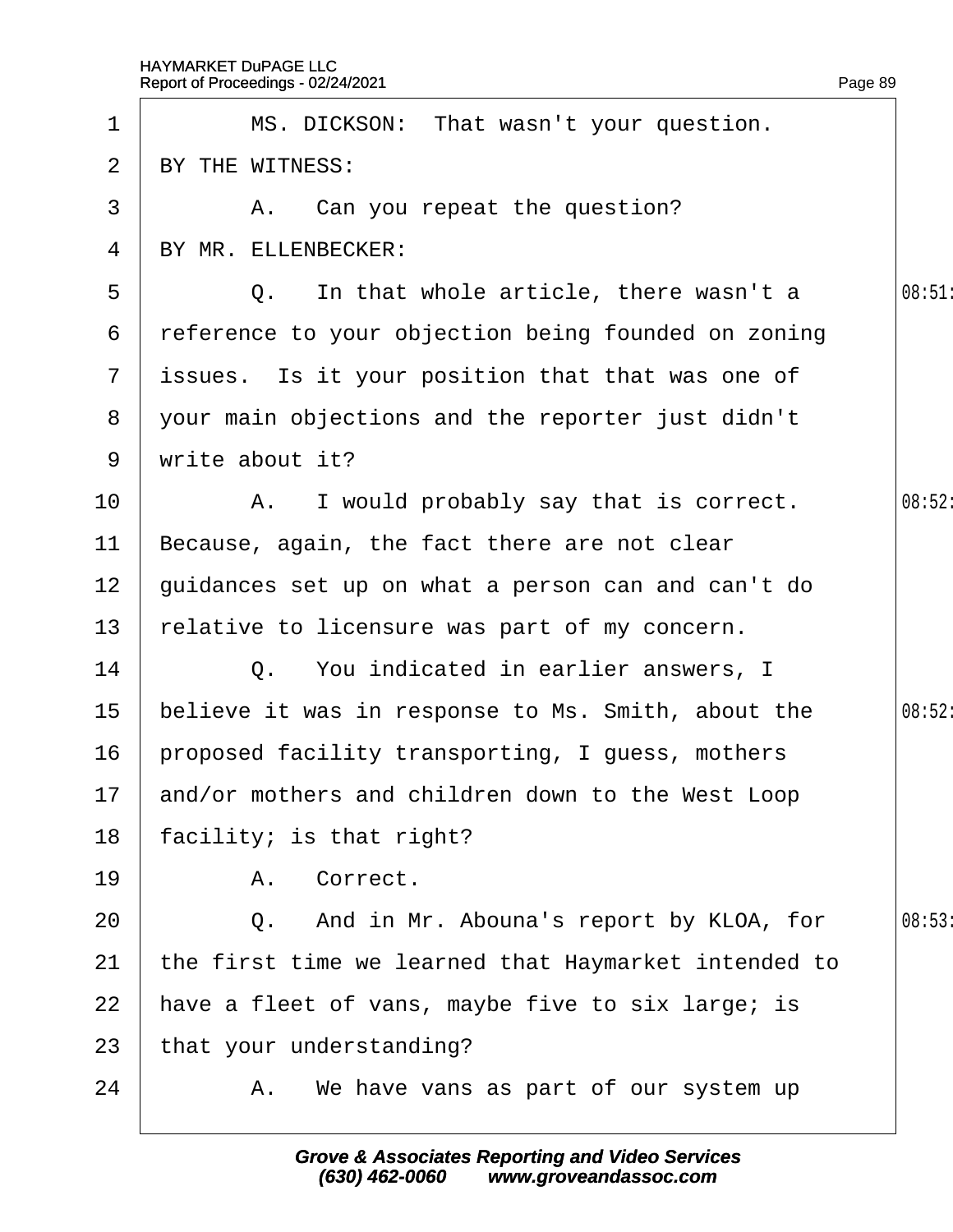1 MS. DICKSON: That wasn't your question.

2 BY THE WITNESS:

3 A. Can you repeat the question?

4 BY MR. ELLENBECKER:

5 Q. In that whole article, there wasn't a 08:51

6 reference to your objection being founded on zoning

7 issues. Is it your position that that was one of

8 your main objections and the reporter just didn't

9 write about it?

10 A. I would probably say that is correct. 08:52

11 Because, again, the fact there are not clear

12 guidances set up on what a person can and can't do

13 relative to licensure was part of my concern.

14 Q. You indicated in earlier answers, I

15 believe it was in response to Ms. Smith, about the 08:52

16 proposed facility transporting, I guess, mothers

17 and/or mothers and children down to the West Loop

18 facility; is that right?

19 A. Correct.

20 Q. And in Mr. Abouna's report by KLOA, for 08:53

21 the first time we learned that Haymarket intended to

22 have a fleet of vans, maybe five to six large; is

23 that your understanding?

24 A. We have vans as part of our system up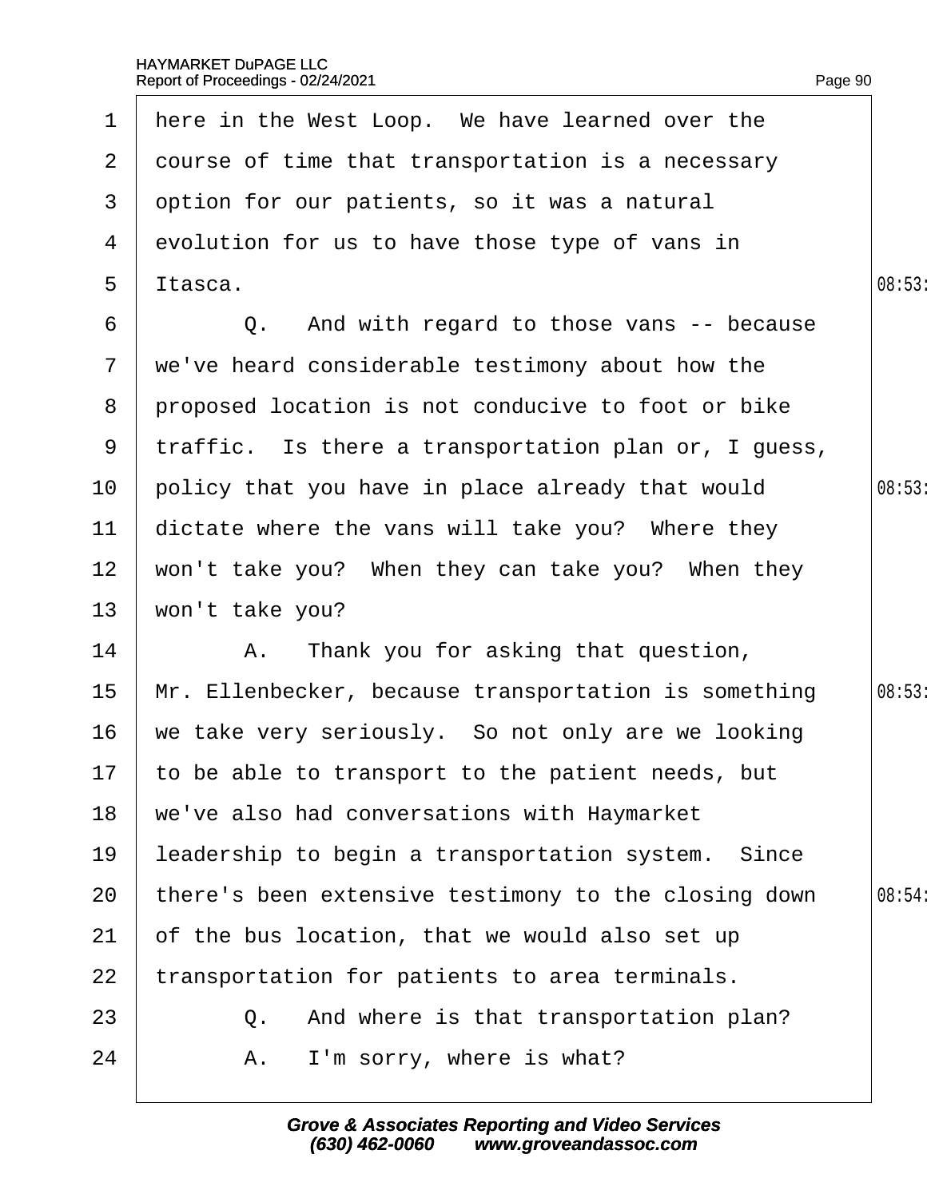1 here in the West Loop. We have learned over the
2 course of time that transportation is a necessary
3 option for our patients, so it was a natural
4 evolution for us to have those type of vans in
5 Itasca.
6 Q. And with regard to those vans -- because
7 we've heard considerable testimony about how the
8 proposed location is not conducive to foot or bike
9 traffic. Is there a transportation plan or, I guess,
10 policy that you have in place already that would
11 dictate where the vans will take you? Where they
12 won't take you? When they can take you? When they
13 won't take you?
14 A. Thank you for asking that question,
15 Mr. Ellenbecker, because transportation is something
16 we take very seriously. So not only are we looking
17 to be able to transport to the patient needs, but
18 we've also had conversations with Haymarket
19 leadership to begin a transportation system. Since
20 there's been extensive testimony to the closing down
21 of the bus location, that we would also set up
22 transportation for patients to area terminals.
23 Q. And where is that transportation plan?
24 A. I'm sorry, where is what?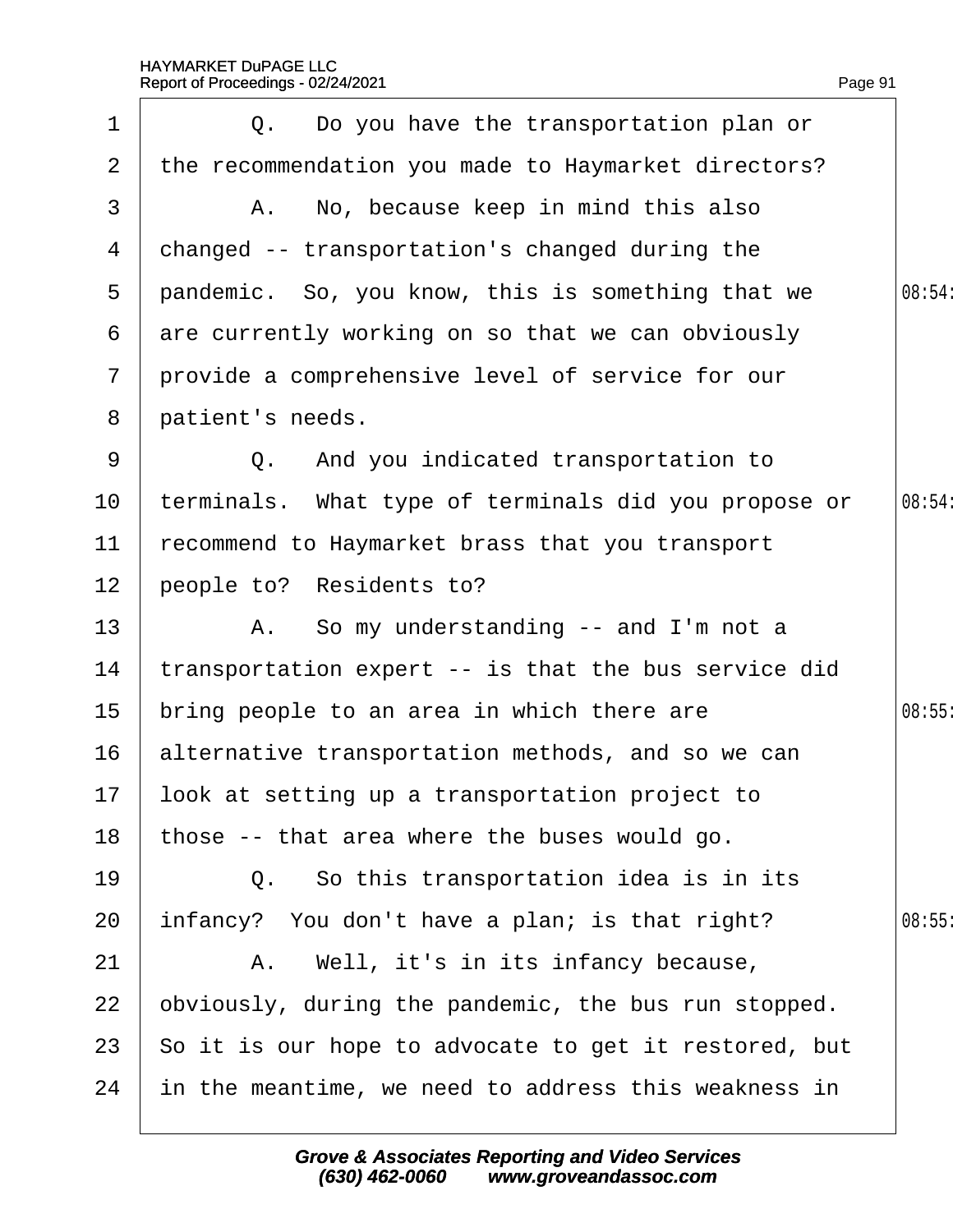Q. Do you have the transportation plan or the recommendation you made to Haymarket directors?

A. No, because keep in mind this also changed -- transportation's changed during the pandemic. So, you know, this is something that we are currently working on so that we can obviously provide a comprehensive level of service for our patient's needs.

Q. And you indicated transportation to terminals. What type of terminals did you propose or recommend to Haymarket brass that you transport people to? Residents to?

A. So my understanding -- and I'm not a transportation expert -- is that the bus service did bring people to an area in which there are alternative transportation methods, and so we can look at setting up a transportation project to those -- that area where the buses would go.

Q. So this transportation idea is in its infancy? You don't have a plan; is that right?

A. Well, it's in its infancy because, obviously, during the pandemic, the bus run stopped. So it is our hope to advocate to get it restored, but in the meantime, we need to address this weakness in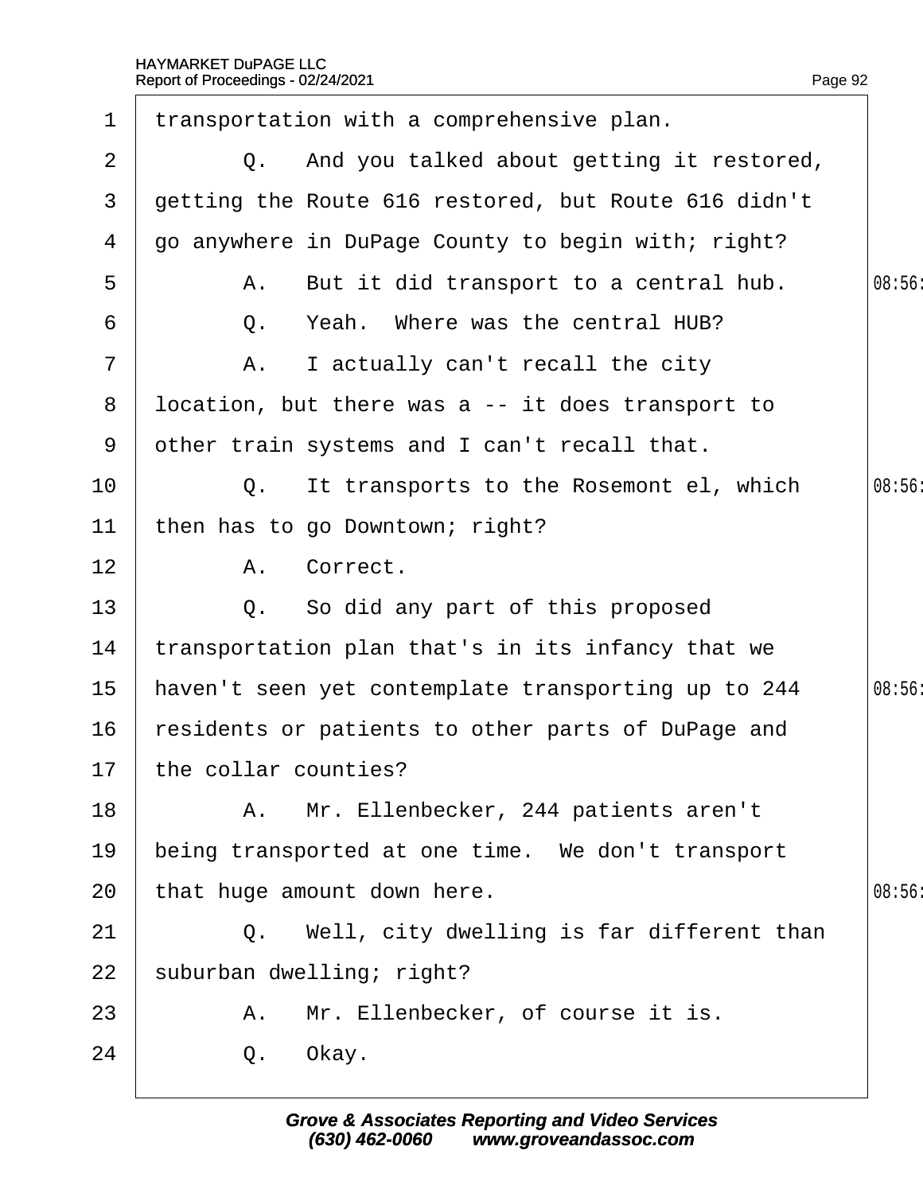1 transportation with a comprehensive plan.

2 Q. And you talked about getting it restored,

3 getting the Route 616 restored, but Route 616 didn't

4 go anywhere in DuPage County to begin with; right?

5 A. But it did transport to a central hub.

6 Q. Yeah. Where was the central HUB?

7 A. I actually can't recall the city

8 location, but there was a -- it does transport to

9 other train systems and I can't recall that.

10 Q. It transports to the Rosemont el, which

11 then has to go Downtown; right?

12 A. Correct.

13 Q. So did any part of this proposed

14 transportation plan that's in its infancy that we

15 haven't seen yet contemplate transporting up to 244

16 residents or patients to other parts of DuPage and

17 the collar counties?

18 A. Mr. Ellenbecker, 244 patients aren't

19 being transported at one time. We don't transport

20 that huge amount down here.

21 Q. Well, city dwelling is far different than

22 suburban dwelling; right?

23 A. Mr. Ellenbecker, of course it is.

24 Q. Okay.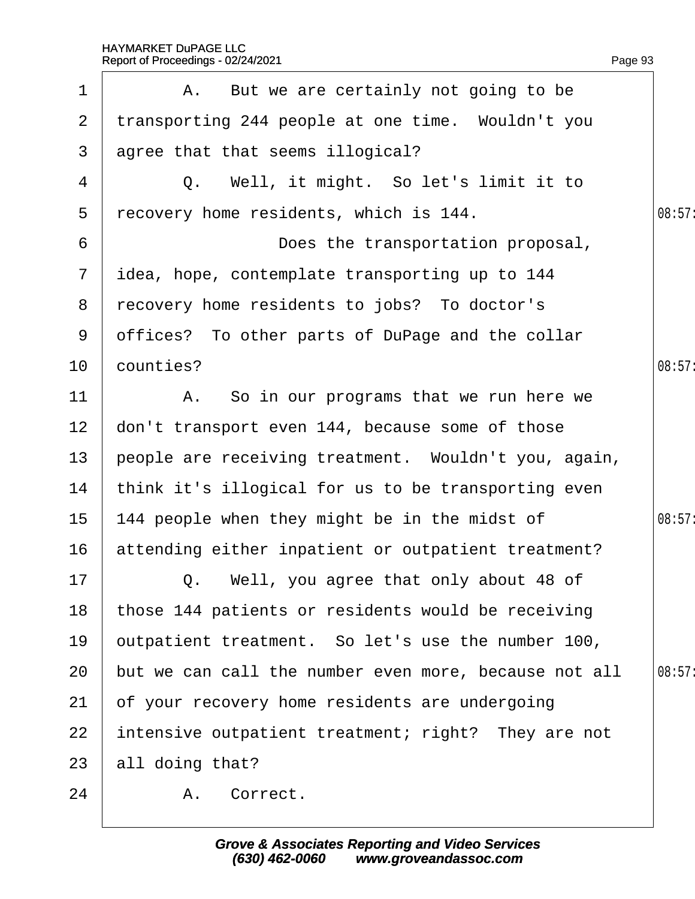1 A. But we are certainly not going to be
2 transporting 244 people at one time. Wouldn't you
3 agree that that seems illogical?
4 Q. Well, it might. So let's limit it to
5 recovery home residents, which is 144.
6 Does the transportation proposal,
7 idea, hope, contemplate transporting up to 144
8 recovery home residents to jobs? To doctor's
9 offices? To other parts of DuPage and the collar
10 counties?
11 A. So in our programs that we run here we
12 don't transport even 144, because some of those
13 people are receiving treatment. Wouldn't you, again,
14 think it's illogical for us to be transporting even
15 144 people when they might be in the midst of
16 attending either inpatient or outpatient treatment?
17 Q. Well, you agree that only about 48 of
18 those 144 patients or residents would be receiving
19 outpatient treatment. So let's use the number 100,
20 but we can call the number even more, because not all
21 of your recovery home residents are undergoing
22 intensive outpatient treatment; right? They are not
23 all doing that?
24 A. Correct.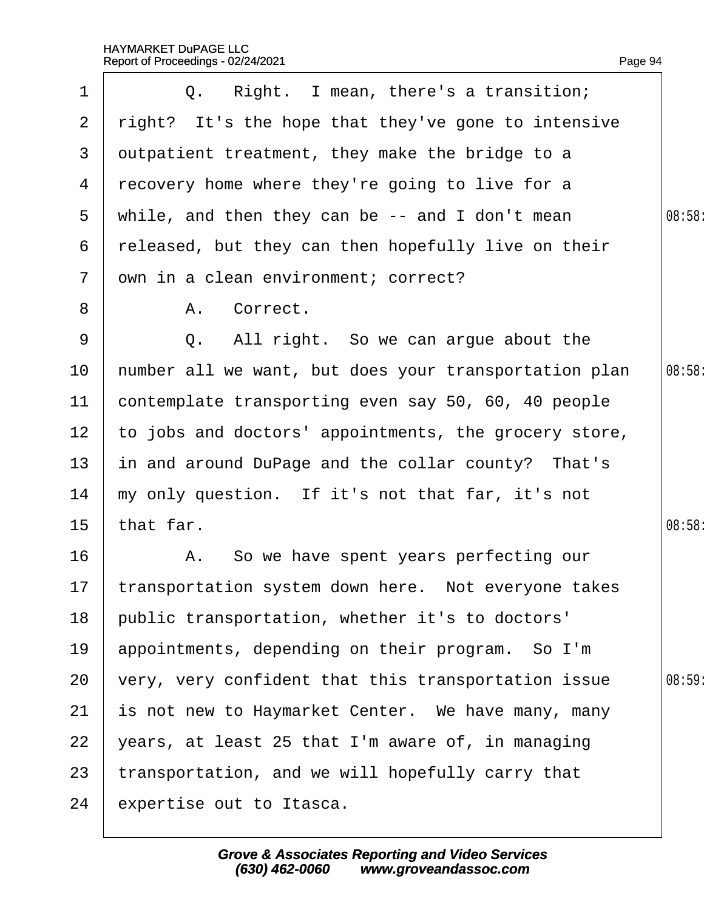Q. Right. I mean, there's a transition; right? It's the hope that they've gone to intensive outpatient treatment, they make the bridge to a recovery home where they're going to live for a while, and then they can be -- and I don't mean released, but they can then hopefully live on their own in a clean environment; correct?

A. Correct.

Q. All right. So we can argue about the number all we want, but does your transportation plan contemplate transporting even say 50, 60, 40 people to jobs and doctors' appointments, the grocery store, in and around DuPage and the collar county? That's my only question. If it's not that far, it's not that far.

A. So we have spent years perfecting our transportation system down here. Not everyone takes public transportation, whether it's to doctors' appointments, depending on their program. So I'm very, very confident that this transportation issue is not new to Haymarket Center. We have many, many years, at least 25 that I'm aware of, in managing transportation, and we will hopefully carry that expertise out to Itasca.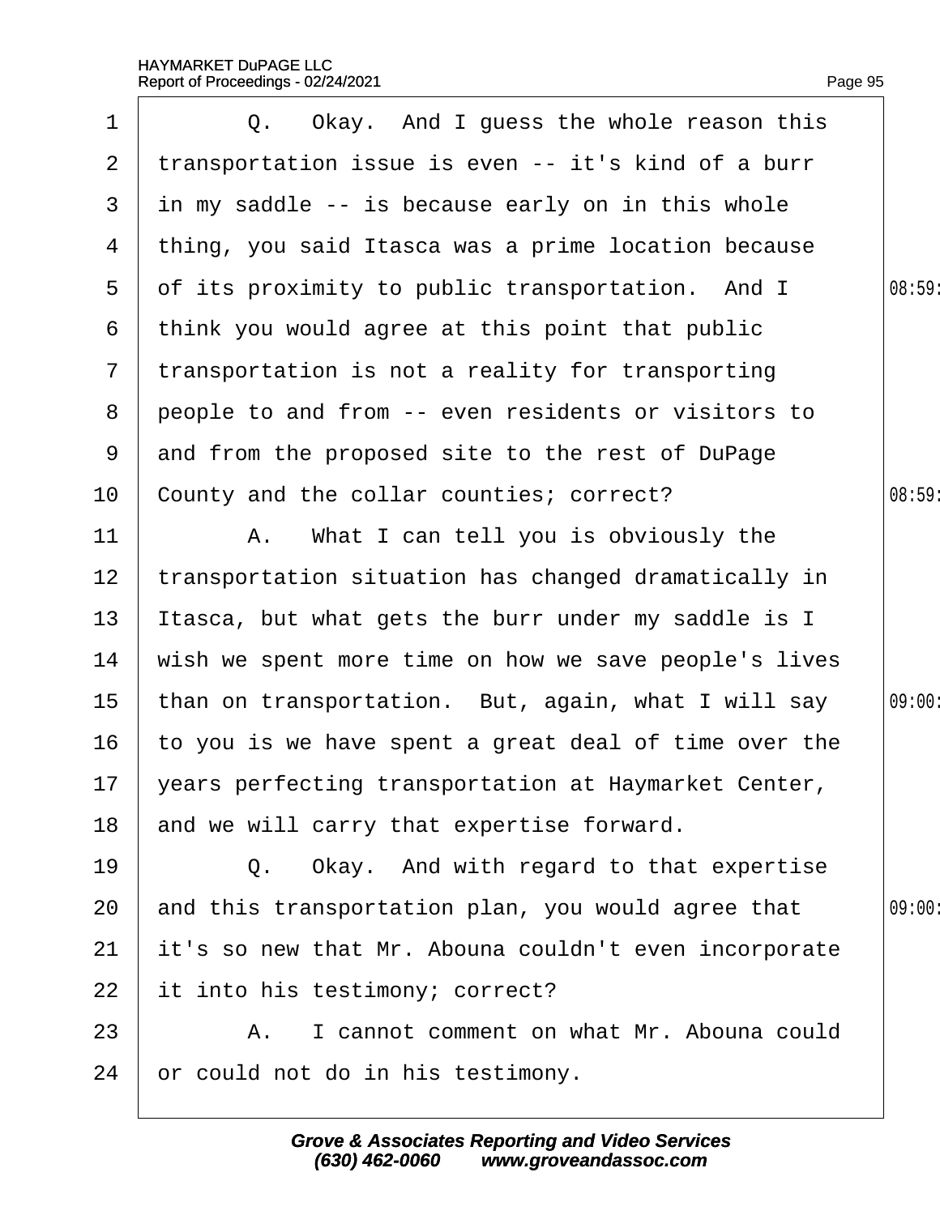Q. Okay. And I guess the whole reason this transportation issue is even -- it's kind of a burr in my saddle -- is because early on in this whole thing, you said Itasca was a prime location because of its proximity to public transportation. And I think you would agree at this point that public transportation is not a reality for transporting people to and from -- even residents or visitors to and from the proposed site to the rest of DuPage County and the collar counties; correct?

A. What I can tell you is obviously the transportation situation has changed dramatically in Itasca, but what gets the burr under my saddle is I wish we spent more time on how we save people's lives than on transportation. But, again, what I will say to you is we have spent a great deal of time over the years perfecting transportation at Haymarket Center, and we will carry that expertise forward.

Q. Okay. And with regard to that expertise and this transportation plan, you would agree that it's so new that Mr. Abouna couldn't even incorporate it into his testimony; correct?

A. I cannot comment on what Mr. Abouna could or could not do in his testimony.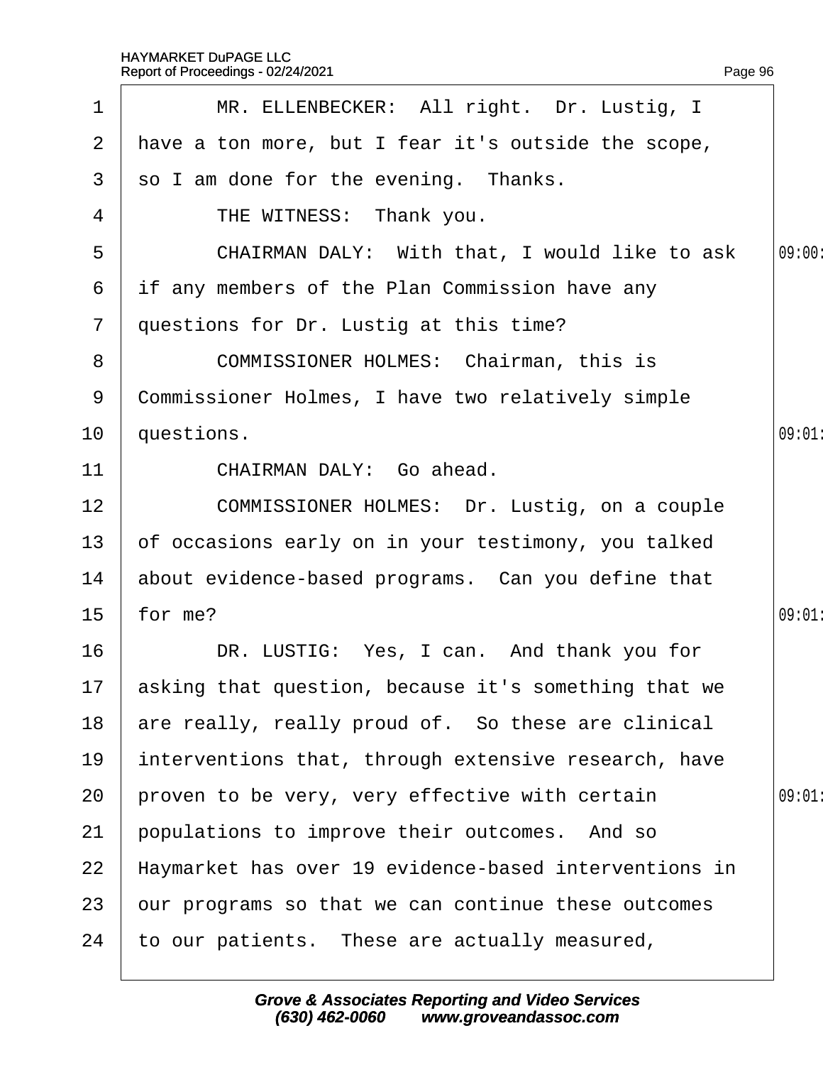MR. ELLENBECKER: All right. Dr. Lustig, I have a ton more, but I fear it's outside the scope, so I am done for the evening. Thanks.

THE WITNESS: Thank you.

CHAIRMAN DALY: With that, I would like to ask if any members of the Plan Commission have any questions for Dr. Lustig at this time?

COMMISSIONER HOLMES: Chairman, this is Commissioner Holmes, I have two relatively simple questions.

CHAIRMAN DALY: Go ahead.

COMMISSIONER HOLMES: Dr. Lustig, on a couple of occasions early on in your testimony, you talked about evidence-based programs. Can you define that for me?

DR. LUSTIG: Yes, I can. And thank you for asking that question, because it's something that we are really, really proud of. So these are clinical interventions that, through extensive research, have proven to be very, very effective with certain populations to improve their outcomes. And so Haymarket has over 19 evidence-based interventions in our programs so that we can continue these outcomes to our patients. These are actually measured,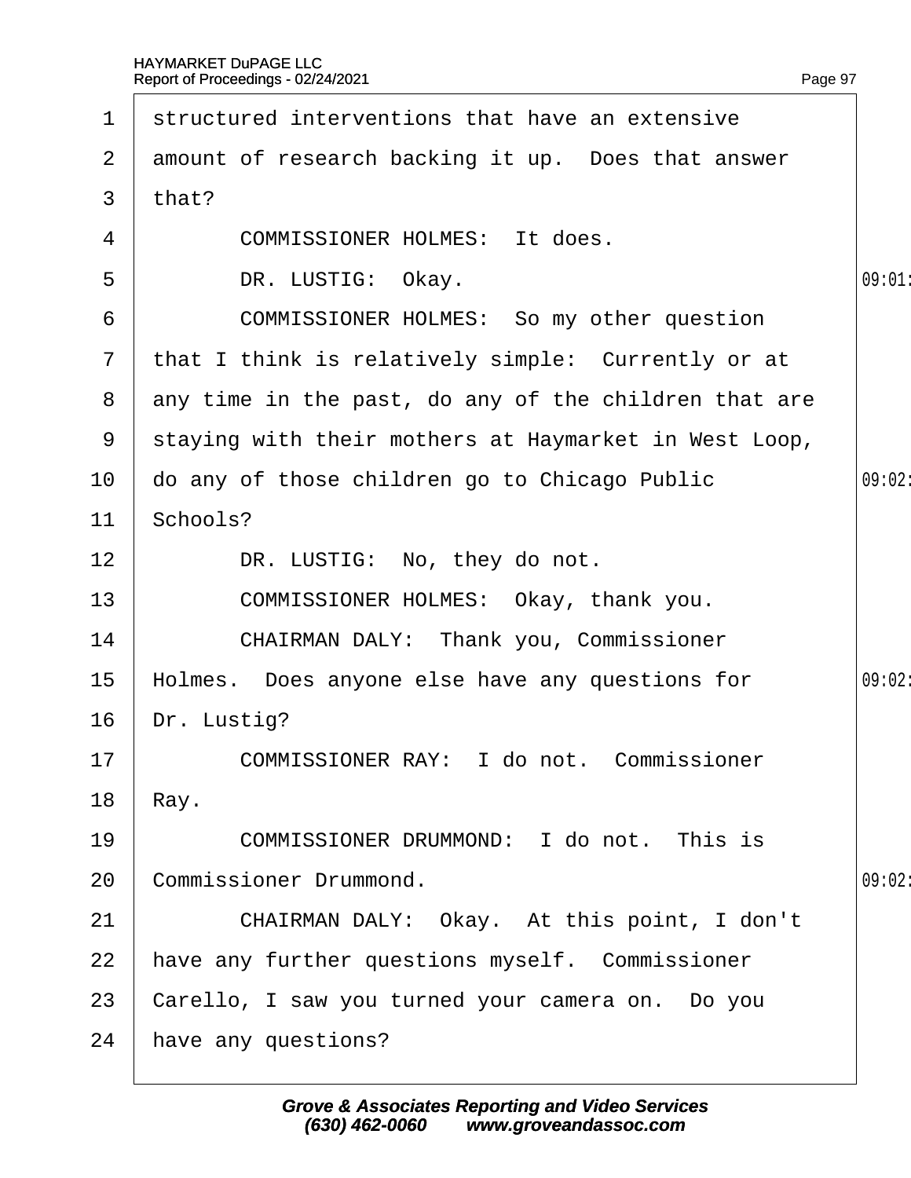1 structured interventions that have an extensive
2 amount of research backing it up. Does that answer
3 that?
4 COMMISSIONER HOLMES: It does.
5 DR. LUSTIG: Okay.
6 COMMISSIONER HOLMES: So my other question
7 that I think is relatively simple: Currently or at
8 any time in the past, do any of the children that are
9 staying with their mothers at Haymarket in West Loop,
10 do any of those children go to Chicago Public
11 Schools?
12 DR. LUSTIG: No, they do not.
13 COMMISSIONER HOLMES: Okay, thank you.
14 CHAIRMAN DALY: Thank you, Commissioner
15 Holmes. Does anyone else have any questions for
16 Dr. Lustig?
17 COMMISSIONER RAY: I do not. Commissioner
18 Ray.
19 COMMISSIONER DRUMMOND: I do not. This is
20 Commissioner Drummond.
21 CHAIRMAN DALY: Okay. At this point, I don't
22 have any further questions myself. Commissioner
23 Carello, I saw you turned your camera on. Do you
24 have any questions?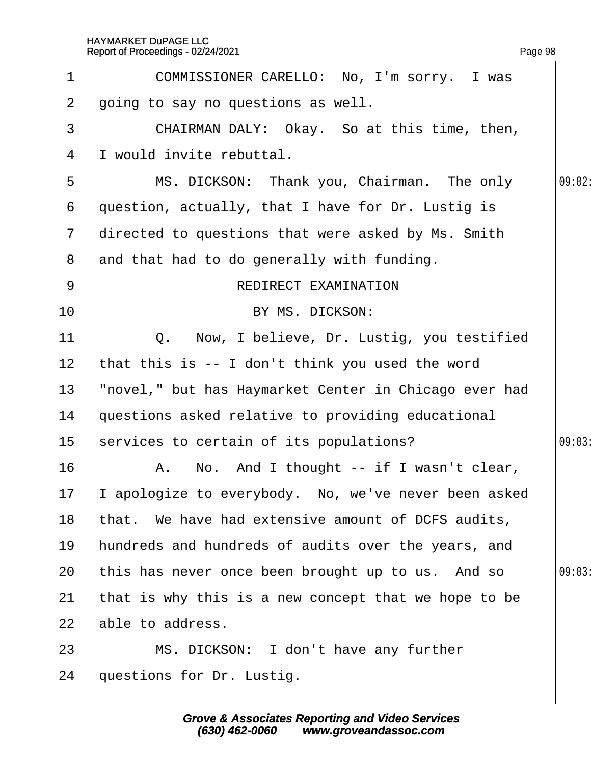COMMISSIONER CARELLO: No, I'm sorry. I was going to say no questions as well.

CHAIRMAN DALY: Okay. So at this time, then, I would invite rebuttal.

MS. DICKSON: Thank you, Chairman. The only question, actually, that I have for Dr. Lustig is directed to questions that were asked by Ms. Smith and that had to do generally with funding.

REDIRECT EXAMINATION

BY MS. DICKSON:

Q. Now, I believe, Dr. Lustig, you testified that this is -- I don't think you used the word "novel," but has Haymarket Center in Chicago ever had questions asked relative to providing educational services to certain of its populations?

A. No. And I thought -- if I wasn't clear, I apologize to everybody. No, we've never been asked that. We have had extensive amount of DCFS audits, hundreds and hundreds of audits over the years, and this has never once been brought up to us. And so that is why this is a new concept that we hope to be able to address.

MS. DICKSON: I don't have any further questions for Dr. Lustig.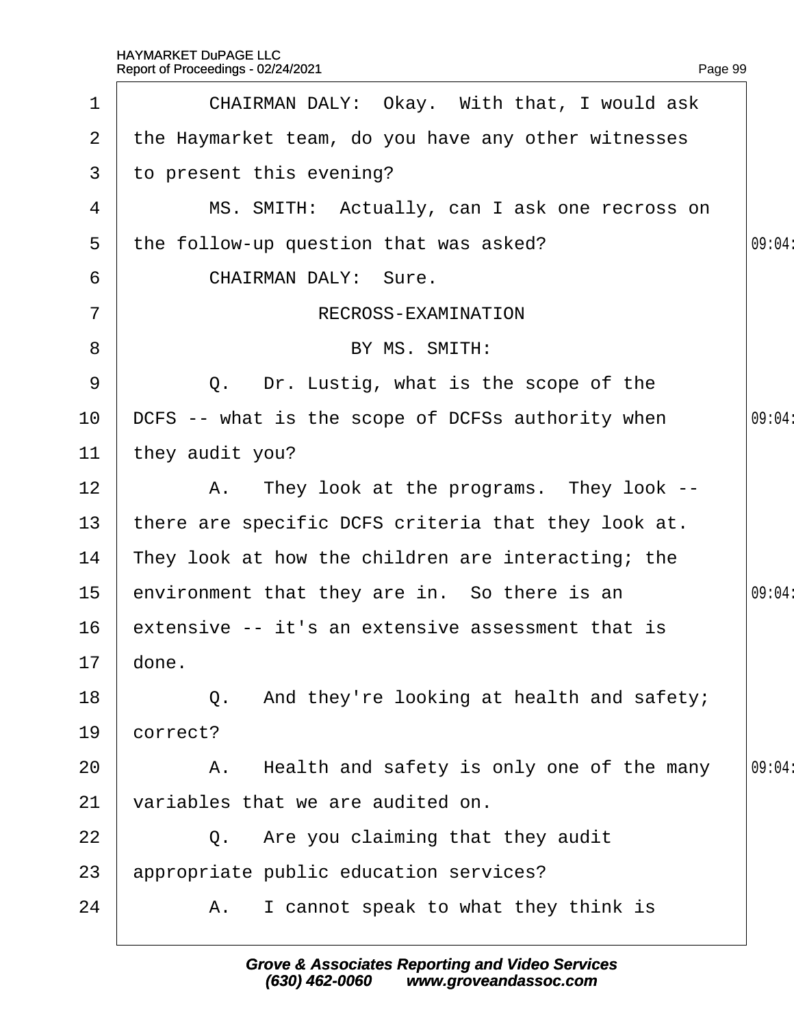1 CHAIRMAN DALY: Okay. With that, I would ask
2 the Haymarket team, do you have any other witnesses
3 to present this evening?
4 MS. SMITH: Actually, can I ask one recross on
5 the follow-up question that was asked? 09:04
6 CHAIRMAN DALY: Sure.
7 RECROSS-EXAMINATION
8 BY MS. SMITH:
9 Q. Dr. Lustig, what is the scope of the
10 DCFS -- what is the scope of DCFSs authority when 09:04
11 they audit you?
12 A. They look at the programs. They look --
13 there are specific DCFS criteria that they look at.
14 They look at how the children are interacting; the
15 environment that they are in. So there is an 09:04
16 extensive -- it's an extensive assessment that is
17 done.
18 Q. And they're looking at health and safety;
19 correct?
20 A. Health and safety is only one of the many 09:04
21 variables that we are audited on.
22 Q. Are you claiming that they audit
23 appropriate public education services?
24 A. I cannot speak to what they think is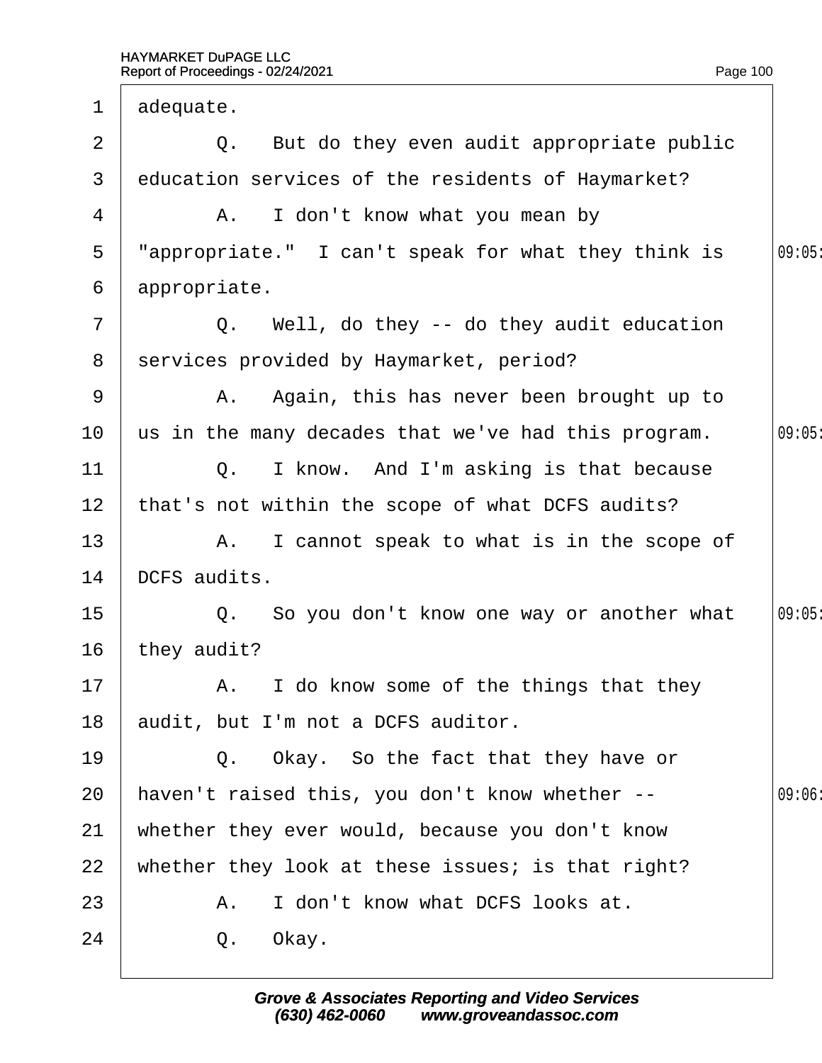1 adequate.

2 Q. But do they even audit appropriate public

3 education services of the residents of Haymarket?

4 A. I don't know what you mean by

5 "appropriate." I can't speak for what they think is 09:05

6 appropriate.

7 Q. Well, do they -- do they audit education

8 services provided by Haymarket, period?

9 A. Again, this has never been brought up to

10 us in the many decades that we've had this program. 09:05

11 Q. I know. And I'm asking is that because

12 that's not within the scope of what DCFS audits?

13 A. I cannot speak to what is in the scope of

14 DCFS audits.

15 Q. So you don't know one way or another what 09:05

16 they audit?

17 A. I do know some of the things that they

18 audit, but I'm not a DCFS auditor.

19 Q. Okay. So the fact that they have or

20 haven't raised this, you don't know whether -- 09:06

21 whether they ever would, because you don't know

22 whether they look at these issues; is that right?

23 A. I don't know what DCFS looks at.

24 Q. Okay.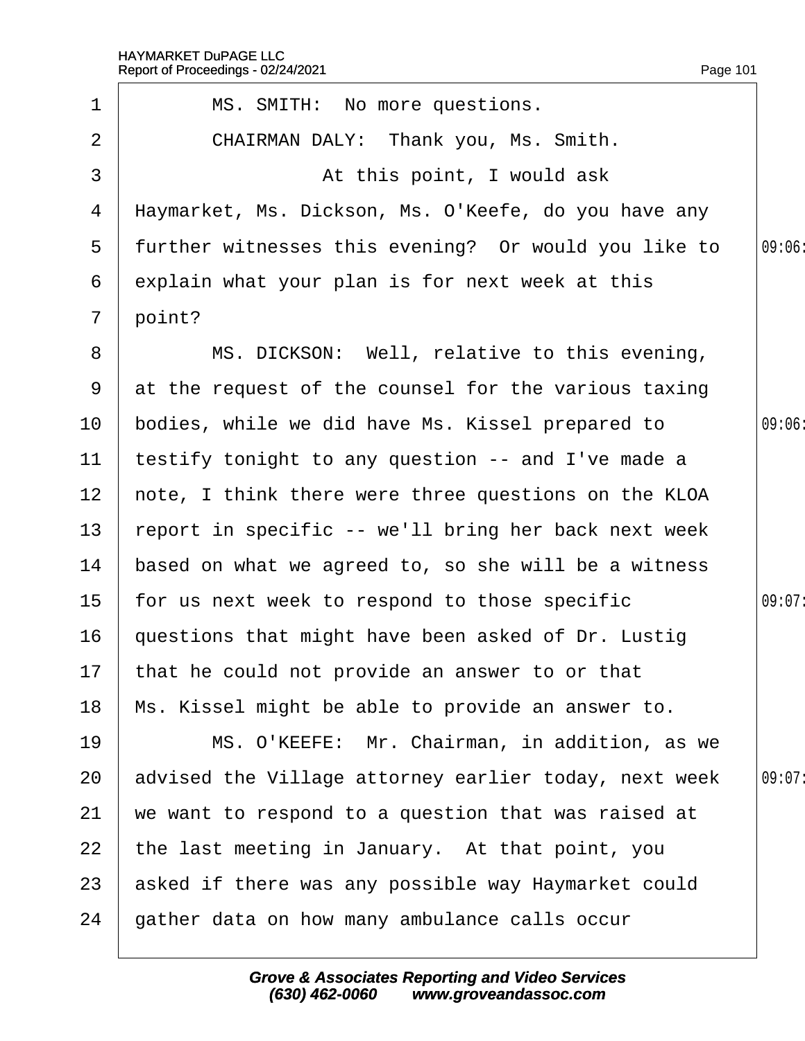1 MS. SMITH: No more questions.

2 CHAIRMAN DALY: Thank you, Ms. Smith.

3 At this point, I would ask

4 Haymarket, Ms. Dickson, Ms. O'Keefe, do you have any

5 further witnesses this evening? Or would you like to

6 explain what your plan is for next week at this

7 point?

8 MS. DICKSON: Well, relative to this evening,

9 at the request of the counsel for the various taxing

10 bodies, while we did have Ms. Kissel prepared to

11 testify tonight to any question -- and I've made a

12 note, I think there were three questions on the KLOA

13 report in specific -- we'll bring her back next week

14 based on what we agreed to, so she will be a witness

15 for us next week to respond to those specific

16 questions that might have been asked of Dr. Lustig

17 that he could not provide an answer to or that

18 Ms. Kissel might be able to provide an answer to.

19 MS. O'KEEFE: Mr. Chairman, in addition, as we

20 advised the Village attorney earlier today, next week

21 we want to respond to a question that was raised at

22 the last meeting in January. At that point, you

23 asked if there was any possible way Haymarket could

24 gather data on how many ambulance calls occur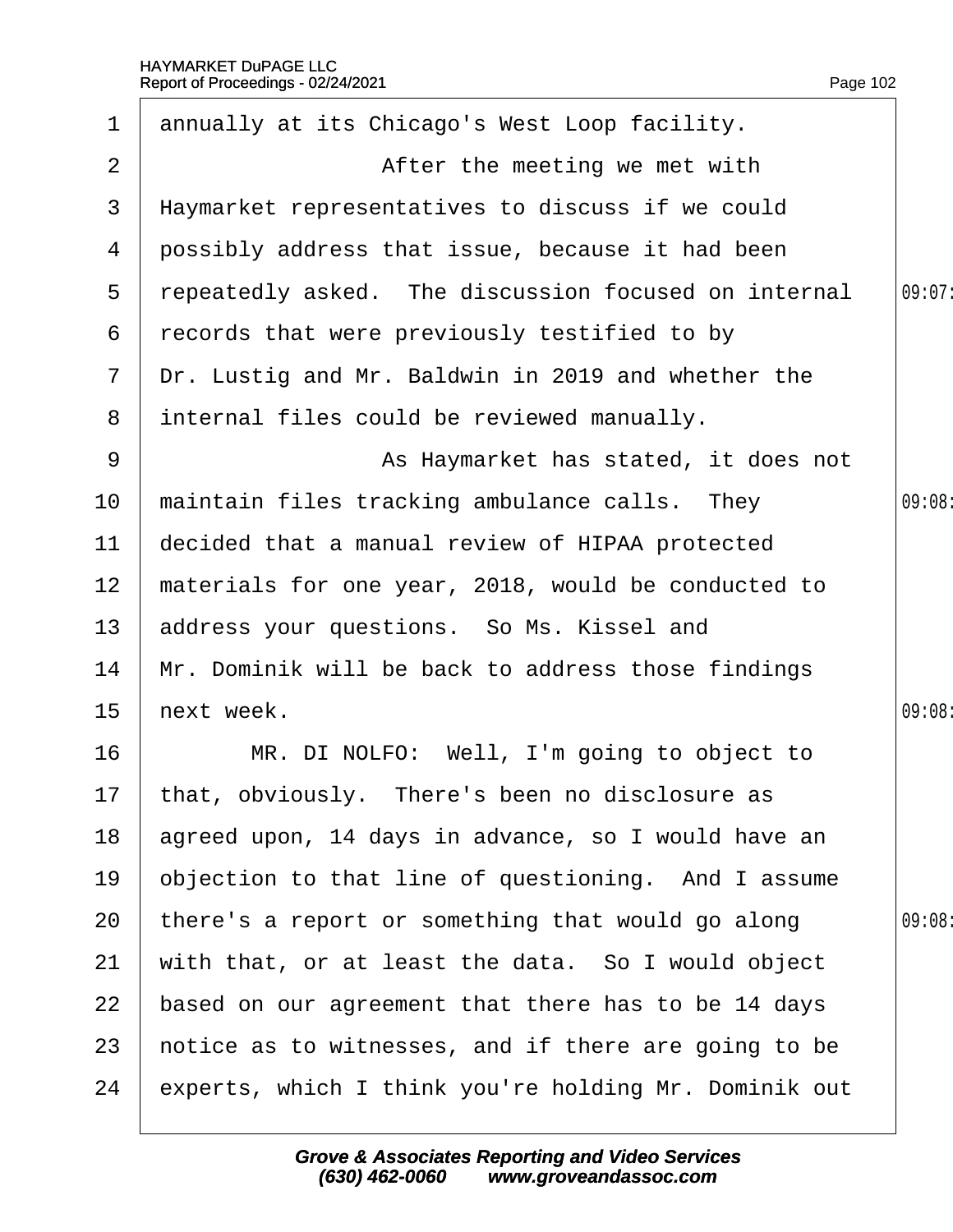annually at its Chicago's West Loop facility.

After the meeting we met with Haymarket representatives to discuss if we could possibly address that issue, because it had been repeatedly asked. The discussion focused on internal records that were previously testified to by Dr. Lustig and Mr. Baldwin in 2019 and whether the internal files could be reviewed manually.

As Haymarket has stated, it does not maintain files tracking ambulance calls. They decided that a manual review of HIPAA protected materials for one year, 2018, would be conducted to address your questions. So Ms. Kissel and Mr. Dominik will be back to address those findings next week.

MR. DI NOLFO: Well, I'm going to object to that, obviously. There's been no disclosure as agreed upon, 14 days in advance, so I would have an objection to that line of questioning. And I assume there's a report or something that would go along with that, or at least the data. So I would object based on our agreement that there has to be 14 days notice as to witnesses, and if there are going to be experts, which I think you're holding Mr. Dominik out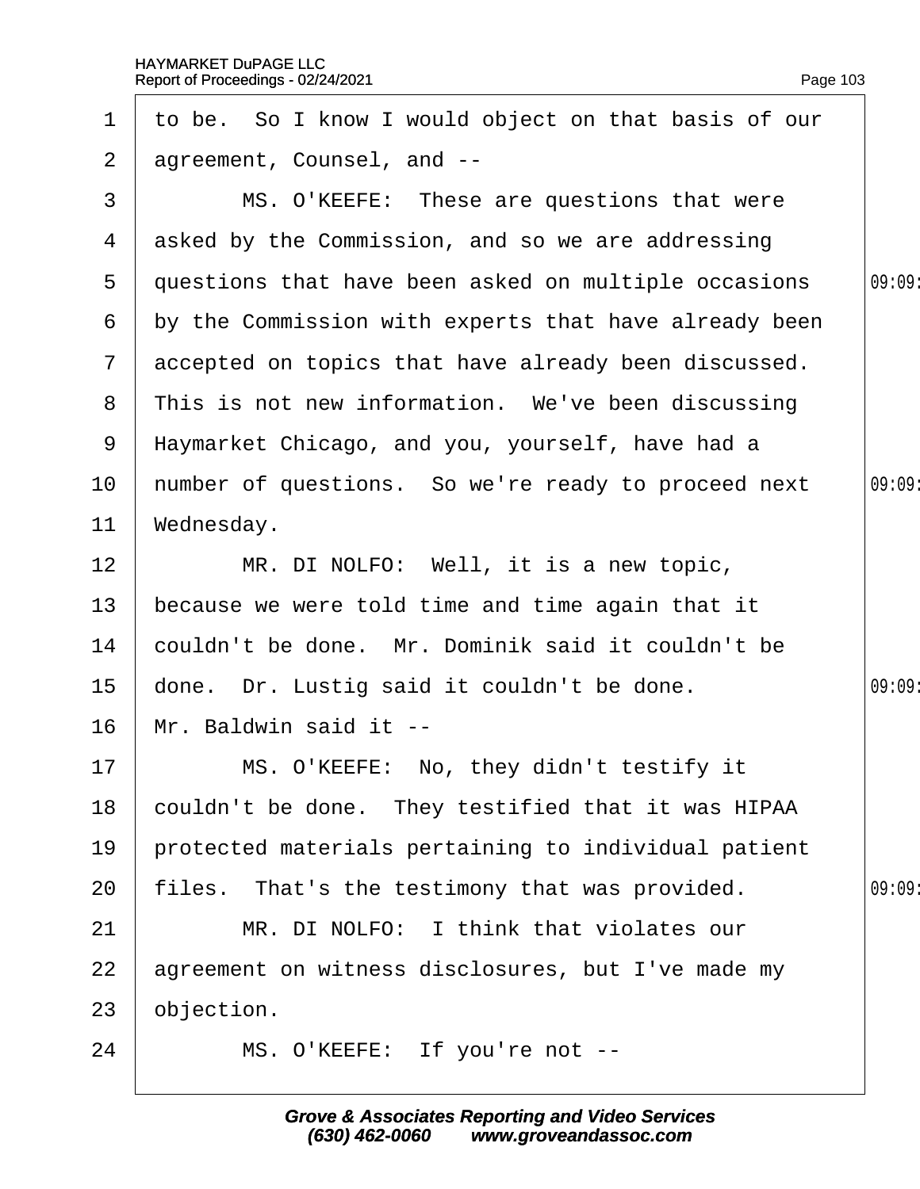1 to be. So I know I would object on that basis of our
2 agreement, Counsel, and --
3 MS. O'KEEFE: These are questions that were
4 asked by the Commission, and so we are addressing
5 questions that have been asked on multiple occasions
6 by the Commission with experts that have already been
7 accepted on topics that have already been discussed.
8 This is not new information. We've been discussing
9 Haymarket Chicago, and you, yourself, have had a
10 number of questions. So we're ready to proceed next
11 Wednesday.
12 MR. DI NOLFO: Well, it is a new topic,
13 because we were told time and time again that it
14 couldn't be done. Mr. Dominik said it couldn't be
15 done. Dr. Lustig said it couldn't be done.
16 Mr. Baldwin said it --
17 MS. O'KEEFE: No, they didn't testify it
18 couldn't be done. They testified that it was HIPAA
19 protected materials pertaining to individual patient
20 files. That's the testimony that was provided.
21 MR. DI NOLFO: I think that violates our
22 agreement on witness disclosures, but I've made my
23 objection.
24 MS. O'KEEFE: If you're not --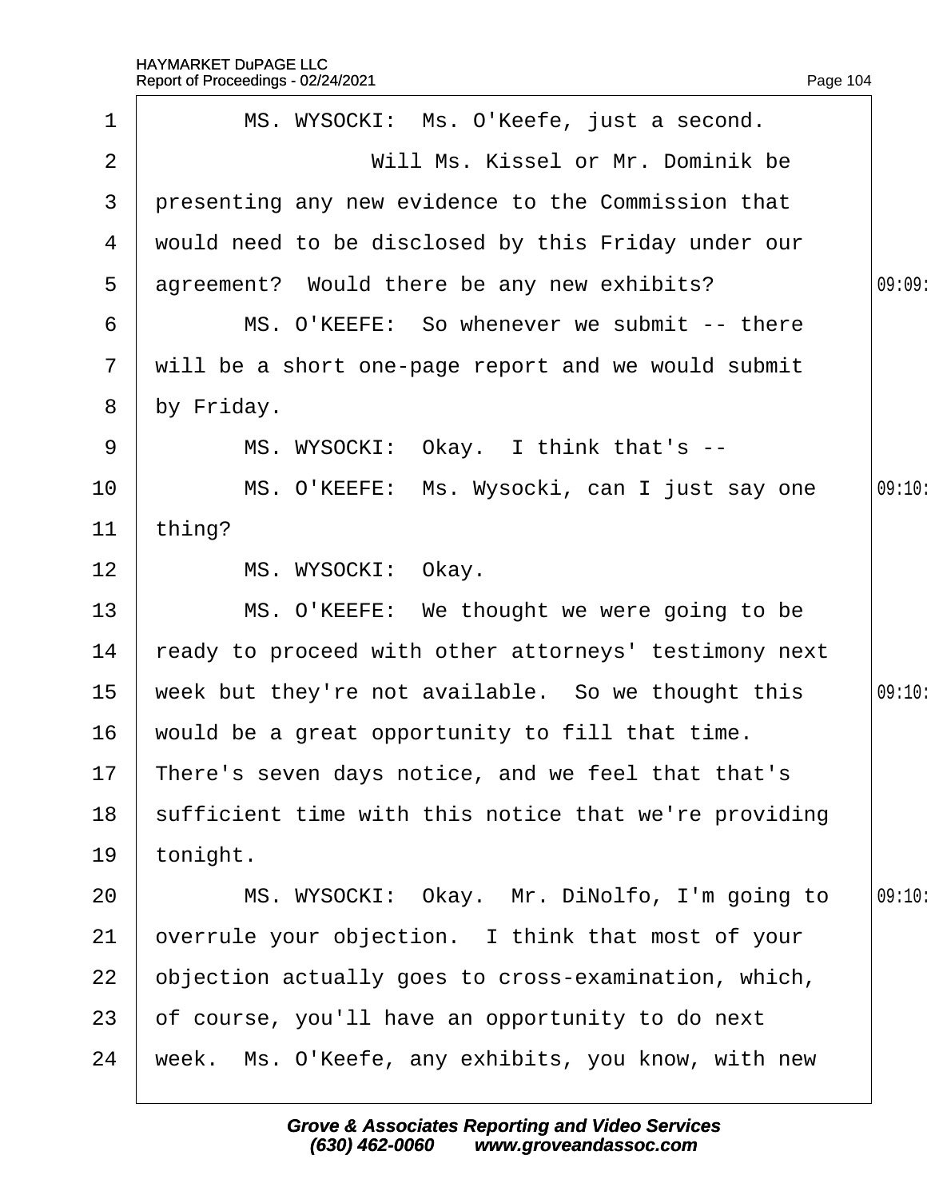MS. WYSOCKI: Ms. O'Keefe, just a second.

Will Ms. Kissel or Mr. Dominik be presenting any new evidence to the Commission that would need to be disclosed by this Friday under our agreement? Would there be any new exhibits?

MS. O'KEEFE: So whenever we submit -- there will be a short one-page report and we would submit by Friday.

MS. WYSOCKI: Okay. I think that's --

MS. O'KEEFE: Ms. Wysocki, can I just say one thing?

MS. WYSOCKI: Okay.

MS. O'KEEFE: We thought we were going to be ready to proceed with other attorneys' testimony next week but they're not available. So we thought this would be a great opportunity to fill that time. There's seven days notice, and we feel that that's sufficient time with this notice that we're providing tonight.

MS. WYSOCKI: Okay. Mr. DiNolfo, I'm going to overrule your objection. I think that most of your objection actually goes to cross-examination, which, of course, you'll have an opportunity to do next week. Ms. O'Keefe, any exhibits, you know, with new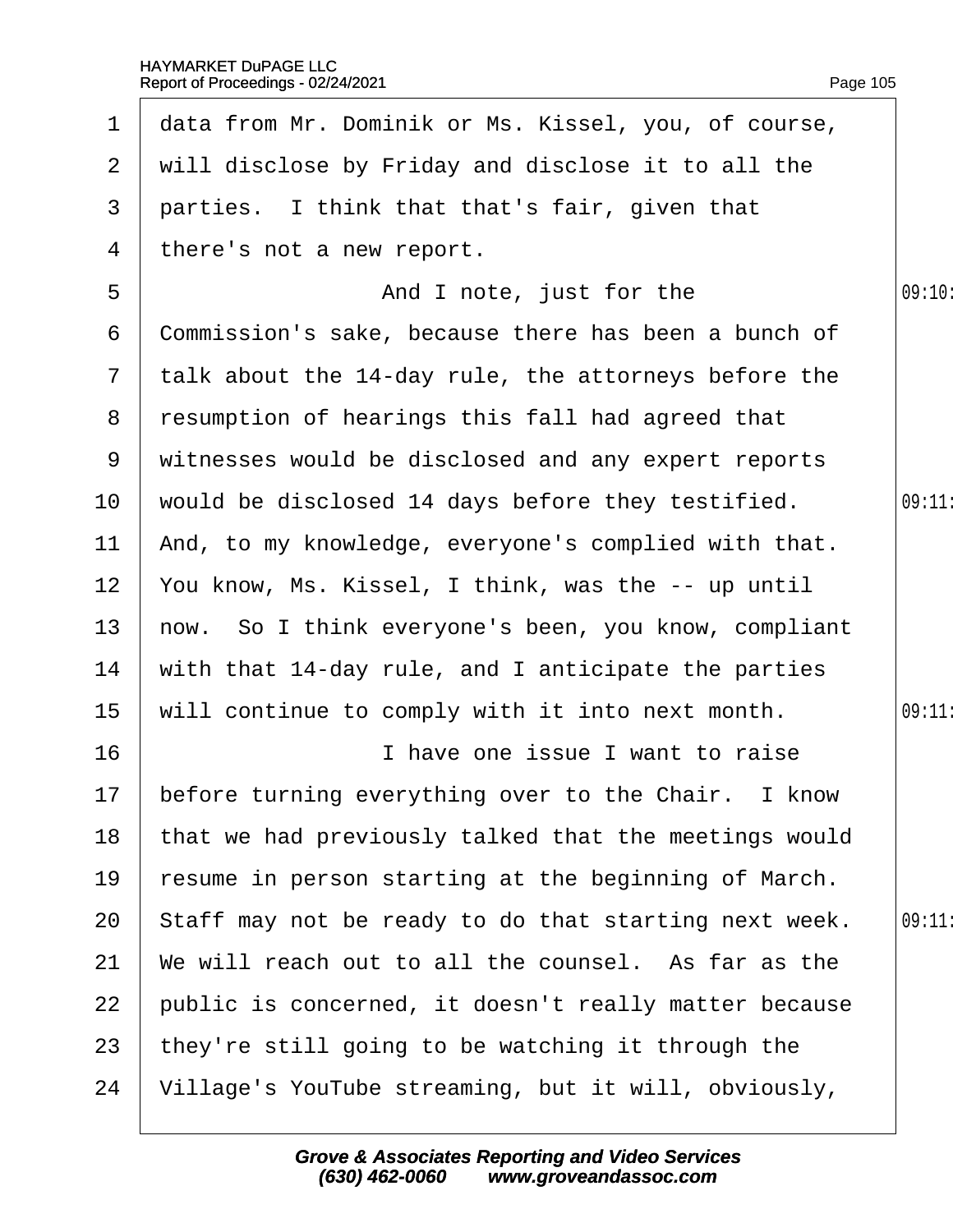data from Mr. Dominik or Ms. Kissel, you, of course, will disclose by Friday and disclose it to all the parties. I think that that's fair, given that there's not a new report.

And I note, just for the Commission's sake, because there has been a bunch of talk about the 14-day rule, the attorneys before the resumption of hearings this fall had agreed that witnesses would be disclosed and any expert reports would be disclosed 14 days before they testified. And, to my knowledge, everyone's complied with that. You know, Ms. Kissel, I think, was the -- up until now. So I think everyone's been, you know, compliant with that 14-day rule, and I anticipate the parties will continue to comply with it into next month.

I have one issue I want to raise before turning everything over to the Chair. I know that we had previously talked that the meetings would resume in person starting at the beginning of March. Staff may not be ready to do that starting next week. We will reach out to all the counsel. As far as the public is concerned, it doesn't really matter because they're still going to be watching it through the Village's YouTube streaming, but it will, obviously,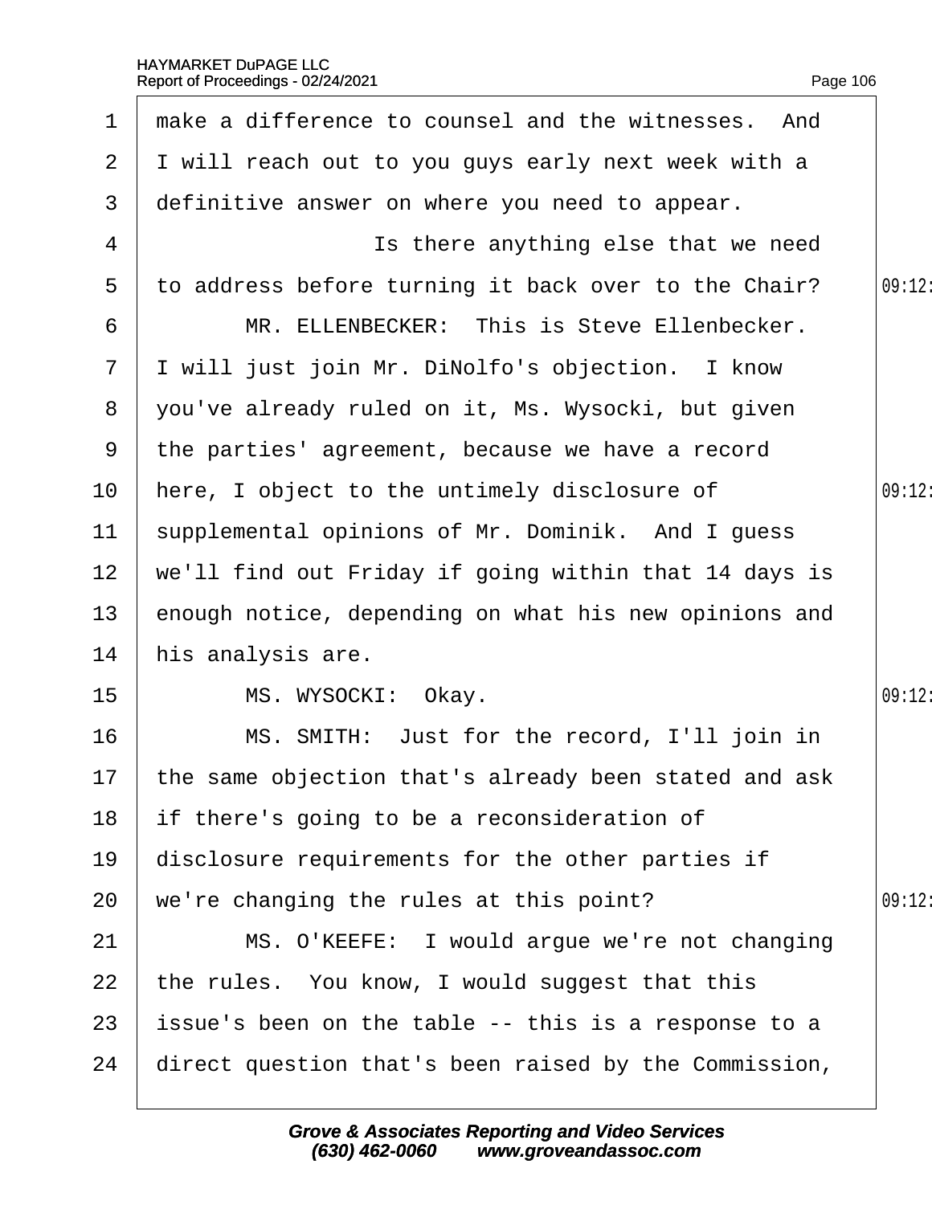1 make a difference to counsel and the witnesses. And
2 I will reach out to you guys early next week with a
3 definitive answer on where you need to appear.
4 Is there anything else that we need
5 to address before turning it back over to the Chair?
6 MR. ELLENBECKER: This is Steve Ellenbecker.
7 I will just join Mr. DiNolfo's objection. I know
8 you've already ruled on it, Ms. Wysocki, but given
9 the parties' agreement, because we have a record
10 here, I object to the untimely disclosure of
11 supplemental opinions of Mr. Dominik. And I guess
12 we'll find out Friday if going within that 14 days is
13 enough notice, depending on what his new opinions and
14 his analysis are.
15 MS. WYSOCKI: Okay.
16 MS. SMITH: Just for the record, I'll join in
17 the same objection that's already been stated and ask
18 if there's going to be a reconsideration of
19 disclosure requirements for the other parties if
20 we're changing the rules at this point?
21 MS. O'KEEFE: I would argue we're not changing
22 the rules. You know, I would suggest that this
23 issue's been on the table -- this is a response to a
24 direct question that's been raised by the Commission,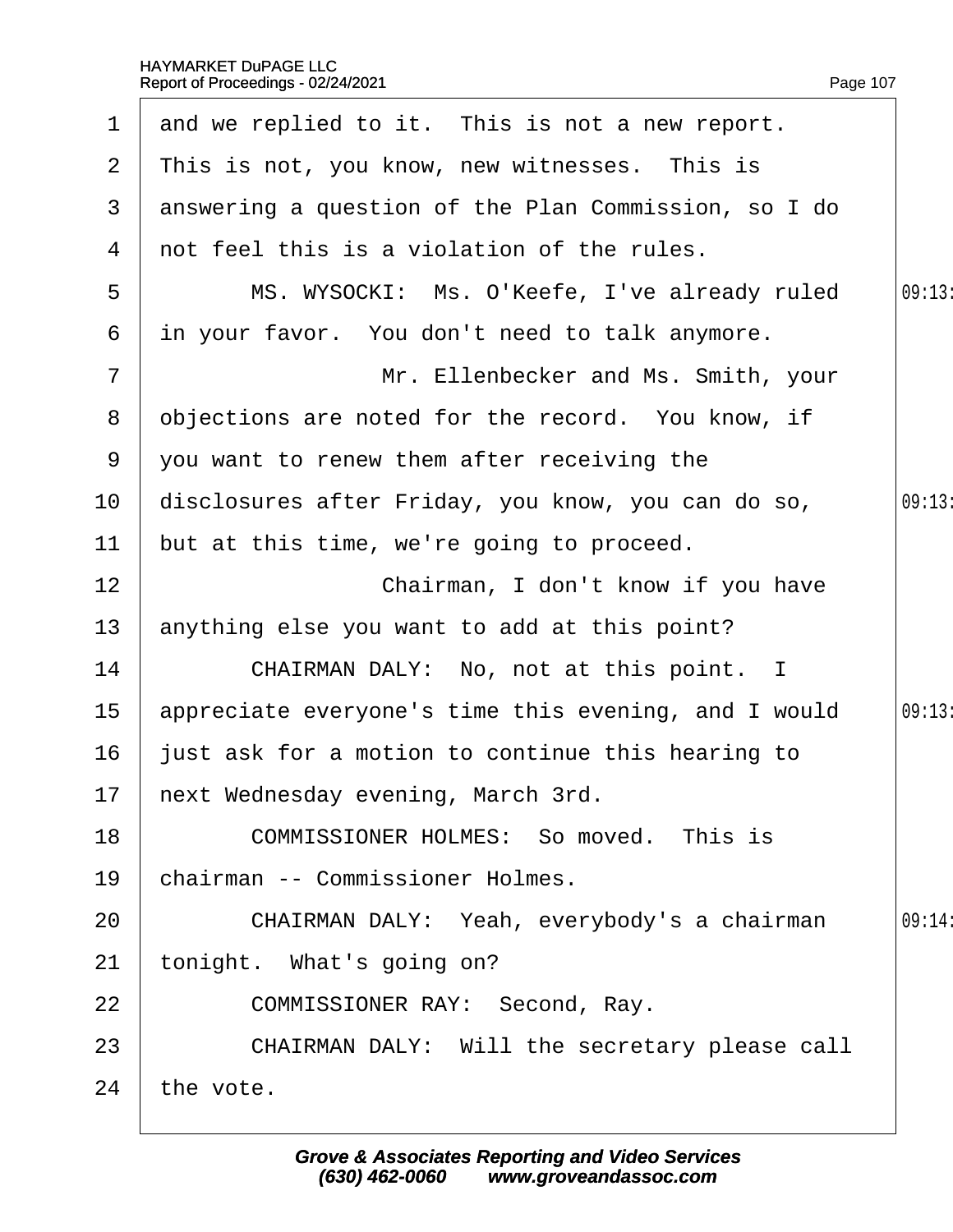1 and we replied to it. This is not a new report.
2 This is not, you know, new witnesses. This is
3 answering a question of the Plan Commission, so I do
4 not feel this is a violation of the rules.
5 MS. WYSOCKI: Ms. O'Keefe, I've already ruled
6 in your favor. You don't need to talk anymore.
7 Mr. Ellenbecker and Ms. Smith, your
8 objections are noted for the record. You know, if
9 you want to renew them after receiving the
10 disclosures after Friday, you know, you can do so,
11 but at this time, we're going to proceed.
12 Chairman, I don't know if you have
13 anything else you want to add at this point?
14 CHAIRMAN DALY: No, not at this point. I
15 appreciate everyone's time this evening, and I would
16 just ask for a motion to continue this hearing to
17 next Wednesday evening, March 3rd.
18 COMMISSIONER HOLMES: So moved. This is
19 chairman -- Commissioner Holmes.
20 CHAIRMAN DALY: Yeah, everybody's a chairman
21 tonight. What's going on?
22 COMMISSIONER RAY: Second, Ray.
23 CHAIRMAN DALY: Will the secretary please call
24 the vote.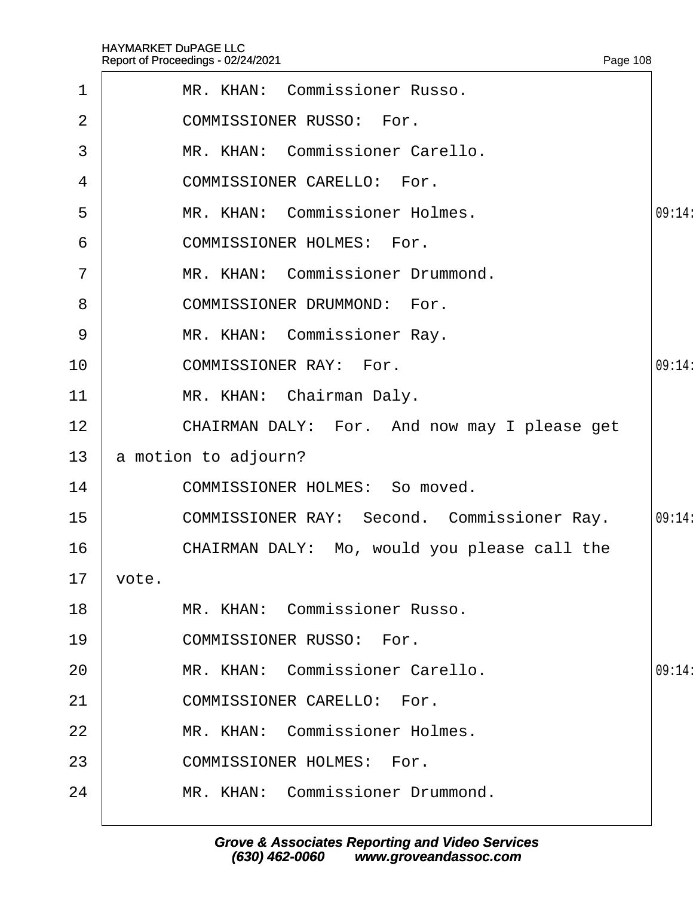MR. KHAN: Commissioner Russo.

COMMISSIONER RUSSO: For.

MR. KHAN: Commissioner Carello.

COMMISSIONER CARELLO: For.

MR. KHAN: Commissioner Holmes.

COMMISSIONER HOLMES: For.

MR. KHAN: Commissioner Drummond.

COMMISSIONER DRUMMOND: For.

MR. KHAN: Commissioner Ray.

COMMISSIONER RAY: For.

MR. KHAN: Chairman Daly.

CHAIRMAN DALY: For. And now may I please get a motion to adjourn?

COMMISSIONER HOLMES: So moved.

COMMISSIONER RAY: Second. Commissioner Ray.

CHAIRMAN DALY: Mo, would you please call the vote.

MR. KHAN: Commissioner Russo.

COMMISSIONER RUSSO: For.

MR. KHAN: Commissioner Carello.

COMMISSIONER CARELLO: For.

MR. KHAN: Commissioner Holmes.

COMMISSIONER HOLMES: For.

MR. KHAN: Commissioner Drummond.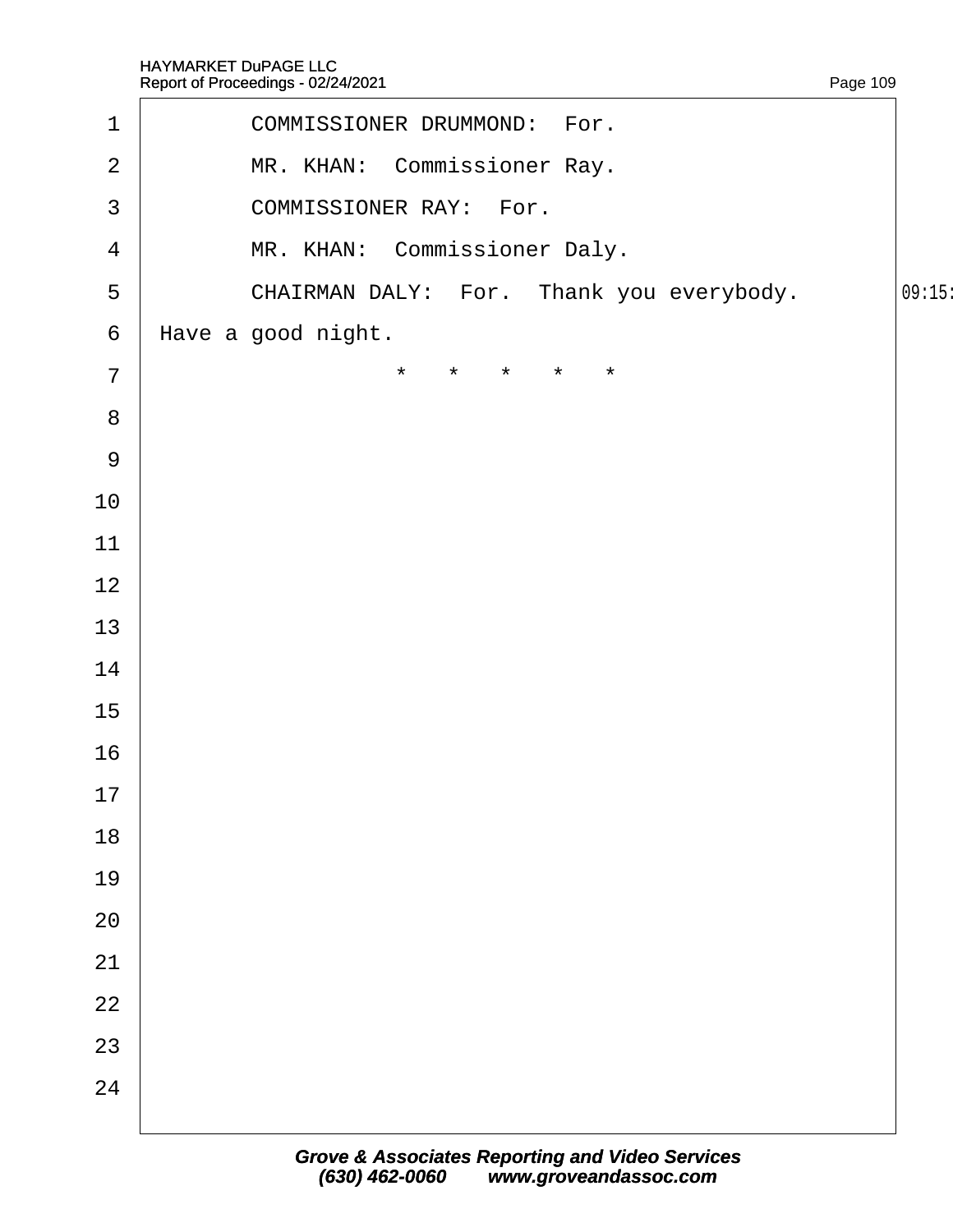COMMISSIONER DRUMMOND: For.

MR. KHAN: Commissioner Ray.

COMMISSIONER RAY: For.

MR. KHAN: Commissioner Daly.

CHAIRMAN DALY: For. Thank you everybody. Have a good night.

\* \* \* \* \*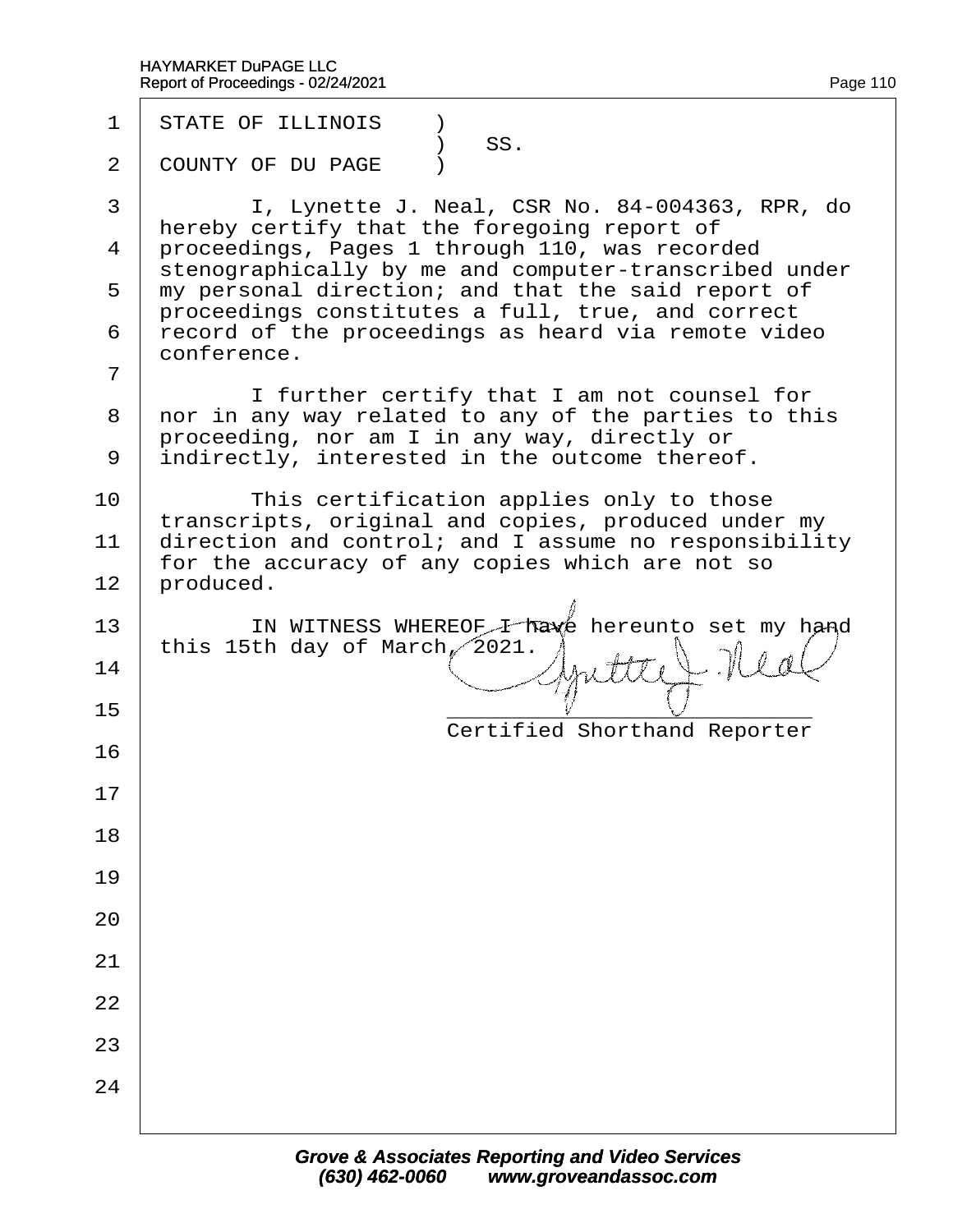STATE OF ILLINOIS )
) SS.
COUNTY OF DU PAGE )

I, Lynette J. Neal, CSR No. 84-004363, RPR, do hereby certify that the foregoing report of proceedings, Pages 1 through 110, was recorded stenographically by me and computer-transcribed under my personal direction; and that the said report of proceedings constitutes a full, true, and correct record of the proceedings as heard via remote video conference.

I further certify that I am not counsel for nor in any way related to any of the parties to this proceeding, nor am I in any way, directly or indirectly, interested in the outcome thereof.

This certification applies only to those transcripts, original and copies, produced under my direction and control; and I assume no responsibility for the accuracy of any copies which are not so produced.

IN WITNESS WHEREOF I have hereunto set my hand this 15th day of March, 2021.

Lynette J. Neal

Certified Shorthand Reporter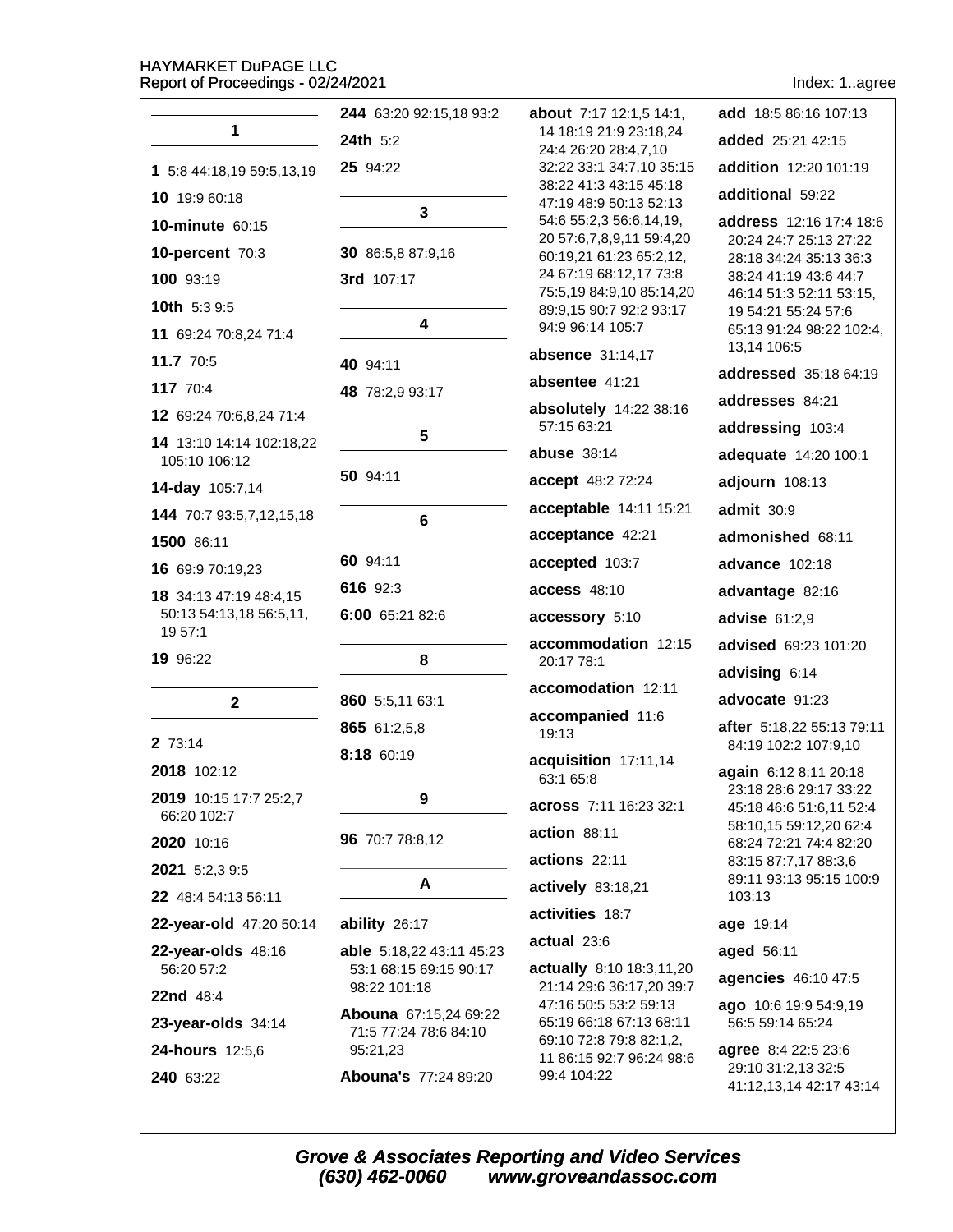## 1

**1** 5:8 44:18,19 59:5,13,19

**10** 19:9 60:18

**10-minute** 60:15

**10-percent** 70:3

**100** 93:19

**10th** 5:3 9:5

**11** 69:24 70:8,24 71:4

**11.7** 70:5

**117** 70:4

**12** 69:24 70:6,8,24 71:4

**14** 13:10 14:14 102:18,22 105:10 106:12

**14-day** 105:7,14

**144** 70:7 93:5,7,12,15,18

**1500** 86:11

**16** 69:9 70:19,23

**18** 34:13 47:19 48:4,15 50:13 54:13,18 56:5,11, 19 57:1

**19** 96:22

## 2

**2** 73:14

**2018** 102:12

**2019** 10:15 17:7 25:2,7 66:20 102:7

**2020** 10:16

**2021** 5:2,3 9:5

**22** 48:4 54:13 56:11

**22-year-old** 47:20 50:14

**22-year-olds** 48:16 56:20 57:2

**22nd** 48:4

**23-year-olds** 34:14

**24-hours** 12:5,6

**240** 63:22

**244** 63:20 92:15,18 93:2

**24th** 5:2

**25** 94:22

## 3

**30** 86:5,8 87:9,16

**3rd** 107:17

## 4

**40** 94:11

**48** 78:2,9 93:17

## 5

**50** 94:11

## 6

**60** 94:11

**616** 92:3

**6:00** 65:21 82:6

## 8

**860** 5:5,11 63:1

**865** 61:2,5,8

**8:18** 60:19

## 9

**96** 70:7 78:8,12

## A

**ability** 26:17

**able** 5:18,22 43:11 45:23 53:1 68:15 69:15 90:17 98:22 101:18

**Abouna** 67:15,24 69:22 71:5 77:24 78:6 84:10 95:21,23

**Abouna's** 77:24 89:20

**about** 7:17 12:1,5 14:1, 14 18:19 21:9 23:18,24 24:4 26:20 28:4,7,10 32:22 33:1 34:7,10 35:15 38:22 41:3 43:15 45:18 47:19 48:9 50:13 52:13 54:6 55:2,3 56:6,14,19, 20 57:6,7,8,9,11 59:4,20 60:19,21 61:23 65:2,12, 24 67:19 68:12,17 73:8 75:5,19 84:9,10 85:14,20 89:9,15 90:7 92:2 93:17 94:9 96:14 105:7

**absence** 31:14,17

**absentee** 41:21

**absolutely** 14:22 38:16 57:15 63:21

**abuse** 38:14

**accept** 48:2 72:24

**acceptable** 14:11 15:21

**acceptance** 42:21

**accepted** 103:7

**access** 48:10

**accessory** 5:10

**accommodation** 12:15 20:17 78:1

**accomodation** 12:11

**accompanied** 11:6 19:13

**acquisition** 17:11,14 63:1 65:8

**across** 7:11 16:23 32:1

**action** 88:11

**actions** 22:11

**actively** 83:18,21

**activities** 18:7

**actual** 23:6

**actually** 8:10 18:3,11,20 21:14 29:6 36:17,20 39:7 47:16 50:5 53:2 59:13 65:19 66:18 67:13 68:11 69:10 72:8 79:8 82:1,2, 11 86:15 92:7 96:24 98:6 99:4 104:22

**add** 18:5 86:16 107:13

**added** 25:21 42:15

**addition** 12:20 101:19

**additional** 59:22

**address** 12:16 17:4 18:6 20:24 24:7 25:13 27:22 28:18 34:24 35:13 36:3 38:24 41:19 43:6 44:7 46:14 51:3 52:11 53:15, 19 54:21 55:24 57:6 65:13 91:24 98:22 102:4, 13,14 106:5

**addressed** 35:18 64:19

**addresses** 84:21

**addressing** 103:4

**adequate** 14:20 100:1

**adjourn** 108:13

**admit** 30:9

**admonished** 68:11

**advance** 102:18

**advantage** 82:16

**advise** 61:2,9

**advised** 69:23 101:20

**advising** 6:14

**advocate** 91:23

**after** 5:18,22 55:13 79:11 84:19 102:2 107:9,10

**again** 6:12 8:11 20:18 23:18 28:6 29:17 33:22 45:18 46:6 51:6,11 52:4 58:10,15 59:12,20 62:4 68:24 72:21 74:4 82:20 83:15 87:7,17 88:3,6 89:11 93:13 95:15 100:9 103:13

**age** 19:14

**aged** 56:11

**agencies** 46:10 47:5

**ago** 10:6 19:9 54:9,19 56:5 59:14 65:24

**agree** 8:4 22:5 23:6 29:10 31:2,13 32:5 41:12,13,14 42:17 43:14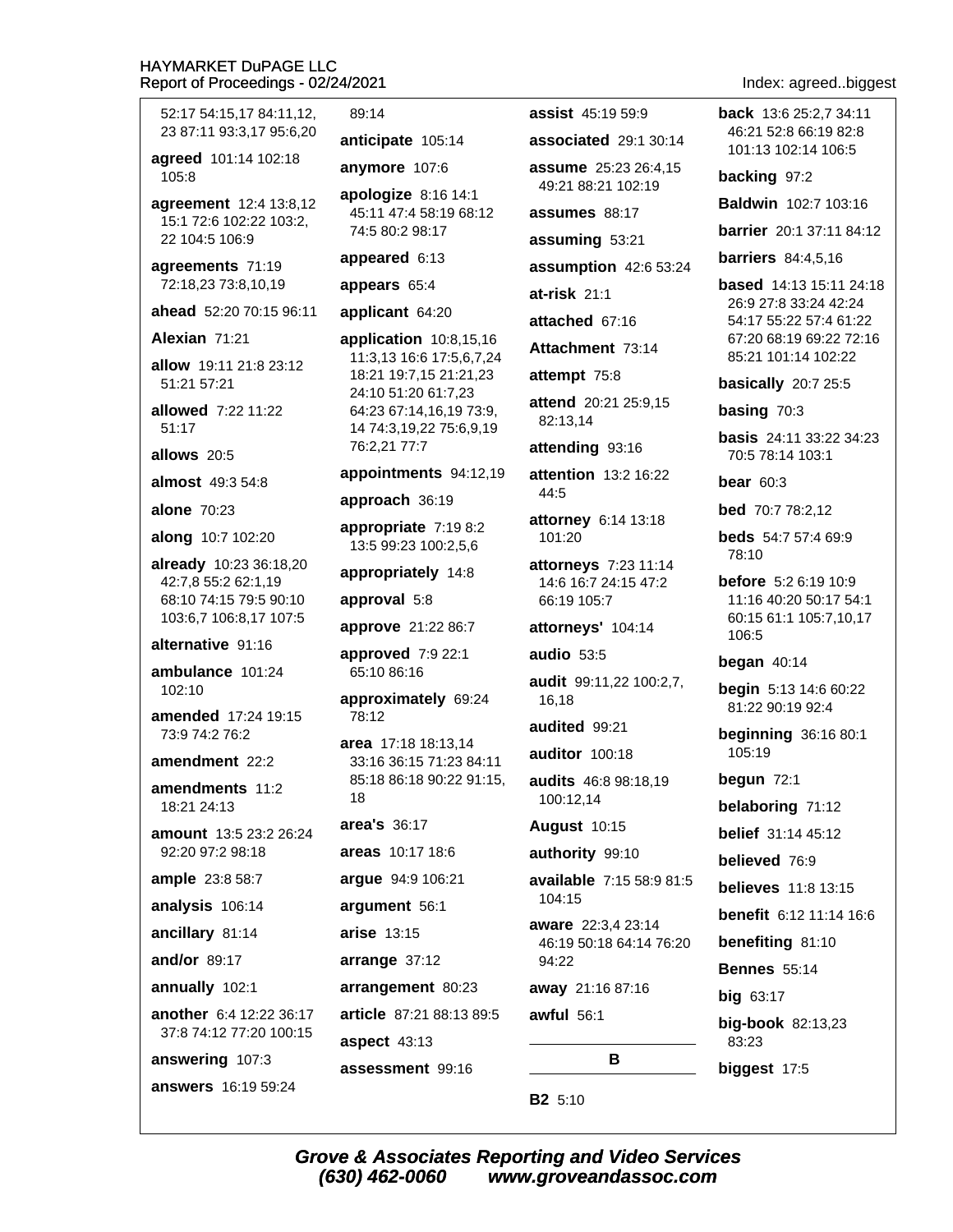52:17 54:15,17 84:11,12, 23 87:11 93:3,17 95:6,20

**agreed** 101:14 102:18 105:8

**agreement** 12:4 13:8,12 15:1 72:6 102:22 103:2, 22 104:5 106:9

**agreements** 71:19 72:18,23 73:8,10,19

**ahead** 52:20 70:15 96:11

**Alexian** 71:21

**allow** 19:11 21:8 23:12 51:21 57:21

**allowed** 7:22 11:22 51:17

**allows** 20:5

**almost** 49:3 54:8

**alone** 70:23

**along** 10:7 102:20

**already** 10:23 36:18,20 42:7,8 55:2 62:1,19 68:10 74:15 79:5 90:10 103:6,7 106:8,17 107:5

**alternative** 91:16

**ambulance** 101:24 102:10

**amended** 17:24 19:15 73:9 74:2 76:2

**amendment** 22:2

**amendments** 11:2 18:21 24:13

**amount** 13:5 23:2 26:24 92:20 97:2 98:18

**ample** 23:8 58:7

**analysis** 106:14

**ancillary** 81:14

**and/or** 89:17

**annually** 102:1

**another** 6:4 12:22 36:17 37:8 74:12 77:20 100:15

**answering** 107:3

**answers** 16:19 59:24

89:14

**anticipate** 105:14

**anymore** 107:6

**apologize** 8:16 14:1 45:11 47:4 58:19 68:12 74:5 80:2 98:17

**appeared** 6:13

**appears** 65:4

**applicant** 64:20

**application** 10:8,15,16 11:3,13 16:6 17:5,6,7,24 18:21 19:7,15 21:21,23 24:10 51:20 61:7,23 64:23 67:14,16,19 73:9, 14 74:3,19,22 75:6,9,19 76:2,21 77:7

**appointments** 94:12,19

**approach** 36:19

**appropriate** 7:19 8:2 13:5 99:23 100:2,5,6

**appropriately** 14:8

**approval** 5:8

**approve** 21:22 86:7

**approved** 7:9 22:1 65:10 86:16

**approximately** 69:24 78:12

**area** 17:18 18:13,14 33:16 36:15 71:23 84:11 85:18 86:18 90:22 91:15, 18

**area's** 36:17

**areas** 10:17 18:6

**argue** 94:9 106:21

**argument** 56:1

**arise** 13:15

**arrange** 37:12

**arrangement** 80:23

**article** 87:21 88:13 89:5

**aspect** 43:13

**assessment** 99:16

**assist** 45:19 59:9

**associated** 29:1 30:14

**assume** 25:23 26:4,15 49:21 88:21 102:19

**assumes** 88:17

**assuming** 53:21

**assumption** 42:6 53:24

**at-risk** 21:1

**attached** 67:16

**Attachment** 73:14

**attempt** 75:8

**attend** 20:21 25:9,15 82:13,14

**attending** 93:16

**attention** 13:2 16:22 44:5

**attorney** 6:14 13:18 101:20

**attorneys** 7:23 11:14 14:6 16:7 24:15 47:2 66:19 105:7

**attorneys'** 104:14

**audio** 53:5

**audit** 99:11,22 100:2,7, 16,18

**audited** 99:21

**auditor** 100:18

**audits** 46:8 98:18,19 100:12,14

**August** 10:15

**authority** 99:10

**available** 7:15 58:9 81:5 104:15

**aware** 22:3,4 23:14 46:19 50:18 64:14 76:20 94:22

**away** 21:16 87:16

**awful** 56:1

## B

**B2** 5:10

**back** 13:6 25:2,7 34:11 46:21 52:8 66:19 82:8 101:13 102:14 106:5

**backing** 97:2

**Baldwin** 102:7 103:16

**barrier** 20:1 37:11 84:12

**barriers** 84:4,5,16

**based** 14:13 15:11 24:18 26:9 27:8 33:24 42:24 54:17 55:22 57:4 61:22 67:20 68:19 69:22 72:16 85:21 101:14 102:22

**basically** 20:7 25:5

**basing** 70:3

**basis** 24:11 33:22 34:23 70:5 78:14 103:1

**bear** 60:3

**bed** 70:7 78:2,12

**beds** 54:7 57:4 69:9 78:10

**before** 5:2 6:19 10:9 11:16 40:20 50:17 54:1 60:15 61:1 105:7,10,17 106:5

**began** 40:14

**begin** 5:13 14:6 60:22 81:22 90:19 92:4

**beginning** 36:16 80:1 105:19

**begun** 72:1

**belaboring** 71:12

**belief** 31:14 45:12

**believed** 76:9

**believes** 11:8 13:15

**benefit** 6:12 11:14 16:6

**benefiting** 81:10

**Bennes** 55:14

**big** 63:17

**big-book** 82:13,23 83:23

**biggest** 17:5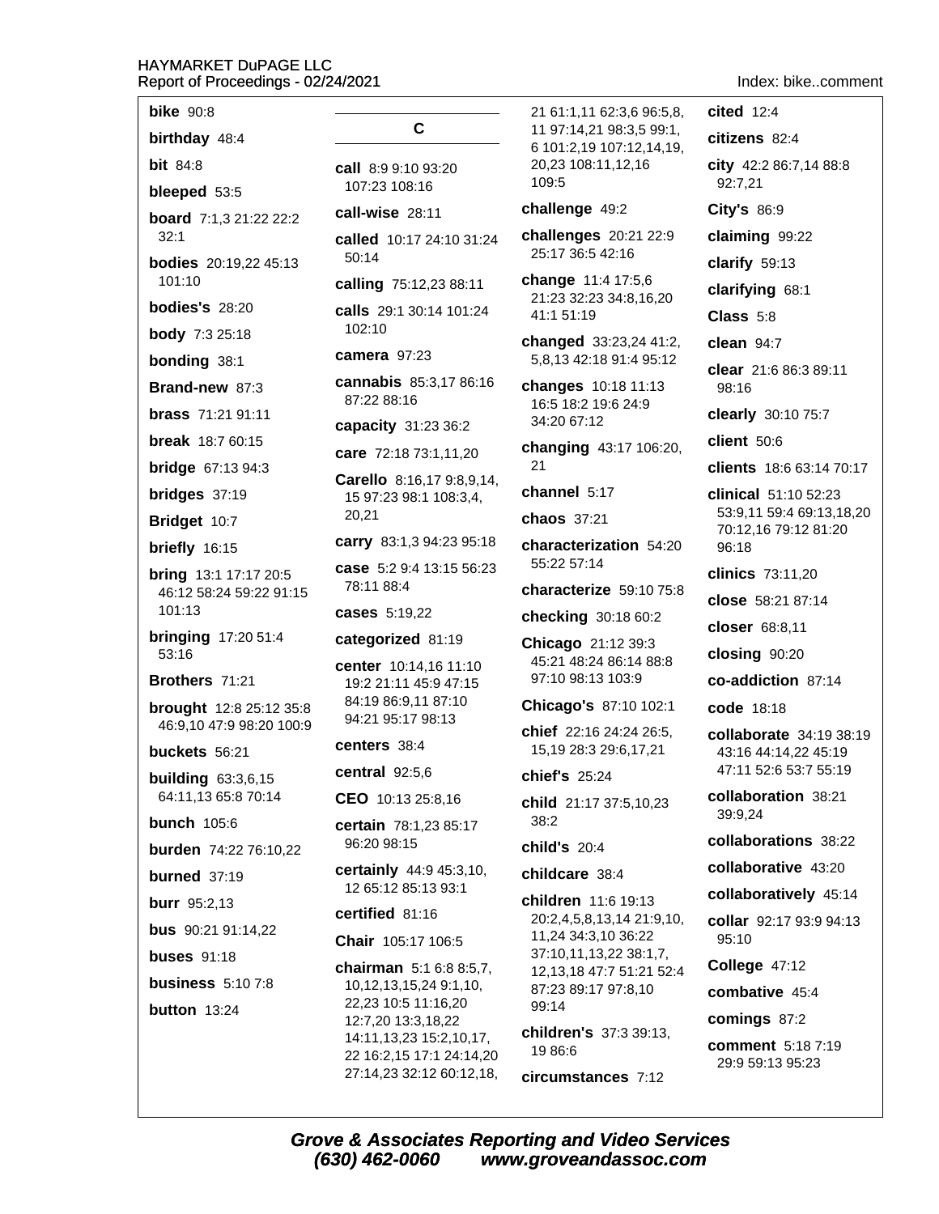**bike** 90:8

**birthday** 48:4

**bit** 84:8

**bleeped** 53:5

**board** 7:1,3 21:22 22:2 32:1

**bodies** 20:19,22 45:13 101:10

**bodies's** 28:20

**body** 7:3 25:18

**bonding** 38:1

**Brand-new** 87:3

**brass** 71:21 91:11

**break** 18:7 60:15

**bridge** 67:13 94:3

**bridges** 37:19

**Bridget** 10:7

**briefly** 16:15

**bring** 13:1 17:17 20:5 46:12 58:24 59:22 91:15 101:13

**bringing** 17:20 51:4 53:16

**Brothers** 71:21

**brought** 12:8 25:12 35:8 46:9,10 47:9 98:20 100:9

**buckets** 56:21

**building** 63:3,6,15 64:11,13 65:8 70:14

**bunch** 105:6

**burden** 74:22 76:10,22

**burned** 37:19

**burr** 95:2,13

**bus** 90:21 91:14,22

**buses** 91:18

**business** 5:10 7:8

**button** 13:24

## C

**call** 8:9 9:10 93:20 107:23 108:16

**call-wise** 28:11

**called** 10:17 24:10 31:24 50:14

**calling** 75:12,23 88:11

**calls** 29:1 30:14 101:24 102:10

**camera** 97:23

**cannabis** 85:3,17 86:16 87:22 88:16

**capacity** 31:23 36:2

**care** 72:18 73:1,11,20

**Carello** 8:16,17 9:8,9,14, 15 97:23 98:1 108:3,4, 20,21

**carry** 83:1,3 94:23 95:18

**case** 5:2 9:4 13:15 56:23 78:11 88:4

**cases** 5:19,22

**categorized** 81:19

**center** 10:14,16 11:10 19:2 21:11 45:9 47:15 84:19 86:9,11 87:10 94:21 95:17 98:13

**centers** 38:4

**central** 92:5,6

**CEO** 10:13 25:8,16

**certain** 78:1,23 85:17 96:20 98:15

**certainly** 44:9 45:3,10, 12 65:12 85:13 93:1

**certified** 81:16

**Chair** 105:17 106:5

**chairman** 5:1 6:8 8:5,7, 10,12,13,15,24 9:1,10, 22,23 10:5 11:16,20 12:7,20 13:3,18,22 14:11,13,23 15:2,10,17, 22 16:2,15 17:1 24:14,20 27:14,23 32:12 60:12,18, 21 61:1,11 62:3,6 96:5,8, 11 97:14,21 98:3,5 99:1, 6 101:2,19 107:12,14,19, 20,23 108:11,12,16 109:5

**challenge** 49:2

**challenges** 20:21 22:9 25:17 36:5 42:16

**change** 11:4 17:5,6 21:23 32:23 34:8,16,20 41:1 51:19

**changed** 33:23,24 41:2, 5,8,13 42:18 91:4 95:12

**changes** 10:18 11:13 16:5 18:2 19:6 24:9 34:20 67:12

**changing** 43:17 106:20, 21

**channel** 5:17

**chaos** 37:21

**characterization** 54:20 55:22 57:14

**characterize** 59:10 75:8

**checking** 30:18 60:2

**Chicago** 21:12 39:3 45:21 48:24 86:14 88:8 97:10 98:13 103:9

**Chicago's** 87:10 102:1

**chief** 22:16 24:24 26:5, 15,19 28:3 29:6,17,21

**chief's** 25:24

**child** 21:17 37:5,10,23 38:2

**child's** 20:4

**childcare** 38:4

**children** 11:6 19:13 20:2,4,5,8,13,14 21:9,10, 11,24 34:3,10 36:22 37:10,11,13,22 38:1,7, 12,13,18 47:7 51:21 52:4 87:23 89:17 97:8,10 99:14

**children's** 37:3 39:13, 19 86:6

**circumstances** 7:12

**cited** 12:4

**citizens** 82:4

**city** 42:2 86:7,14 88:8 92:7,21

**City's** 86:9

**claiming** 99:22

**clarify** 59:13

**clarifying** 68:1

**Class** 5:8

**clean** 94:7

**clear** 21:6 86:3 89:11 98:16

**clearly** 30:10 75:7

**client** 50:6

**clients** 18:6 63:14 70:17

**clinical** 51:10 52:23 53:9,11 59:4 69:13,18,20 70:12,16 79:12 81:20 96:18

**clinics** 73:11,20

**close** 58:21 87:14

**closer** 68:8,11

**closing** 90:20

**co-addiction** 87:14

**code** 18:18

**collaborate** 34:19 38:19 43:16 44:14,22 45:19 47:11 52:6 53:7 55:19

**collaboration** 38:21 39:9,24

**collaborations** 38:22

**collaborative** 43:20

**collaboratively** 45:14

**collar** 92:17 93:9 94:13 95:10

**College** 47:12

**combative** 45:4

**comings** 87:2

**comment** 5:18 7:19 29:9 59:13 95:23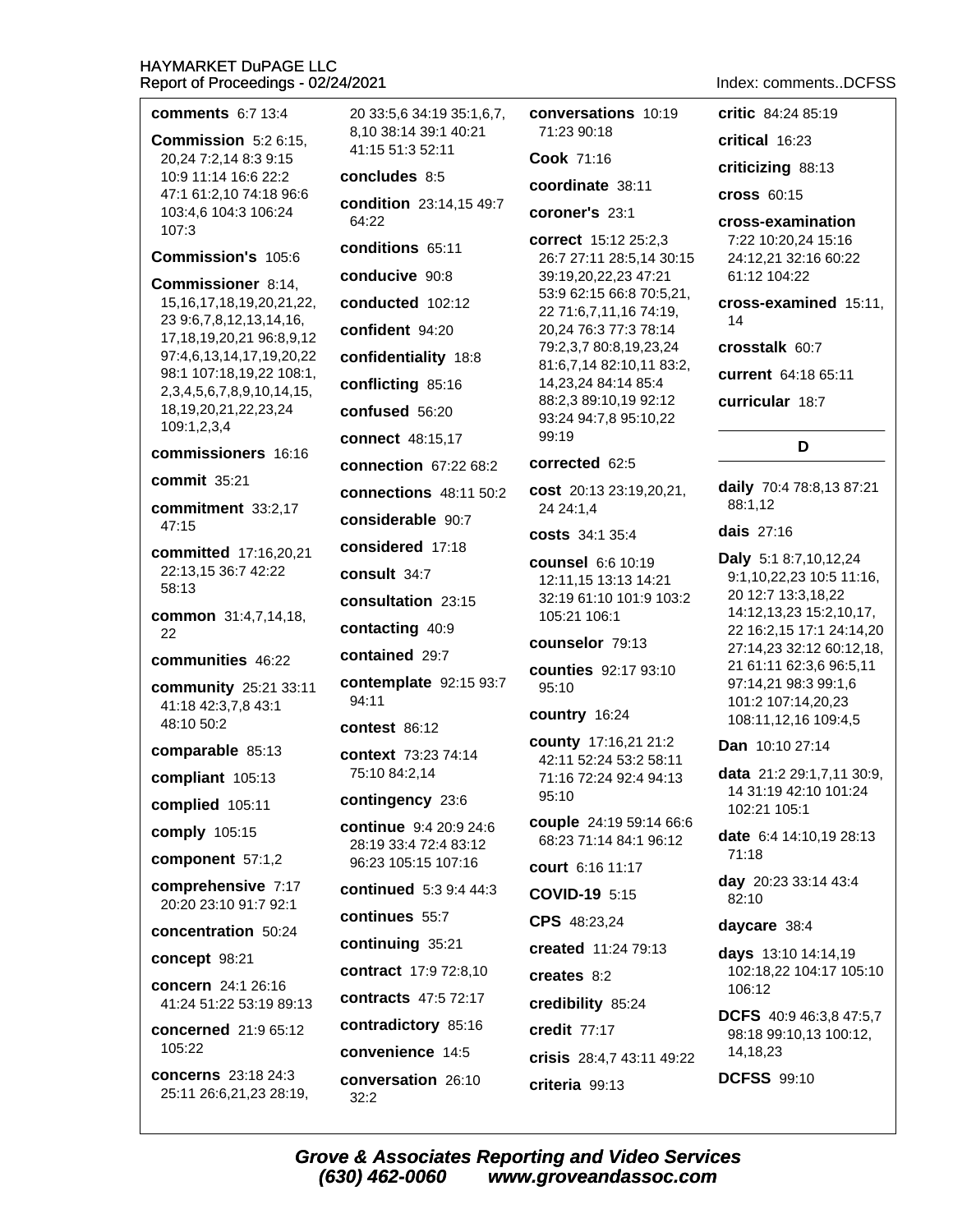**comments** 6:7 13:4

**Commission** 5:2 6:15, 20,24 7:2,14 8:3 9:15 10:9 11:14 16:6 22:2 47:1 61:2,10 74:18 96:6 103:4,6 104:3 106:24 107:3

**Commission's** 105:6

**Commissioner** 8:14, 15,16,17,18,19,20,21,22, 23 9:6,7,8,12,13,14,16, 17,18,19,20,21 96:8,9,12 97:4,6,13,14,17,19,20,22 98:1 107:18,19,22 108:1, 2,3,4,5,6,7,8,9,10,14,15, 18,19,20,21,22,23,24 109:1,2,3,4

**commissioners** 16:16

**commit** 35:21

**commitment** 33:2,17 47:15

**committed** 17:16,20,21 22:13,15 36:7 42:22 58:13

**common** 31:4,7,14,18, 22

**communities** 46:22

**community** 25:21 33:11 41:18 42:3,7,8 43:1 48:10 50:2

**comparable** 85:13

**compliant** 105:13

**complied** 105:11

**comply** 105:15

**component** 57:1,2

**comprehensive** 7:17 20:20 23:10 91:7 92:1

**concentration** 50:24

**concept** 98:21

**concern** 24:1 26:16 41:24 51:22 53:19 89:13

**concerned** 21:9 65:12 105:22

**concerns** 23:18 24:3 25:11 26:6,21,23 28:19, 20 33:5,6 34:19 35:1,6,7, 8,10 38:14 39:1 40:21 41:15 51:3 52:11

**concludes** 8:5

**condition** 23:14,15 49:7 64:22

**conditions** 65:11

**conducive** 90:8

**conducted** 102:12

**confident** 94:20

**confidentiality** 18:8

**conflicting** 85:16

**confused** 56:20

**connect** 48:15,17

**connection** 67:22 68:2

**connections** 48:11 50:2

**considerable** 90:7

**considered** 17:18

**consult** 34:7

**consultation** 23:15

**contacting** 40:9

**contained** 29:7

**contemplate** 92:15 93:7 94:11

**contest** 86:12

**context** 73:23 74:14 75:10 84:2,14

**contingency** 23:6

**continue** 9:4 20:9 24:6 28:19 33:4 72:4 83:12 96:23 105:15 107:16

**continued** 5:3 9:4 44:3

**continues** 55:7

**continuing** 35:21

**contract** 17:9 72:8,10

**contracts** 47:5 72:17

**contradictory** 85:16

**convenience** 14:5

**conversation** 26:10 32:2

**conversations** 10:19 71:23 90:18

**Cook** 71:16

**coordinate** 38:11

**coroner's** 23:1

**correct** 15:12 25:2,3 26:7 27:11 28:5,14 30:15 39:19,20,22,23 47:21 53:9 62:15 66:8 70:5,21, 22 71:6,7,11,16 74:19, 20,24 76:3 77:3 78:14 79:2,3,7 80:8,19,23,24 81:6,7,14 82:10,11 83:2, 14,23,24 84:14 85:4 88:2,3 89:10,19 92:12 93:24 94:7,8 95:10,22 99:19

**corrected** 62:5

**cost** 20:13 23:19,20,21, 24 24:1,4

**costs** 34:1 35:4

**counsel** 6:6 10:19 12:11,15 13:13 14:21 32:19 61:10 101:9 103:2 105:21 106:1

**counselor** 79:13

**counties** 92:17 93:10 95:10

**country** 16:24

**county** 17:16,21 21:2 42:11 52:24 53:2 58:11 71:16 72:24 92:4 94:13 95:10

**couple** 24:19 59:14 66:6 68:23 71:14 84:1 96:12

**court** 6:16 11:17

**COVID-19** 5:15

**CPS** 48:23,24

**created** 11:24 79:13

**creates** 8:2

**credibility** 85:24

**credit** 77:17

**crisis** 28:4,7 43:11 49:22

**criteria** 99:13

**critic** 84:24 85:19

**critical** 16:23

**criticizing** 88:13

**cross** 60:15

**cross-examination** 7:22 10:20,24 15:16 24:12,21 32:16 60:22 61:12 104:22

**cross-examined** 15:11, 14

**crosstalk** 60:7

**current** 64:18 65:11

**curricular** 18:7

## D

**daily** 70:4 78:8,13 87:21 88:1,12

**dais** 27:16

**Daly** 5:1 8:7,10,12,24 9:1,10,22,23 10:5 11:16, 20 12:7 13:3,18,22 14:12,13,23 15:2,10,17, 22 16:2,15 17:1 24:14,20 27:14,23 32:12 60:12,18, 21 61:11 62:3,6 96:5,11 97:14,21 98:3 99:1,6 101:2 107:14,20,23 108:11,12,16 109:4,5

**Dan** 10:10 27:14

**data** 21:2 29:1,7,11 30:9, 14 31:19 42:10 101:24 102:21 105:1

**date** 6:4 14:10,19 28:13 71:18

**day** 20:23 33:14 43:4 82:10

**daycare** 38:4

**days** 13:10 14:14,19 102:18,22 104:17 105:10 106:12

**DCFS** 40:9 46:3,8 47:5,7 98:18 99:10,13 100:12, 14,18,23

**DCFSS** 99:10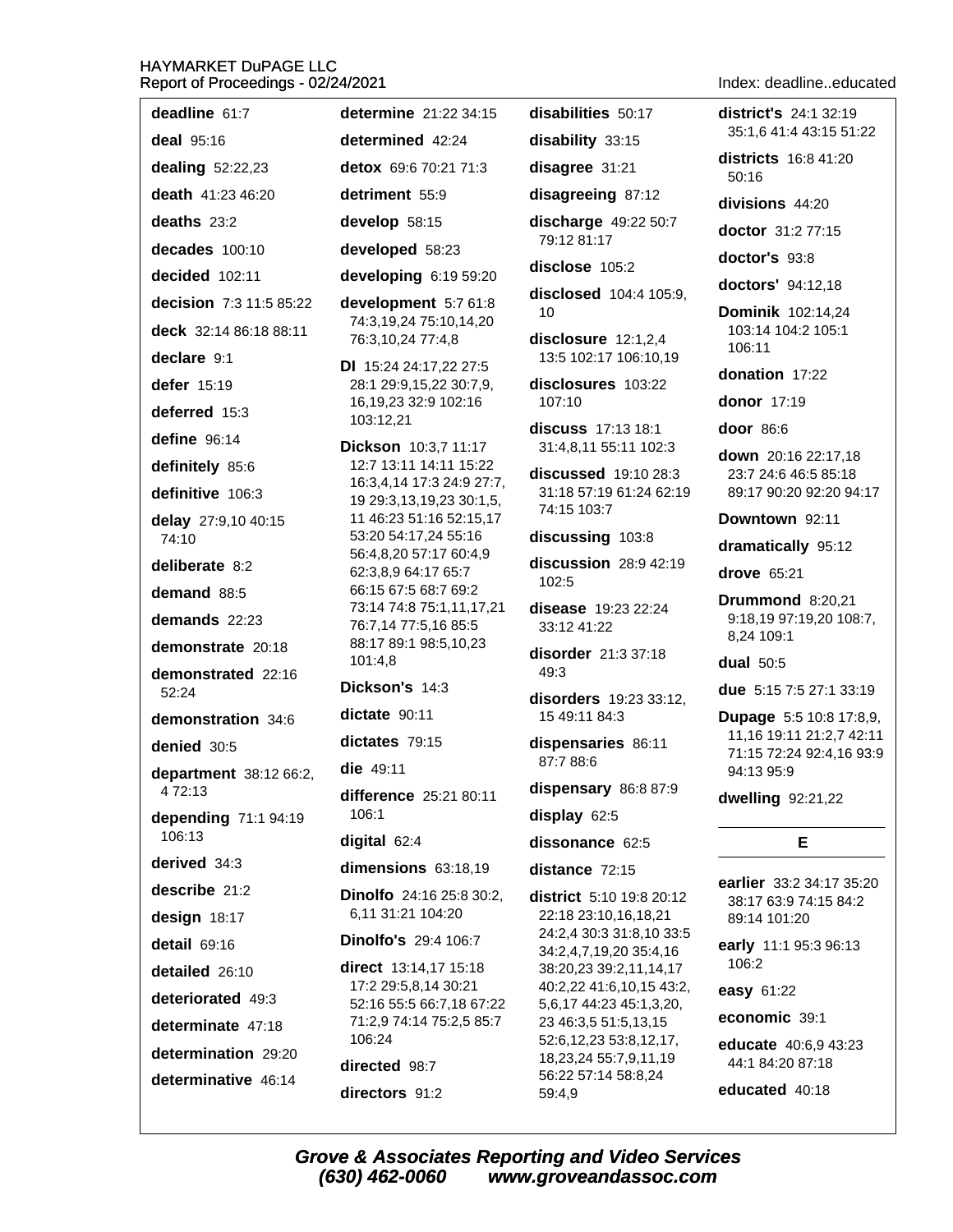**deadline** 61:7

**deal** 95:16

**dealing** 52:22,23

**death** 41:23 46:20

**deaths** 23:2

**decades** 100:10

**decided** 102:11

**decision** 7:3 11:5 85:22

**deck** 32:14 86:18 88:11

**declare** 9:1

**defer** 15:19

**deferred** 15:3

**define** 96:14

**definitely** 85:6

**definitive** 106:3

**delay** 27:9,10 40:15 74:10

**deliberate** 8:2

**demand** 88:5

**demands** 22:23

**demonstrate** 20:18

**demonstrated** 22:16 52:24

**demonstration** 34:6

**denied** 30:5

**department** 38:12 66:2,4 72:13

**depending** 71:1 94:19 106:13

**derived** 34:3

**describe** 21:2

**design** 18:17

**detail** 69:16

**detailed** 26:10

**deteriorated** 49:3

**determinate** 47:18

**determination** 29:20

**determinative** 46:14

**determine** 21:22 34:15

**determined** 42:24

**detox** 69:6 70:21 71:3

**detriment** 55:9

**develop** 58:15

**developed** 58:23

**developing** 6:19 59:20

**development** 5:7 61:8 74:3,19,24 75:10,14,20 76:3,10,24 77:4,8

**DI** 15:24 24:17,22 27:5 28:1 29:9,15,22 30:7,9,16,19,23 32:9 102:16 103:12,21

**Dickson** 10:3,7 11:17 12:7 13:11 14:11 15:22 16:3,4,14 17:3 24:9 27:7,19 29:3,13,19,23 30:1,5,11 46:23 51:16 52:15,17 53:20 54:17,24 55:16 56:4,8,20 57:17 60:4,9 62:3,8,9 64:17 65:7 66:15 67:5 68:7 69:2 73:14 74:8 75:1,11,17,21 76:7,14 77:5,16 85:5 88:17 89:1 98:5,10,23 101:4,8

**Dickson's** 14:3

**dictate** 90:11

**dictates** 79:15

**die** 49:11

**difference** 25:21 80:11 106:1

**digital** 62:4

**dimensions** 63:18,19

**Dinolfo** 24:16 25:8 30:2,6,11 31:21 104:20

**Dinolfo's** 29:4 106:7

**direct** 13:14,17 15:18 17:2 29:5,8,14 30:21 52:16 55:5 66:7,18 67:22 71:2,9 74:14 75:2,5 85:7 106:24

**directed** 98:7

**directors** 91:2

**disabilities** 50:17

**disability** 33:15

**disagree** 31:21

**disagreeing** 87:12

**discharge** 49:22 50:7 79:12 81:17

**disclose** 105:2

**disclosed** 104:4 105:9,10

**disclosure** 12:1,2,4 13:5 102:17 106:10,19

**disclosures** 103:22 107:10

**discuss** 17:13 18:1 31:4,8,11 55:11 102:3

**discussed** 19:10 28:3 31:18 57:19 61:24 62:19 74:15 103:7

**discussing** 103:8

**discussion** 28:9 42:19 102:5

**disease** 19:23 22:24 33:12 41:22

**disorder** 21:3 37:18 49:3

**disorders** 19:23 33:12,15 49:11 84:3

**dispensaries** 86:11 87:7 88:6

**dispensary** 86:8 87:9

**display** 62:5

**dissonance** 62:5

**distance** 72:15

**district** 5:10 19:8 20:12 22:18 23:10,16,18,21 24:2,4 30:3 31:8,10 33:5 34:2,4,7,19,20 35:4,16 38:20,23 39:2,11,14,17 40:2,22 41:6,10,15 43:2,5,6,17 44:23 45:1,3,20,23 46:3,5 51:5,13,15 52:6,12,23 53:8,12,17,18,23,24 55:7,9,11,19 56:22 57:14 58:8,24 59:4,9

**district's** 24:1 32:19 35:1,6 41:4 43:15 51:22

**districts** 16:8 41:20 50:16

**divisions** 44:20

**doctor** 31:2 77:15

**doctor's** 93:8

**doctors'** 94:12,18

**Dominik** 102:14,24 103:14 104:2 105:1 106:11

**donation** 17:22

**donor** 17:19

**door** 86:6

**down** 20:16 22:17,18 23:7 24:6 46:5 85:18 89:17 90:20 92:20 94:17

**Downtown** 92:11

**dramatically** 95:12

**drove** 65:21

**Drummond** 8:20,21 9:18,19 97:19,20 108:7,8,24 109:1

**dual** 50:5

**due** 5:15 7:5 27:1 33:19

**Dupage** 5:5 10:8 17:8,9,11,16 19:11 21:2,7 42:11 71:15 72:24 92:4,16 93:9 94:13 95:9

**dwelling** 92:21,22

## E

**earlier** 33:2 34:17 35:20 38:17 63:9 74:15 84:2 89:14 101:20

**early** 11:1 95:3 96:13 106:2

**easy** 61:22

**economic** 39:1

**educate** 40:6,9 43:23 44:1 84:20 87:18

**educated** 40:18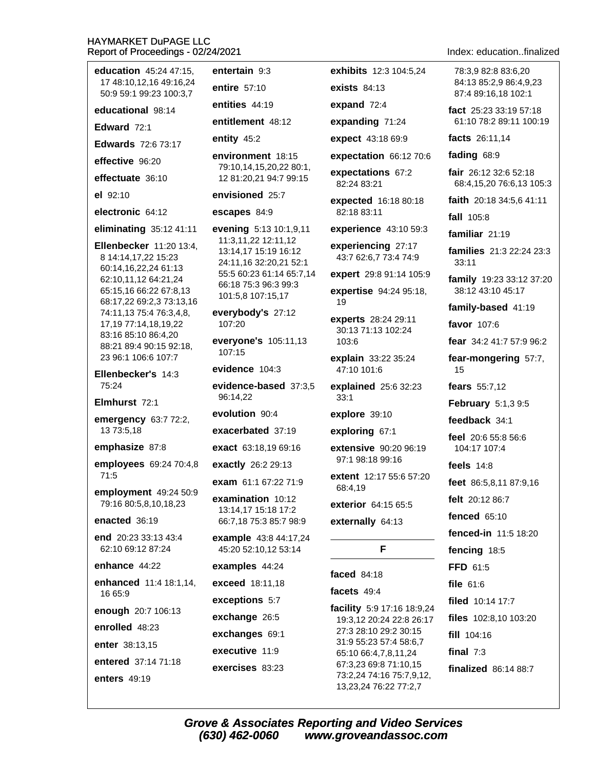**education** 45:24 47:15, 17 48:10,12,16 49:16,24 50:9 59:1 99:23 100:3,7

**educational** 98:14

**Edward** 72:1

**Edwards** 72:6 73:17

**effective** 96:20

**effectuate** 36:10

**el** 92:10

**electronic** 64:12

**eliminating** 35:12 41:11

**Ellenbecker** 11:20 13:4, 8 14:14,17,22 15:23 60:14,16,22,24 61:13 62:10,11,12 64:21,24 65:15,16 66:22 67:8,13 68:17,22 69:2,3 73:13,16 74:11,13 75:4 76:3,4,8, 17,19 77:14,18,19,22 83:16 85:10 86:4,20 88:21 89:4 90:15 92:18, 23 96:1 106:6 107:7

**Ellenbecker's** 14:3 75:24

**Elmhurst** 72:1

**emergency** 63:7 72:2, 13 73:5,18

**emphasize** 87:8

**employees** 69:24 70:4,8 71:5

**employment** 49:24 50:9 79:16 80:5,8,10,18,23

**enacted** 36:19

**end** 20:23 33:13 43:4 62:10 69:12 87:24

**enhance** 44:22

**enhanced** 11:4 18:1,14, 16 65:9

**enough** 20:7 106:13

**enrolled** 48:23

**enter** 38:13,15

**entered** 37:14 71:18

**enters** 49:19

**entertain** 9:3

**entire** 57:10

**entities** 44:19

**entitlement** 48:12

**entity** 45:2

**environment** 18:15 79:10,14,15,20,22 80:1, 12 81:20,21 94:7 99:15

**envisioned** 25:7

**escapes** 84:9

**evening** 5:13 10:1,9,11 11:3,11,22 12:11,12 13:14,17 15:19 16:12 24:11,16 32:20,21 52:1 55:5 60:23 61:14 65:7,14 66:18 75:3 96:3 99:3 101:5,8 107:15,17

**everybody's** 27:12 107:20

**everyone's** 105:11,13 107:15

**evidence** 104:3

**evidence-based** 37:3,5 96:14,22

**evolution** 90:4

**exacerbated** 37:19

**exact** 63:18,19 69:16

**exactly** 26:2 29:13

**exam** 61:1 67:22 71:9

**examination** 10:12 13:14,17 15:18 17:2 66:7,18 75:3 85:7 98:9

**example** 43:8 44:17,24 45:20 52:10,12 53:14

**examples** 44:24

**exceed** 18:11,18

**exceptions** 5:7

**exchange** 26:5

**exchanges** 69:1

**executive** 11:9

**exercises** 83:23

**exhibits** 12:3 104:5,24

**exists** 84:13

**expand** 72:4

**expanding** 71:24

**expect** 43:18 69:9

**expectation** 66:12 70:6

**expectations** 67:2 82:24 83:21

**expected** 16:18 80:18 82:18 83:11

**experience** 43:10 59:3

**experiencing** 27:17 43:7 62:6,7 73:4 74:9

**expert** 29:8 91:14 105:9

**expertise** 94:24 95:18, 19

**experts** 28:24 29:11 30:13 71:13 102:24 103:6

**explain** 33:22 35:24 47:10 101:6

**explained** 25:6 32:23 33:1

**explore** 39:10

**exploring** 67:1

**extensive** 90:20 96:19 97:1 98:18 99:16

**extent** 12:17 55:6 57:20 68:4,19

**exterior** 64:15 65:5

**externally** 64:13

## F

**faced** 84:18

**facets** 49:4

**facility** 5:9 17:16 18:9,24 19:3,12 20:24 22:8 26:17 27:3 28:10 29:2 30:15 31:9 55:23 57:4 58:6,7 65:10 66:4,7,8,11,24 67:3,23 69:8 71:10,15 73:2,24 74:16 75:7,9,12, 13,23,24 76:22 77:2,7 78:3,9 82:8 83:6,20 84:13 85:2,9 86:4,9,23 87:4 89:16,18 102:1

**fact** 25:23 33:19 57:18 61:10 78:2 89:11 100:19

**facts** 26:11,14

**fading** 68:9

**fair** 26:12 32:6 52:18 68:4,15,20 76:6,13 105:3

**faith** 20:18 34:5,6 41:11

**fall** 105:8

**familiar** 21:19

**families** 21:3 22:24 23:3 33:11

**family** 19:23 33:12 37:20 38:12 43:10 45:17

**family-based** 41:19

**favor** 107:6

**fear** 34:2 41:7 57:9 96:2

**fear-mongering** 57:7, 15

**fears** 55:7,12

**February** 5:1,3 9:5

**feedback** 34:1

**feel** 20:6 55:8 56:6 104:17 107:4

**feels** 14:8

**feet** 86:5,8,11 87:9,16

**felt** 20:12 86:7

**fenced** 65:10

**fenced-in** 11:5 18:20

**fencing** 18:5

**FFD** 61:5

**file** 61:6

**filed** 10:14 17:7

**files** 102:8,10 103:20

**fill** 104:16

**final** 7:3

**finalized** 86:14 88:7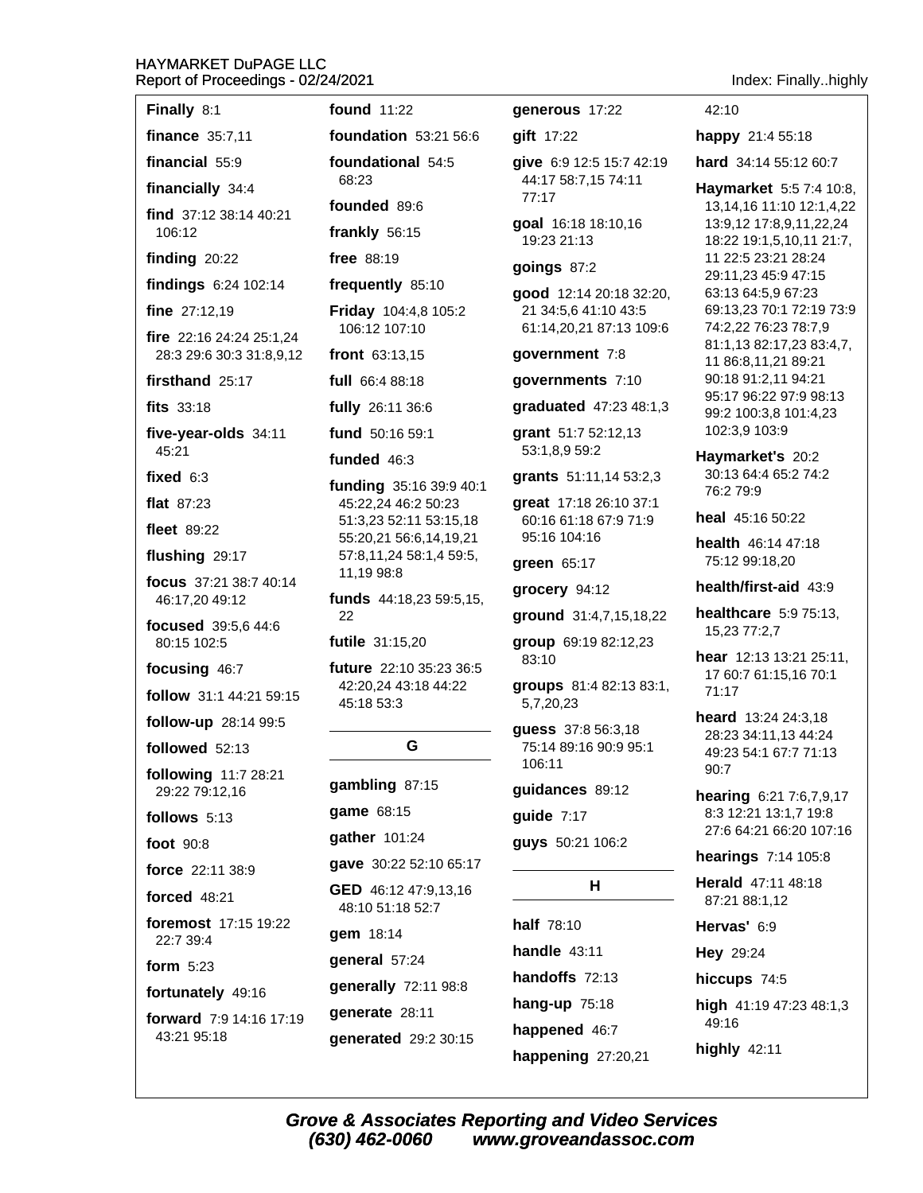**Finally** 8:1

**finance** 35:7,11

**financial** 55:9

**financially** 34:4

**find** 37:12 38:14 40:21 106:12

**finding** 20:22

**findings** 6:24 102:14

**fine** 27:12,19

**fire** 22:16 24:24 25:1,24 28:3 29:6 30:3 31:8,9,12

**firsthand** 25:17

**fits** 33:18

**five-year-olds** 34:11 45:21

**fixed** 6:3

**flat** 87:23

**fleet** 89:22

**flushing** 29:17

**focus** 37:21 38:7 40:14 46:17,20 49:12

**focused** 39:5,6 44:6 80:15 102:5

**focusing** 46:7

**follow** 31:1 44:21 59:15

**follow-up** 28:14 99:5

**followed** 52:13

**following** 11:7 28:21 29:22 79:12,16

**follows** 5:13

**foot** 90:8

**force** 22:11 38:9

**forced** 48:21

**foremost** 17:15 19:22 22:7 39:4

**form** 5:23

**fortunately** 49:16

**forward** 7:9 14:16 17:19 43:21 95:18

**found** 11:22

**foundation** 53:21 56:6

**foundational** 54:5 68:23

**founded** 89:6

**frankly** 56:15

**free** 88:19

**frequently** 85:10

**Friday** 104:4,8 105:2 106:12 107:10

**front** 63:13,15

**full** 66:4 88:18

**fully** 26:11 36:6

**fund** 50:16 59:1

**funded** 46:3

**funding** 35:16 39:9 40:1 45:22,24 46:2 50:23 51:3,23 52:11 53:15,18 55:20,21 56:6,14,19,21 57:8,11,24 58:1,4 59:5, 11,19 98:8

**funds** 44:18,23 59:5,15, 22

**futile** 31:15,20

**future** 22:10 35:23 36:5 42:20,24 43:18 44:22 45:18 53:3

## G

**gambling** 87:15

**game** 68:15

**gather** 101:24

**gave** 30:22 52:10 65:17

**GED** 46:12 47:9,13,16 48:10 51:18 52:7

**gem** 18:14

**general** 57:24

**generally** 72:11 98:8

**generate** 28:11

**generated** 29:2 30:15

**generous** 17:22

**gift** 17:22

**give** 6:9 12:5 15:7 42:19 44:17 58:7,15 74:11 77:17

**goal** 16:18 18:10,16 19:23 21:13

**goings** 87:2

**good** 12:14 20:18 32:20, 21 34:5,6 41:10 43:5 61:14,20,21 87:13 109:6

**government** 7:8

**governments** 7:10

**graduated** 47:23 48:1,3

**grant** 51:7 52:12,13 53:1,8,9 59:2

**grants** 51:11,14 53:2,3

**great** 17:18 26:10 37:1 60:16 61:18 67:9 71:9 95:16 104:16

**green** 65:17

**grocery** 94:12

**ground** 31:4,7,15,18,22

**group** 69:19 82:12,23 83:10

**groups** 81:4 82:13 83:1, 5,7,20,23

**guess** 37:8 56:3,18 75:14 89:16 90:9 95:1 106:11

**guidances** 89:12

**guide** 7:17

**guys** 50:21 106:2

## H

**half** 78:10

**handle** 43:11

**handoffs** 72:13

**hang-up** 75:18

**happened** 46:7

**happening** 27:20,21 42:10

**happy** 21:4 55:18

**hard** 34:14 55:12 60:7

**Haymarket** 5:5 7:4 10:8, 13,14,16 11:10 12:1,4,22 13:9,12 17:8,9,11,22,24 18:22 19:1,5,10,11 21:7, 11 22:5 23:21 28:24 29:11,23 45:9 47:15 63:13 64:5,9 67:23 69:13,23 70:1 72:19 73:9 74:2,22 76:23 78:7,9 81:1,13 82:17,23 83:4,7, 11 86:8,11,21 89:21 90:18 91:2,11 94:21 95:17 96:22 97:9 98:13 99:2 100:3,8 101:4,23 102:3,9 103:9

**Haymarket's** 20:2 30:13 64:4 65:2 74:2 76:2 79:9

**heal** 45:16 50:22

**health** 46:14 47:18 75:12 99:18,20

**health/first-aid** 43:9

**healthcare** 5:9 75:13, 15,23 77:2,7

**hear** 12:13 13:21 25:11, 17 60:7 61:15,16 70:1 71:17

**heard** 13:24 24:3,18 28:23 34:11,13 44:24 49:23 54:1 67:7 71:13 90:7

**hearing** 6:21 7:6,7,9,17 8:3 12:21 13:1,7 19:8 27:6 64:21 66:20 107:16

**hearings** 7:14 105:8

**Herald** 47:11 48:18 87:21 88:1,12

**Hervas'** 6:9

**Hey** 29:24

**hiccups** 74:5

**high** 41:19 47:23 48:1,3 49:16

**highly** 42:11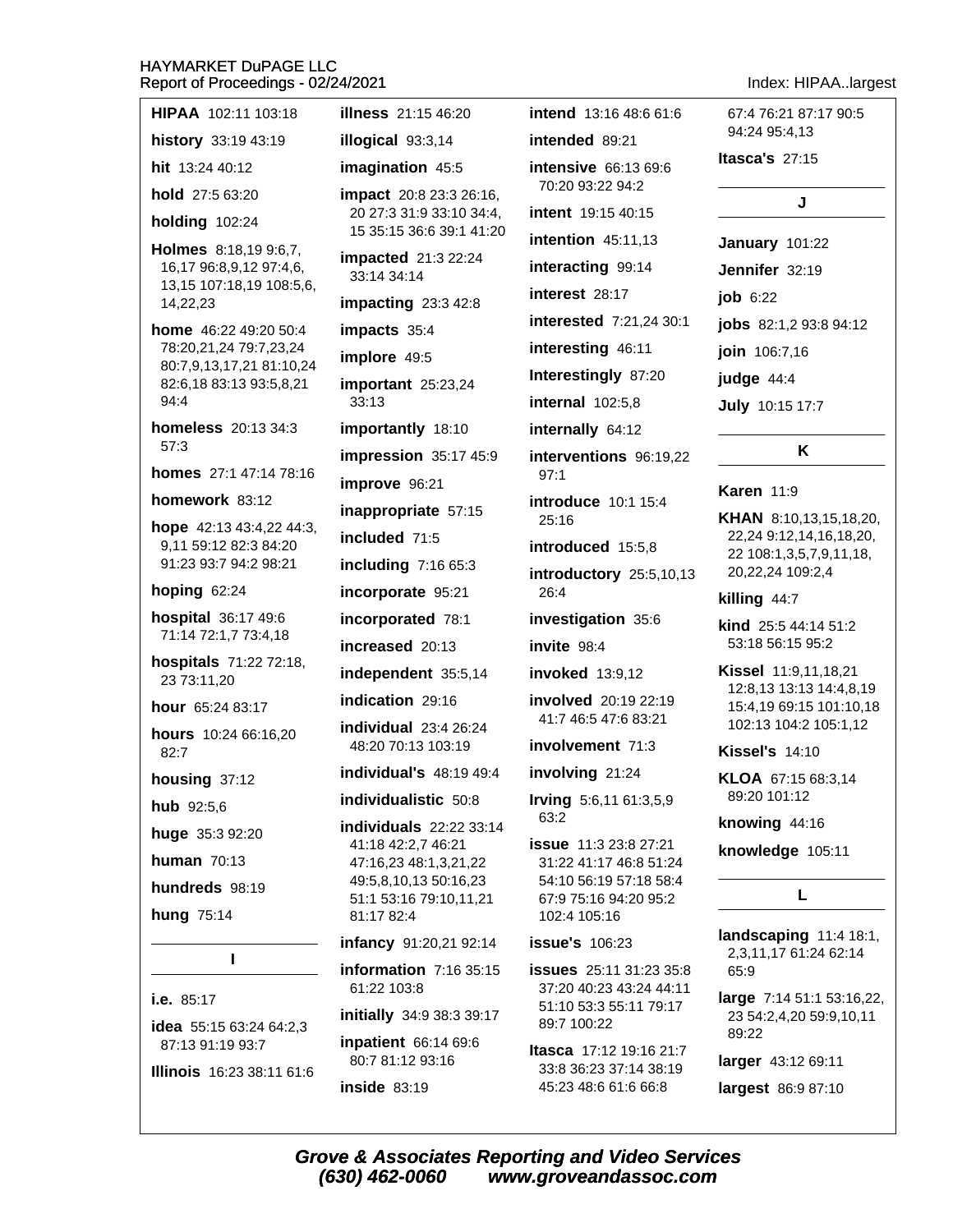**HIPAA** 102:11 103:18

**history** 33:19 43:19

**hit** 13:24 40:12

**hold** 27:5 63:20

**holding** 102:24

**Holmes** 8:18,19 9:6,7, 16,17 96:8,9,12 97:4,6, 13,15 107:18,19 108:5,6, 14,22,23

**home** 46:22 49:20 50:4 78:20,21,24 79:7,23,24 80:7,9,13,17,21 81:10,24 82:6,18 83:13 93:5,8,21 94:4

**homeless** 20:13 34:3 57:3

**homes** 27:1 47:14 78:16

**homework** 83:12

**hope** 42:13 43:4,22 44:3, 9,11 59:12 82:3 84:20 91:23 93:7 94:2 98:21

**hoping** 62:24

**hospital** 36:17 49:6 71:14 72:1,7 73:4,18

**hospitals** 71:22 72:18, 23 73:11,20

**hour** 65:24 83:17

**hours** 10:24 66:16,20 82:7

**housing** 37:12

**hub** 92:5,6

**huge** 35:3 92:20

**human** 70:13

**hundreds** 98:19

**hung** 75:14

## I

**i.e.** 85:17

**idea** 55:15 63:24 64:2,3 87:13 91:19 93:7

**Illinois** 16:23 38:11 61:6

**illness** 21:15 46:20

**illogical** 93:3,14

**imagination** 45:5

**impact** 20:8 23:3 26:16, 20 27:3 31:9 33:10 34:4, 15 35:15 36:6 39:1 41:20

**impacted** 21:3 22:24 33:14 34:14

**impacting** 23:3 42:8

**impacts** 35:4

**implore** 49:5

**important** 25:23,24 33:13

**importantly** 18:10

**impression** 35:17 45:9

**improve** 96:21

**inappropriate** 57:15

**included** 71:5

**including** 7:16 65:3

**incorporate** 95:21

**incorporated** 78:1

**increased** 20:13

**independent** 35:5,14

**indication** 29:16

**individual** 23:4 26:24 48:20 70:13 103:19

**individual's** 48:19 49:4

**individualistic** 50:8

**individuals** 22:22 33:14 41:18 42:2,7 46:21 47:16,23 48:1,3,21,22 49:5,8,10,13 50:16,23 51:1 53:16 79:10,11,21 81:17 82:4

**infancy** 91:20,21 92:14

**information** 7:16 35:15 61:22 103:8

**initially** 34:9 38:3 39:17

**inpatient** 66:14 69:6 80:7 81:12 93:16

**inside** 83:19

**intend** 13:16 48:6 61:6

**intended** 89:21

**intensive** 66:13 69:6 70:20 93:22 94:2

**intent** 19:15 40:15

**intention** 45:11,13

**interacting** 99:14

**interest** 28:17

**interested** 7:21,24 30:1

**interesting** 46:11

**Interestingly** 87:20

**internal** 102:5,8

**internally** 64:12

**interventions** 96:19,22 97:1

**introduce** 10:1 15:4 25:16

**introduced** 15:5,8

**introductory** 25:5,10,13 26:4

**investigation** 35:6

**invite** 98:4

**invoked** 13:9,12

**involved** 20:19 22:19 41:7 46:5 47:6 83:21

**involvement** 71:3

**involving** 21:24

**Irving** 5:6,11 61:3,5,9 63:2

**issue** 11:3 23:8 27:21 31:22 41:17 46:8 51:24 54:10 56:19 57:18 58:4 67:9 75:16 94:20 95:2 102:4 105:16

**issue's** 106:23

**issues** 25:11 31:23 35:8 37:20 40:23 43:24 44:11 51:10 53:3 55:11 79:17 89:7 100:22

**Itasca** 17:12 19:16 21:7 33:8 36:23 37:14 38:19 45:23 48:6 61:6 66:8 67:4 76:21 87:17 90:5 94:24 95:4,13

**Itasca's** 27:15

## J

**January** 101:22

**Jennifer** 32:19

**job** 6:22

**jobs** 82:1,2 93:8 94:12

**join** 106:7,16

**judge** 44:4

**July** 10:15 17:7

## K

**Karen** 11:9

**KHAN** 8:10,13,15,18,20, 22,24 9:12,14,16,18,20, 22 108:1,3,5,7,9,11,18, 20,22,24 109:2,4

**killing** 44:7

**kind** 25:5 44:14 51:2 53:18 56:15 95:2

**Kissel** 11:9,11,18,21 12:8,13 13:13 14:4,8,19 15:4,19 69:15 101:10,18 102:13 104:2 105:1,12

**Kissel's** 14:10

**KLOA** 67:15 68:3,14 89:20 101:12

**knowing** 44:16

**knowledge** 105:11

## L

**landscaping** 11:4 18:1, 2,3,11,17 61:24 62:14 65:9

**large** 7:14 51:1 53:16,22, 23 54:2,4,20 59:9,10,11 89:22

**larger** 43:12 69:11

**largest** 86:9 87:10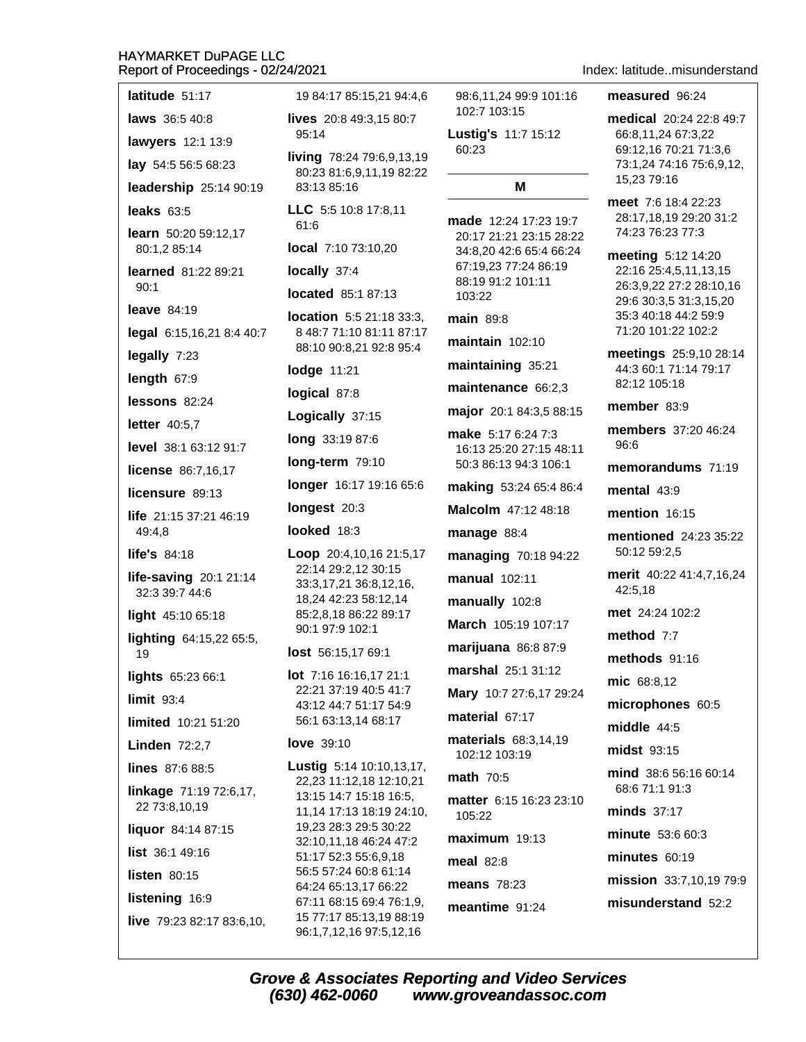latitude 51:17

laws 36:5 40:8

lawyers 12:1 13:9

lay 54:5 56:5 68:23

leadership 25:14 90:19

leaks 63:5

learn 50:20 59:12,17 80:1,2 85:14

learned 81:22 89:21 90:1

leave 84:19

legal 6:15,16,21 8:4 40:7

legally 7:23

length 67:9

lessons 82:24

letter 40:5,7

level 38:1 63:12 91:7

license 86:7,16,17

licensure 89:13

life 21:15 37:21 46:19 49:4,8

life's 84:18

life-saving 20:1 21:14 32:3 39:7 44:6

light 45:10 65:18

lighting 64:15,22 65:5, 19

lights 65:23 66:1

limit 93:4

limited 10:21 51:20

Linden 72:2,7

lines 87:6 88:5

linkage 71:19 72:6,17, 22 73:8,10,19

liquor 84:14 87:15

list 36:1 49:16

listen 80:15

listening 16:9

live 79:23 82:17 83:6,10, 19 84:17 85:15,21 94:4,6

lives 20:8 49:3,15 80:7 95:14

living 78:24 79:6,9,13,19 80:23 81:6,9,11,19 82:22 83:13 85:16

LLC 5:5 10:8 17:8,11 61:6

local 7:10 73:10,20

locally 37:4

located 85:1 87:13

location 5:5 21:18 33:3, 8 48:7 71:10 81:11 87:17 88:10 90:8,21 92:8 95:4

lodge 11:21

logical 87:8

Logically 37:15

long 33:19 87:6

long-term 79:10

longer 16:17 19:16 65:6

longest 20:3

looked 18:3

Loop 20:4,10,16 21:5,17 22:14 29:2,12 30:15 33:3,17,21 36:8,12,16, 18,24 42:23 58:12,14 85:2,8,18 86:22 89:17 90:1 97:9 102:1

lost 56:15,17 69:1

lot 7:16 16:16,17 21:1 22:21 37:19 40:5 41:7 43:12 44:7 51:17 54:9 56:1 63:13,14 68:17

love 39:10

Lustig 5:14 10:10,13,17, 22,23 11:12,18 12:10,21 13:15 14:7 15:18 16:5, 11,14 17:13 18:19 24:10, 19,23 28:3 29:5 30:22 32:10,11,18 46:24 47:2 51:17 52:3 55:6,9,18 56:5 57:24 60:8 61:14 64:24 65:13,17 66:22 67:11 68:15 69:4 76:1,9, 15 77:17 85:13,19 88:19 96:1,7,12,16 97:5,12,16 98:6,11,24 99:9 101:16 102:7 103:15

Lustig's 11:7 15:12 60:23

## M

made 12:24 17:23 19:7 20:17 21:21 23:15 28:22 34:8,20 42:6 65:4 66:24 67:19,23 77:24 86:19 88:19 91:2 101:11 103:22

main 89:8

maintain 102:10

maintaining 35:21

maintenance 66:2,3

major 20:1 84:3,5 88:15

make 5:17 6:24 7:3 16:13 25:20 27:15 48:11 50:3 86:13 94:3 106:1

making 53:24 65:4 86:4

Malcolm 47:12 48:18

manage 88:4

managing 70:18 94:22

manual 102:11

manually 102:8

March 105:19 107:17

marijuana 86:8 87:9

marshal 25:1 31:12

Mary 10:7 27:6,17 29:24

material 67:17

materials 68:3,14,19 102:12 103:19

math 70:5

matter 6:15 16:23 23:10 105:22

maximum 19:13

meal 82:8

means 78:23

meantime 91:24

measured 96:24

medical 20:24 22:8 49:7 66:8,11,24 67:3,22 69:12,16 70:21 71:3,6 73:1,24 74:16 75:6,9,12, 15,23 79:16

meet 7:6 18:4 22:23 28:17,18,19 29:20 31:2 74:23 76:23 77:3

meeting 5:12 14:20 22:16 25:4,5,11,13,15 26:3,9,22 27:2 28:10,16 29:6 30:3,5 31:3,15,20 35:3 40:18 44:2 59:9 71:20 101:22 102:2

meetings 25:9,10 28:14 44:3 60:1 71:14 79:17 82:12 105:18

member 83:9

members 37:20 46:24 96:6

memorandums 71:19

mental 43:9

mention 16:15

mentioned 24:23 35:22 50:12 59:2,5

merit 40:22 41:4,7,16,24 42:5,18

met 24:24 102:2

method 7:7

methods 91:16

mic 68:8,12

microphones 60:5

middle 44:5

midst 93:15

mind 38:6 56:16 60:14 68:6 71:1 91:3

minds 37:17

minute 53:6 60:3

minutes 60:19

mission 33:7,10,19 79:9

misunderstand 52:2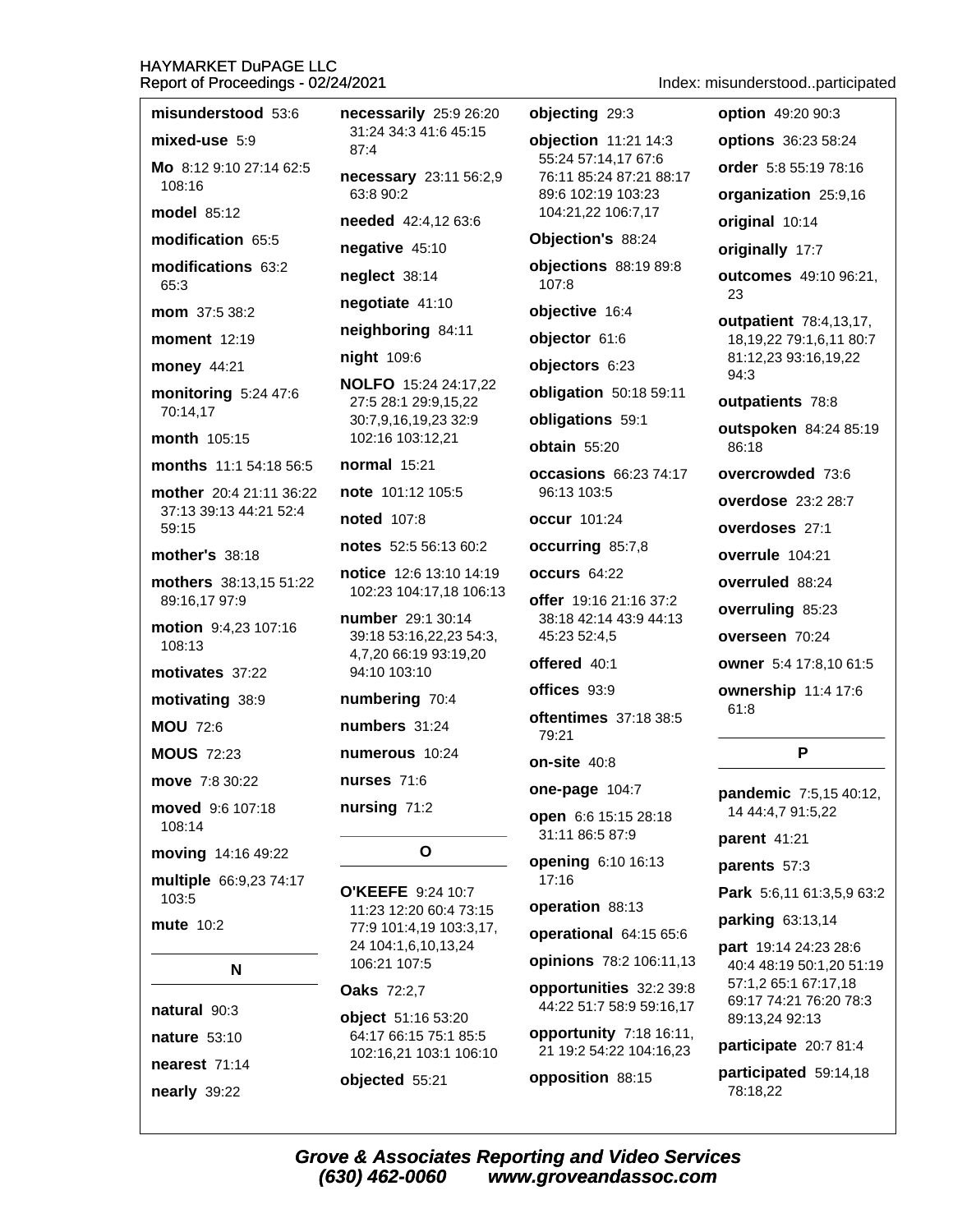**misunderstood** 53:6

**mixed-use** 5:9

**Mo** 8:12 9:10 27:14 62:5 108:16

**model** 85:12

**modification** 65:5

**modifications** 63:2 65:3

**mom** 37:5 38:2

**moment** 12:19

**money** 44:21

**monitoring** 5:24 47:6 70:14,17

**month** 105:15

**months** 11:1 54:18 56:5

**mother** 20:4 21:11 36:22 37:13 39:13 44:21 52:4 59:15

**mother's** 38:18

**mothers** 38:13,15 51:22 89:16,17 97:9

**motion** 9:4,23 107:16 108:13

**motivates** 37:22

**motivating** 38:9

**MOU** 72:6

**MOUS** 72:23

**move** 7:8 30:22

**moved** 9:6 107:18 108:14

**moving** 14:16 49:22

**multiple** 66:9,23 74:17 103:5

**mute** 10:2

## N

**natural** 90:3

**nature** 53:10

**nearest** 71:14

**nearly** 39:22

**necessarily** 25:9 26:20 31:24 34:3 41:6 45:15 87:4

**necessary** 23:11 56:2,9 63:8 90:2

**needed** 42:4,12 63:6

**negative** 45:10

**neglect** 38:14

**negotiate** 41:10

**neighboring** 84:11

**night** 109:6

**NOLFO** 15:24 24:17,22 27:5 28:1 29:9,15,22 30:7,9,16,19,23 32:9 102:16 103:12,21

**normal** 15:21

**note** 101:12 105:5

**noted** 107:8

**notes** 52:5 56:13 60:2

**notice** 12:6 13:10 14:19 102:23 104:17,18 106:13

**number** 29:1 30:14 39:18 53:16,22,23 54:3, 4,7,20 66:19 93:19,20 94:10 103:10

**numbering** 70:4

**numbers** 31:24

**numerous** 10:24

**nurses** 71:6

**nursing** 71:2

## O

**O'KEEFE** 9:24 10:7 11:23 12:20 60:4 73:15 77:9 101:4,19 103:3,17, 24 104:1,6,10,13,24 106:21 107:5

**Oaks** 72:2,7

**object** 51:16 53:20 64:17 66:15 75:1 85:5 102:16,21 103:1 106:10

**objected** 55:21

**objecting** 29:3

**objection** 11:21 14:3 55:24 57:14,17 67:6 76:11 85:24 87:21 88:17 89:6 102:19 103:23 104:21,22 106:7,17

**Objection's** 88:24

**objections** 88:19 89:8 107:8

**objective** 16:4

**objector** 61:6

**objectors** 6:23

**obligation** 50:18 59:11

**obligations** 59:1

**obtain** 55:20

**occasions** 66:23 74:17 96:13 103:5

**occur** 101:24

**occurring** 85:7,8

**occurs** 64:22

**offer** 19:16 21:16 37:2 38:18 42:14 43:9 44:13 45:23 52:4,5

**offered** 40:1

**offices** 93:9

**oftentimes** 37:18 38:5 79:21

**on-site** 40:8

**one-page** 104:7

**open** 6:6 15:15 28:18 31:11 86:5 87:9

**opening** 6:10 16:13 17:16

**operation** 88:13

**operational** 64:15 65:6

**opinions** 78:2 106:11,13

**opportunities** 32:2 39:8 44:22 51:7 58:9 59:16,17

**opportunity** 7:18 16:11, 21 19:2 54:22 104:16,23

**opposition** 88:15

**option** 49:20 90:3

**options** 36:23 58:24

**order** 5:8 55:19 78:16

**organization** 25:9,16

**original** 10:14

**originally** 17:7

**outcomes** 49:10 96:21, 23

**outpatient** 78:4,13,17, 18,19,22 79:1,6,11 80:7 81:12,23 93:16,19,22 94:3

**outpatients** 78:8

**outspoken** 84:24 85:19 86:18

**overcrowded** 73:6

**overdose** 23:2 28:7

**overdoses** 27:1

**overrule** 104:21

**overruled** 88:24

**overruling** 85:23

**overseen** 70:24

**owner** 5:4 17:8,10 61:5

**ownership** 11:4 17:6 61:8

## P

**pandemic** 7:5,15 40:12, 14 44:4,7 91:5,22

**parent** 41:21

**parents** 57:3

**Park** 5:6,11 61:3,5,9 63:2

**parking** 63:13,14

**part** 19:14 24:23 28:6 40:4 48:19 50:1,20 51:19 57:1,2 65:1 67:17,18 69:17 74:21 76:20 78:3 89:13,24 92:13

**participate** 20:7 81:4

**participated** 59:14,18 78:18,22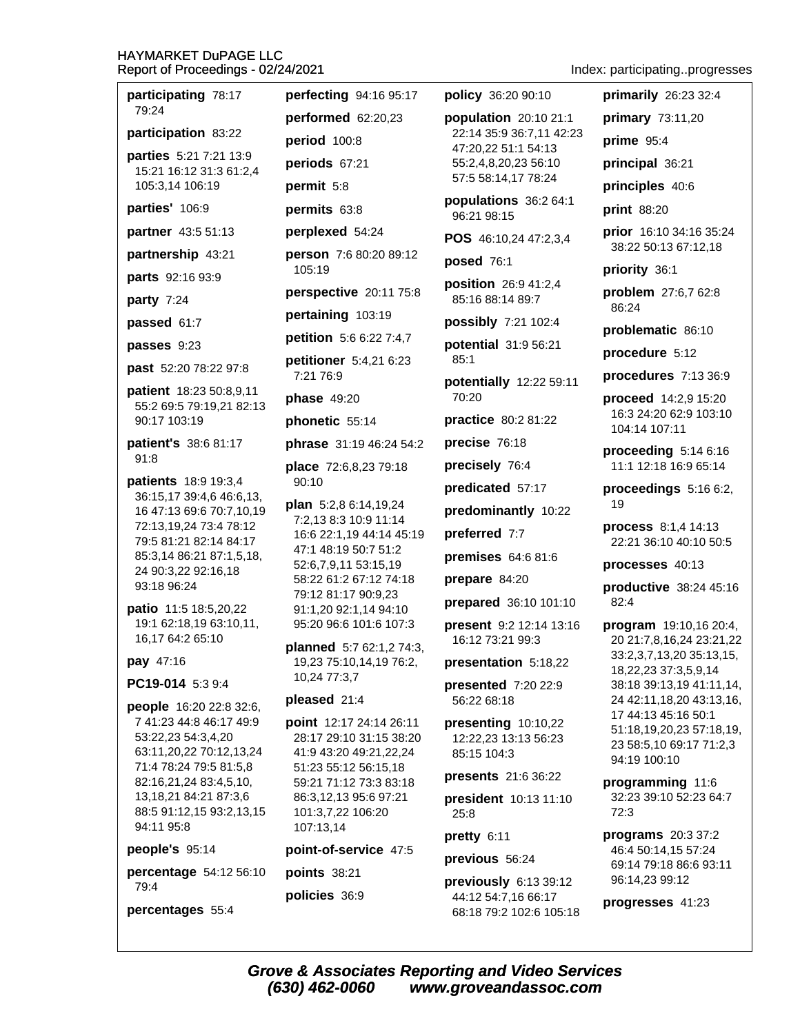**participating** 78:17 79:24

**participation** 83:22

**parties** 5:21 7:21 13:9 15:21 16:12 31:3 61:2,4 105:3,14 106:19

**parties'** 106:9

**partner** 43:5 51:13

**partnership** 43:21

**parts** 92:16 93:9

**party** 7:24

**passed** 61:7

**passes** 9:23

**past** 52:20 78:22 97:8

**patient** 18:23 50:8,9,11 55:2 69:5 79:19,21 82:13 90:17 103:19

**patient's** 38:6 81:17 91:8

**patients** 18:9 19:3,4 36:15,17 39:4,6 46:6,13, 16 47:13 69:6 70:7,10,19 72:13,19,24 73:4 78:12 79:5 81:21 82:14 84:17 85:3,14 86:21 87:1,5,18, 24 90:3,22 92:16,18 93:18 96:24

**patio** 11:5 18:5,20,22 19:1 62:18,19 63:10,11, 16,17 64:2 65:10

**pay** 47:16

**PC19-014** 5:3 9:4

**people** 16:20 22:8 32:6, 7 41:23 44:8 46:17 49:9 53:22,23 54:3,4,20 63:11,20,22 70:12,13,24 71:4 78:24 79:5 81:5,8 82:16,21,24 83:4,5,10, 13,18,21 84:21 87:3,6 88:5 91:12,15 93:2,13,15 94:11 95:8

**people's** 95:14

**percentage** 54:12 56:10 79:4

**percentages** 55:4

**perfecting** 94:16 95:17

**performed** 62:20,23

**period** 100:8

**periods** 67:21

**permit** 5:8

**permits** 63:8

**perplexed** 54:24

**person** 7:6 80:20 89:12 105:19

**perspective** 20:11 75:8

**pertaining** 103:19

**petition** 5:6 6:22 7:4,7

**petitioner** 5:4,21 6:23 7:21 76:9

**phase** 49:20

**phonetic** 55:14

**phrase** 31:19 46:24 54:2

**place** 72:6,8,23 79:18 90:10

**plan** 5:2,8 6:14,19,24 7:2,13 8:3 10:9 11:14 16:6 22:1,19 44:14 45:19 47:1 48:19 50:7 51:2 52:6,7,9,11 53:15,19 58:22 61:2 67:12 74:18 79:12 81:17 90:9,23 91:1,20 92:1,14 94:10 95:20 96:6 101:6 107:3

**planned** 5:7 62:1,2 74:3, 19,23 75:10,14,19 76:2, 10,24 77:3,7

**pleased** 21:4

**point** 12:17 24:14 26:11 28:17 29:10 31:15 38:20 41:9 43:20 49:21,22,24 51:23 55:12 56:15,18 59:21 71:12 73:3 83:18 86:3,12,13 95:6 97:21 101:3,7,22 106:20 107:13,14

**point-of-service** 47:5

**points** 38:21

**policies** 36:9

**policy** 36:20 90:10

**population** 20:10 21:1 22:14 35:9 36:7,11 42:23 47:20,22 51:1 54:13 55:2,4,8,20,23 56:10 57:5 58:14,17 78:24

**populations** 36:2 64:1 96:21 98:15

**POS** 46:10,24 47:2,3,4

**posed** 76:1

**position** 26:9 41:2,4 85:16 88:14 89:7

**possibly** 7:21 102:4

**potential** 31:9 56:21 85:1

**potentially** 12:22 59:11 70:20

**practice** 80:2 81:22

**precise** 76:18

**precisely** 76:4

**predicated** 57:17

**predominantly** 10:22

**preferred** 7:7

**premises** 64:6 81:6

**prepare** 84:20

**prepared** 36:10 101:10

**present** 9:2 12:14 13:16 16:12 73:21 99:3

**presentation** 5:18,22

**presented** 7:20 22:9 56:22 68:18

**presenting** 10:10,22 12:22,23 13:13 56:23 85:15 104:3

**presents** 21:6 36:22

**president** 10:13 11:10 25:8

**pretty** 6:11

**previous** 56:24

**previously** 6:13 39:12 44:12 54:7,16 66:17 68:18 79:2 102:6 105:18

**primarily** 26:23 32:4

**primary** 73:11,20

**prime** 95:4

**principal** 36:21

**principles** 40:6

**print** 88:20

**prior** 16:10 34:16 35:24 38:22 50:13 67:12,18

**priority** 36:1

**problem** 27:6,7 62:8 86:24

**problematic** 86:10

**procedure** 5:12

**procedures** 7:13 36:9

**proceed** 14:2,9 15:20 16:3 24:20 62:9 103:10 104:14 107:11

**proceeding** 5:14 6:16 11:1 12:18 16:9 65:14

**proceedings** 5:16 6:2, 19

**process** 8:1,4 14:13 22:21 36:10 40:10 50:5

**processes** 40:13

**productive** 38:24 45:16 82:4

**program** 19:10,16 20:4, 20 21:7,8,16,24 23:21,22 33:2,3,7,13,20 35:13,15, 18,22,23 37:3,5,9,14 38:18 39:13,19 41:11,14, 24 42:11,18,20 43:13,16, 17 44:13 45:16 50:1 51:18,19,20,23 57:18,19, 23 58:5,10 69:17 71:2,3 94:19 100:10

**programming** 11:6 32:23 39:10 52:23 64:7 72:3

**programs** 20:3 37:2 46:4 50:14,15 57:24 69:14 79:18 86:6 93:11 96:14,23 99:12

**progresses** 41:23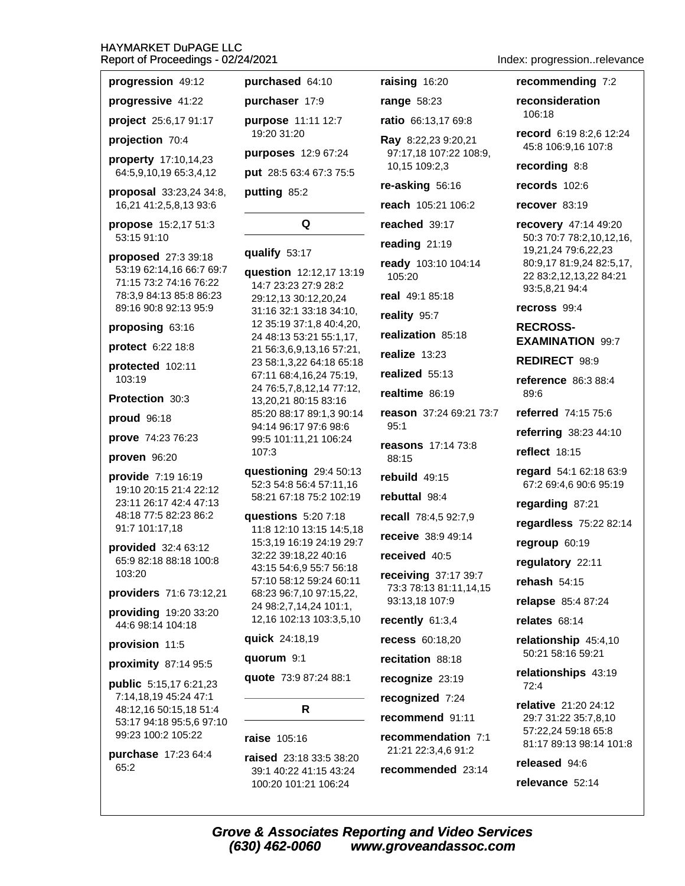**progression** 49:12

**progressive** 41:22

**project** 25:6,17 91:17

**projection** 70:4

**property** 17:10,14,23 64:5,9,10,19 65:3,4,12

**proposal** 33:23,24 34:8, 16,21 41:2,5,8,13 93:6

**propose** 15:2,17 51:3 53:15 91:10

**proposed** 27:3 39:18 53:19 62:14,16 66:7 69:7 71:15 73:2 74:16 76:22 78:3,9 84:13 85:8 86:23 89:16 90:8 92:13 95:9

**proposing** 63:16

**protect** 6:22 18:8

**protected** 102:11 103:19

**Protection** 30:3

**proud** 96:18

**prove** 74:23 76:23

**proven** 96:20

**provide** 7:19 16:19 19:10 20:15 21:4 22:12 23:11 26:17 42:4 47:13 48:18 77:5 82:23 86:2 91:7 101:17,18

**provided** 32:4 63:12 65:9 82:18 88:18 100:8 103:20

**providers** 71:6 73:12,21

**providing** 19:20 33:20 44:6 98:14 104:18

**provision** 11:5

**proximity** 87:14 95:5

**public** 5:15,17 6:21,23 7:14,18,19 45:24 47:1 48:12,16 50:15,18 51:4 53:17 94:18 95:5,6 97:10 99:23 100:2 105:22

**purchase** 17:23 64:4 65:2

**purchased** 64:10

**purchaser** 17:9

**purpose** 11:11 12:7 19:20 31:20

**purposes** 12:9 67:24

**put** 28:5 63:4 67:3 75:5

**putting** 85:2

## Q

**qualify** 53:17

**question** 12:12,17 13:19 14:7 23:23 27:9 28:2 29:12,13 30:12,20,24 31:16 32:1 33:18 34:10, 12 35:19 37:1,8 40:4,20, 24 48:13 53:21 55:1,17, 21 56:3,6,9,13,16 57:21, 23 58:1,3,22 64:18 65:18 67:11 68:4,16,24 75:19, 24 76:5,7,8,12,14 77:12, 13,20,21 80:15 83:16 85:20 88:17 89:1,3 90:14 94:14 96:17 97:6 98:6 99:5 101:11,21 106:24 107:3

**questioning** 29:4 50:13 52:3 54:8 56:4 57:11,16 58:21 67:18 75:2 102:19

**questions** 5:20 7:18 11:8 12:10 13:15 14:5,18 15:3,19 16:19 24:19 29:7 32:22 39:18,22 40:16 43:15 54:6,9 55:7 56:18 57:10 58:12 59:24 60:11 68:23 96:7,10 97:15,22, 24 98:2,7,14,24 101:1, 12,16 102:13 103:3,5,10

**quick** 24:18,19

**quorum** 9:1

**quote** 73:9 87:24 88:1

## R

**raise** 105:16

**raised** 23:18 33:5 38:20 39:1 40:22 41:15 43:24 100:20 101:21 106:24

**raising** 16:20

**range** 58:23

**ratio** 66:13,17 69:8

**Ray** 8:22,23 9:20,21 97:17,18 107:22 108:9, 10,15 109:2,3

**re-asking** 56:16

**reach** 105:21 106:2

**reached** 39:17

**reading** 21:19

**ready** 103:10 104:14 105:20

**real** 49:1 85:18

**reality** 95:7

**realization** 85:18

**realize** 13:23

**realized** 55:13

**realtime** 86:19

**reason** 37:24 69:21 73:7 95:1

**reasons** 17:14 73:8 88:15

**rebuild** 49:15

**rebuttal** 98:4

**recall** 78:4,5 92:7,9

**receive** 38:9 49:14

**received** 40:5

**receiving** 37:17 39:7 73:3 78:13 81:11,14,15 93:13,18 107:9

**recently** 61:3,4

**recess** 60:18,20

**recitation** 88:18

**recognize** 23:19

**recognized** 7:24

**recommend** 91:11

**recommendation** 7:1 21:21 22:3,4,6 91:2

**recommended** 23:14

**recommending** 7:2

**reconsideration** 106:18

**record** 6:19 8:2,6 12:24 45:8 106:9,16 107:8

**recording** 8:8

**records** 102:6

**recover** 83:19

**recovery** 47:14 49:20 50:3 70:7 78:2,10,12,16, 19,21,24 79:6,22,23 80:9,17 81:9,24 82:5,17, 22 83:2,12,13,22 84:21 93:5,8,21 94:4

**recross** 99:4

**RECROSS-EXAMINATION** 99:7

**REDIRECT** 98:9

**reference** 86:3 88:4 89:6

**referred** 74:15 75:6

**referring** 38:23 44:10

**reflect** 18:15

**regard** 54:1 62:18 63:9 67:2 69:4,6 90:6 95:19

**regarding** 87:21

**regardless** 75:22 82:14

**regroup** 60:19

**regulatory** 22:11

**rehash** 54:15

**relapse** 85:4 87:24

**relates** 68:14

**relationship** 45:4,10 50:21 58:16 59:21

**relationships** 43:19 72:4

**relative** 21:20 24:12 29:7 31:22 35:7,8,10 57:22,24 59:18 65:8 81:17 89:13 98:14 101:8

**released** 94:6

**relevance** 52:14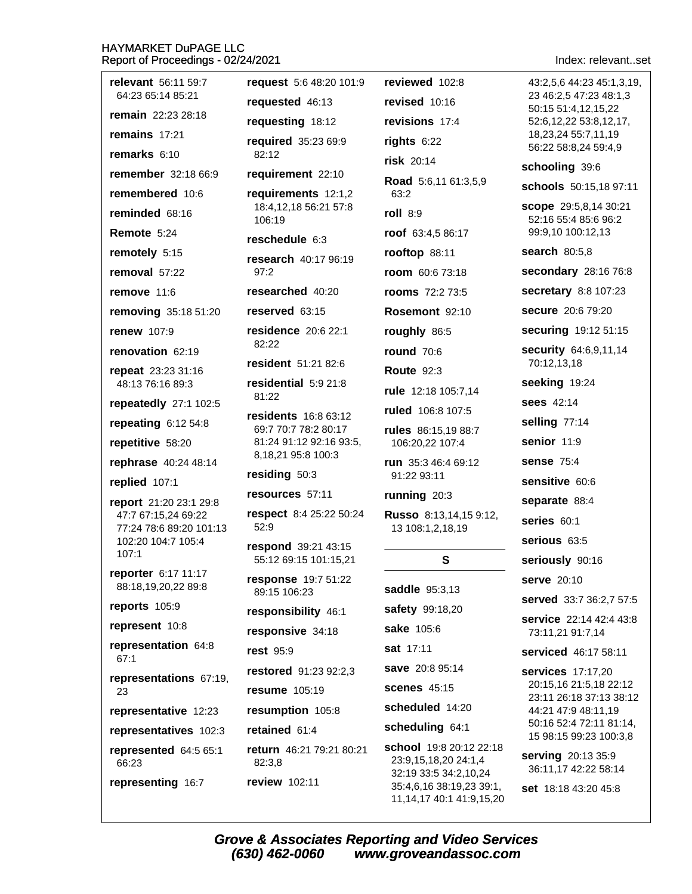**relevant** 56:11 59:7 64:23 65:14 85:21

**remain** 22:23 28:18

**remains** 17:21

**remarks** 6:10

**remember** 32:18 66:9

**remembered** 10:6

**reminded** 68:16

**Remote** 5:24

**remotely** 5:15

**removal** 57:22

**remove** 11:6

**removing** 35:18 51:20

**renew** 107:9

**renovation** 62:19

**repeat** 23:23 31:16 48:13 76:16 89:3

**repeatedly** 27:1 102:5

**repeating** 6:12 54:8

**repetitive** 58:20

**rephrase** 40:24 48:14

**replied** 107:1

**report** 21:20 23:1 29:8 47:7 67:15,24 69:22 77:24 78:6 89:20 101:13 102:20 104:7 105:4 107:1

**reporter** 6:17 11:17 88:18,19,20,22 89:8

**reports** 105:9

**represent** 10:8

**representation** 64:8 67:1

**representations** 67:19, 23

**representative** 12:23

**representatives** 102:3

**represented** 64:5 65:1 66:23

**representing** 16:7

**request** 5:6 48:20 101:9

**requested** 46:13

**requesting** 18:12

**required** 35:23 69:9 82:12

**requirement** 22:10

**requirements** 12:1,2 18:4,12,18 56:21 57:8 106:19

**reschedule** 6:3

**research** 40:17 96:19 97:2

**researched** 40:20

**reserved** 63:15

**residence** 20:6 22:1 82:22

**resident** 51:21 82:6

**residential** 5:9 21:8 81:22

**residents** 16:8 63:12 69:7 70:7 78:2 80:17 81:24 91:12 92:16 93:5, 8,18,21 95:8 100:3

**residing** 50:3

**resources** 57:11

**respect** 8:4 25:22 50:24 52:9

**respond** 39:21 43:15 55:12 69:15 101:15,21

**response** 19:7 51:22 89:15 106:23

**responsibility** 46:1

**responsive** 34:18

**rest** 95:9

**restored** 91:23 92:2,3

**resume** 105:19

**resumption** 105:8

**retained** 61:4

**return** 46:21 79:21 80:21 82:3,8

**review** 102:11

**reviewed** 102:8

**revised** 10:16

**revisions** 17:4

**rights** 6:22

**risk** 20:14

**Road** 5:6,11 61:3,5,9 63:2

**roll** 8:9

**roof** 63:4,5 86:17

**rooftop** 88:11

**room** 60:6 73:18

**rooms** 72:2 73:5

**Rosemont** 92:10

**roughly** 86:5

**round** 70:6

**Route** 92:3

**rule** 12:18 105:7,14

**ruled** 106:8 107:5

**rules** 86:15,19 88:7 106:20,22 107:4

**run** 35:3 46:4 69:12 91:22 93:11

**running** 20:3

**Russo** 8:13,14,15 9:12, 13 108:1,2,18,19

## S

**saddle** 95:3,13

**safety** 99:18,20

**sake** 105:6

**sat** 17:11

**save** 20:8 95:14

**scenes** 45:15

**scheduled** 14:20

**scheduling** 64:1

**school** 19:8 20:12 22:18 23:9,15,18,20 24:1,4 32:19 33:5 34:2,10,24 35:4,6,16 38:19,23 39:1, 11,14,17 40:1 41:9,15,20 43:2,5,6 44:23 45:1,3,19, 23 46:2,5 47:23 48:1,3 50:15 51:4,12,15,22 52:6,12,22 53:8,12,17, 18,23,24 55:7,11,19 56:22 58:8,24 59:4,9

**schooling** 39:6

**schools** 50:15,18 97:11

**scope** 29:5,8,14 30:21 52:16 55:4 85:6 96:2 99:9,10 100:12,13

**search** 80:5,8

**secondary** 28:16 76:8

**secretary** 8:8 107:23

**secure** 20:6 79:20

**securing** 19:12 51:15

**security** 64:6,9,11,14 70:12,13,18

**seeking** 19:24

**sees** 42:14

**selling** 77:14

**senior** 11:9

**sense** 75:4

**sensitive** 60:6

**separate** 88:4

**series** 60:1

**serious** 63:5

**seriously** 90:16

**serve** 20:10

**served** 33:7 36:2,7 57:5

**service** 22:14 42:4 43:8 73:11,21 91:7,14

**serviced** 46:17 58:11

**services** 17:17,20 20:15,16 21:5,18 22:12 23:11 26:18 37:13 38:12 44:21 47:9 48:11,19 50:16 52:4 72:11 81:14, 15 98:15 99:23 100:3,8

**serving** 20:13 35:9 36:11,17 42:22 58:14

**set** 18:18 43:20 45:8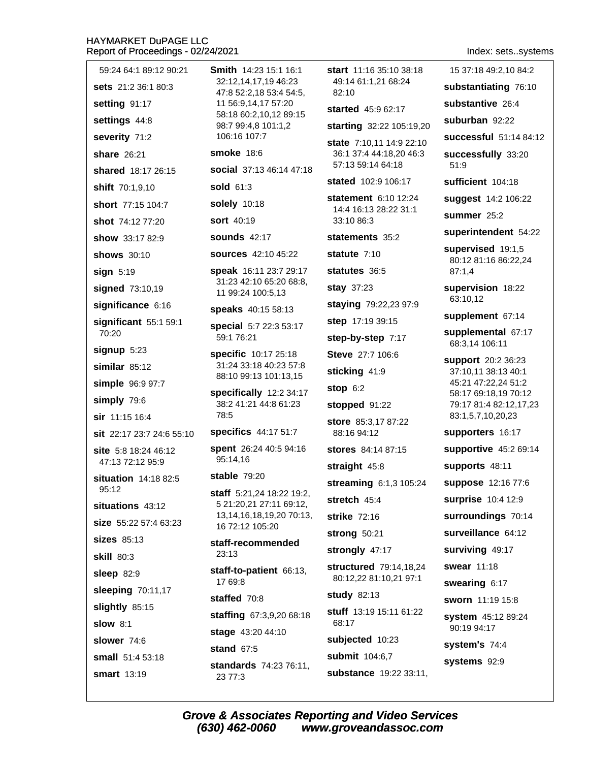59:24 64:1 89:12 90:21

**sets** 21:2 36:1 80:3

**setting** 91:17

**settings** 44:8

**severity** 71:2

**share** 26:21

**shared** 18:17 26:15

**shift** 70:1,9,10

**short** 77:15 104:7

**shot** 74:12 77:20

**show** 33:17 82:9

**shows** 30:10

**sign** 5:19

**signed** 73:10,19

**significance** 6:16

**significant** 55:1 59:1 70:20

**signup** 5:23

**similar** 85:12

**simple** 96:9 97:7

**simply** 79:6

**sir** 11:15 16:4

**sit** 22:17 23:7 24:6 55:10

**site** 5:8 18:24 46:12 47:13 72:12 95:9

**situation** 14:18 82:5 95:12

**situations** 43:12

**size** 55:22 57:4 63:23

**sizes** 85:13

**skill** 80:3

**sleep** 82:9

**sleeping** 70:11,17

**slightly** 85:15

**slow** 8:1

**slower** 74:6

**small** 51:4 53:18

**smart** 13:19

**Smith** 14:23 15:1 16:1 32:12,14,17,19 46:23 47:8 52:2,18 53:4 54:5, 11 56:9,14,17 57:20 58:18 60:2,10,12 89:15 98:7 99:4,8 101:1,2 106:16 107:7

**smoke** 18:6

**social** 37:13 46:14 47:18

**sold** 61:3

**solely** 10:18

**sort** 40:19

**sounds** 42:17

**sources** 42:10 45:22

**speak** 16:11 23:7 29:17 31:23 42:10 65:20 68:8, 11 99:24 100:5,13

**speaks** 40:15 58:13

**special** 5:7 22:3 53:17 59:1 76:21

**specific** 10:17 25:18 31:24 33:18 40:23 57:8 88:10 99:13 101:13,15

**specifically** 12:2 34:17 38:2 41:21 44:8 61:23 78:5

**specifics** 44:17 51:7

**spent** 26:24 40:5 94:16 95:14,16

**stable** 79:20

**staff** 5:21,24 18:22 19:2, 5 21:20,21 27:11 69:12, 13,14,16,18,19,20 70:13, 16 72:12 105:20

**staff-recommended** 23:13

**staff-to-patient** 66:13, 17 69:8

**staffed** 70:8

**staffing** 67:3,9,20 68:18

**stage** 43:20 44:10

**stand** 67:5

**standards** 74:23 76:11, 23 77:3

**start** 11:16 35:10 38:18 49:14 61:1,21 68:24 82:10

**started** 45:9 62:17

**starting** 32:22 105:19,20

**state** 7:10,11 14:9 22:10 36:1 37:4 44:18,20 46:3 57:13 59:14 64:18

**stated** 102:9 106:17

**statement** 6:10 12:24 14:4 16:13 28:22 31:1 33:10 86:3

**statements** 35:2

**statute** 7:10

**statutes** 36:5

**stay** 37:23

**staying** 79:22,23 97:9

**step** 17:19 39:15

**step-by-step** 7:17

**Steve** 27:7 106:6

**sticking** 41:9

**stop** 6:2

**stopped** 91:22

**store** 85:3,17 87:22 88:16 94:12

**stores** 84:14 87:15

**straight** 45:8

**streaming** 6:1,3 105:24

**stretch** 45:4

**strike** 72:16

**strong** 50:21

**strongly** 47:17

**structured** 79:14,18,24 80:12,22 81:10,21 97:1

**study** 82:13

**stuff** 13:19 15:11 61:22 68:17

**subjected** 10:23

**submit** 104:6,7

**substance** 19:22 33:11, 15 37:18 49:2,10 84:2

**substantiating** 76:10

**substantive** 26:4

**suburban** 92:22

**successful** 51:14 84:12

**successfully** 33:20 51:9

**sufficient** 104:18

**suggest** 14:2 106:22

**summer** 25:2

**superintendent** 54:22

**supervised** 19:1,5 80:12 81:16 86:22,24 87:1,4

**supervision** 18:22 63:10,12

**supplement** 67:14

**supplemental** 67:17 68:3,14 106:11

**support** 20:2 36:23 37:10,11 38:13 40:1 45:21 47:22,24 51:2 58:17 69:18,19 70:12 79:17 81:4 82:12,17,23 83:1,5,7,10,20,23

**supporters** 16:17

**supportive** 45:2 69:14

**supports** 48:11

**suppose** 12:16 77:6

**surprise** 10:4 12:9

**surroundings** 70:14

**surveillance** 64:12

**surviving** 49:17

**swear** 11:18

**swearing** 6:17

**sworn** 11:19 15:8

**system** 45:12 89:24 90:19 94:17

**system's** 74:4

**systems** 92:9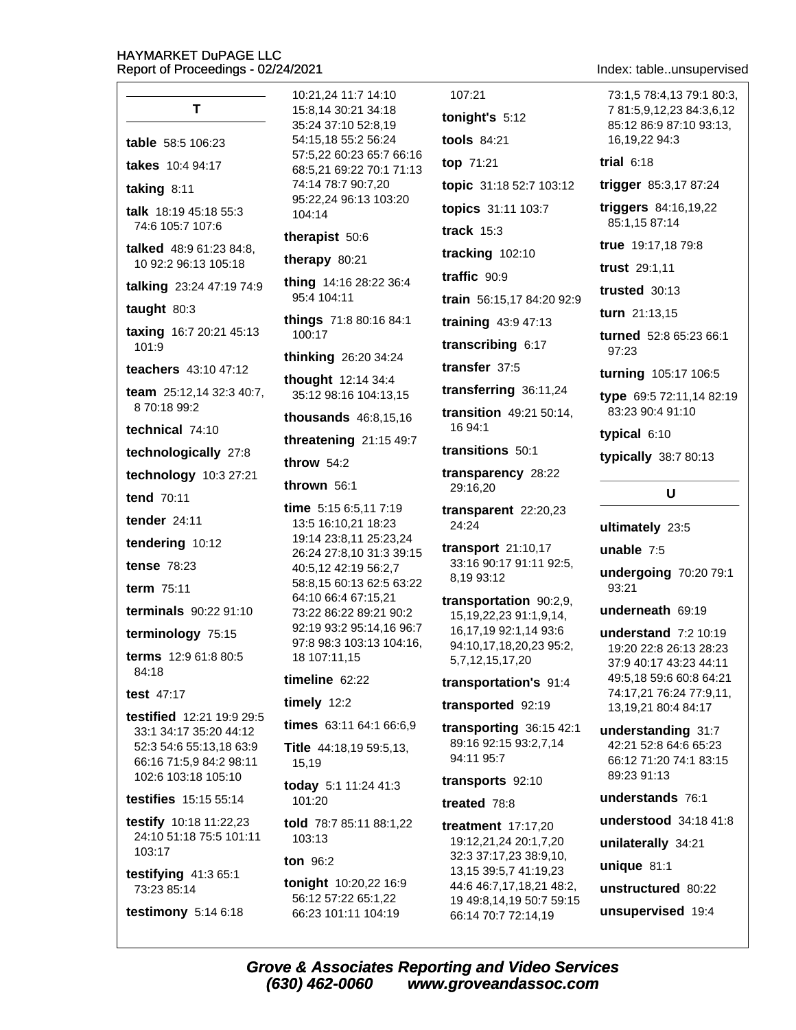## T

**table** 58:5 106:23

**takes** 10:4 94:17

**taking** 8:11

**talk** 18:19 45:18 55:3 74:6 105:7 107:6

**talked** 48:9 61:23 84:8, 10 92:2 96:13 105:18

**talking** 23:24 47:19 74:9

**taught** 80:3

**taxing** 16:7 20:21 45:13 101:9

**teachers** 43:10 47:12

**team** 25:12,14 32:3 40:7, 8 70:18 99:2

**technical** 74:10

**technologically** 27:8

**technology** 10:3 27:21

**tend** 70:11

**tender** 24:11

**tendering** 10:12

**tense** 78:23

**term** 75:11

**terminals** 90:22 91:10

**terminology** 75:15

**terms** 12:9 61:8 80:5 84:18

**test** 47:17

**testified** 12:21 19:9 29:5 33:1 34:17 35:20 44:12 52:3 54:6 55:13,18 63:9 66:16 71:5,9 84:2 98:11 102:6 103:18 105:10

**testifies** 15:15 55:14

**testify** 10:18 11:22,23 24:10 51:18 75:5 101:11 103:17

**testifying** 41:3 65:1 73:23 85:14

**testimony** 5:14 6:18 10:21,24 11:7 14:10 15:8,14 30:21 34:18 35:24 37:10 52:8,19 54:15,18 55:2 56:24 57:5,22 60:23 65:7 66:16 68:5,21 69:22 70:1 71:13 74:14 78:7 90:7,20 95:22,24 96:13 103:20 104:14

**therapist** 50:6

**therapy** 80:21

**thing** 14:16 28:22 36:4 95:4 104:11

**things** 71:8 80:16 84:1 100:17

**thinking** 26:20 34:24

**thought** 12:14 34:4 35:12 98:16 104:13,15

**thousands** 46:8,15,16

**threatening** 21:15 49:7

**throw** 54:2

**thrown** 56:1

**time** 5:15 6:5,11 7:19 13:5 16:10,21 18:23 19:14 23:8,11 25:23,24 26:24 27:8,10 31:3 39:15 40:5,12 42:19 56:2,7 58:8,15 60:13 62:5 63:22 64:10 66:4 67:15,21 73:22 86:22 89:21 90:2 92:19 93:2 95:14,16 96:7 97:8 98:3 103:13 104:16, 18 107:11,15

**timeline** 62:22

**timely** 12:2

**times** 63:11 64:1 66:6,9

**Title** 44:18,19 59:5,13, 15,19

**today** 5:1 11:24 41:3 101:20

**told** 78:7 85:11 88:1,22 103:13

**ton** 96:2

**tonight** 10:20,22 16:9 56:12 57:22 65:1,22 66:23 101:11 104:19 107:21

**tonight's** 5:12

**tools** 84:21

**top** 71:21

**topic** 31:18 52:7 103:12

**topics** 31:11 103:7

**track** 15:3

**tracking** 102:10

**traffic** 90:9

**train** 56:15,17 84:20 92:9

**training** 43:9 47:13

**transcribing** 6:17

**transfer** 37:5

**transferring** 36:11,24

**transition** 49:21 50:14, 16 94:1

**transitions** 50:1

**transparency** 28:22 29:16,20

**transparent** 22:20,23 24:24

**transport** 21:10,17 33:16 90:17 91:11 92:5, 8,19 93:12

**transportation** 90:2,9, 15,19,22,23 91:1,9,14, 16,17,19 92:1,14 93:6 94:10,17,18,20,23 95:2, 5,7,12,15,17,20

**transportation's** 91:4

**transported** 92:19

**transporting** 36:15 42:1 89:16 92:15 93:2,7,14 94:11 95:7

**transports** 92:10

**treated** 78:8

**treatment** 17:17,20 19:12,21,24 20:1,7,20 32:3 37:17,23 38:9,10, 13,15 39:5,7 41:19,23 44:6 46:7,17,18,21 48:2, 19 49:8,14,19 50:7 59:15 66:14 70:7 72:14,19 73:1,5 78:4,13 79:1 80:3, 7 81:5,9,12,23 84:3,6,12 85:12 86:9 87:10 93:13, 16,19,22 94:3

**trial** 6:18

**trigger** 85:3,17 87:24

**triggers** 84:16,19,22 85:1,15 87:14

**true** 19:17,18 79:8

**trust** 29:1,11

**trusted** 30:13

**turn** 21:13,15

**turned** 52:8 65:23 66:1 97:23

**turning** 105:17 106:5

**type** 69:5 72:11,14 82:19 83:23 90:4 91:10

**typical** 6:10

**typically** 38:7 80:13

## U

**ultimately** 23:5

**unable** 7:5

**undergoing** 70:20 79:1 93:21

**underneath** 69:19

**understand** 7:2 10:19 19:20 22:8 26:13 28:23 37:9 40:17 43:23 44:11 49:5,18 59:6 60:8 64:21 74:17,21 76:24 77:9,11, 13,19,21 80:4 84:17

**understanding** 31:7 42:21 52:8 64:6 65:23 66:12 71:20 74:1 83:15 89:23 91:13

**understands** 76:1

**understood** 34:18 41:8

**unilaterally** 34:21

**unique** 81:1

**unstructured** 80:22

**unsupervised** 19:4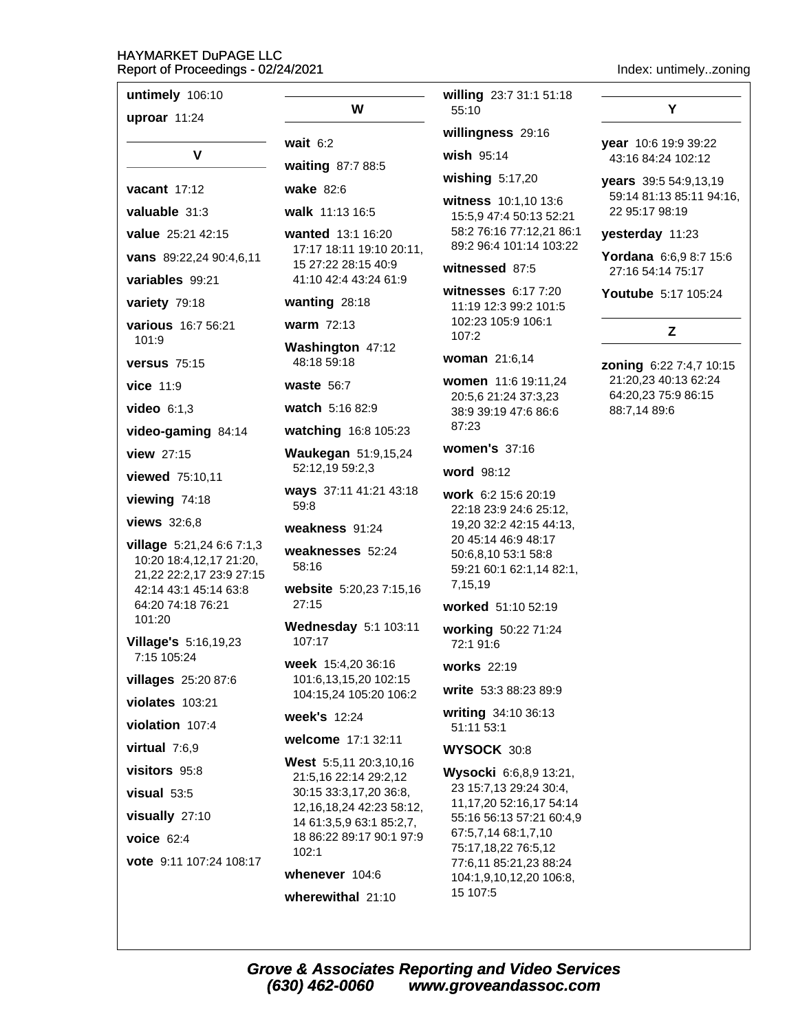**untimely** 106:10

**uproar** 11:24

## V

**vacant** 17:12

**valuable** 31:3

**value** 25:21 42:15

**vans** 89:22,24 90:4,6,11

**variables** 99:21

**variety** 79:18

**various** 16:7 56:21 101:9

**versus** 75:15

**vice** 11:9

**video** 6:1,3

**video-gaming** 84:14

**view** 27:15

**viewed** 75:10,11

**viewing** 74:18

**views** 32:6,8

**village** 5:21,24 6:6 7:1,3 10:20 18:4,12,17 21:20, 21,22 22:2,17 23:9 27:15 42:14 43:1 45:14 63:8 64:20 74:18 76:21 101:20

**Village's** 5:16,19,23 7:15 105:24

**villages** 25:20 87:6

**violates** 103:21

**violation** 107:4

**virtual** 7:6,9

**visitors** 95:8

**visual** 53:5

**visually** 27:10

**voice** 62:4

**vote** 9:11 107:24 108:17

## W

**wait** 6:2

**waiting** 87:7 88:5

**wake** 82:6

**walk** 11:13 16:5

**wanted** 13:1 16:20 17:17 18:11 19:10 20:11, 15 27:22 28:15 40:9 41:10 42:4 43:24 61:9

**wanting** 28:18

**warm** 72:13

**Washington** 47:12 48:18 59:18

**waste** 56:7

**watch** 5:16 82:9

**watching** 16:8 105:23

**Waukegan** 51:9,15,24 52:12,19 59:2,3

**ways** 37:11 41:21 43:18 59:8

**weakness** 91:24

**weaknesses** 52:24 58:16

**website** 5:20,23 7:15,16 27:15

**Wednesday** 5:1 103:11 107:17

**week** 15:4,20 36:16 101:6,13,15,20 102:15 104:15,24 105:20 106:2

**week's** 12:24

**welcome** 17:1 32:11

**West** 5:5,11 20:3,10,16 21:5,16 22:14 29:2,12 30:15 33:3,17,20 36:8, 12,16,18,24 42:23 58:12, 14 61:3,5,9 63:1 85:2,7, 18 86:22 89:17 90:1 97:9 102:1

**whenever** 104:6

**wherewithal** 21:10

**willing** 23:7 31:1 51:18 55:10

**willingness** 29:16

**wish** 95:14

**wishing** 5:17,20

**witness** 10:1,10 13:6 15:5,9 47:4 50:13 52:21 58:2 76:16 77:12,21 86:1 89:2 96:4 101:14 103:22

**witnessed** 87:5

**witnesses** 6:17 7:20 11:19 12:3 99:2 101:5 102:23 105:9 106:1 107:2

**woman** 21:6,14

**women** 11:6 19:11,24 20:5,6 21:24 37:3,23 38:9 39:19 47:6 86:6 87:23

**women's** 37:16

**word** 98:12

**work** 6:2 15:6 20:19 22:18 23:9 24:6 25:12, 19,20 32:2 42:15 44:13, 20 45:14 46:9 48:17 50:6,8,10 53:1 58:8 59:21 60:1 62:1,14 82:1, 7,15,19

**worked** 51:10 52:19

**working** 50:22 71:24 72:1 91:6

**works** 22:19

**write** 53:3 88:23 89:9

**writing** 34:10 36:13 51:11 53:1

**WYSOCK** 30:8

**Wysocki** 6:6,8,9 13:21, 23 15:7,13 29:24 30:4, 11,17,20 52:16,17 54:14 55:16 56:13 57:21 60:4,9 67:5,7,14 68:1,7,10 75:17,18,22 76:5,12 77:6,11 85:21,23 88:24 104:1,9,10,12,20 106:8, 15 107:5

## Y

**year** 10:6 19:9 39:22 43:16 84:24 102:12

**years** 39:5 54:9,13,19 59:14 81:13 85:11 94:16, 22 95:17 98:19

**yesterday** 11:23

**Yordana** 6:6,9 8:7 15:6 27:16 54:14 75:17

**Youtube** 5:17 105:24

## Z

**zoning** 6:22 7:4,7 10:15 21:20,23 40:13 62:24 64:20,23 75:9 86:15 88:7,14 89:6